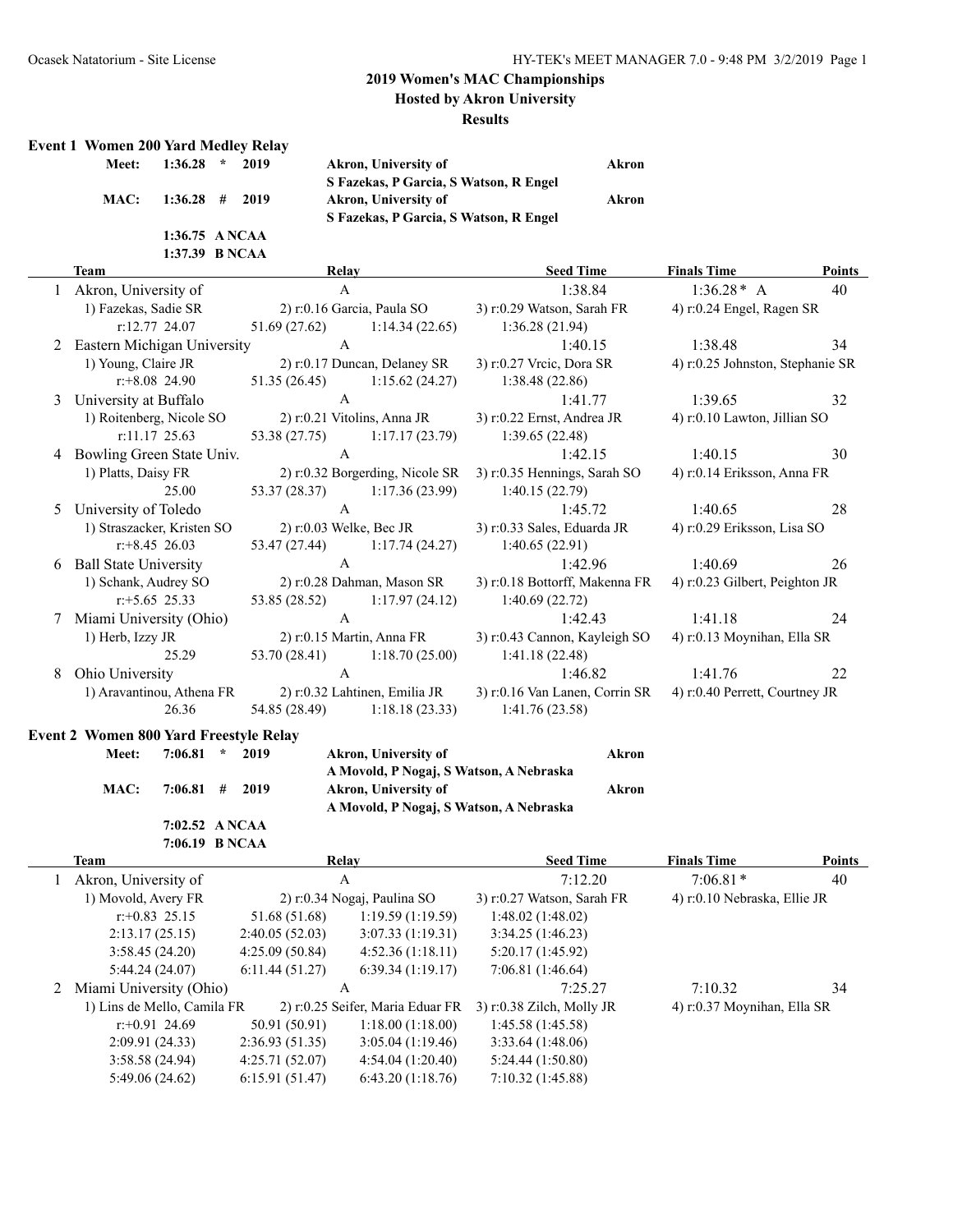# 2019 Women's MAC Championships

## Hosted by Akron University

## Results

### Event 1 Women 200 Yard Medley Relay

| | | | | | |
|---|---|---|---|---|---|
| Meet: | 1:36.28 | * | 2019 | Akron, University of | Akron |
| | | | | S Fazekas, P Garcia, S Watson, R Engel | |
| MAC: | 1:36.28 | # | 2019 | Akron, University of | Akron |
| | | | | S Fazekas, P Garcia, S Watson, R Engel | |
| | 1:36.75 | A NCAA | | | |
| | 1:37.39 | B NCAA | | | |

| | Team | Relay | Seed Time | Finals Time | Points |
|---|---|---|---|---|---|
| 1 | Akron, University of | A | 1:38.84 | 1:36.28* A | 40 |
| | 1) Fazekas, Sadie SR | 2) r:0.16 Garcia, Paula SO | 3) r:0.29 Watson, Sarah FR | 4) r:0.24 Engel, Ragen SR | |
| | r:12.77 24.07 | 51.69 (27.62) 1:14.34 (22.65) | 1:36.28 (21.94) | | |
| 2 | Eastern Michigan University | A | 1:40.15 | 1:38.48 | 34 |
| | 1) Young, Claire JR | 2) r:0.17 Duncan, Delaney SR | 3) r:0.27 Vrcic, Dora SR | 4) r:0.25 Johnston, Stephanie SR | |
| | r:+8.08 24.90 | 51.35 (26.45) 1:15.62 (24.27) | 1:38.48 (22.86) | | |
| 3 | University at Buffalo | A | 1:41.77 | 1:39.65 | 32 |
| | 1) Roitenberg, Nicole SO | 2) r:0.21 Vitolins, Anna JR | 3) r:0.22 Ernst, Andrea JR | 4) r:0.10 Lawton, Jillian SO | |
| | r:11.17 25.63 | 53.38 (27.75) 1:17.17 (23.79) | 1:39.65 (22.48) | | |
| 4 | Bowling Green State Univ. | A | 1:42.15 | 1:40.15 | 30 |
| | 1) Platts, Daisy FR | 2) r:0.32 Borgerding, Nicole SR | 3) r:0.35 Hennings, Sarah SO | 4) r:0.14 Eriksson, Anna FR | |
| | 25.00 | 53.37 (28.37) 1:17.36 (23.99) | 1:40.15 (22.79) | | |
| 5 | University of Toledo | A | 1:45.72 | 1:40.65 | 28 |
| | 1) Straszacker, Kristen SO | 2) r:0.03 Welke, Bec JR | 3) r:0.33 Sales, Eduarda JR | 4) r:0.29 Eriksson, Lisa SO | |
| | r:+8.45 26.03 | 53.47 (27.44) 1:17.74 (24.27) | 1:40.65 (22.91) | | |
| 6 | Ball State University | A | 1:42.96 | 1:40.69 | 26 |
| | 1) Schank, Audrey SO | 2) r:0.28 Dahman, Mason SR | 3) r:0.18 Bottorff, Makenna FR | 4) r:0.23 Gilbert, Peighton JR | |
| | r:+5.65 25.33 | 53.85 (28.52) 1:17.97 (24.12) | 1:40.69 (22.72) | | |
| 7 | Miami University (Ohio) | A | 1:42.43 | 1:41.18 | 24 |
| | 1) Herb, Izzy JR | 2) r:0.15 Martin, Anna FR | 3) r:0.43 Cannon, Kayleigh SO | 4) r:0.13 Moynihan, Ella SR | |
| | 25.29 | 53.70 (28.41) 1:18.70 (25.00) | 1:41.18 (22.48) | | |
| 8 | Ohio University | A | 1:46.82 | 1:41.76 | 22 |
| | 1) Aravantinou, Athena FR | 2) r:0.32 Lahtinen, Emilia JR | 3) r:0.16 Van Lanen, Corrin SR | 4) r:0.40 Perrett, Courtney JR | |
| | 26.36 | 54.85 (28.49) 1:18.18 (23.33) | 1:41.76 (23.58) | | |

### Event 2 Women 800 Yard Freestyle Relay

| | | | | | |
|---|---|---|---|---|---|
| Meet: | 7:06.81 | * | 2019 | Akron, University of | Akron |
| | | | | A Movold, P Nogaj, S Watson, A Nebraska | |
| MAC: | 7:06.81 | # | 2019 | Akron, University of | Akron |
| | | | | A Movold, P Nogaj, S Watson, A Nebraska | |
| | 7:02.52 | A NCAA | | | |
| | 7:06.19 | B NCAA | | | |

| | Team | Relay | Seed Time | Finals Time | Points |
|---|---|---|---|---|---|
| 1 | Akron, University of | A | 7:12.20 | 7:06.81* | 40 |
| | 1) Movold, Avery FR | 2) r:0.34 Nogaj, Paulina SO | 3) r:0.27 Watson, Sarah FR | 4) r:0.10 Nebraska, Ellie JR | |
| | r:+0.83 25.15 | 51.68 (51.68) 1:19.59 (1:19.59) | 1:48.02 (1:48.02) | | |
| | 2:13.17 (25.15) | 2:40.05 (52.03) 3:07.33 (1:19.31) | 3:34.25 (1:46.23) | | |
| | 3:58.45 (24.20) | 4:25.09 (50.84) 4:52.36 (1:18.11) | 5:20.17 (1:45.92) | | |
| | 5:44.24 (24.07) | 6:11.44 (51.27) 6:39.34 (1:19.17) | 7:06.81 (1:46.64) | | |
| 2 | Miami University (Ohio) | A | 7:25.27 | 7:10.32 | 34 |
| | 1) Lins de Mello, Camila FR | 2) r:0.25 Seifer, Maria Eduar FR | 3) r:0.38 Zilch, Molly JR | 4) r:0.37 Moynihan, Ella SR | |
| | r:+0.91 24.69 | 50.91 (50.91) 1:18.00 (1:18.00) | 1:45.58 (1:45.58) | | |
| | 2:09.91 (24.33) | 2:36.93 (51.35) 3:05.04 (1:19.46) | 3:33.64 (1:48.06) | | |
| | 3:58.58 (24.94) | 4:25.71 (52.07) 4:54.04 (1:20.40) | 5:24.44 (1:50.80) | | |
| | 5:49.06 (24.62) | 6:15.91 (51.47) 6:43.20 (1:18.76) | 7:10.32 (1:45.88) | | |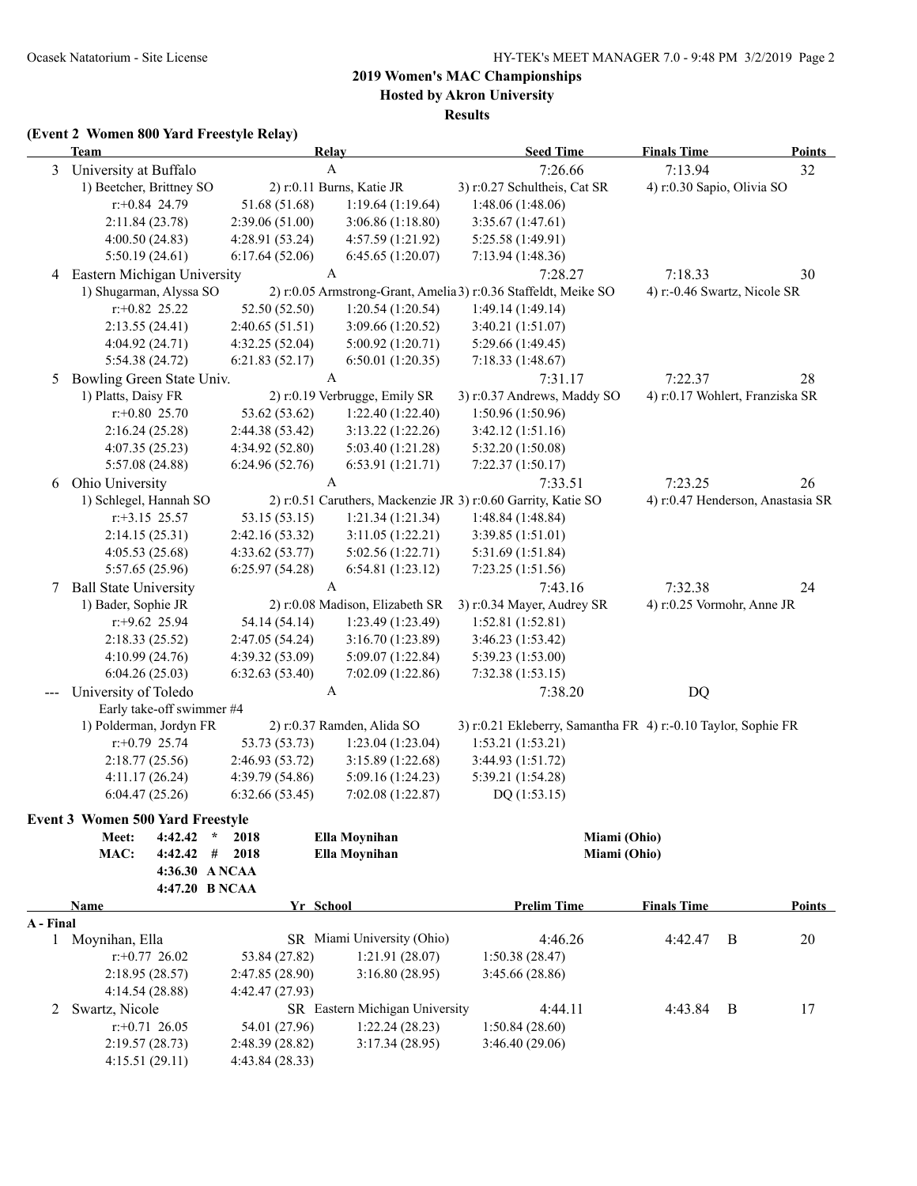## 2019 Women's MAC Championships

### Hosted by Akron University

### Results

**(Event 2 Women 800 Yard Freestyle Relay)**

| | Team | Relay | Seed Time | Finals Time | Points |
|---|---|---|---|---|---|
| 3 | University at Buffalo | A | 7:26.66 | 7:13.94 | 32 |
| | 1) Beetcher, Brittney SO | 2) r:0.11 Burns, Katie JR | 3) r:0.27 Schultheis, Cat SR | 4) r:0.30 Sapio, Olivia SO | |
| | r:+0.84 24.79 | 51.68 (51.68) | 1:19.64 (1:19.64) | 1:48.06 (1:48.06) | |
| | 2:11.84 (23.78) | 2:39.06 (51.00) | 3:06.86 (1:18.80) | 3:35.67 (1:47.61) | |
| | 4:00.50 (24.83) | 4:28.91 (53.24) | 4:57.59 (1:21.92) | 5:25.58 (1:49.91) | |
| | 5:50.19 (24.61) | 6:17.64 (52.06) | 6:45.65 (1:20.07) | 7:13.94 (1:48.36) | |
| 4 | Eastern Michigan University | A | 7:28.27 | 7:18.33 | 30 |
| | 1) Shugarman, Alyssa SO | 2) r:0.05 Armstrong-Grant, Amelia | 3) r:0.36 Staffeldt, Meike SO | 4) r:-0.46 Swartz, Nicole SR | |
| | r:+0.82 25.22 | 52.50 (52.50) | 1:20.54 (1:20.54) | 1:49.14 (1:49.14) | |
| | 2:13.55 (24.41) | 2:40.65 (51.51) | 3:09.66 (1:20.52) | 3:40.21 (1:51.07) | |
| | 4:04.92 (24.71) | 4:32.25 (52.04) | 5:00.92 (1:20.71) | 5:29.66 (1:49.45) | |
| | 5:54.38 (24.72) | 6:21.83 (52.17) | 6:50.01 (1:20.35) | 7:18.33 (1:48.67) | |
| 5 | Bowling Green State Univ. | A | 7:31.17 | 7:22.37 | 28 |
| | 1) Platts, Daisy FR | 2) r:0.19 Verbrugge, Emily SR | 3) r:0.37 Andrews, Maddy SO | 4) r:0.17 Wohlert, Franziska SR | |
| | r:+0.80 25.70 | 53.62 (53.62) | 1:22.40 (1:22.40) | 1:50.96 (1:50.96) | |
| | 2:16.24 (25.28) | 2:44.38 (53.42) | 3:13.22 (1:22.26) | 3:42.12 (1:51.16) | |
| | 4:07.35 (25.23) | 4:34.92 (52.80) | 5:03.40 (1:21.28) | 5:32.20 (1:50.08) | |
| | 5:57.08 (24.88) | 6:24.96 (52.76) | 6:53.91 (1:21.71) | 7:22.37 (1:50.17) | |
| 6 | Ohio University | A | 7:33.51 | 7:23.25 | 26 |
| | 1) Schlegel, Hannah SO | 2) r:0.51 Caruthers, Mackenzie JR | 3) r:0.60 Garrity, Katie SO | 4) r:0.47 Henderson, Anastasia SR | |
| | r:+3.15 25.57 | 53.15 (53.15) | 1:21.34 (1:21.34) | 1:48.84 (1:48.84) | |
| | 2:14.15 (25.31) | 2:42.16 (53.32) | 3:11.05 (1:22.21) | 3:39.85 (1:51.01) | |
| | 4:05.53 (25.68) | 4:33.62 (53.77) | 5:02.56 (1:22.71) | 5:31.69 (1:51.84) | |
| | 5:57.65 (25.96) | 6:25.97 (54.28) | 6:54.81 (1:23.12) | 7:23.25 (1:51.56) | |
| 7 | Ball State University | A | 7:43.16 | 7:32.38 | 24 |
| | 1) Bader, Sophie JR | 2) r:0.08 Madison, Elizabeth SR | 3) r:0.34 Mayer, Audrey SR | 4) r:0.25 Vormohr, Anne JR | |
| | r:+9.62 25.94 | 54.14 (54.14) | 1:23.49 (1:23.49) | 1:52.81 (1:52.81) | |
| | 2:18.33 (25.52) | 2:47.05 (54.24) | 3:16.70 (1:23.89) | 3:46.23 (1:53.42) | |
| | 4:10.99 (24.76) | 4:39.32 (53.09) | 5:09.07 (1:22.84) | 5:39.23 (1:53.00) | |
| | 6:04.26 (25.03) | 6:32.63 (53.40) | 7:02.09 (1:22.86) | 7:32.38 (1:53.15) | |
| --- | University of Toledo | A | 7:38.20 | DQ | |
| | Early take-off swimmer #4 | | | | |
| | 1) Polderman, Jordyn FR | 2) r:0.37 Ramden, Alida SO | 3) r:0.21 Ekleberry, Samantha FR | 4) r:-0.10 Taylor, Sophie FR | |
| | r:+0.79 25.74 | 53.73 (53.73) | 1:23.04 (1:23.04) | 1:53.21 (1:53.21) | |
| | 2:18.77 (25.56) | 2:46.93 (53.72) | 3:15.89 (1:22.68) | 3:44.93 (1:51.72) | |
| | 4:11.17 (26.24) | 4:39.79 (54.86) | 5:09.16 (1:24.23) | 5:39.21 (1:54.28) | |
| | 6:04.47 (25.26) | 6:32.66 (53.45) | 7:02.08 (1:22.87) | DQ (1:53.15) | |

**Event 3 Women 500 Yard Freestyle**

| | | | | |
|---|---|---|---|---|
| Meet: | 4:42.42 * | 2018 | Ella Moynihan | Miami (Ohio) |
| MAC: | 4:42.42 # | 2018 | Ella Moynihan | Miami (Ohio) |
| | 4:36.30 A NCAA | | | |
| | 4:47.20 B NCAA | | | |

| | Name | Yr | School | Prelim Time | Finals Time | | Points |
|---|---|---|---|---|---|---|---|
| **A - Final** | | | | | | | |
| 1 | Moynihan, Ella | SR | Miami University (Ohio) | 4:46.26 | 4:42.47 | B | 20 |
| | r:+0.77 26.02 | 53.84 (27.82) | 1:21.91 (28.07) | 1:50.38 (28.47) | | | |
| | 2:18.95 (28.57) | 2:47.85 (28.90) | 3:16.80 (28.95) | 3:45.66 (28.86) | | | |
| | 4:14.54 (28.88) | 4:42.47 (27.93) | | | | | |
| 2 | Swartz, Nicole | SR | Eastern Michigan University | 4:44.11 | 4:43.84 | B | 17 |
| | r:+0.71 26.05 | 54.01 (27.96) | 1:22.24 (28.23) | 1:50.84 (28.60) | | | |
| | 2:19.57 (28.73) | 2:48.39 (28.82) | 3:17.34 (28.95) | 3:46.40 (29.06) | | | |
| | 4:15.51 (29.11) | 4:43.84 (28.33) | | | | | |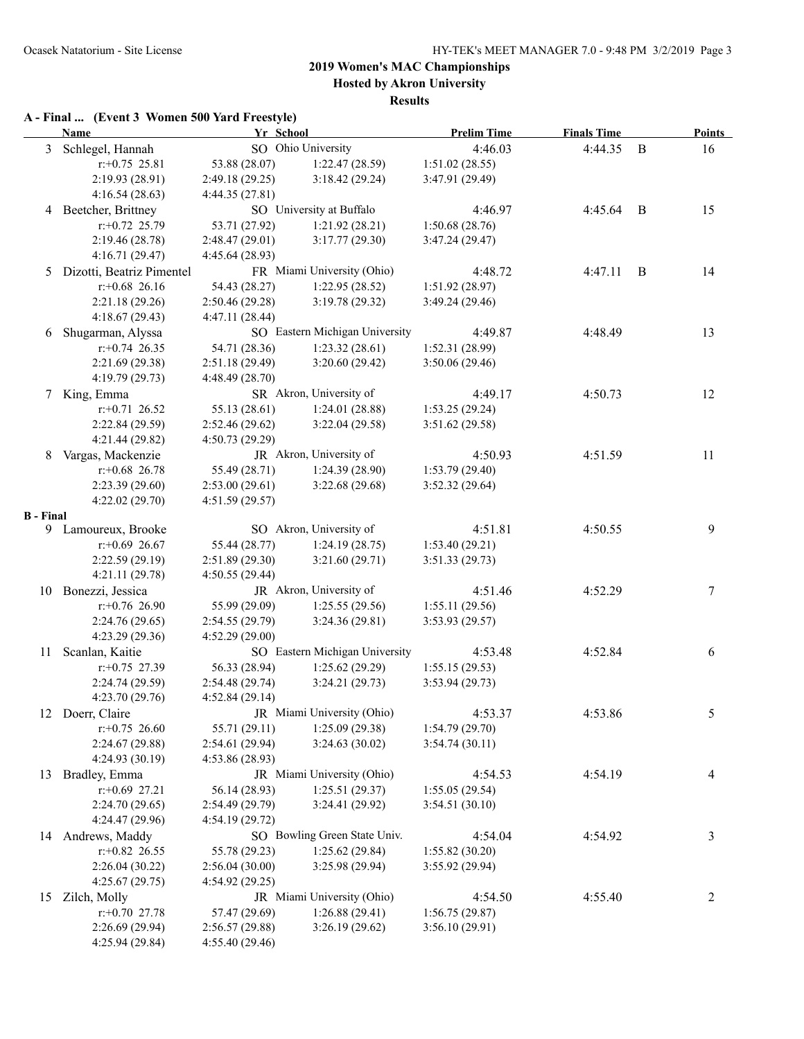## 2019 Women's MAC Championships

### Hosted by Akron University

### Results

**A - Final ... (Event 3 Women 500 Yard Freestyle)**

| | Name | Yr | School | Prelim Time | Finals Time | | Points |
|---|---|---|---|---|---|---|---|
| 3 | Schlegel, Hannah | SO | Ohio University | 4:46.03 | 4:44.35 | B | 16 |
| | r:+0.75 25.81 | 53.88 (28.07) | 1:22.47 (28.59) | 1:51.02 (28.55) | | | |
| | 2:19.93 (28.91) | 2:49.18 (29.25) | 3:18.42 (29.24) | 3:47.91 (29.49) | | | |
| | 4:16.54 (28.63) | 4:44.35 (27.81) | | | | | |
| 4 | Beetcher, Brittney | SO | University at Buffalo | 4:46.97 | 4:45.64 | B | 15 |
| | r:+0.72 25.79 | 53.71 (27.92) | 1:21.92 (28.21) | 1:50.68 (28.76) | | | |
| | 2:19.46 (28.78) | 2:48.47 (29.01) | 3:17.77 (29.30) | 3:47.24 (29.47) | | | |
| | 4:16.71 (29.47) | 4:45.64 (28.93) | | | | | |
| 5 | Dizotti, Beatriz Pimentel | FR | Miami University (Ohio) | 4:48.72 | 4:47.11 | B | 14 |
| | r:+0.68 26.16 | 54.43 (28.27) | 1:22.95 (28.52) | 1:51.92 (28.97) | | | |
| | 2:21.18 (29.26) | 2:50.46 (29.28) | 3:19.78 (29.32) | 3:49.24 (29.46) | | | |
| | 4:18.67 (29.43) | 4:47.11 (28.44) | | | | | |
| 6 | Shugarman, Alyssa | SO | Eastern Michigan University | 4:49.87 | 4:48.49 | | 13 |
| | r:+0.74 26.35 | 54.71 (28.36) | 1:23.32 (28.61) | 1:52.31 (28.99) | | | |
| | 2:21.69 (29.38) | 2:51.18 (29.49) | 3:20.60 (29.42) | 3:50.06 (29.46) | | | |
| | 4:19.79 (29.73) | 4:48.49 (28.70) | | | | | |
| 7 | King, Emma | SR | Akron, University of | 4:49.17 | 4:50.73 | | 12 |
| | r:+0.71 26.52 | 55.13 (28.61) | 1:24.01 (28.88) | 1:53.25 (29.24) | | | |
| | 2:22.84 (29.59) | 2:52.46 (29.62) | 3:22.04 (29.58) | 3:51.62 (29.58) | | | |
| | 4:21.44 (29.82) | 4:50.73 (29.29) | | | | | |
| 8 | Vargas, Mackenzie | JR | Akron, University of | 4:50.93 | 4:51.59 | | 11 |
| | r:+0.68 26.78 | 55.49 (28.71) | 1:24.39 (28.90) | 1:53.79 (29.40) | | | |
| | 2:23.39 (29.60) | 2:53.00 (29.61) | 3:22.68 (29.68) | 3:52.32 (29.64) | | | |
| | 4:22.02 (29.70) | 4:51.59 (29.57) | | | | | |
| **B - Final** | | | | | | | |
| 9 | Lamoureux, Brooke | SO | Akron, University of | 4:51.81 | 4:50.55 | | 9 |
| | r:+0.69 26.67 | 55.44 (28.77) | 1:24.19 (28.75) | 1:53.40 (29.21) | | | |
| | 2:22.59 (29.19) | 2:51.89 (29.30) | 3:21.60 (29.71) | 3:51.33 (29.73) | | | |
| | 4:21.11 (29.78) | 4:50.55 (29.44) | | | | | |
| 10 | Bonezzi, Jessica | JR | Akron, University of | 4:51.46 | 4:52.29 | | 7 |
| | r:+0.76 26.90 | 55.99 (29.09) | 1:25.55 (29.56) | 1:55.11 (29.56) | | | |
| | 2:24.76 (29.65) | 2:54.55 (29.79) | 3:24.36 (29.81) | 3:53.93 (29.57) | | | |
| | 4:23.29 (29.36) | 4:52.29 (29.00) | | | | | |
| 11 | Scanlan, Kaitie | SO | Eastern Michigan University | 4:53.48 | 4:52.84 | | 6 |
| | r:+0.75 27.39 | 56.33 (28.94) | 1:25.62 (29.29) | 1:55.15 (29.53) | | | |
| | 2:24.74 (29.59) | 2:54.48 (29.74) | 3:24.21 (29.73) | 3:53.94 (29.73) | | | |
| | 4:23.70 (29.76) | 4:52.84 (29.14) | | | | | |
| 12 | Doerr, Claire | JR | Miami University (Ohio) | 4:53.37 | 4:53.86 | | 5 |
| | r:+0.75 26.60 | 55.71 (29.11) | 1:25.09 (29.38) | 1:54.79 (29.70) | | | |
| | 2:24.67 (29.88) | 2:54.61 (29.94) | 3:24.63 (30.02) | 3:54.74 (30.11) | | | |
| | 4:24.93 (30.19) | 4:53.86 (28.93) | | | | | |
| 13 | Bradley, Emma | JR | Miami University (Ohio) | 4:54.53 | 4:54.19 | | 4 |
| | r:+0.69 27.21 | 56.14 (28.93) | 1:25.51 (29.37) | 1:55.05 (29.54) | | | |
| | 2:24.70 (29.65) | 2:54.49 (29.79) | 3:24.41 (29.92) | 3:54.51 (30.10) | | | |
| | 4:24.47 (29.96) | 4:54.19 (29.72) | | | | | |
| 14 | Andrews, Maddy | SO | Bowling Green State Univ. | 4:54.04 | 4:54.92 | | 3 |
| | r:+0.82 26.55 | 55.78 (29.23) | 1:25.62 (29.84) | 1:55.82 (30.20) | | | |
| | 2:26.04 (30.22) | 2:56.04 (30.00) | 3:25.98 (29.94) | 3:55.92 (29.94) | | | |
| | 4:25.67 (29.75) | 4:54.92 (29.25) | | | | | |
| 15 | Zilch, Molly | JR | Miami University (Ohio) | 4:54.50 | 4:55.40 | | 2 |
| | r:+0.70 27.78 | 57.47 (29.69) | 1:26.88 (29.41) | 1:56.75 (29.87) | | | |
| | 2:26.69 (29.94) | 2:56.57 (29.88) | 3:26.19 (29.62) | 3:56.10 (29.91) | | | |
| | 4:25.94 (29.84) | 4:55.40 (29.46) | | | | | |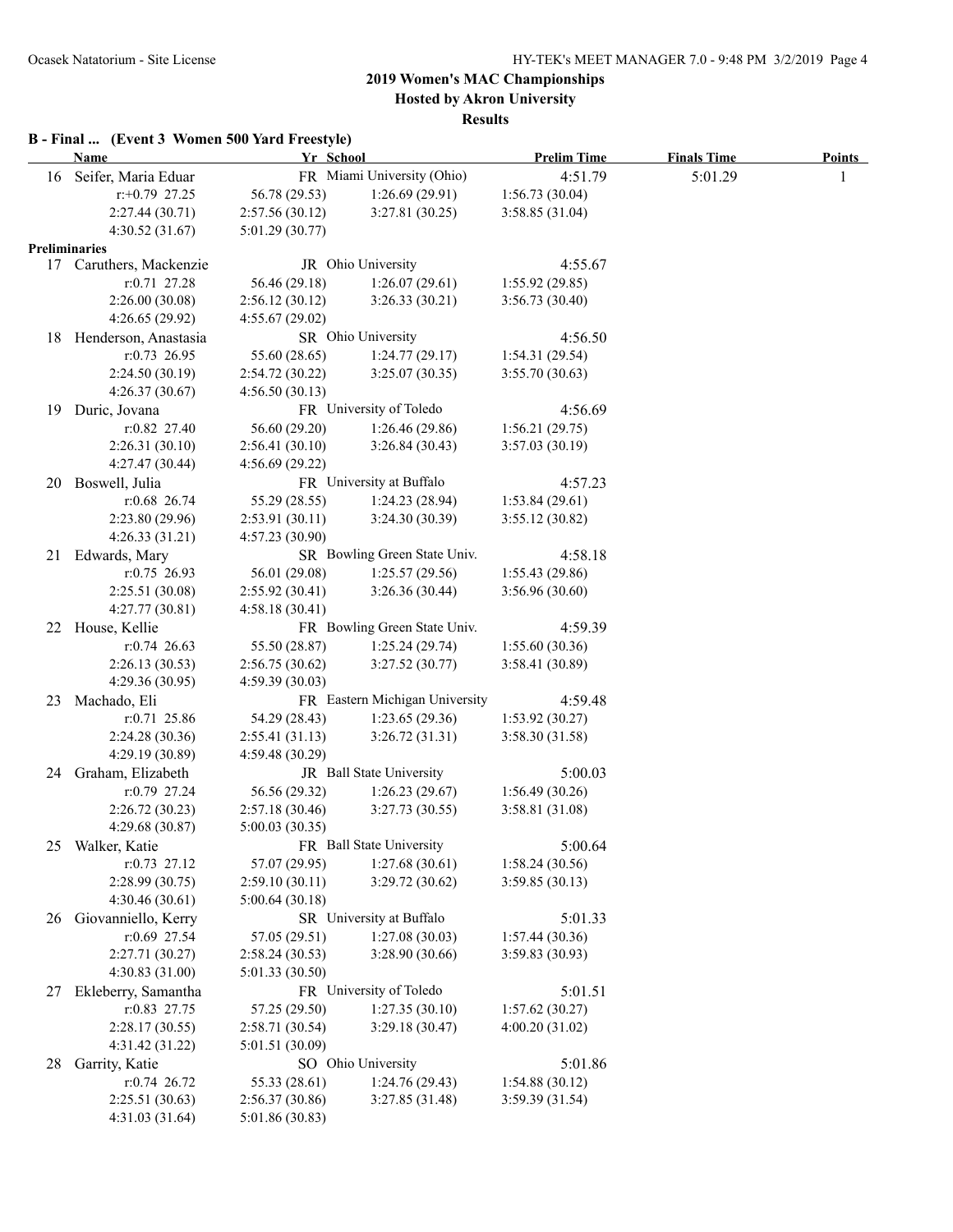# 2019 Women's MAC Championships

**Hosted by Akron University**

**Results**

### B - Final ... (Event 3 Women 500 Yard Freestyle)

| | Name | Yr | School | Prelim Time | Finals Time | Points |
|---|---|---|---|---|---|---|
| 16 | Seifer, Maria Eduar | FR | Miami University (Ohio) | 4:51.79 | 5:01.29 | 1 |

r:+0.79 27.25 | 56.78 (29.53) | 1:26.69 (29.91) | 1:56.73 (30.04)
2:27.44 (30.71) | 2:57.56 (30.12) | 3:27.81 (30.25) | 3:58.85 (31.04)
4:30.52 (31.67) | 5:01.29 (30.77)

### Preliminaries

| | Name | Yr | School | Prelim Time |
|---|---|---|---|---|
| 17 | Caruthers, Mackenzie | JR | Ohio University | 4:55.67 |

r:0.71 27.28 | 56.46 (29.18) | 1:26.07 (29.61) | 1:55.92 (29.85)
2:26.00 (30.08) | 2:56.12 (30.12) | 3:26.33 (30.21) | 3:56.73 (30.40)
4:26.65 (29.92) | 4:55.67 (29.02)

| | Name | Yr | School | Prelim Time |
|---|---|---|---|---|
| 18 | Henderson, Anastasia | SR | Ohio University | 4:56.50 |

r:0.73 26.95 | 55.60 (28.65) | 1:24.77 (29.17) | 1:54.31 (29.54)
2:24.50 (30.19) | 2:54.72 (30.22) | 3:25.07 (30.35) | 3:55.70 (30.63)
4:26.37 (30.67) | 4:56.50 (30.13)

| | Name | Yr | School | Prelim Time |
|---|---|---|---|---|
| 19 | Duric, Jovana | FR | University of Toledo | 4:56.69 |

r:0.82 27.40 | 56.60 (29.20) | 1:26.46 (29.86) | 1:56.21 (29.75)
2:26.31 (30.10) | 2:56.41 (30.10) | 3:26.84 (30.43) | 3:57.03 (30.19)
4:27.47 (30.44) | 4:56.69 (29.22)

| | Name | Yr | School | Prelim Time |
|---|---|---|---|---|
| 20 | Boswell, Julia | FR | University at Buffalo | 4:57.23 |

r:0.68 26.74 | 55.29 (28.55) | 1:24.23 (28.94) | 1:53.84 (29.61)
2:23.80 (29.96) | 2:53.91 (30.11) | 3:24.30 (30.39) | 3:55.12 (30.82)
4:26.33 (31.21) | 4:57.23 (30.90)

| | Name | Yr | School | Prelim Time |
|---|---|---|---|---|
| 21 | Edwards, Mary | SR | Bowling Green State Univ. | 4:58.18 |

r:0.75 26.93 | 56.01 (29.08) | 1:25.57 (29.56) | 1:55.43 (29.86)
2:25.51 (30.08) | 2:55.92 (30.41) | 3:26.36 (30.44) | 3:56.96 (30.60)
4:27.77 (30.81) | 4:58.18 (30.41)

| | Name | Yr | School | Prelim Time |
|---|---|---|---|---|
| 22 | House, Kellie | FR | Bowling Green State Univ. | 4:59.39 |

r:0.74 26.63 | 55.50 (28.87) | 1:25.24 (29.74) | 1:55.60 (30.36)
2:26.13 (30.53) | 2:56.75 (30.62) | 3:27.52 (30.77) | 3:58.41 (30.89)
4:29.36 (30.95) | 4:59.39 (30.03)

| | Name | Yr | School | Prelim Time |
|---|---|---|---|---|
| 23 | Machado, Eli | FR | Eastern Michigan University | 4:59.48 |

r:0.71 25.86 | 54.29 (28.43) | 1:23.65 (29.36) | 1:53.92 (30.27)
2:24.28 (30.36) | 2:55.41 (31.13) | 3:26.72 (31.31) | 3:58.30 (31.58)
4:29.19 (30.89) | 4:59.48 (30.29)

| | Name | Yr | School | Prelim Time |
|---|---|---|---|---|
| 24 | Graham, Elizabeth | JR | Ball State University | 5:00.03 |

r:0.79 27.24 | 56.56 (29.32) | 1:26.23 (29.67) | 1:56.49 (30.26)
2:26.72 (30.23) | 2:57.18 (30.46) | 3:27.73 (30.55) | 3:58.81 (31.08)
4:29.68 (30.87) | 5:00.03 (30.35)

| | Name | Yr | School | Prelim Time |
|---|---|---|---|---|
| 25 | Walker, Katie | FR | Ball State University | 5:00.64 |

r:0.73 27.12 | 57.07 (29.95) | 1:27.68 (30.61) | 1:58.24 (30.56)
2:28.99 (30.75) | 2:59.10 (30.11) | 3:29.72 (30.62) | 3:59.85 (30.13)
4:30.46 (30.61) | 5:00.64 (30.18)

| | Name | Yr | School | Prelim Time |
|---|---|---|---|---|
| 26 | Giovanniello, Kerry | SR | University at Buffalo | 5:01.33 |

r:0.69 27.54 | 57.05 (29.51) | 1:27.08 (30.03) | 1:57.44 (30.36)
2:27.71 (30.27) | 2:58.24 (30.53) | 3:28.90 (30.66) | 3:59.83 (30.93)
4:30.83 (31.00) | 5:01.33 (30.50)

| | Name | Yr | School | Prelim Time |
|---|---|---|---|---|
| 27 | Ekleberry, Samantha | FR | University of Toledo | 5:01.51 |

r:0.83 27.75 | 57.25 (29.50) | 1:27.35 (30.10) | 1:57.62 (30.27)
2:28.17 (30.55) | 2:58.71 (30.54) | 3:29.18 (30.47) | 4:00.20 (31.02)
4:31.42 (31.22) | 5:01.51 (30.09)

| | Name | Yr | School | Prelim Time |
|---|---|---|---|---|
| 28 | Garrity, Katie | SO | Ohio University | 5:01.86 |

r:0.74 26.72 | 55.33 (28.61) | 1:24.76 (29.43) | 1:54.88 (30.12)
2:25.51 (30.63) | 2:56.37 (30.86) | 3:27.85 (31.48) | 3:59.39 (31.54)
4:31.03 (31.64) | 5:01.86 (30.83)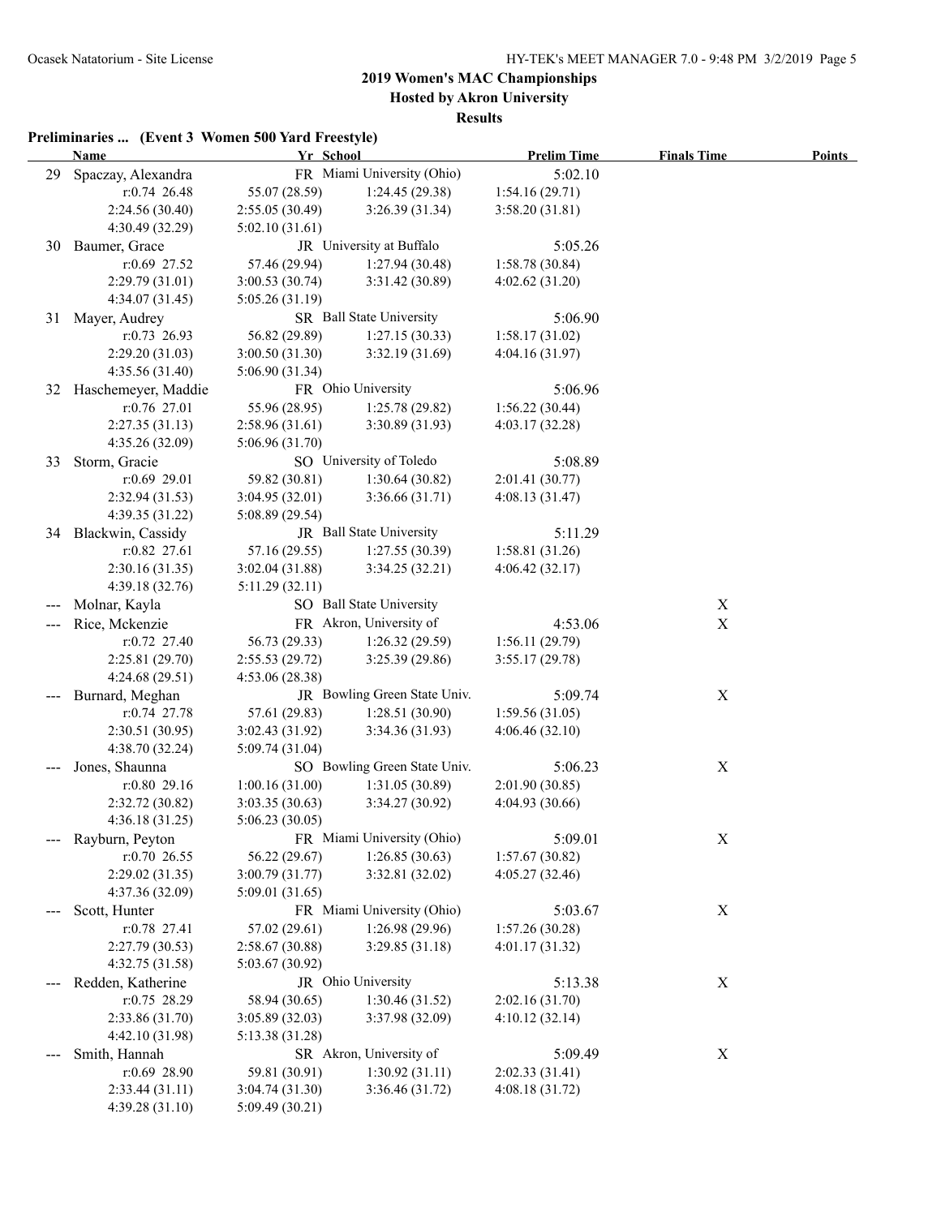# 2019 Women's MAC Championships

**Hosted by Akron University**

**Results**

## Preliminaries ... (Event 3 Women 500 Yard Freestyle)

| | Name | Yr | School | Prelim Time | Finals Time | Points |
|---|---|---|---|---|---|---|
| 29 | Spaczay, Alexandra | FR | Miami University (Ohio) | 5:02.10 | | |
| | r:0.74 26.48 | 55.07 (28.59) | 1:24.45 (29.38) | 1:54.16 (29.71) | | |
| | 2:24.56 (30.40) | 2:55.05 (30.49) | 3:26.39 (31.34) | 3:58.20 (31.81) | | |
| | 4:30.49 (32.29) | 5:02.10 (31.61) | | | | |
| 30 | Baumer, Grace | JR | University at Buffalo | 5:05.26 | | |
| | r:0.69 27.52 | 57.46 (29.94) | 1:27.94 (30.48) | 1:58.78 (30.84) | | |
| | 2:29.79 (31.01) | 3:00.53 (30.74) | 3:31.42 (30.89) | 4:02.62 (31.20) | | |
| | 4:34.07 (31.45) | 5:05.26 (31.19) | | | | |
| 31 | Mayer, Audrey | SR | Ball State University | 5:06.90 | | |
| | r:0.73 26.93 | 56.82 (29.89) | 1:27.15 (30.33) | 1:58.17 (31.02) | | |
| | 2:29.20 (31.03) | 3:00.50 (31.30) | 3:32.19 (31.69) | 4:04.16 (31.97) | | |
| | 4:35.56 (31.40) | 5:06.90 (31.34) | | | | |
| 32 | Haschemeyer, Maddie | FR | Ohio University | 5:06.96 | | |
| | r:0.76 27.01 | 55.96 (28.95) | 1:25.78 (29.82) | 1:56.22 (30.44) | | |
| | 2:27.35 (31.13) | 2:58.96 (31.61) | 3:30.89 (31.93) | 4:03.17 (32.28) | | |
| | 4:35.26 (32.09) | 5:06.96 (31.70) | | | | |
| 33 | Storm, Gracie | SO | University of Toledo | 5:08.89 | | |
| | r:0.69 29.01 | 59.82 (30.81) | 1:30.64 (30.82) | 2:01.41 (30.77) | | |
| | 2:32.94 (31.53) | 3:04.95 (32.01) | 3:36.66 (31.71) | 4:08.13 (31.47) | | |
| | 4:39.35 (31.22) | 5:08.89 (29.54) | | | | |
| 34 | Blackwin, Cassidy | JR | Ball State University | 5:11.29 | | |
| | r:0.82 27.61 | 57.16 (29.55) | 1:27.55 (30.39) | 1:58.81 (31.26) | | |
| | 2:30.16 (31.35) | 3:02.04 (31.88) | 3:34.25 (32.21) | 4:06.42 (32.17) | | |
| | 4:39.18 (32.76) | 5:11.29 (32.11) | | | | |
| --- | Molnar, Kayla | SO | Ball State University | | X | |
| --- | Rice, Mckenzie | FR | Akron, University of | 4:53.06 | X | |
| | r:0.72 27.40 | 56.73 (29.33) | 1:26.32 (29.59) | 1:56.11 (29.79) | | |
| | 2:25.81 (29.70) | 2:55.53 (29.72) | 3:25.39 (29.86) | 3:55.17 (29.78) | | |
| | 4:24.68 (29.51) | 4:53.06 (28.38) | | | | |
| --- | Burnard, Meghan | JR | Bowling Green State Univ. | 5:09.74 | X | |
| | r:0.74 27.78 | 57.61 (29.83) | 1:28.51 (30.90) | 1:59.56 (31.05) | | |
| | 2:30.51 (30.95) | 3:02.43 (31.92) | 3:34.36 (31.93) | 4:06.46 (32.10) | | |
| | 4:38.70 (32.24) | 5:09.74 (31.04) | | | | |
| --- | Jones, Shaunna | SO | Bowling Green State Univ. | 5:06.23 | X | |
| | r:0.80 29.16 | 1:00.16 (31.00) | 1:31.05 (30.89) | 2:01.90 (30.85) | | |
| | 2:32.72 (30.82) | 3:03.35 (30.63) | 3:34.27 (30.92) | 4:04.93 (30.66) | | |
| | 4:36.18 (31.25) | 5:06.23 (30.05) | | | | |
| --- | Rayburn, Peyton | FR | Miami University (Ohio) | 5:09.01 | X | |
| | r:0.70 26.55 | 56.22 (29.67) | 1:26.85 (30.63) | 1:57.67 (30.82) | | |
| | 2:29.02 (31.35) | 3:00.79 (31.77) | 3:32.81 (32.02) | 4:05.27 (32.46) | | |
| | 4:37.36 (32.09) | 5:09.01 (31.65) | | | | |
| --- | Scott, Hunter | FR | Miami University (Ohio) | 5:03.67 | X | |
| | r:0.78 27.41 | 57.02 (29.61) | 1:26.98 (29.96) | 1:57.26 (30.28) | | |
| | 2:27.79 (30.53) | 2:58.67 (30.88) | 3:29.85 (31.18) | 4:01.17 (31.32) | | |
| | 4:32.75 (31.58) | 5:03.67 (30.92) | | | | |
| --- | Redden, Katherine | JR | Ohio University | 5:13.38 | X | |
| | r:0.75 28.29 | 58.94 (30.65) | 1:30.46 (31.52) | 2:02.16 (31.70) | | |
| | 2:33.86 (31.70) | 3:05.89 (32.03) | 3:37.98 (32.09) | 4:10.12 (32.14) | | |
| | 4:42.10 (31.98) | 5:13.38 (31.28) | | | | |
| --- | Smith, Hannah | SR | Akron, University of | 5:09.49 | X | |
| | r:0.69 28.90 | 59.81 (30.91) | 1:30.92 (31.11) | 2:02.33 (31.41) | | |
| | 2:33.44 (31.11) | 3:04.74 (31.30) | 3:36.46 (31.72) | 4:08.18 (31.72) | | |
| | 4:39.28 (31.10) | 5:09.49 (30.21) | | | | |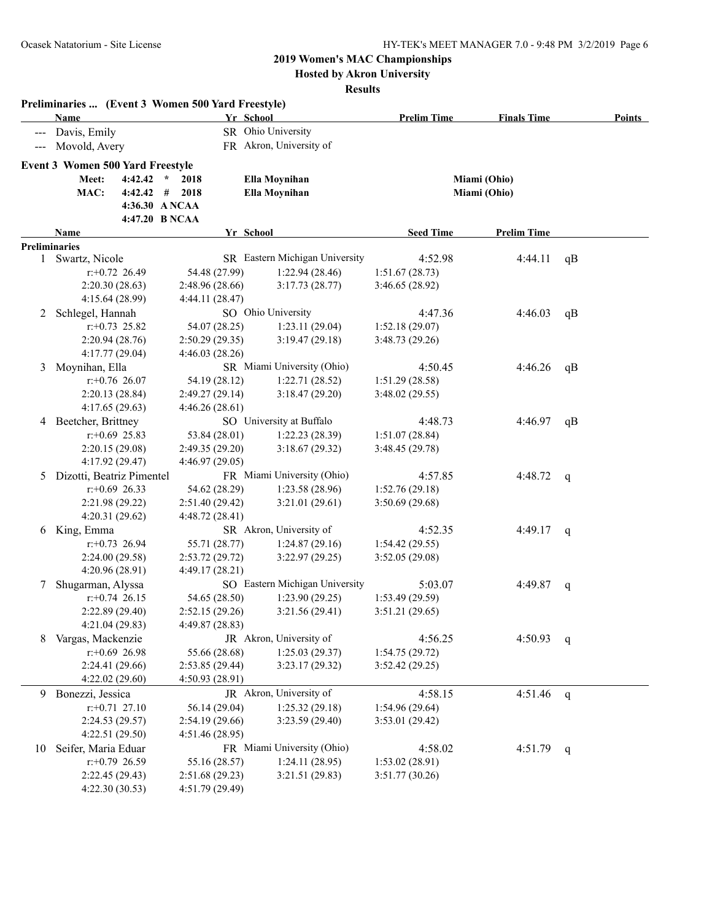**2019 Women's MAC Championships**

**Hosted by Akron University**

**Results**

**Preliminaries ... (Event 3 Women 500 Yard Freestyle)**

| | Name | Yr | School | Prelim Time | Finals Time | Points |
|---|---|---|---|---|---|---|
| --- | Davis, Emily | SR | Ohio University | | | |
| --- | Movold, Avery | FR | Akron, University of | | | |

**Event 3 Women 500 Yard Freestyle**

| | | | | | |
|---|---|---|---|---|---|
| Meet: | 4:42.42 | * | 2018 | Ella Moynihan | Miami (Ohio) |
| MAC: | 4:42.42 | # | 2018 | Ella Moynihan | Miami (Ohio) |
| | 4:36.30 | A NCAA | | | |
| | 4:47.20 | B NCAA | | | |

**Preliminaries**

| | Name | Yr | School | Seed Time | Prelim Time | |
|---|---|---|---|---|---|---|
| 1 | Swartz, Nicole | SR | Eastern Michigan University | 4:52.98 | 4:44.11 | qB |
| | r:+0.72 26.49 | 54.48 (27.99) | 1:22.94 (28.46) | 1:51.67 (28.73) | | |
| | 2:20.30 (28.63) | 2:48.96 (28.66) | 3:17.73 (28.77) | 3:46.65 (28.92) | | |
| | 4:15.64 (28.99) | 4:44.11 (28.47) | | | | |
| 2 | Schlegel, Hannah | SO | Ohio University | 4:47.36 | 4:46.03 | qB |
| | r:+0.73 25.82 | 54.07 (28.25) | 1:23.11 (29.04) | 1:52.18 (29.07) | | |
| | 2:20.94 (28.76) | 2:50.29 (29.35) | 3:19.47 (29.18) | 3:48.73 (29.26) | | |
| | 4:17.77 (29.04) | 4:46.03 (28.26) | | | | |
| 3 | Moynihan, Ella | SR | Miami University (Ohio) | 4:50.45 | 4:46.26 | qB |
| | r:+0.76 26.07 | 54.19 (28.12) | 1:22.71 (28.52) | 1:51.29 (28.58) | | |
| | 2:20.13 (28.84) | 2:49.27 (29.14) | 3:18.47 (29.20) | 3:48.02 (29.55) | | |
| | 4:17.65 (29.63) | 4:46.26 (28.61) | | | | |
| 4 | Beetcher, Brittney | SO | University at Buffalo | 4:48.73 | 4:46.97 | qB |
| | r:+0.69 25.83 | 53.84 (28.01) | 1:22.23 (28.39) | 1:51.07 (28.84) | | |
| | 2:20.15 (29.08) | 2:49.35 (29.20) | 3:18.67 (29.32) | 3:48.45 (29.78) | | |
| | 4:17.92 (29.47) | 4:46.97 (29.05) | | | | |
| 5 | Dizotti, Beatriz Pimentel | FR | Miami University (Ohio) | 4:57.85 | 4:48.72 | q |
| | r:+0.69 26.33 | 54.62 (28.29) | 1:23.58 (28.96) | 1:52.76 (29.18) | | |
| | 2:21.98 (29.22) | 2:51.40 (29.42) | 3:21.01 (29.61) | 3:50.69 (29.68) | | |
| | 4:20.31 (29.62) | 4:48.72 (28.41) | | | | |
| 6 | King, Emma | SR | Akron, University of | 4:52.35 | 4:49.17 | q |
| | r:+0.73 26.94 | 55.71 (28.77) | 1:24.87 (29.16) | 1:54.42 (29.55) | | |
| | 2:24.00 (29.58) | 2:53.72 (29.72) | 3:22.97 (29.25) | 3:52.05 (29.08) | | |
| | 4:20.96 (28.91) | 4:49.17 (28.21) | | | | |
| 7 | Shugarman, Alyssa | SO | Eastern Michigan University | 5:03.07 | 4:49.87 | q |
| | r:+0.74 26.15 | 54.65 (28.50) | 1:23.90 (29.25) | 1:53.49 (29.59) | | |
| | 2:22.89 (29.40) | 2:52.15 (29.26) | 3:21.56 (29.41) | 3:51.21 (29.65) | | |
| | 4:21.04 (29.83) | 4:49.87 (28.83) | | | | |
| 8 | Vargas, Mackenzie | JR | Akron, University of | 4:56.25 | 4:50.93 | q |
| | r:+0.69 26.98 | 55.66 (28.68) | 1:25.03 (29.37) | 1:54.75 (29.72) | | |
| | 2:24.41 (29.66) | 2:53.85 (29.44) | 3:23.17 (29.32) | 3:52.42 (29.25) | | |
| | 4:22.02 (29.60) | 4:50.93 (28.91) | | | | |
| 9 | Bonezzi, Jessica | JR | Akron, University of | 4:58.15 | 4:51.46 | q |
| | r:+0.71 27.10 | 56.14 (29.04) | 1:25.32 (29.18) | 1:54.96 (29.64) | | |
| | 2:24.53 (29.57) | 2:54.19 (29.66) | 3:23.59 (29.40) | 3:53.01 (29.42) | | |
| | 4:22.51 (29.50) | 4:51.46 (28.95) | | | | |
| 10 | Seifer, Maria Eduar | FR | Miami University (Ohio) | 4:58.02 | 4:51.79 | q |
| | r:+0.79 26.59 | 55.16 (28.57) | 1:24.11 (28.95) | 1:53.02 (28.91) | | |
| | 2:22.45 (29.43) | 2:51.68 (29.23) | 3:21.51 (29.83) | 3:51.77 (30.26) | | |
| | 4:22.30 (30.53) | 4:51.79 (29.49) | | | | |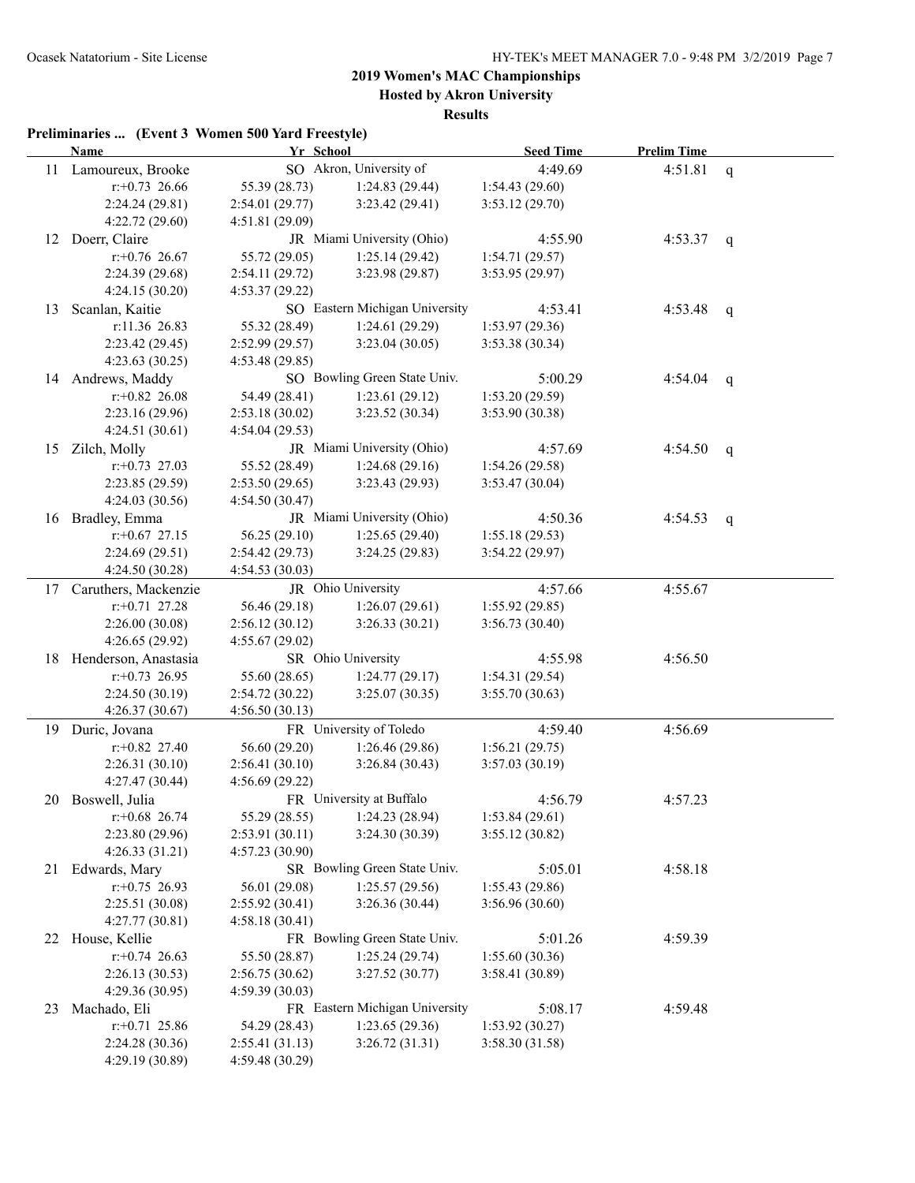## 2019 Women's MAC Championships

### Hosted by Akron University

### Results

**Preliminaries ... (Event 3 Women 500 Yard Freestyle)**

| | Name | Yr | School | Seed Time | Prelim Time | |
|---|---|---|---|---|---|---|
| 11 | Lamoureux, Brooke | SO | Akron, University of | 4:49.69 | 4:51.81 | q |
| | r:+0.73 26.66 | 55.39 (28.73) | 1:24.83 (29.44) | 1:54.43 (29.60) | | |
| | 2:24.24 (29.81) | 2:54.01 (29.77) | 3:23.42 (29.41) | 3:53.12 (29.70) | | |
| | 4:22.72 (29.60) | 4:51.81 (29.09) | | | | |
| 12 | Doerr, Claire | JR | Miami University (Ohio) | 4:55.90 | 4:53.37 | q |
| | r:+0.76 26.67 | 55.72 (29.05) | 1:25.14 (29.42) | 1:54.71 (29.57) | | |
| | 2:24.39 (29.68) | 2:54.11 (29.72) | 3:23.98 (29.87) | 3:53.95 (29.97) | | |
| | 4:24.15 (30.20) | 4:53.37 (29.22) | | | | |
| 13 | Scanlan, Kaitie | SO | Eastern Michigan University | 4:53.41 | 4:53.48 | q |
| | r:11.36 26.83 | 55.32 (28.49) | 1:24.61 (29.29) | 1:53.97 (29.36) | | |
| | 2:23.42 (29.45) | 2:52.99 (29.57) | 3:23.04 (30.05) | 3:53.38 (30.34) | | |
| | 4:23.63 (30.25) | 4:53.48 (29.85) | | | | |
| 14 | Andrews, Maddy | SO | Bowling Green State Univ. | 5:00.29 | 4:54.04 | q |
| | r:+0.82 26.08 | 54.49 (28.41) | 1:23.61 (29.12) | 1:53.20 (29.59) | | |
| | 2:23.16 (29.96) | 2:53.18 (30.02) | 3:23.52 (30.34) | 3:53.90 (30.38) | | |
| | 4:24.51 (30.61) | 4:54.04 (29.53) | | | | |
| 15 | Zilch, Molly | JR | Miami University (Ohio) | 4:57.69 | 4:54.50 | q |
| | r:+0.73 27.03 | 55.52 (28.49) | 1:24.68 (29.16) | 1:54.26 (29.58) | | |
| | 2:23.85 (29.59) | 2:53.50 (29.65) | 3:23.43 (29.93) | 3:53.47 (30.04) | | |
| | 4:24.03 (30.56) | 4:54.50 (30.47) | | | | |
| 16 | Bradley, Emma | JR | Miami University (Ohio) | 4:50.36 | 4:54.53 | q |
| | r:+0.67 27.15 | 56.25 (29.10) | 1:25.65 (29.40) | 1:55.18 (29.53) | | |
| | 2:24.69 (29.51) | 2:54.42 (29.73) | 3:24.25 (29.83) | 3:54.22 (29.97) | | |
| | 4:24.50 (30.28) | 4:54.53 (30.03) | | | | |
| 17 | Caruthers, Mackenzie | JR | Ohio University | 4:57.66 | 4:55.67 | |
| | r:+0.71 27.28 | 56.46 (29.18) | 1:26.07 (29.61) | 1:55.92 (29.85) | | |
| | 2:26.00 (30.08) | 2:56.12 (30.12) | 3:26.33 (30.21) | 3:56.73 (30.40) | | |
| | 4:26.65 (29.92) | 4:55.67 (29.02) | | | | |
| 18 | Henderson, Anastasia | SR | Ohio University | 4:55.98 | 4:56.50 | |
| | r:+0.73 26.95 | 55.60 (28.65) | 1:24.77 (29.17) | 1:54.31 (29.54) | | |
| | 2:24.50 (30.19) | 2:54.72 (30.22) | 3:25.07 (30.35) | 3:55.70 (30.63) | | |
| | 4:26.37 (30.67) | 4:56.50 (30.13) | | | | |
| 19 | Duric, Jovana | FR | University of Toledo | 4:59.40 | 4:56.69 | |
| | r:+0.82 27.40 | 56.60 (29.20) | 1:26.46 (29.86) | 1:56.21 (29.75) | | |
| | 2:26.31 (30.10) | 2:56.41 (30.10) | 3:26.84 (30.43) | 3:57.03 (30.19) | | |
| | 4:27.47 (30.44) | 4:56.69 (29.22) | | | | |
| 20 | Boswell, Julia | FR | University at Buffalo | 4:56.79 | 4:57.23 | |
| | r:+0.68 26.74 | 55.29 (28.55) | 1:24.23 (28.94) | 1:53.84 (29.61) | | |
| | 2:23.80 (29.96) | 2:53.91 (30.11) | 3:24.30 (30.39) | 3:55.12 (30.82) | | |
| | 4:26.33 (31.21) | 4:57.23 (30.90) | | | | |
| 21 | Edwards, Mary | SR | Bowling Green State Univ. | 5:05.01 | 4:58.18 | |
| | r:+0.75 26.93 | 56.01 (29.08) | 1:25.57 (29.56) | 1:55.43 (29.86) | | |
| | 2:25.51 (30.08) | 2:55.92 (30.41) | 3:26.36 (30.44) | 3:56.96 (30.60) | | |
| | 4:27.77 (30.81) | 4:58.18 (30.41) | | | | |
| 22 | House, Kellie | FR | Bowling Green State Univ. | 5:01.26 | 4:59.39 | |
| | r:+0.74 26.63 | 55.50 (28.87) | 1:25.24 (29.74) | 1:55.60 (30.36) | | |
| | 2:26.13 (30.53) | 2:56.75 (30.62) | 3:27.52 (30.77) | 3:58.41 (30.89) | | |
| | 4:29.36 (30.95) | 4:59.39 (30.03) | | | | |
| 23 | Machado, Eli | FR | Eastern Michigan University | 5:08.17 | 4:59.48 | |
| | r:+0.71 25.86 | 54.29 (28.43) | 1:23.65 (29.36) | 1:53.92 (30.27) | | |
| | 2:24.28 (30.36) | 2:55.41 (31.13) | 3:26.72 (31.31) | 3:58.30 (31.58) | | |
| | 4:29.19 (30.89) | 4:59.48 (30.29) | | | | |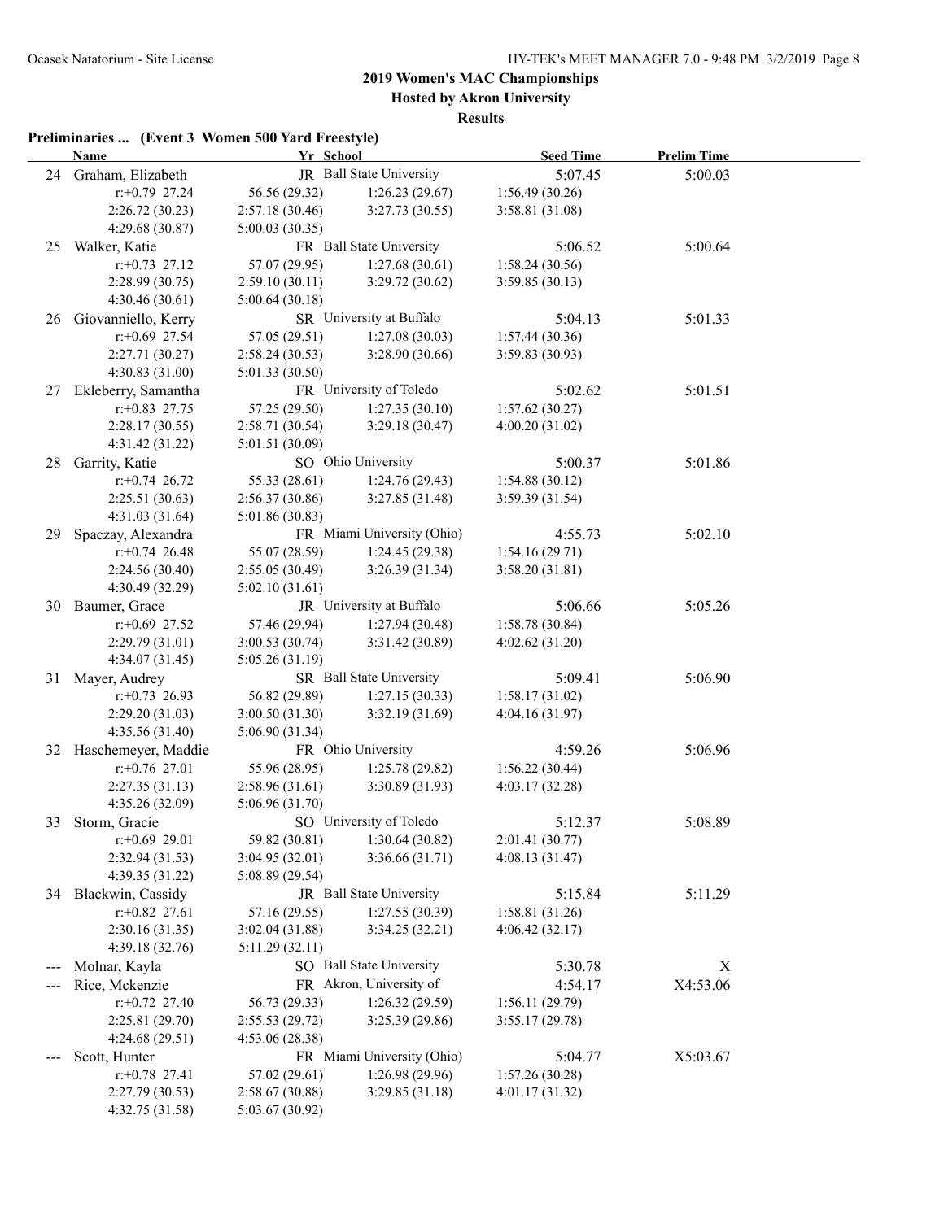## 2019 Women's MAC Championships

**Hosted by Akron University**

**Results**

### Preliminaries ... (Event 3 Women 500 Yard Freestyle)

| | Name | Yr | School | Seed Time | Prelim Time |
|---|---|---|---|---|---|
| 24 | Graham, Elizabeth | JR | Ball State University | 5:07.45 | 5:00.03 |
| | r:+0.79 27.24 | 56.56 (29.32) | 1:26.23 (29.67) | 1:56.49 (30.26) | |
| | 2:26.72 (30.23) | 2:57.18 (30.46) | 3:27.73 (30.55) | 3:58.81 (31.08) | |
| | 4:29.68 (30.87) | 5:00.03 (30.35) | | | |
| 25 | Walker, Katie | FR | Ball State University | 5:06.52 | 5:00.64 |
| | r:+0.73 27.12 | 57.07 (29.95) | 1:27.68 (30.61) | 1:58.24 (30.56) | |
| | 2:28.99 (30.75) | 2:59.10 (30.11) | 3:29.72 (30.62) | 3:59.85 (30.13) | |
| | 4:30.46 (30.61) | 5:00.64 (30.18) | | | |
| 26 | Giovanniello, Kerry | SR | University at Buffalo | 5:04.13 | 5:01.33 |
| | r:+0.69 27.54 | 57.05 (29.51) | 1:27.08 (30.03) | 1:57.44 (30.36) | |
| | 2:27.71 (30.27) | 2:58.24 (30.53) | 3:28.90 (30.66) | 3:59.83 (30.93) | |
| | 4:30.83 (31.00) | 5:01.33 (30.50) | | | |
| 27 | Ekleberry, Samantha | FR | University of Toledo | 5:02.62 | 5:01.51 |
| | r:+0.83 27.75 | 57.25 (29.50) | 1:27.35 (30.10) | 1:57.62 (30.27) | |
| | 2:28.17 (30.55) | 2:58.71 (30.54) | 3:29.18 (30.47) | 4:00.20 (31.02) | |
| | 4:31.42 (31.22) | 5:01.51 (30.09) | | | |
| 28 | Garrity, Katie | SO | Ohio University | 5:00.37 | 5:01.86 |
| | r:+0.74 26.72 | 55.33 (28.61) | 1:24.76 (29.43) | 1:54.88 (30.12) | |
| | 2:25.51 (30.63) | 2:56.37 (30.86) | 3:27.85 (31.48) | 3:59.39 (31.54) | |
| | 4:31.03 (31.64) | 5:01.86 (30.83) | | | |
| 29 | Spaczay, Alexandra | FR | Miami University (Ohio) | 4:55.73 | 5:02.10 |
| | r:+0.74 26.48 | 55.07 (28.59) | 1:24.45 (29.38) | 1:54.16 (29.71) | |
| | 2:24.56 (30.40) | 2:55.05 (30.49) | 3:26.39 (31.34) | 3:58.20 (31.81) | |
| | 4:30.49 (32.29) | 5:02.10 (31.61) | | | |
| 30 | Baumer, Grace | JR | University at Buffalo | 5:06.66 | 5:05.26 |
| | r:+0.69 27.52 | 57.46 (29.94) | 1:27.94 (30.48) | 1:58.78 (30.84) | |
| | 2:29.79 (31.01) | 3:00.53 (30.74) | 3:31.42 (30.89) | 4:02.62 (31.20) | |
| | 4:34.07 (31.45) | 5:05.26 (31.19) | | | |
| 31 | Mayer, Audrey | SR | Ball State University | 5:09.41 | 5:06.90 |
| | r:+0.73 26.93 | 56.82 (29.89) | 1:27.15 (30.33) | 1:58.17 (31.02) | |
| | 2:29.20 (31.03) | 3:00.50 (31.30) | 3:32.19 (31.69) | 4:04.16 (31.97) | |
| | 4:35.56 (31.40) | 5:06.90 (31.34) | | | |
| 32 | Haschemeyer, Maddie | FR | Ohio University | 4:59.26 | 5:06.96 |
| | r:+0.76 27.01 | 55.96 (28.95) | 1:25.78 (29.82) | 1:56.22 (30.44) | |
| | 2:27.35 (31.13) | 2:58.96 (31.61) | 3:30.89 (31.93) | 4:03.17 (32.28) | |
| | 4:35.26 (32.09) | 5:06.96 (31.70) | | | |
| 33 | Storm, Gracie | SO | University of Toledo | 5:12.37 | 5:08.89 |
| | r:+0.69 29.01 | 59.82 (30.81) | 1:30.64 (30.82) | 2:01.41 (30.77) | |
| | 2:32.94 (31.53) | 3:04.95 (32.01) | 3:36.66 (31.71) | 4:08.13 (31.47) | |
| | 4:39.35 (31.22) | 5:08.89 (29.54) | | | |
| 34 | Blackwin, Cassidy | JR | Ball State University | 5:15.84 | 5:11.29 |
| | r:+0.82 27.61 | 57.16 (29.55) | 1:27.55 (30.39) | 1:58.81 (31.26) | |
| | 2:30.16 (31.35) | 3:02.04 (31.88) | 3:34.25 (32.21) | 4:06.42 (32.17) | |
| | 4:39.18 (32.76) | 5:11.29 (32.11) | | | |
| --- | Molnar, Kayla | SO | Ball State University | 5:30.78 | X |
| --- | Rice, Mckenzie | FR | Akron, University of | 4:54.17 | X4:53.06 |
| | r:+0.72 27.40 | 56.73 (29.33) | 1:26.32 (29.59) | 1:56.11 (29.79) | |
| | 2:25.81 (29.70) | 2:55.53 (29.72) | 3:25.39 (29.86) | 3:55.17 (29.78) | |
| | 4:24.68 (29.51) | 4:53.06 (28.38) | | | |
| --- | Scott, Hunter | FR | Miami University (Ohio) | 5:04.77 | X5:03.67 |
| | r:+0.78 27.41 | 57.02 (29.61) | 1:26.98 (29.96) | 1:57.26 (30.28) | |
| | 2:27.79 (30.53) | 2:58.67 (30.88) | 3:29.85 (31.18) | 4:01.17 (31.32) | |
| | 4:32.75 (31.58) | 5:03.67 (30.92) | | | |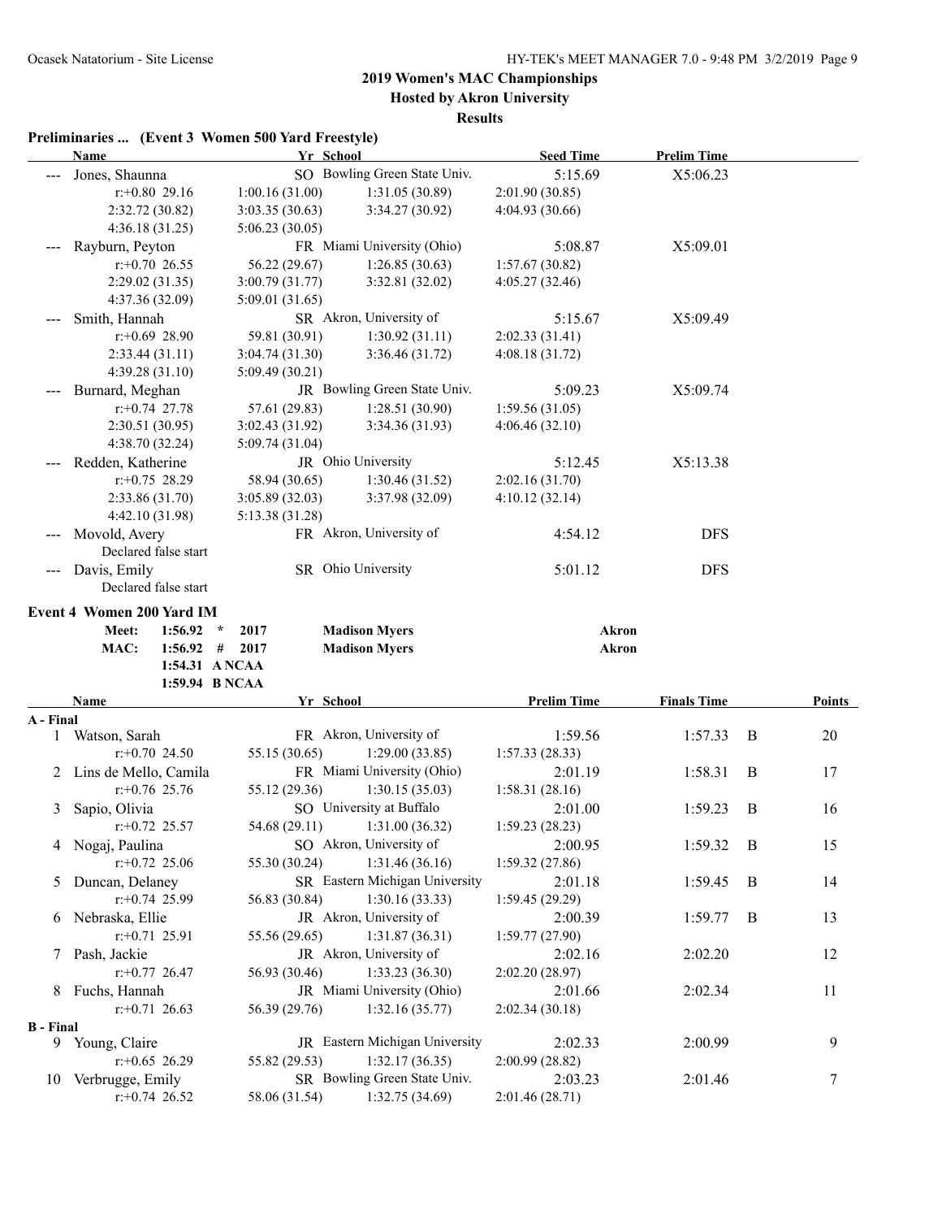## 2019 Women's MAC Championships

**Hosted by Akron University**

**Results**

### Preliminaries ... (Event 3 Women 500 Yard Freestyle)

| | Name | Yr | School | Seed Time | Prelim Time |
|---|---|---|---|---|---|
| --- | Jones, Shaunna | SO | Bowling Green State Univ. | 5:15.69 | X5:06.23 |
| | r:+0.80 29.16 | 1:00.16 (31.00) | 1:31.05 (30.89) | 2:01.90 (30.85) | |
| | 2:32.72 (30.82) | 3:03.35 (30.63) | 3:34.27 (30.92) | 4:04.93 (30.66) | |
| | 4:36.18 (31.25) | 5:06.23 (30.05) | | | |
| --- | Rayburn, Peyton | FR | Miami University (Ohio) | 5:08.87 | X5:09.01 |
| | r:+0.70 26.55 | 56.22 (29.67) | 1:26.85 (30.63) | 1:57.67 (30.82) | |
| | 2:29.02 (31.35) | 3:00.79 (31.77) | 3:32.81 (32.02) | 4:05.27 (32.46) | |
| | 4:37.36 (32.09) | 5:09.01 (31.65) | | | |
| --- | Smith, Hannah | SR | Akron, University of | 5:15.67 | X5:09.49 |
| | r:+0.69 28.90 | 59.81 (30.91) | 1:30.92 (31.11) | 2:02.33 (31.41) | |
| | 2:33.44 (31.11) | 3:04.74 (31.30) | 3:36.46 (31.72) | 4:08.18 (31.72) | |
| | 4:39.28 (31.10) | 5:09.49 (30.21) | | | |
| --- | Burnard, Meghan | JR | Bowling Green State Univ. | 5:09.23 | X5:09.74 |
| | r:+0.74 27.78 | 57.61 (29.83) | 1:28.51 (30.90) | 1:59.56 (31.05) | |
| | 2:30.51 (30.95) | 3:02.43 (31.92) | 3:34.36 (31.93) | 4:06.46 (32.10) | |
| | 4:38.70 (32.24) | 5:09.74 (31.04) | | | |
| --- | Redden, Katherine | JR | Ohio University | 5:12.45 | X5:13.38 |
| | r:+0.75 28.29 | 58.94 (30.65) | 1:30.46 (31.52) | 2:02.16 (31.70) | |
| | 2:33.86 (31.70) | 3:05.89 (32.03) | 3:37.98 (32.09) | 4:10.12 (32.14) | |
| | 4:42.10 (31.98) | 5:13.38 (31.28) | | | |
| --- | Movold, Avery | FR | Akron, University of | 4:54.12 | DFS |
| | Declared false start | | | | |
| --- | Davis, Emily | SR | Ohio University | 5:01.12 | DFS |
| | Declared false start | | | | |

### Event 4 Women 200 Yard IM

| | | | | |
|---|---|---|---|---|
| Meet: | 1:56.92 * | 2017 | Madison Myers | Akron |
| MAC: | 1:56.92 # | 2017 | Madison Myers | Akron |
| | 1:54.31 | A NCAA | | |
| | 1:59.94 | B NCAA | | |

| | Name | Yr | School | Prelim Time | Finals Time | | Points |
|---|---|---|---|---|---|---|---|
| **A - Final** | | | | | | | |
| 1 | Watson, Sarah | FR | Akron, University of | 1:59.56 | 1:57.33 | B | 20 |
| | r:+0.70 24.50 | 55.15 (30.65) | 1:29.00 (33.85) | 1:57.33 (28.33) | | | |
| 2 | Lins de Mello, Camila | FR | Miami University (Ohio) | 2:01.19 | 1:58.31 | B | 17 |
| | r:+0.76 25.76 | 55.12 (29.36) | 1:30.15 (35.03) | 1:58.31 (28.16) | | | |
| 3 | Sapio, Olivia | SO | University at Buffalo | 2:01.00 | 1:59.23 | B | 16 |
| | r:+0.72 25.57 | 54.68 (29.11) | 1:31.00 (36.32) | 1:59.23 (28.23) | | | |
| 4 | Nogaj, Paulina | SO | Akron, University of | 2:00.95 | 1:59.32 | B | 15 |
| | r:+0.72 25.06 | 55.30 (30.24) | 1:31.46 (36.16) | 1:59.32 (27.86) | | | |
| 5 | Duncan, Delaney | SR | Eastern Michigan University | 2:01.18 | 1:59.45 | B | 14 |
| | r:+0.74 25.99 | 56.83 (30.84) | 1:30.16 (33.33) | 1:59.45 (29.29) | | | |
| 6 | Nebraska, Ellie | JR | Akron, University of | 2:00.39 | 1:59.77 | B | 13 |
| | r:+0.71 25.91 | 55.56 (29.65) | 1:31.87 (36.31) | 1:59.77 (27.90) | | | |
| 7 | Pash, Jackie | JR | Akron, University of | 2:02.16 | 2:02.20 | | 12 |
| | r:+0.77 26.47 | 56.93 (30.46) | 1:33.23 (36.30) | 2:02.20 (28.97) | | | |
| 8 | Fuchs, Hannah | JR | Miami University (Ohio) | 2:01.66 | 2:02.34 | | 11 |
| | r:+0.71 26.63 | 56.39 (29.76) | 1:32.16 (35.77) | 2:02.34 (30.18) | | | |
| **B - Final** | | | | | | | |
| 9 | Young, Claire | JR | Eastern Michigan University | 2:02.33 | 2:00.99 | | 9 |
| | r:+0.65 26.29 | 55.82 (29.53) | 1:32.17 (36.35) | 2:00.99 (28.82) | | | |
| 10 | Verbrugge, Emily | SR | Bowling Green State Univ. | 2:03.23 | 2:01.46 | | 7 |
| | r:+0.74 26.52 | 58.06 (31.54) | 1:32.75 (34.69) | 2:01.46 (28.71) | | | |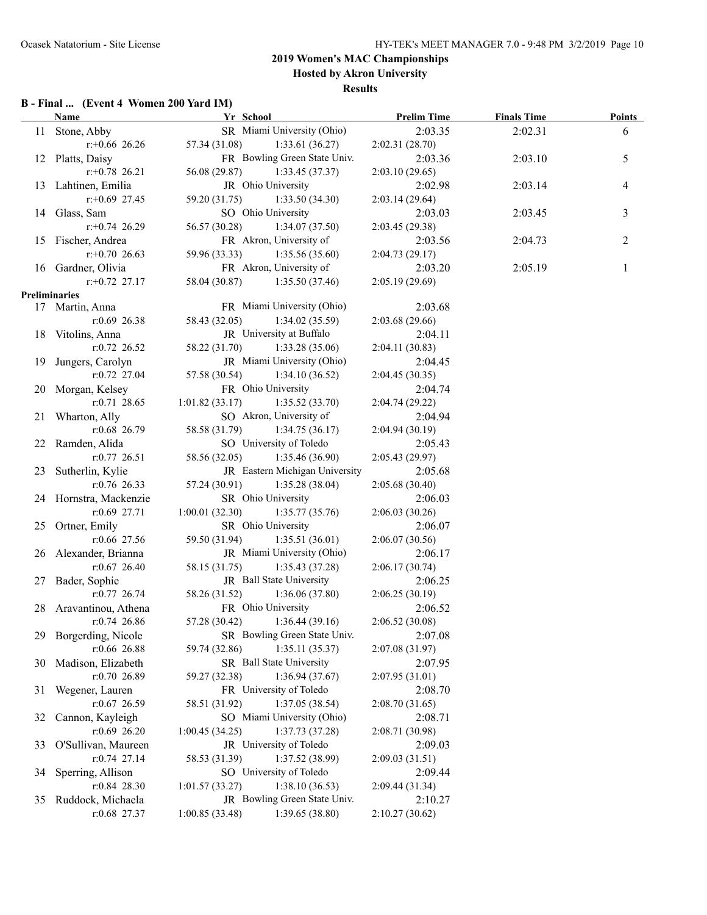# 2019 Women's MAC Championships

## Hosted by Akron University

### Results

**B - Final ... (Event 4 Women 200 Yard IM)**

| | Name | Yr | School | Prelim Time | Finals Time | Points |
|---|---|---|---|---|---|---|
| 11 | Stone, Abby | SR | Miami University (Ohio) | 2:03.35 | 2:02.31 | 6 |
| | r:+0.66 26.26 | 57.34 (31.08) | 1:33.61 (36.27) | 2:02.31 (28.70) | | |
| 12 | Platts, Daisy | FR | Bowling Green State Univ. | 2:03.36 | 2:03.10 | 5 |
| | r:+0.78 26.21 | 56.08 (29.87) | 1:33.45 (37.37) | 2:03.10 (29.65) | | |
| 13 | Lahtinen, Emilia | JR | Ohio University | 2:02.98 | 2:03.14 | 4 |
| | r:+0.69 27.45 | 59.20 (31.75) | 1:33.50 (34.30) | 2:03.14 (29.64) | | |
| 14 | Glass, Sam | SO | Ohio University | 2:03.03 | 2:03.45 | 3 |
| | r:+0.74 26.29 | 56.57 (30.28) | 1:34.07 (37.50) | 2:03.45 (29.38) | | |
| 15 | Fischer, Andrea | FR | Akron, University of | 2:03.56 | 2:04.73 | 2 |
| | r:+0.70 26.63 | 59.96 (33.33) | 1:35.56 (35.60) | 2:04.73 (29.17) | | |
| 16 | Gardner, Olivia | FR | Akron, University of | 2:03.20 | 2:05.19 | 1 |
| | r:+0.72 27.17 | 58.04 (30.87) | 1:35.50 (37.46) | 2:05.19 (29.69) | | |

**Preliminaries**

| | Name | Yr | School | Prelim Time |
|---|---|---|---|---|
| 17 | Martin, Anna | FR | Miami University (Ohio) | 2:03.68 |
| | r:0.69 26.38 | 58.43 (32.05) | 1:34.02 (35.59) | 2:03.68 (29.66) |
| 18 | Vitolins, Anna | JR | University at Buffalo | 2:04.11 |
| | r:0.72 26.52 | 58.22 (31.70) | 1:33.28 (35.06) | 2:04.11 (30.83) |
| 19 | Jungers, Carolyn | JR | Miami University (Ohio) | 2:04.45 |
| | r:0.72 27.04 | 57.58 (30.54) | 1:34.10 (36.52) | 2:04.45 (30.35) |
| 20 | Morgan, Kelsey | FR | Ohio University | 2:04.74 |
| | r:0.71 28.65 | 1:01.82 (33.17) | 1:35.52 (33.70) | 2:04.74 (29.22) |
| 21 | Wharton, Ally | SO | Akron, University of | 2:04.94 |
| | r:0.68 26.79 | 58.58 (31.79) | 1:34.75 (36.17) | 2:04.94 (30.19) |
| 22 | Ramden, Alida | SO | University of Toledo | 2:05.43 |
| | r:0.77 26.51 | 58.56 (32.05) | 1:35.46 (36.90) | 2:05.43 (29.97) |
| 23 | Sutherlin, Kylie | JR | Eastern Michigan University | 2:05.68 |
| | r:0.76 26.33 | 57.24 (30.91) | 1:35.28 (38.04) | 2:05.68 (30.40) |
| 24 | Hornstra, Mackenzie | SR | Ohio University | 2:06.03 |
| | r:0.69 27.71 | 1:00.01 (32.30) | 1:35.77 (35.76) | 2:06.03 (30.26) |
| 25 | Ortner, Emily | SR | Ohio University | 2:06.07 |
| | r:0.66 27.56 | 59.50 (31.94) | 1:35.51 (36.01) | 2:06.07 (30.56) |
| 26 | Alexander, Brianna | JR | Miami University (Ohio) | 2:06.17 |
| | r:0.67 26.40 | 58.15 (31.75) | 1:35.43 (37.28) | 2:06.17 (30.74) |
| 27 | Bader, Sophie | JR | Ball State University | 2:06.25 |
| | r:0.77 26.74 | 58.26 (31.52) | 1:36.06 (37.80) | 2:06.25 (30.19) |
| 28 | Aravantinou, Athena | FR | Ohio University | 2:06.52 |
| | r:0.74 26.86 | 57.28 (30.42) | 1:36.44 (39.16) | 2:06.52 (30.08) |
| 29 | Borgerding, Nicole | SR | Bowling Green State Univ. | 2:07.08 |
| | r:0.66 26.88 | 59.74 (32.86) | 1:35.11 (35.37) | 2:07.08 (31.97) |
| 30 | Madison, Elizabeth | SR | Ball State University | 2:07.95 |
| | r:0.70 26.89 | 59.27 (32.38) | 1:36.94 (37.67) | 2:07.95 (31.01) |
| 31 | Wegener, Lauren | FR | University of Toledo | 2:08.70 |
| | r:0.67 26.59 | 58.51 (31.92) | 1:37.05 (38.54) | 2:08.70 (31.65) |
| 32 | Cannon, Kayleigh | SO | Miami University (Ohio) | 2:08.71 |
| | r:0.69 26.20 | 1:00.45 (34.25) | 1:37.73 (37.28) | 2:08.71 (30.98) |
| 33 | O'Sullivan, Maureen | JR | University of Toledo | 2:09.03 |
| | r:0.74 27.14 | 58.53 (31.39) | 1:37.52 (38.99) | 2:09.03 (31.51) |
| 34 | Sperring, Allison | SO | University of Toledo | 2:09.44 |
| | r:0.84 28.30 | 1:01.57 (33.27) | 1:38.10 (36.53) | 2:09.44 (31.34) |
| 35 | Ruddock, Michaela | JR | Bowling Green State Univ. | 2:10.27 |
| | r:0.68 27.37 | 1:00.85 (33.48) | 1:39.65 (38.80) | 2:10.27 (30.62) |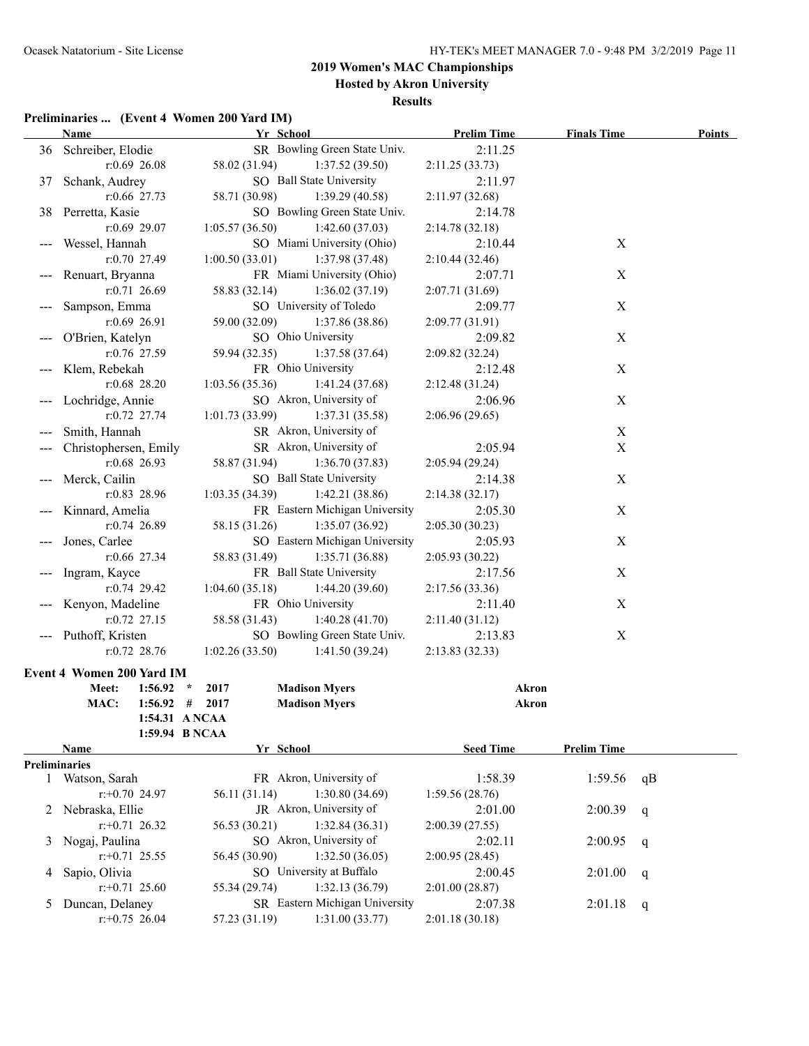## 2019 Women's MAC Championships

### Hosted by Akron University

### Results

**Preliminaries ... (Event 4 Women 200 Yard IM)**

| | Name | Yr | School | Prelim Time | Finals Time | Points |
|---|---|---|---|---|---|---|
| 36 | Schreiber, Elodie | SR | Bowling Green State Univ. | 2:11.25 | | |
| | r:0.69 26.08 | 58.02 (31.94) | 1:37.52 (39.50) | 2:11.25 (33.73) | | |
| 37 | Schank, Audrey | SO | Ball State University | 2:11.97 | | |
| | r:0.66 27.73 | 58.71 (30.98) | 1:39.29 (40.58) | 2:11.97 (32.68) | | |
| 38 | Perretta, Kasie | SO | Bowling Green State Univ. | 2:14.78 | | |
| | r:0.69 29.07 | 1:05.57 (36.50) | 1:42.60 (37.03) | 2:14.78 (32.18) | | |
| --- | Wessel, Hannah | SO | Miami University (Ohio) | 2:10.44 | X | |
| | r:0.70 27.49 | 1:00.50 (33.01) | 1:37.98 (37.48) | 2:10.44 (32.46) | | |
| --- | Renuart, Bryanna | FR | Miami University (Ohio) | 2:07.71 | X | |
| | r:0.71 26.69 | 58.83 (32.14) | 1:36.02 (37.19) | 2:07.71 (31.69) | | |
| --- | Sampson, Emma | SO | University of Toledo | 2:09.77 | X | |
| | r:0.69 26.91 | 59.00 (32.09) | 1:37.86 (38.86) | 2:09.77 (31.91) | | |
| --- | O'Brien, Katelyn | SO | Ohio University | 2:09.82 | X | |
| | r:0.76 27.59 | 59.94 (32.35) | 1:37.58 (37.64) | 2:09.82 (32.24) | | |
| --- | Klem, Rebekah | FR | Ohio University | 2:12.48 | X | |
| | r:0.68 28.20 | 1:03.56 (35.36) | 1:41.24 (37.68) | 2:12.48 (31.24) | | |
| --- | Lochridge, Annie | SO | Akron, University of | 2:06.96 | X | |
| | r:0.72 27.74 | 1:01.73 (33.99) | 1:37.31 (35.58) | 2:06.96 (29.65) | | |
| --- | Smith, Hannah | SR | Akron, University of | | X | |
| --- | Christophersen, Emily | SR | Akron, University of | 2:05.94 | X | |
| | r:0.68 26.93 | 58.87 (31.94) | 1:36.70 (37.83) | 2:05.94 (29.24) | | |
| --- | Merck, Cailin | SO | Ball State University | 2:14.38 | X | |
| | r:0.83 28.96 | 1:03.35 (34.39) | 1:42.21 (38.86) | 2:14.38 (32.17) | | |
| --- | Kinnard, Amelia | FR | Eastern Michigan University | 2:05.30 | X | |
| | r:0.74 26.89 | 58.15 (31.26) | 1:35.07 (36.92) | 2:05.30 (30.23) | | |
| --- | Jones, Carlee | SO | Eastern Michigan University | 2:05.93 | X | |
| | r:0.66 27.34 | 58.83 (31.49) | 1:35.71 (36.88) | 2:05.93 (30.22) | | |
| --- | Ingram, Kayce | FR | Ball State University | 2:17.56 | X | |
| | r:0.74 29.42 | 1:04.60 (35.18) | 1:44.20 (39.60) | 2:17.56 (33.36) | | |
| --- | Kenyon, Madeline | FR | Ohio University | 2:11.40 | X | |
| | r:0.72 27.15 | 58.58 (31.43) | 1:40.28 (41.70) | 2:11.40 (31.12) | | |
| --- | Puthoff, Kristen | SO | Bowling Green State Univ. | 2:13.83 | X | |
| | r:0.72 28.76 | 1:02.26 (33.50) | 1:41.50 (39.24) | 2:13.83 (32.33) | | |

**Event 4 Women 200 Yard IM**

| | | | | |
|---|---|---|---|---|
| Meet: | 1:56.92 * | 2017 | Madison Myers | Akron |
| MAC: | 1:56.92 # | 2017 | Madison Myers | Akron |
| | 1:54.31 A NCAA | | | |
| | 1:59.94 B NCAA | | | |

| | Name | Yr | School | Seed Time | Prelim Time | |
|---|---|---|---|---|---|---|
| **Preliminaries** | | | | | | |
| 1 | Watson, Sarah | FR | Akron, University of | 1:58.39 | 1:59.56 | qB |
| | r:+0.70 24.97 | 56.11 (31.14) | 1:30.80 (34.69) | 1:59.56 (28.76) | | |
| 2 | Nebraska, Ellie | JR | Akron, University of | 2:01.00 | 2:00.39 | q |
| | r:+0.71 26.32 | 56.53 (30.21) | 1:32.84 (36.31) | 2:00.39 (27.55) | | |
| 3 | Nogaj, Paulina | SO | Akron, University of | 2:02.11 | 2:00.95 | q |
| | r:+0.71 25.55 | 56.45 (30.90) | 1:32.50 (36.05) | 2:00.95 (28.45) | | |
| 4 | Sapio, Olivia | SO | University at Buffalo | 2:00.45 | 2:01.00 | q |
| | r:+0.71 25.60 | 55.34 (29.74) | 1:32.13 (36.79) | 2:01.00 (28.87) | | |
| 5 | Duncan, Delaney | SR | Eastern Michigan University | 2:07.38 | 2:01.18 | q |
| | r:+0.75 26.04 | 57.23 (31.19) | 1:31.00 (33.77) | 2:01.18 (30.18) | | |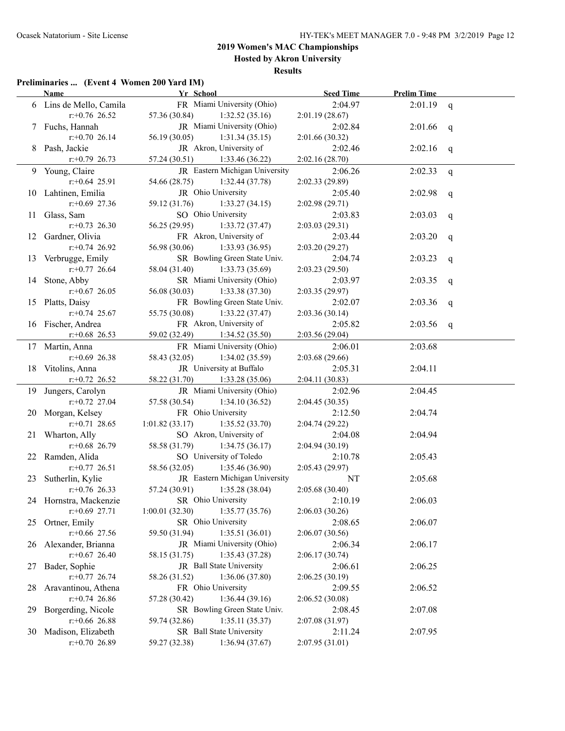# 2019 Women's MAC Championships

## Hosted by Akron University

### Results

**Preliminaries ... (Event 4 Women 200 Yard IM)**

| | Name | Yr | School | Seed Time | Prelim Time | |
|---|---|---|---|---|---|---|
| 6 | Lins de Mello, Camila | FR | Miami University (Ohio) | 2:04.97 | 2:01.19 | q |
| | r:+0.76 26.52 | 57.36 (30.84) | 1:32.52 (35.16) | 2:01.19 (28.67) | | |
| 7 | Fuchs, Hannah | JR | Miami University (Ohio) | 2:02.84 | 2:01.66 | q |
| | r:+0.70 26.14 | 56.19 (30.05) | 1:31.34 (35.15) | 2:01.66 (30.32) | | |
| 8 | Pash, Jackie | JR | Akron, University of | 2:02.46 | 2:02.16 | q |
| | r:+0.79 26.73 | 57.24 (30.51) | 1:33.46 (36.22) | 2:02.16 (28.70) | | |
| 9 | Young, Claire | JR | Eastern Michigan University | 2:06.26 | 2:02.33 | q |
| | r:+0.64 25.91 | 54.66 (28.75) | 1:32.44 (37.78) | 2:02.33 (29.89) | | |
| 10 | Lahtinen, Emilia | JR | Ohio University | 2:05.40 | 2:02.98 | q |
| | r:+0.69 27.36 | 59.12 (31.76) | 1:33.27 (34.15) | 2:02.98 (29.71) | | |
| 11 | Glass, Sam | SO | Ohio University | 2:03.83 | 2:03.03 | q |
| | r:+0.73 26.30 | 56.25 (29.95) | 1:33.72 (37.47) | 2:03.03 (29.31) | | |
| 12 | Gardner, Olivia | FR | Akron, University of | 2:03.44 | 2:03.20 | q |
| | r:+0.74 26.92 | 56.98 (30.06) | 1:33.93 (36.95) | 2:03.20 (29.27) | | |
| 13 | Verbrugge, Emily | SR | Bowling Green State Univ. | 2:04.74 | 2:03.23 | q |
| | r:+0.77 26.64 | 58.04 (31.40) | 1:33.73 (35.69) | 2:03.23 (29.50) | | |
| 14 | Stone, Abby | SR | Miami University (Ohio) | 2:03.97 | 2:03.35 | q |
| | r:+0.67 26.05 | 56.08 (30.03) | 1:33.38 (37.30) | 2:03.35 (29.97) | | |
| 15 | Platts, Daisy | FR | Bowling Green State Univ. | 2:02.07 | 2:03.36 | q |
| | r:+0.74 25.67 | 55.75 (30.08) | 1:33.22 (37.47) | 2:03.36 (30.14) | | |
| 16 | Fischer, Andrea | FR | Akron, University of | 2:05.82 | 2:03.56 | q |
| | r:+0.68 26.53 | 59.02 (32.49) | 1:34.52 (35.50) | 2:03.56 (29.04) | | |
| 17 | Martin, Anna | FR | Miami University (Ohio) | 2:06.01 | 2:03.68 | |
| | r:+0.69 26.38 | 58.43 (32.05) | 1:34.02 (35.59) | 2:03.68 (29.66) | | |
| 18 | Vitolins, Anna | JR | University at Buffalo | 2:05.31 | 2:04.11 | |
| | r:+0.72 26.52 | 58.22 (31.70) | 1:33.28 (35.06) | 2:04.11 (30.83) | | |
| 19 | Jungers, Carolyn | JR | Miami University (Ohio) | 2:02.96 | 2:04.45 | |
| | r:+0.72 27.04 | 57.58 (30.54) | 1:34.10 (36.52) | 2:04.45 (30.35) | | |
| 20 | Morgan, Kelsey | FR | Ohio University | 2:12.50 | 2:04.74 | |
| | r:+0.71 28.65 | 1:01.82 (33.17) | 1:35.52 (33.70) | 2:04.74 (29.22) | | |
| 21 | Wharton, Ally | SO | Akron, University of | 2:04.08 | 2:04.94 | |
| | r:+0.68 26.79 | 58.58 (31.79) | 1:34.75 (36.17) | 2:04.94 (30.19) | | |
| 22 | Ramden, Alida | SO | University of Toledo | 2:10.78 | 2:05.43 | |
| | r:+0.77 26.51 | 58.56 (32.05) | 1:35.46 (36.90) | 2:05.43 (29.97) | | |
| 23 | Sutherlin, Kylie | JR | Eastern Michigan University | NT | 2:05.68 | |
| | r:+0.76 26.33 | 57.24 (30.91) | 1:35.28 (38.04) | 2:05.68 (30.40) | | |
| 24 | Hornstra, Mackenzie | SR | Ohio University | 2:10.19 | 2:06.03 | |
| | r:+0.69 27.71 | 1:00.01 (32.30) | 1:35.77 (35.76) | 2:06.03 (30.26) | | |
| 25 | Ortner, Emily | SR | Ohio University | 2:08.65 | 2:06.07 | |
| | r:+0.66 27.56 | 59.50 (31.94) | 1:35.51 (36.01) | 2:06.07 (30.56) | | |
| 26 | Alexander, Brianna | JR | Miami University (Ohio) | 2:06.34 | 2:06.17 | |
| | r:+0.67 26.40 | 58.15 (31.75) | 1:35.43 (37.28) | 2:06.17 (30.74) | | |
| 27 | Bader, Sophie | JR | Ball State University | 2:06.61 | 2:06.25 | |
| | r:+0.77 26.74 | 58.26 (31.52) | 1:36.06 (37.80) | 2:06.25 (30.19) | | |
| 28 | Aravantinou, Athena | FR | Ohio University | 2:09.55 | 2:06.52 | |
| | r:+0.74 26.86 | 57.28 (30.42) | 1:36.44 (39.16) | 2:06.52 (30.08) | | |
| 29 | Borgerding, Nicole | SR | Bowling Green State Univ. | 2:08.45 | 2:07.08 | |
| | r:+0.66 26.88 | 59.74 (32.86) | 1:35.11 (35.37) | 2:07.08 (31.97) | | |
| 30 | Madison, Elizabeth | SR | Ball State University | 2:11.24 | 2:07.95 | |
| | r:+0.70 26.89 | 59.27 (32.38) | 1:36.94 (37.67) | 2:07.95 (31.01) | | |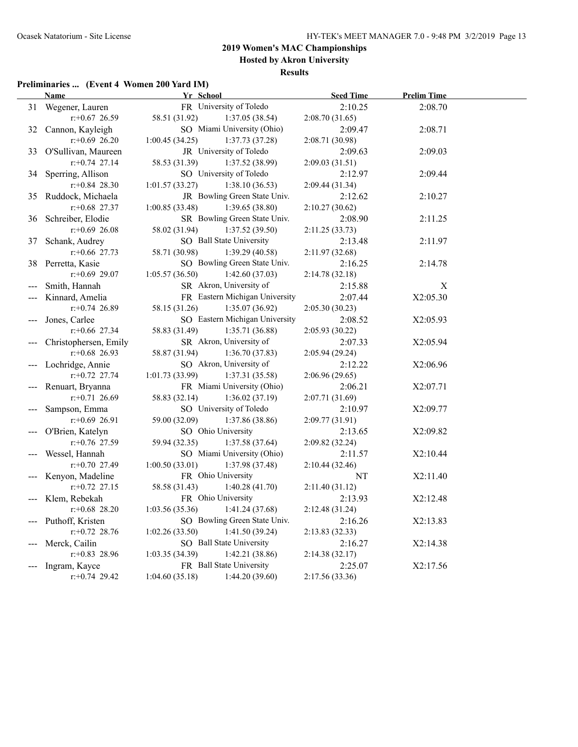## 2019 Women's MAC Championships

**Hosted by Akron University**

**Results**

### Preliminaries ... (Event 4 Women 200 Yard IM)

| | Name | Yr | School | Seed Time | Prelim Time |
|---|---|---|---|---|---|
| 31 | Wegener, Lauren | FR | University of Toledo | 2:10.25 | 2:08.70 |
| | r:+0.67 26.59 | 58.51 (31.92) | 1:37.05 (38.54) | 2:08.70 (31.65) | |
| 32 | Cannon, Kayleigh | SO | Miami University (Ohio) | 2:09.47 | 2:08.71 |
| | r:+0.69 26.20 | 1:00.45 (34.25) | 1:37.73 (37.28) | 2:08.71 (30.98) | |
| 33 | O'Sullivan, Maureen | JR | University of Toledo | 2:09.63 | 2:09.03 |
| | r:+0.74 27.14 | 58.53 (31.39) | 1:37.52 (38.99) | 2:09.03 (31.51) | |
| 34 | Sperring, Allison | SO | University of Toledo | 2:12.97 | 2:09.44 |
| | r:+0.84 28.30 | 1:01.57 (33.27) | 1:38.10 (36.53) | 2:09.44 (31.34) | |
| 35 | Ruddock, Michaela | JR | Bowling Green State Univ. | 2:12.62 | 2:10.27 |
| | r:+0.68 27.37 | 1:00.85 (33.48) | 1:39.65 (38.80) | 2:10.27 (30.62) | |
| 36 | Schreiber, Elodie | SR | Bowling Green State Univ. | 2:08.90 | 2:11.25 |
| | r:+0.69 26.08 | 58.02 (31.94) | 1:37.52 (39.50) | 2:11.25 (33.73) | |
| 37 | Schank, Audrey | SO | Ball State University | 2:13.48 | 2:11.97 |
| | r:+0.66 27.73 | 58.71 (30.98) | 1:39.29 (40.58) | 2:11.97 (32.68) | |
| 38 | Perretta, Kasie | SO | Bowling Green State Univ. | 2:16.25 | 2:14.78 |
| | r:+0.69 29.07 | 1:05.57 (36.50) | 1:42.60 (37.03) | 2:14.78 (32.18) | |
| --- | Smith, Hannah | SR | Akron, University of | 2:15.88 | X |
| --- | Kinnard, Amelia | FR | Eastern Michigan University | 2:07.44 | X2:05.30 |
| | r:+0.74 26.89 | 58.15 (31.26) | 1:35.07 (36.92) | 2:05.30 (30.23) | |
| --- | Jones, Carlee | SO | Eastern Michigan University | 2:08.52 | X2:05.93 |
| | r:+0.66 27.34 | 58.83 (31.49) | 1:35.71 (36.88) | 2:05.93 (30.22) | |
| --- | Christophersen, Emily | SR | Akron, University of | 2:07.33 | X2:05.94 |
| | r:+0.68 26.93 | 58.87 (31.94) | 1:36.70 (37.83) | 2:05.94 (29.24) | |
| --- | Lochridge, Annie | SO | Akron, University of | 2:12.22 | X2:06.96 |
| | r:+0.72 27.74 | 1:01.73 (33.99) | 1:37.31 (35.58) | 2:06.96 (29.65) | |
| --- | Renuart, Bryanna | FR | Miami University (Ohio) | 2:06.21 | X2:07.71 |
| | r:+0.71 26.69 | 58.83 (32.14) | 1:36.02 (37.19) | 2:07.71 (31.69) | |
| --- | Sampson, Emma | SO | University of Toledo | 2:10.97 | X2:09.77 |
| | r:+0.69 26.91 | 59.00 (32.09) | 1:37.86 (38.86) | 2:09.77 (31.91) | |
| --- | O'Brien, Katelyn | SO | Ohio University | 2:13.65 | X2:09.82 |
| | r:+0.76 27.59 | 59.94 (32.35) | 1:37.58 (37.64) | 2:09.82 (32.24) | |
| --- | Wessel, Hannah | SO | Miami University (Ohio) | 2:11.57 | X2:10.44 |
| | r:+0.70 27.49 | 1:00.50 (33.01) | 1:37.98 (37.48) | 2:10.44 (32.46) | |
| --- | Kenyon, Madeline | FR | Ohio University | NT | X2:11.40 |
| | r:+0.72 27.15 | 58.58 (31.43) | 1:40.28 (41.70) | 2:11.40 (31.12) | |
| --- | Klem, Rebekah | FR | Ohio University | 2:13.93 | X2:12.48 |
| | r:+0.68 28.20 | 1:03.56 (35.36) | 1:41.24 (37.68) | 2:12.48 (31.24) | |
| --- | Puthoff, Kristen | SO | Bowling Green State Univ. | 2:16.26 | X2:13.83 |
| | r:+0.72 28.76 | 1:02.26 (33.50) | 1:41.50 (39.24) | 2:13.83 (32.33) | |
| --- | Merck, Cailin | SO | Ball State University | 2:16.27 | X2:14.38 |
| | r:+0.83 28.96 | 1:03.35 (34.39) | 1:42.21 (38.86) | 2:14.38 (32.17) | |
| --- | Ingram, Kayce | FR | Ball State University | 2:25.07 | X2:17.56 |
| | r:+0.74 29.42 | 1:04.60 (35.18) | 1:44.20 (39.60) | 2:17.56 (33.36) | |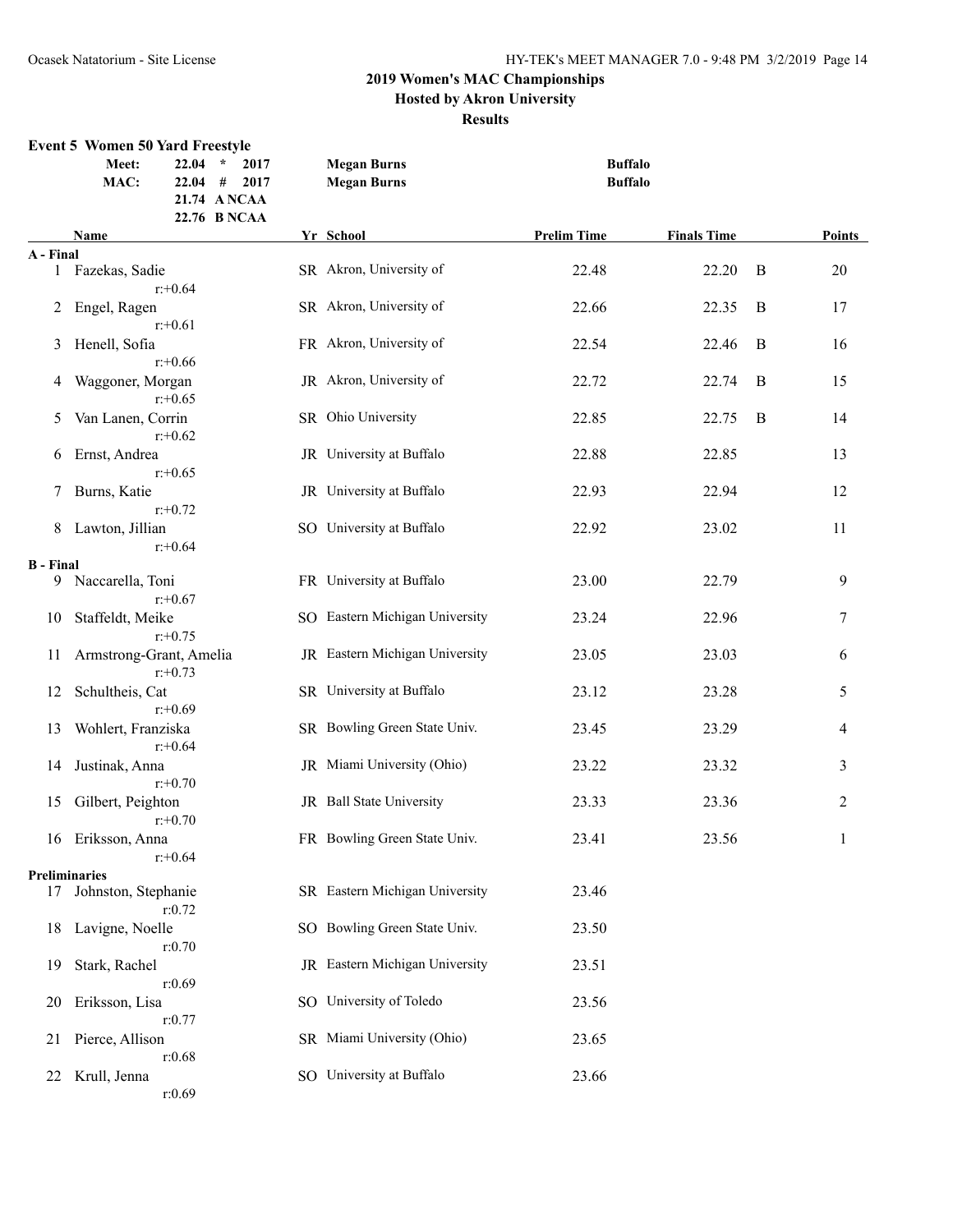## 2019 Women's MAC Championships
## Hosted by Akron University
## Results

### Event 5 Women 50 Yard Freestyle

| | | | | |
|---|---|---|---|---|
| Meet: | 22.04 * | 2017 | Megan Burns | Buffalo |
| MAC: | 22.04 # | 2017 | Megan Burns | Buffalo |
| | 21.74 | A NCAA | | |
| | 22.76 | B NCAA | | |

| | Name | Yr | School | Prelim Time | Finals Time | | Points |
|---|---|---|---|---|---|---|---|
| **A - Final** | | | | | | | |
| 1 | Fazekas, Sadie r:+0.64 | SR | Akron, University of | 22.48 | 22.20 | B | 20 |
| 2 | Engel, Ragen r:+0.61 | SR | Akron, University of | 22.66 | 22.35 | B | 17 |
| 3 | Henell, Sofia r:+0.66 | FR | Akron, University of | 22.54 | 22.46 | B | 16 |
| 4 | Waggoner, Morgan r:+0.65 | JR | Akron, University of | 22.72 | 22.74 | B | 15 |
| 5 | Van Lanen, Corrin r:+0.62 | SR | Ohio University | 22.85 | 22.75 | B | 14 |
| 6 | Ernst, Andrea r:+0.65 | JR | University at Buffalo | 22.88 | 22.85 | | 13 |
| 7 | Burns, Katie r:+0.72 | JR | University at Buffalo | 22.93 | 22.94 | | 12 |
| 8 | Lawton, Jillian r:+0.64 | SO | University at Buffalo | 22.92 | 23.02 | | 11 |
| **B - Final** | | | | | | | |
| 9 | Naccarella, Toni r:+0.67 | FR | University at Buffalo | 23.00 | 22.79 | | 9 |
| 10 | Staffeldt, Meike r:+0.75 | SO | Eastern Michigan University | 23.24 | 22.96 | | 7 |
| 11 | Armstrong-Grant, Amelia r:+0.73 | JR | Eastern Michigan University | 23.05 | 23.03 | | 6 |
| 12 | Schultheis, Cat r:+0.69 | SR | University at Buffalo | 23.12 | 23.28 | | 5 |
| 13 | Wohlert, Franziska r:+0.64 | SR | Bowling Green State Univ. | 23.45 | 23.29 | | 4 |
| 14 | Justinak, Anna r:+0.70 | JR | Miami University (Ohio) | 23.22 | 23.32 | | 3 |
| 15 | Gilbert, Peighton r:+0.70 | JR | Ball State University | 23.33 | 23.36 | | 2 |
| 16 | Eriksson, Anna r:+0.64 | FR | Bowling Green State Univ. | 23.41 | 23.56 | | 1 |
| **Preliminaries** | | | | | | | |
| 17 | Johnston, Stephanie r:0.72 | SR | Eastern Michigan University | 23.46 | | | |
| 18 | Lavigne, Noelle r:0.70 | SO | Bowling Green State Univ. | 23.50 | | | |
| 19 | Stark, Rachel r:0.69 | JR | Eastern Michigan University | 23.51 | | | |
| 20 | Eriksson, Lisa r:0.77 | SO | University of Toledo | 23.56 | | | |
| 21 | Pierce, Allison r:0.68 | SR | Miami University (Ohio) | 23.65 | | | |
| 22 | Krull, Jenna r:0.69 | SO | University at Buffalo | 23.66 | | | |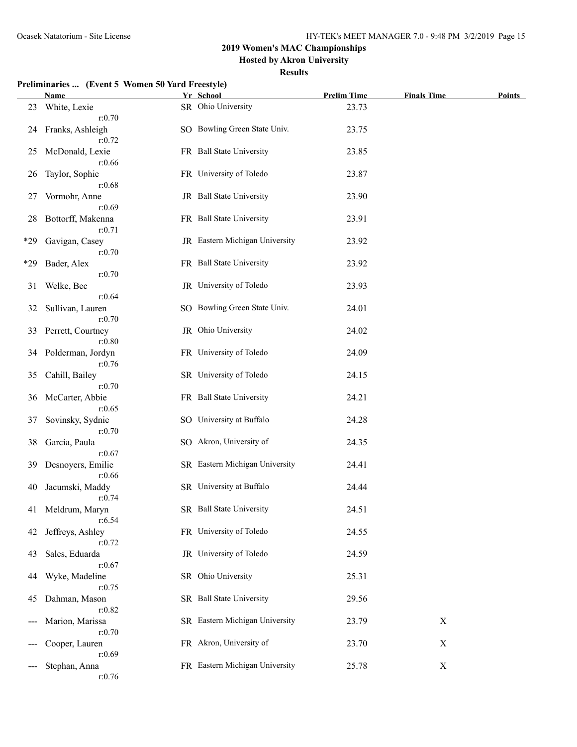## 2019 Women's MAC Championships

### Hosted by Akron University

### Results

**Preliminaries ... (Event 5 Women 50 Yard Freestyle)**

| | Name | Yr | School | Prelim Time | Finals Time | Points |
|---|---|---|---|---|---|---|
| 23 | White, Lexie | SR | Ohio University | 23.73 | | |
| | r:0.70 | | | | | |
| 24 | Franks, Ashleigh | SO | Bowling Green State Univ. | 23.75 | | |
| | r:0.72 | | | | | |
| 25 | McDonald, Lexie | FR | Ball State University | 23.85 | | |
| | r:0.66 | | | | | |
| 26 | Taylor, Sophie | FR | University of Toledo | 23.87 | | |
| | r:0.68 | | | | | |
| 27 | Vormohr, Anne | JR | Ball State University | 23.90 | | |
| | r:0.69 | | | | | |
| 28 | Bottorff, Makenna | FR | Ball State University | 23.91 | | |
| | r:0.71 | | | | | |
| *29 | Gavigan, Casey | JR | Eastern Michigan University | 23.92 | | |
| | r:0.70 | | | | | |
| *29 | Bader, Alex | FR | Ball State University | 23.92 | | |
| | r:0.70 | | | | | |
| 31 | Welke, Bec | JR | University of Toledo | 23.93 | | |
| | r:0.64 | | | | | |
| 32 | Sullivan, Lauren | SO | Bowling Green State Univ. | 24.01 | | |
| | r:0.70 | | | | | |
| 33 | Perrett, Courtney | JR | Ohio University | 24.02 | | |
| | r:0.80 | | | | | |
| 34 | Polderman, Jordyn | FR | University of Toledo | 24.09 | | |
| | r:0.76 | | | | | |
| 35 | Cahill, Bailey | SR | University of Toledo | 24.15 | | |
| | r:0.70 | | | | | |
| 36 | McCarter, Abbie | FR | Ball State University | 24.21 | | |
| | r:0.65 | | | | | |
| 37 | Sovinsky, Sydnie | SO | University at Buffalo | 24.28 | | |
| | r:0.70 | | | | | |
| 38 | Garcia, Paula | SO | Akron, University of | 24.35 | | |
| | r:0.67 | | | | | |
| 39 | Desnoyers, Emilie | SR | Eastern Michigan University | 24.41 | | |
| | r:0.66 | | | | | |
| 40 | Jacumski, Maddy | SR | University at Buffalo | 24.44 | | |
| | r:0.74 | | | | | |
| 41 | Meldrum, Maryn | SR | Ball State University | 24.51 | | |
| | r:6.54 | | | | | |
| 42 | Jeffreys, Ashley | FR | University of Toledo | 24.55 | | |
| | r:0.72 | | | | | |
| 43 | Sales, Eduarda | JR | University of Toledo | 24.59 | | |
| | r:0.67 | | | | | |
| 44 | Wyke, Madeline | SR | Ohio University | 25.31 | | |
| | r:0.75 | | | | | |
| 45 | Dahman, Mason | SR | Ball State University | 29.56 | | |
| | r:0.82 | | | | | |
| --- | Marion, Marissa | SR | Eastern Michigan University | 23.79 | X | |
| | r:0.70 | | | | | |
| --- | Cooper, Lauren | FR | Akron, University of | 23.70 | X | |
| | r:0.69 | | | | | |
| --- | Stephan, Anna | FR | Eastern Michigan University | 25.78 | X | |
| | r:0.76 | | | | | |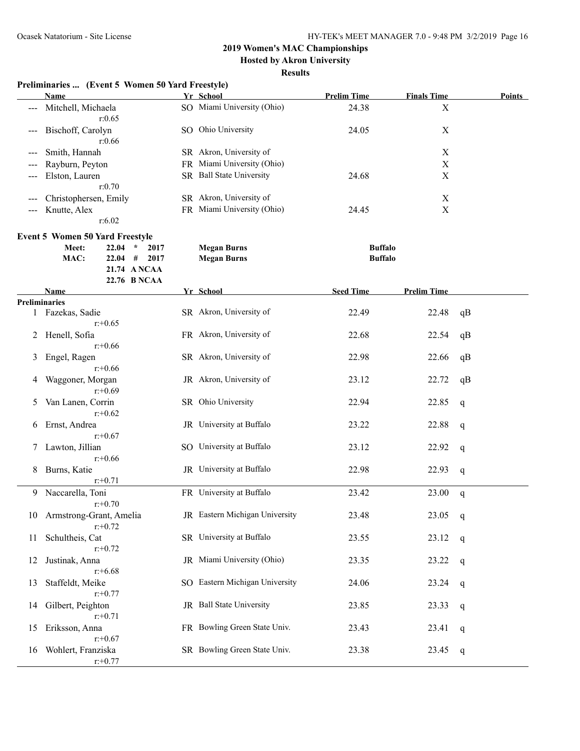## 2019 Women's MAC Championships

### Hosted by Akron University

### Results

**Preliminaries ... (Event 5 Women 50 Yard Freestyle)**

| | Name | Yr | School | Prelim Time | Finals Time | Points |
|---|---|---|---|---|---|---|
| --- | Mitchell, Michaela r:0.65 | SO | Miami University (Ohio) | 24.38 | X | |
| --- | Bischoff, Carolyn r:0.66 | SO | Ohio University | 24.05 | X | |
| --- | Smith, Hannah | SR | Akron, University of | | X | |
| --- | Rayburn, Peyton | FR | Miami University (Ohio) | | X | |
| --- | Elston, Lauren r:0.70 | SR | Ball State University | 24.68 | X | |
| --- | Christophersen, Emily | SR | Akron, University of | | X | |
| --- | Knutte, Alex r:6.02 | FR | Miami University (Ohio) | 24.45 | X | |

**Event 5 Women 50 Yard Freestyle**

| | | | | |
|---|---|---|---|---|
| Meet: | 22.04 * 2017 | Megan Burns | Buffalo |
| MAC: | 22.04 # 2017 | Megan Burns | Buffalo |
| | 21.74 A NCAA | | |
| | 22.76 B NCAA | | |

| | Name | Yr | School | Seed Time | Prelim Time | |
|---|---|---|---|---|---|---|
| **Preliminaries** | | | | | | |
| 1 | Fazekas, Sadie r:+0.65 | SR | Akron, University of | 22.49 | 22.48 | qB |
| 2 | Henell, Sofia r:+0.66 | FR | Akron, University of | 22.68 | 22.54 | qB |
| 3 | Engel, Ragen r:+0.66 | SR | Akron, University of | 22.98 | 22.66 | qB |
| 4 | Waggoner, Morgan r:+0.69 | JR | Akron, University of | 23.12 | 22.72 | qB |
| 5 | Van Lanen, Corrin r:+0.62 | SR | Ohio University | 22.94 | 22.85 | q |
| 6 | Ernst, Andrea r:+0.67 | JR | University at Buffalo | 23.22 | 22.88 | q |
| 7 | Lawton, Jillian r:+0.66 | SO | University at Buffalo | 23.12 | 22.92 | q |
| 8 | Burns, Katie r:+0.71 | JR | University at Buffalo | 22.98 | 22.93 | q |
| 9 | Naccarella, Toni r:+0.70 | FR | University at Buffalo | 23.42 | 23.00 | q |
| 10 | Armstrong-Grant, Amelia r:+0.72 | JR | Eastern Michigan University | 23.48 | 23.05 | q |
| 11 | Schultheis, Cat r:+0.72 | SR | University at Buffalo | 23.55 | 23.12 | q |
| 12 | Justinak, Anna r:+6.68 | JR | Miami University (Ohio) | 23.35 | 23.22 | q |
| 13 | Staffeldt, Meike r:+0.77 | SO | Eastern Michigan University | 24.06 | 23.24 | q |
| 14 | Gilbert, Peighton r:+0.71 | JR | Ball State University | 23.85 | 23.33 | q |
| 15 | Eriksson, Anna r:+0.67 | FR | Bowling Green State Univ. | 23.43 | 23.41 | q |
| 16 | Wohlert, Franziska r:+0.77 | SR | Bowling Green State Univ. | 23.38 | 23.45 | q |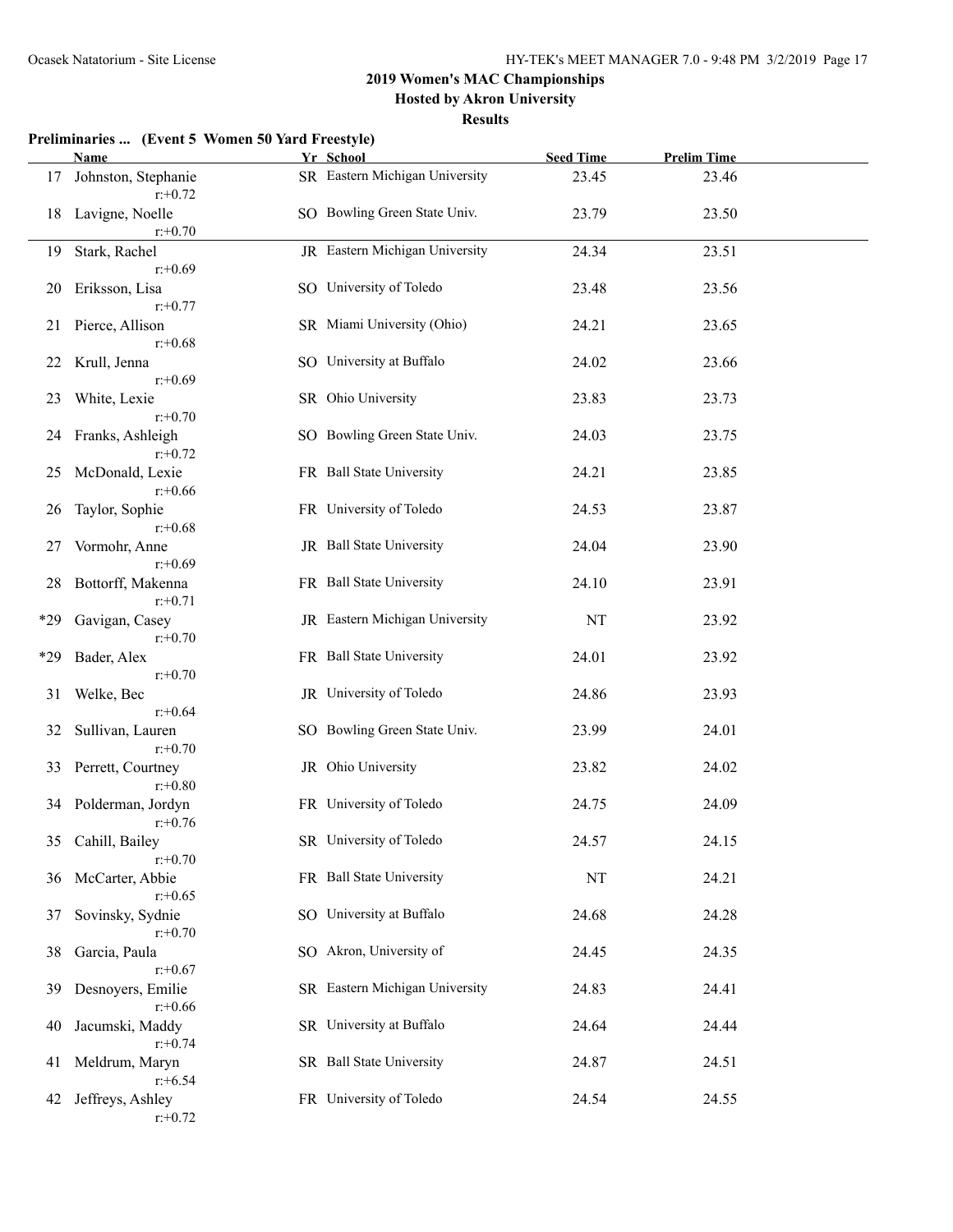**2019 Women's MAC Championships**

**Hosted by Akron University**

**Results**

**Preliminaries ... (Event 5 Women 50 Yard Freestyle)**

| | Name | Yr | School | Seed Time | Prelim Time |
|---|---|---|---|---|---|
| 17 | Johnston, Stephanie r:+0.72 | SR | Eastern Michigan University | 23.45 | 23.46 |
| 18 | Lavigne, Noelle r:+0.70 | SO | Bowling Green State Univ. | 23.79 | 23.50 |
| 19 | Stark, Rachel r:+0.69 | JR | Eastern Michigan University | 24.34 | 23.51 |
| 20 | Eriksson, Lisa r:+0.77 | SO | University of Toledo | 23.48 | 23.56 |
| 21 | Pierce, Allison r:+0.68 | SR | Miami University (Ohio) | 24.21 | 23.65 |
| 22 | Krull, Jenna r:+0.69 | SO | University at Buffalo | 24.02 | 23.66 |
| 23 | White, Lexie r:+0.70 | SR | Ohio University | 23.83 | 23.73 |
| 24 | Franks, Ashleigh r:+0.72 | SO | Bowling Green State Univ. | 24.03 | 23.75 |
| 25 | McDonald, Lexie r:+0.66 | FR | Ball State University | 24.21 | 23.85 |
| 26 | Taylor, Sophie r:+0.68 | FR | University of Toledo | 24.53 | 23.87 |
| 27 | Vormohr, Anne r:+0.69 | JR | Ball State University | 24.04 | 23.90 |
| 28 | Bottorff, Makenna r:+0.71 | FR | Ball State University | 24.10 | 23.91 |
| *29 | Gavigan, Casey r:+0.70 | JR | Eastern Michigan University | NT | 23.92 |
| *29 | Bader, Alex r:+0.70 | FR | Ball State University | 24.01 | 23.92 |
| 31 | Welke, Bec r:+0.64 | JR | University of Toledo | 24.86 | 23.93 |
| 32 | Sullivan, Lauren r:+0.70 | SO | Bowling Green State Univ. | 23.99 | 24.01 |
| 33 | Perrett, Courtney r:+0.80 | JR | Ohio University | 23.82 | 24.02 |
| 34 | Polderman, Jordyn r:+0.76 | FR | University of Toledo | 24.75 | 24.09 |
| 35 | Cahill, Bailey r:+0.70 | SR | University of Toledo | 24.57 | 24.15 |
| 36 | McCarter, Abbie r:+0.65 | FR | Ball State University | NT | 24.21 |
| 37 | Sovinsky, Sydnie r:+0.70 | SO | University at Buffalo | 24.68 | 24.28 |
| 38 | Garcia, Paula r:+0.67 | SO | Akron, University of | 24.45 | 24.35 |
| 39 | Desnoyers, Emilie r:+0.66 | SR | Eastern Michigan University | 24.83 | 24.41 |
| 40 | Jacumski, Maddy r:+0.74 | SR | University at Buffalo | 24.64 | 24.44 |
| 41 | Meldrum, Maryn r:+6.54 | SR | Ball State University | 24.87 | 24.51 |
| 42 | Jeffreys, Ashley r:+0.72 | FR | University of Toledo | 24.54 | 24.55 |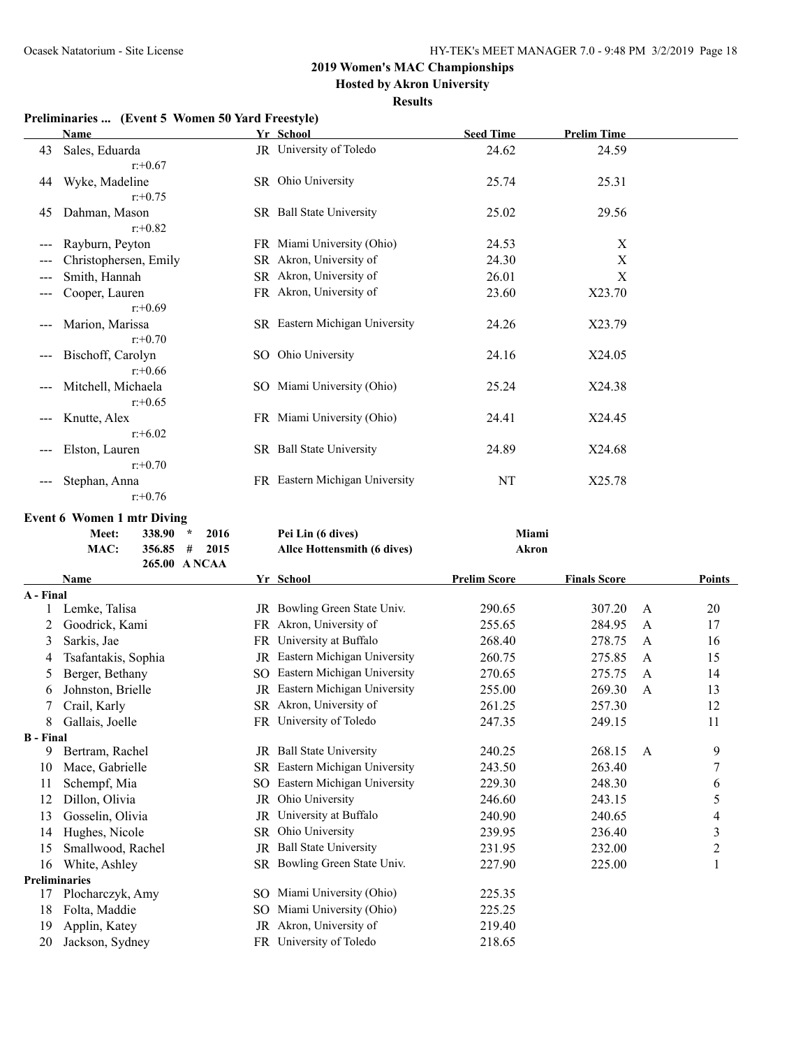## 2019 Women's MAC Championships

**Hosted by Akron University**

**Results**

### Preliminaries ... (Event 5 Women 50 Yard Freestyle)

| | Name | Yr | School | Seed Time | Prelim Time |
|---|---|---|---|---|---|
| 43 | Sales, Eduarda<br>r:+0.67 | JR | University of Toledo | 24.62 | 24.59 |
| 44 | Wyke, Madeline<br>r:+0.75 | SR | Ohio University | 25.74 | 25.31 |
| 45 | Dahman, Mason<br>r:+0.82 | SR | Ball State University | 25.02 | 29.56 |
| --- | Rayburn, Peyton | FR | Miami University (Ohio) | 24.53 | X |
| --- | Christophersen, Emily | SR | Akron, University of | 24.30 | X |
| --- | Smith, Hannah | SR | Akron, University of | 26.01 | X |
| --- | Cooper, Lauren<br>r:+0.69 | FR | Akron, University of | 23.60 | X23.70 |
| --- | Marion, Marissa<br>r:+0.70 | SR | Eastern Michigan University | 24.26 | X23.79 |
| --- | Bischoff, Carolyn<br>r:+0.66 | SO | Ohio University | 24.16 | X24.05 |
| --- | Mitchell, Michaela<br>r:+0.65 | SO | Miami University (Ohio) | 25.24 | X24.38 |
| --- | Knutte, Alex<br>r:+6.02 | FR | Miami University (Ohio) | 24.41 | X24.45 |
| --- | Elston, Lauren<br>r:+0.70 | SR | Ball State University | 24.89 | X24.68 |
| --- | Stephan, Anna<br>r:+0.76 | FR | Eastern Michigan University | NT | X25.78 |

### Event 6 Women 1 mtr Diving

| | Score | | Year | Record Holder | Team |
|---|---|---|---|---|---|
| **Meet:** | **338.90** | * | **2016** | **Pei Lin (6 dives)** | **Miami** |
| **MAC:** | **356.85** | # | **2015** | **Allce Hottensmith (6 dives)** | **Akron** |
| | **265.00** | **A NCAA** | | | |

| | Name | Yr | School | Prelim Score | Finals Score | | Points |
|---|---|---|---|---|---|---|---|
| **A - Final** | | | | | | | |
| 1 | Lemke, Talisa | JR | Bowling Green State Univ. | 290.65 | 307.20 | A | 20 |
| 2 | Goodrick, Kami | FR | Akron, University of | 255.65 | 284.95 | A | 17 |
| 3 | Sarkis, Jae | FR | University at Buffalo | 268.40 | 278.75 | A | 16 |
| 4 | Tsafantakis, Sophia | JR | Eastern Michigan University | 260.75 | 275.85 | A | 15 |
| 5 | Berger, Bethany | SO | Eastern Michigan University | 270.65 | 275.75 | A | 14 |
| 6 | Johnston, Brielle | JR | Eastern Michigan University | 255.00 | 269.30 | A | 13 |
| 7 | Crail, Karly | SR | Akron, University of | 261.25 | 257.30 | | 12 |
| 8 | Gallais, Joelle | FR | University of Toledo | 247.35 | 249.15 | | 11 |
| **B - Final** | | | | | | | |
| 9 | Bertram, Rachel | JR | Ball State University | 240.25 | 268.15 | A | 9 |
| 10 | Mace, Gabrielle | SR | Eastern Michigan University | 243.50 | 263.40 | | 7 |
| 11 | Schempf, Mia | SO | Eastern Michigan University | 229.30 | 248.30 | | 6 |
| 12 | Dillon, Olivia | JR | Ohio University | 246.60 | 243.15 | | 5 |
| 13 | Gosselin, Olivia | JR | University at Buffalo | 240.90 | 240.65 | | 4 |
| 14 | Hughes, Nicole | SR | Ohio University | 239.95 | 236.40 | | 3 |
| 15 | Smallwood, Rachel | JR | Ball State University | 231.95 | 232.00 | | 2 |
| 16 | White, Ashley | SR | Bowling Green State Univ. | 227.90 | 225.00 | | 1 |
| **Preliminaries** | | | | | | | |
| 17 | Plocharczyk, Amy | SO | Miami University (Ohio) | 225.35 | | | |
| 18 | Folta, Maddie | SO | Miami University (Ohio) | 225.25 | | | |
| 19 | Applin, Katey | JR | Akron, University of | 219.40 | | | |
| 20 | Jackson, Sydney | FR | University of Toledo | 218.65 | | | |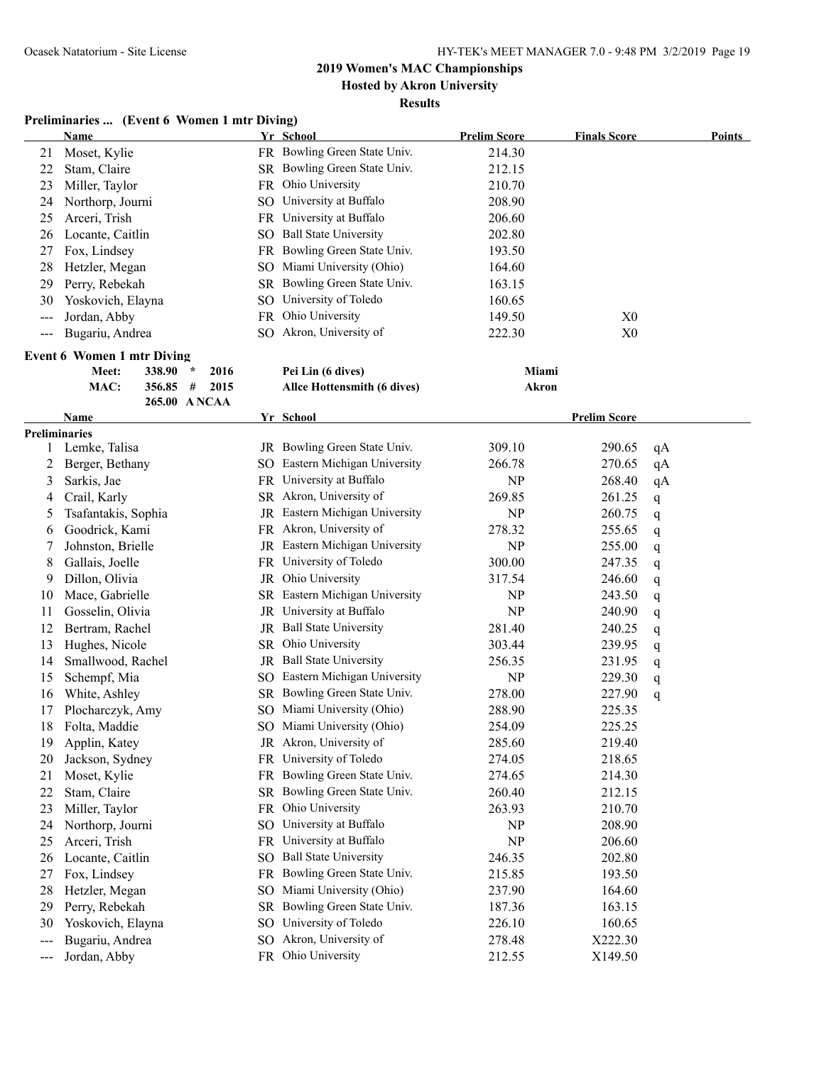## 2019 Women's MAC Championships

**Hosted by Akron University**

**Results**

### Preliminaries ... (Event 6 Women 1 mtr Diving)

| | Name | Yr | School | Prelim Score | Finals Score | Points |
|---|---|---|---|---|---|---|
| 21 | Moset, Kylie | FR | Bowling Green State Univ. | 214.30 | | |
| 22 | Stam, Claire | SR | Bowling Green State Univ. | 212.15 | | |
| 23 | Miller, Taylor | FR | Ohio University | 210.70 | | |
| 24 | Northorp, Journi | SO | University at Buffalo | 208.90 | | |
| 25 | Arceri, Trish | FR | University at Buffalo | 206.60 | | |
| 26 | Locante, Caitlin | SO | Ball State University | 202.80 | | |
| 27 | Fox, Lindsey | FR | Bowling Green State Univ. | 193.50 | | |
| 28 | Hetzler, Megan | SO | Miami University (Ohio) | 164.60 | | |
| 29 | Perry, Rebekah | SR | Bowling Green State Univ. | 163.15 | | |
| 30 | Yoskovich, Elayna | SO | University of Toledo | 160.65 | | |
| --- | Jordan, Abby | FR | Ohio University | 149.50 | X0 | |
| --- | Bugariu, Andrea | SO | Akron, University of | 222.30 | X0 | |

### Event 6 Women 1 mtr Diving

| | | | | |
|---|---|---|---|---|
| Meet: | 338.90 * | 2016 | Pei Lin (6 dives) | Miami |
| MAC: | 356.85 # | 2015 | Allce Hottensmith (6 dives) | Akron |
| | 265.00 A NCAA | | | |

| | Name | Yr | School | | Prelim Score | |
|---|---|---|---|---|---|---|
| **Preliminaries** | | | | | | |
| 1 | Lemke, Talisa | JR | Bowling Green State Univ. | 309.10 | 290.65 | qA |
| 2 | Berger, Bethany | SO | Eastern Michigan University | 266.78 | 270.65 | qA |
| 3 | Sarkis, Jae | FR | University at Buffalo | NP | 268.40 | qA |
| 4 | Crail, Karly | SR | Akron, University of | 269.85 | 261.25 | q |
| 5 | Tsafantakis, Sophia | JR | Eastern Michigan University | NP | 260.75 | q |
| 6 | Goodrick, Kami | FR | Akron, University of | 278.32 | 255.65 | q |
| 7 | Johnston, Brielle | JR | Eastern Michigan University | NP | 255.00 | q |
| 8 | Gallais, Joelle | FR | University of Toledo | 300.00 | 247.35 | q |
| 9 | Dillon, Olivia | JR | Ohio University | 317.54 | 246.60 | q |
| 10 | Mace, Gabrielle | SR | Eastern Michigan University | NP | 243.50 | q |
| 11 | Gosselin, Olivia | JR | University at Buffalo | NP | 240.90 | q |
| 12 | Bertram, Rachel | JR | Ball State University | 281.40 | 240.25 | q |
| 13 | Hughes, Nicole | SR | Ohio University | 303.44 | 239.95 | q |
| 14 | Smallwood, Rachel | JR | Ball State University | 256.35 | 231.95 | q |
| 15 | Schempf, Mia | SO | Eastern Michigan University | NP | 229.30 | q |
| 16 | White, Ashley | SR | Bowling Green State Univ. | 278.00 | 227.90 | q |
| 17 | Plocharczyk, Amy | SO | Miami University (Ohio) | 288.90 | 225.35 | |
| 18 | Folta, Maddie | SO | Miami University (Ohio) | 254.09 | 225.25 | |
| 19 | Applin, Katey | JR | Akron, University of | 285.60 | 219.40 | |
| 20 | Jackson, Sydney | FR | University of Toledo | 274.05 | 218.65 | |
| 21 | Moset, Kylie | FR | Bowling Green State Univ. | 274.65 | 214.30 | |
| 22 | Stam, Claire | SR | Bowling Green State Univ. | 260.40 | 212.15 | |
| 23 | Miller, Taylor | FR | Ohio University | 263.93 | 210.70 | |
| 24 | Northorp, Journi | SO | University at Buffalo | NP | 208.90 | |
| 25 | Arceri, Trish | FR | University at Buffalo | NP | 206.60 | |
| 26 | Locante, Caitlin | SO | Ball State University | 246.35 | 202.80 | |
| 27 | Fox, Lindsey | FR | Bowling Green State Univ. | 215.85 | 193.50 | |
| 28 | Hetzler, Megan | SO | Miami University (Ohio) | 237.90 | 164.60 | |
| 29 | Perry, Rebekah | SR | Bowling Green State Univ. | 187.36 | 163.15 | |
| 30 | Yoskovich, Elayna | SO | University of Toledo | 226.10 | 160.65 | |
| --- | Bugariu, Andrea | SO | Akron, University of | 278.48 | X222.30 | |
| --- | Jordan, Abby | FR | Ohio University | 212.55 | X149.50 | |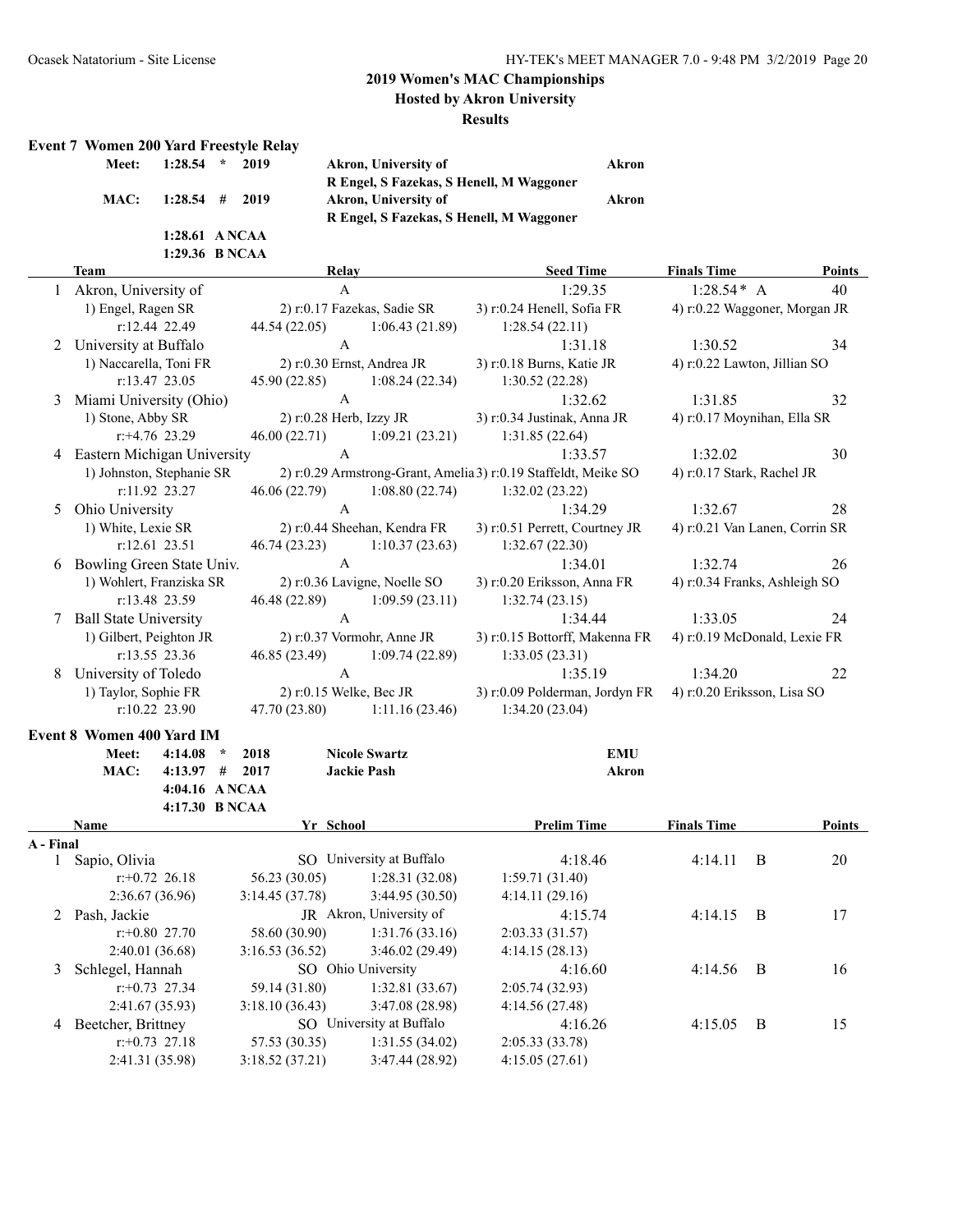## 2019 Women's MAC Championships

**Hosted by Akron University**

**Results**

### Event 7 Women 200 Yard Freestyle Relay

| | | | | | |
|---|---|---|---|---|---|
| Meet: | 1:28.54 | * | 2019 | Akron, University of | Akron |
| | | | | R Engel, S Fazekas, S Henell, M Waggoner | |
| MAC: | 1:28.54 | # | 2019 | Akron, University of | Akron |
| | | | | R Engel, S Fazekas, S Henell, M Waggoner | |
| | 1:28.61 | A NCAA | | | |
| | 1:29.36 | B NCAA | | | |

| | Team | Relay | Seed Time | Finals Time | Points |
|---|---|---|---|---|---|
| 1 | Akron, University of | A | 1:29.35 | 1:28.54 * A | 40 |
| | 1) Engel, Ragen SR | 2) r:0.17 Fazekas, Sadie SR | 3) r:0.24 Henell, Sofia FR | 4) r:0.22 Waggoner, Morgan JR | |
| | r:12.44 22.49 | 44.54 (22.05) 1:06.43 (21.89) | 1:28.54 (22.11) | | |
| 2 | University at Buffalo | A | 1:31.18 | 1:30.52 | 34 |
| | 1) Naccarella, Toni FR | 2) r:0.30 Ernst, Andrea JR | 3) r:0.18 Burns, Katie JR | 4) r:0.22 Lawton, Jillian SO | |
| | r:13.47 23.05 | 45.90 (22.85) 1:08.24 (22.34) | 1:30.52 (22.28) | | |
| 3 | Miami University (Ohio) | A | 1:32.62 | 1:31.85 | 32 |
| | 1) Stone, Abby SR | 2) r:0.28 Herb, Izzy JR | 3) r:0.34 Justinak, Anna JR | 4) r:0.17 Moynihan, Ella SR | |
| | r:+4.76 23.29 | 46.00 (22.71) 1:09.21 (23.21) | 1:31.85 (22.64) | | |
| 4 | Eastern Michigan University | A | 1:33.57 | 1:32.02 | 30 |
| | 1) Johnston, Stephanie SR | 2) r:0.29 Armstrong-Grant, Amelia | 3) r:0.19 Staffeldt, Meike SO | 4) r:0.17 Stark, Rachel JR | |
| | r:11.92 23.27 | 46.06 (22.79) 1:08.80 (22.74) | 1:32.02 (23.22) | | |
| 5 | Ohio University | A | 1:34.29 | 1:32.67 | 28 |
| | 1) White, Lexie SR | 2) r:0.44 Sheehan, Kendra FR | 3) r:0.51 Perrett, Courtney JR | 4) r:0.21 Van Lanen, Corrin SR | |
| | r:12.61 23.51 | 46.74 (23.23) 1:10.37 (23.63) | 1:32.67 (22.30) | | |
| 6 | Bowling Green State Univ. | A | 1:34.01 | 1:32.74 | 26 |
| | 1) Wohlert, Franziska SR | 2) r:0.36 Lavigne, Noelle SO | 3) r:0.20 Eriksson, Anna FR | 4) r:0.34 Franks, Ashleigh SO | |
| | r:13.48 23.59 | 46.48 (22.89) 1:09.59 (23.11) | 1:32.74 (23.15) | | |
| 7 | Ball State University | A | 1:34.44 | 1:33.05 | 24 |
| | 1) Gilbert, Peighton JR | 2) r:0.37 Vormohr, Anne JR | 3) r:0.15 Bottorff, Makenna FR | 4) r:0.19 McDonald, Lexie FR | |
| | r:13.55 23.36 | 46.85 (23.49) 1:09.74 (22.89) | 1:33.05 (23.31) | | |
| 8 | University of Toledo | A | 1:35.19 | 1:34.20 | 22 |
| | 1) Taylor, Sophie FR | 2) r:0.15 Welke, Bec JR | 3) r:0.09 Polderman, Jordyn FR | 4) r:0.20 Eriksson, Lisa SO | |
| | r:10.22 23.90 | 47.70 (23.80) 1:11.16 (23.46) | 1:34.20 (23.04) | | |

### Event 8 Women 400 Yard IM

| | | | | | |
|---|---|---|---|---|---|
| Meet: | 4:14.08 | * | 2018 | Nicole Swartz | EMU |
| MAC: | 4:13.97 | # | 2017 | Jackie Pash | Akron |
| | 4:04.16 | A NCAA | | | |
| | 4:17.30 | B NCAA | | | |

| | Name | Yr | School | Prelim Time | Finals Time | Points |
|---|---|---|---|---|---|---|
| **A - Final** | | | | | | |
| 1 | Sapio, Olivia | SO | University at Buffalo | 4:18.46 | 4:14.11 B | 20 |
| | r:+0.72 26.18 | 56.23 (30.05) | 1:28.31 (32.08) | 1:59.71 (31.40) | | |
| | 2:36.67 (36.96) | 3:14.45 (37.78) | 3:44.95 (30.50) | 4:14.11 (29.16) | | |
| 2 | Pash, Jackie | JR | Akron, University of | 4:15.74 | 4:14.15 B | 17 |
| | r:+0.80 27.70 | 58.60 (30.90) | 1:31.76 (33.16) | 2:03.33 (31.57) | | |
| | 2:40.01 (36.68) | 3:16.53 (36.52) | 3:46.02 (29.49) | 4:14.15 (28.13) | | |
| 3 | Schlegel, Hannah | SO | Ohio University | 4:16.60 | 4:14.56 B | 16 |
| | r:+0.73 27.34 | 59.14 (31.80) | 1:32.81 (33.67) | 2:05.74 (32.93) | | |
| | 2:41.67 (35.93) | 3:18.10 (36.43) | 3:47.08 (28.98) | 4:14.56 (27.48) | | |
| 4 | Beetcher, Brittney | SO | University at Buffalo | 4:16.26 | 4:15.05 B | 15 |
| | r:+0.73 27.18 | 57.53 (30.35) | 1:31.55 (34.02) | 2:05.33 (33.78) | | |
| | 2:41.31 (35.98) | 3:18.52 (37.21) | 3:47.44 (28.92) | 4:15.05 (27.61) | | |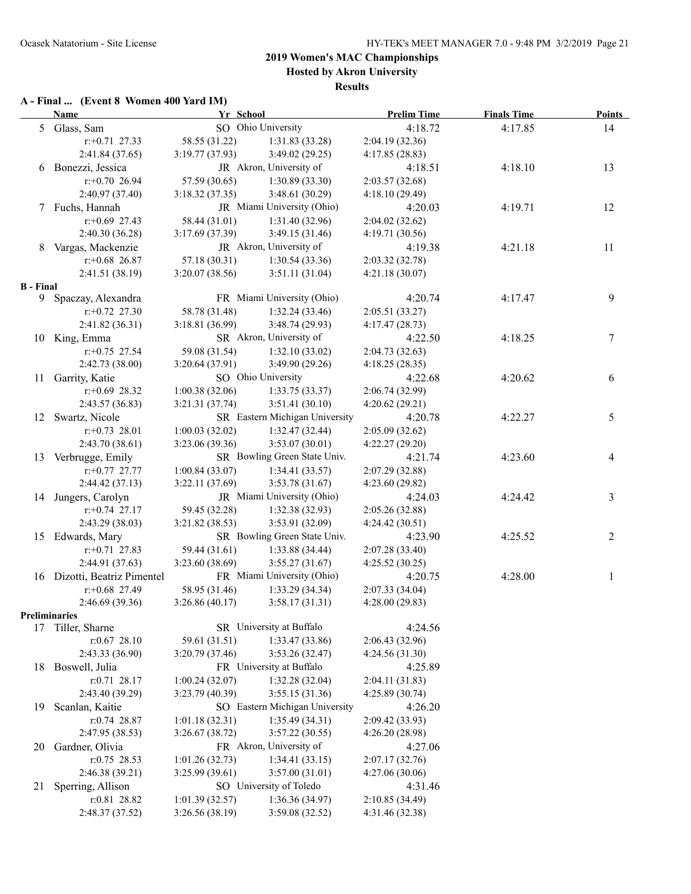## 2019 Women's MAC Championships

### Hosted by Akron University

### Results

**A - Final ... (Event 8 Women 400 Yard IM)**

| | Name | Yr | School | Prelim Time | Finals Time | Points |
|---|---|---|---|---|---|---|
| 5 | Glass, Sam | SO | Ohio University | 4:18.72 | 4:17.85 | 14 |
| | r:+0.71 27.33 | 58.55 (31.22) | 1:31.83 (33.28) | 2:04.19 (32.36) | | |
| | 2:41.84 (37.65) | 3:19.77 (37.93) | 3:49.02 (29.25) | 4:17.85 (28.83) | | |
| 6 | Bonezzi, Jessica | JR | Akron, University of | 4:18.51 | 4:18.10 | 13 |
| | r:+0.70 26.94 | 57.59 (30.65) | 1:30.89 (33.30) | 2:03.57 (32.68) | | |
| | 2:40.97 (37.40) | 3:18.32 (37.35) | 3:48.61 (30.29) | 4:18.10 (29.49) | | |
| 7 | Fuchs, Hannah | JR | Miami University (Ohio) | 4:20.03 | 4:19.71 | 12 |
| | r:+0.69 27.43 | 58.44 (31.01) | 1:31.40 (32.96) | 2:04.02 (32.62) | | |
| | 2:40.30 (36.28) | 3:17.69 (37.39) | 3:49.15 (31.46) | 4:19.71 (30.56) | | |
| 8 | Vargas, Mackenzie | JR | Akron, University of | 4:19.38 | 4:21.18 | 11 |
| | r:+0.68 26.87 | 57.18 (30.31) | 1:30.54 (33.36) | 2:03.32 (32.78) | | |
| | 2:41.51 (38.19) | 3:20.07 (38.56) | 3:51.11 (31.04) | 4:21.18 (30.07) | | |

**B - Final**

| | Name | Yr | School | Prelim Time | Finals Time | Points |
|---|---|---|---|---|---|---|
| 9 | Spaczay, Alexandra | FR | Miami University (Ohio) | 4:20.74 | 4:17.47 | 9 |
| | r:+0.72 27.30 | 58.78 (31.48) | 1:32.24 (33.46) | 2:05.51 (33.27) | | |
| | 2:41.82 (36.31) | 3:18.81 (36.99) | 3:48.74 (29.93) | 4:17.47 (28.73) | | |
| 10 | King, Emma | SR | Akron, University of | 4:22.50 | 4:18.25 | 7 |
| | r:+0.75 27.54 | 59.08 (31.54) | 1:32.10 (33.02) | 2:04.73 (32.63) | | |
| | 2:42.73 (38.00) | 3:20.64 (37.91) | 3:49.90 (29.26) | 4:18.25 (28.35) | | |
| 11 | Garrity, Katie | SO | Ohio University | 4:22.68 | 4:20.62 | 6 |
| | r:+0.69 28.32 | 1:00.38 (32.06) | 1:33.75 (33.37) | 2:06.74 (32.99) | | |
| | 2:43.57 (36.83) | 3:21.31 (37.74) | 3:51.41 (30.10) | 4:20.62 (29.21) | | |
| 12 | Swartz, Nicole | SR | Eastern Michigan University | 4:20.78 | 4:22.27 | 5 |
| | r:+0.73 28.01 | 1:00.03 (32.02) | 1:32.47 (32.44) | 2:05.09 (32.62) | | |
| | 2:43.70 (38.61) | 3:23.06 (39.36) | 3:53.07 (30.01) | 4:22.27 (29.20) | | |
| 13 | Verbrugge, Emily | SR | Bowling Green State Univ. | 4:21.74 | 4:23.60 | 4 |
| | r:+0.77 27.77 | 1:00.84 (33.07) | 1:34.41 (33.57) | 2:07.29 (32.88) | | |
| | 2:44.42 (37.13) | 3:22.11 (37.69) | 3:53.78 (31.67) | 4:23.60 (29.82) | | |
| 14 | Jungers, Carolyn | JR | Miami University (Ohio) | 4:24.03 | 4:24.42 | 3 |
| | r:+0.74 27.17 | 59.45 (32.28) | 1:32.38 (32.93) | 2:05.26 (32.88) | | |
| | 2:43.29 (38.03) | 3:21.82 (38.53) | 3:53.91 (32.09) | 4:24.42 (30.51) | | |
| 15 | Edwards, Mary | SR | Bowling Green State Univ. | 4:23.90 | 4:25.52 | 2 |
| | r:+0.71 27.83 | 59.44 (31.61) | 1:33.88 (34.44) | 2:07.28 (33.40) | | |
| | 2:44.91 (37.63) | 3:23.60 (38.69) | 3:55.27 (31.67) | 4:25.52 (30.25) | | |
| 16 | Dizotti, Beatriz Pimentel | FR | Miami University (Ohio) | 4:20.75 | 4:28.00 | 1 |
| | r:+0.68 27.49 | 58.95 (31.46) | 1:33.29 (34.34) | 2:07.33 (34.04) | | |
| | 2:46.69 (39.36) | 3:26.86 (40.17) | 3:58.17 (31.31) | 4:28.00 (29.83) | | |

**Preliminaries**

| | Name | Yr | School | Prelim Time |
|---|---|---|---|---|
| 17 | Tiller, Sharne | SR | University at Buffalo | 4:24.56 |
| | r:0.67 28.10 | 59.61 (31.51) | 1:33.47 (33.86) | 2:06.43 (32.96) |
| | 2:43.33 (36.90) | 3:20.79 (37.46) | 3:53.26 (32.47) | 4:24.56 (31.30) |
| 18 | Boswell, Julia | FR | University at Buffalo | 4:25.89 |
| | r:0.71 28.17 | 1:00.24 (32.07) | 1:32.28 (32.04) | 2:04.11 (31.83) |
| | 2:43.40 (39.29) | 3:23.79 (40.39) | 3:55.15 (31.36) | 4:25.89 (30.74) |
| 19 | Scanlan, Kaitie | SO | Eastern Michigan University | 4:26.20 |
| | r:0.74 28.87 | 1:01.18 (32.31) | 1:35.49 (34.31) | 2:09.42 (33.93) |
| | 2:47.95 (38.53) | 3:26.67 (38.72) | 3:57.22 (30.55) | 4:26.20 (28.98) |
| 20 | Gardner, Olivia | FR | Akron, University of | 4:27.06 |
| | r:0.75 28.53 | 1:01.26 (32.73) | 1:34.41 (33.15) | 2:07.17 (32.76) |
| | 2:46.38 (39.21) | 3:25.99 (39.61) | 3:57.00 (31.01) | 4:27.06 (30.06) |
| 21 | Sperring, Allison | SO | University of Toledo | 4:31.46 |
| | r:0.81 28.82 | 1:01.39 (32.57) | 1:36.36 (34.97) | 2:10.85 (34.49) |
| | 2:48.37 (37.52) | 3:26.56 (38.19) | 3:59.08 (32.52) | 4:31.46 (32.38) |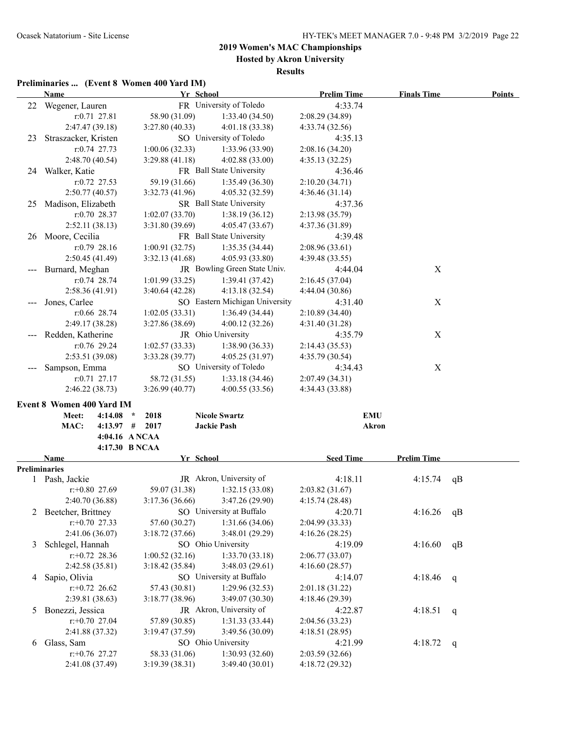## 2019 Women's MAC Championships

### Hosted by Akron University

### Results

**Preliminaries ... (Event 8 Women 400 Yard IM)**

| | Name | Yr | School | Prelim Time | Finals Time | Points |
|---|---|---|---|---|---|---|
| 22 | Wegener, Lauren | FR | University of Toledo | 4:33.74 | | |
| | r:0.71 27.81 | 58.90 (31.09) | 1:33.40 (34.50) | 2:08.29 (34.89) | | |
| | 2:47.47 (39.18) | 3:27.80 (40.33) | 4:01.18 (33.38) | 4:33.74 (32.56) | | |
| 23 | Straszacker, Kristen | SO | University of Toledo | 4:35.13 | | |
| | r:0.74 27.73 | 1:00.06 (32.33) | 1:33.96 (33.90) | 2:08.16 (34.20) | | |
| | 2:48.70 (40.54) | 3:29.88 (41.18) | 4:02.88 (33.00) | 4:35.13 (32.25) | | |
| 24 | Walker, Katie | FR | Ball State University | 4:36.46 | | |
| | r:0.72 27.53 | 59.19 (31.66) | 1:35.49 (36.30) | 2:10.20 (34.71) | | |
| | 2:50.77 (40.57) | 3:32.73 (41.96) | 4:05.32 (32.59) | 4:36.46 (31.14) | | |
| 25 | Madison, Elizabeth | SR | Ball State University | 4:37.36 | | |
| | r:0.70 28.37 | 1:02.07 (33.70) | 1:38.19 (36.12) | 2:13.98 (35.79) | | |
| | 2:52.11 (38.13) | 3:31.80 (39.69) | 4:05.47 (33.67) | 4:37.36 (31.89) | | |
| 26 | Moore, Cecilia | FR | Ball State University | 4:39.48 | | |
| | r:0.79 28.16 | 1:00.91 (32.75) | 1:35.35 (34.44) | 2:08.96 (33.61) | | |
| | 2:50.45 (41.49) | 3:32.13 (41.68) | 4:05.93 (33.80) | 4:39.48 (33.55) | | |
| --- | Burnard, Meghan | JR | Bowling Green State Univ. | 4:44.04 | X | |
| | r:0.74 28.74 | 1:01.99 (33.25) | 1:39.41 (37.42) | 2:16.45 (37.04) | | |
| | 2:58.36 (41.91) | 3:40.64 (42.28) | 4:13.18 (32.54) | 4:44.04 (30.86) | | |
| --- | Jones, Carlee | SO | Eastern Michigan University | 4:31.40 | X | |
| | r:0.66 28.74 | 1:02.05 (33.31) | 1:36.49 (34.44) | 2:10.89 (34.40) | | |
| | 2:49.17 (38.28) | 3:27.86 (38.69) | 4:00.12 (32.26) | 4:31.40 (31.28) | | |
| --- | Redden, Katherine | JR | Ohio University | 4:35.79 | X | |
| | r:0.76 29.24 | 1:02.57 (33.33) | 1:38.90 (36.33) | 2:14.43 (35.53) | | |
| | 2:53.51 (39.08) | 3:33.28 (39.77) | 4:05.25 (31.97) | 4:35.79 (30.54) | | |
| --- | Sampson, Emma | SO | University of Toledo | 4:34.43 | X | |
| | r:0.71 27.17 | 58.72 (31.55) | 1:33.18 (34.46) | 2:07.49 (34.31) | | |
| | 2:46.22 (38.73) | 3:26.99 (40.77) | 4:00.55 (33.56) | 4:34.43 (33.88) | | |

**Event 8 Women 400 Yard IM**

| | | | | |
|---|---|---|---|---|
| Meet: | 4:14.08 * | 2018 | Nicole Swartz | EMU |
| MAC: | 4:13.97 # | 2017 | Jackie Pash | Akron |
| | 4:04.16 A NCAA | | | |
| | 4:17.30 B NCAA | | | |

| | Name | Yr | School | Seed Time | Prelim Time | |
|---|---|---|---|---|---|---|
| **Preliminaries** | | | | | | |
| 1 | Pash, Jackie | JR | Akron, University of | 4:18.11 | 4:15.74 | qB |
| | r:+0.80 27.69 | 59.07 (31.38) | 1:32.15 (33.08) | 2:03.82 (31.67) | | |
| | 2:40.70 (36.88) | 3:17.36 (36.66) | 3:47.26 (29.90) | 4:15.74 (28.48) | | |
| 2 | Beetcher, Brittney | SO | University at Buffalo | 4:20.71 | 4:16.26 | qB |
| | r:+0.70 27.33 | 57.60 (30.27) | 1:31.66 (34.06) | 2:04.99 (33.33) | | |
| | 2:41.06 (36.07) | 3:18.72 (37.66) | 3:48.01 (29.29) | 4:16.26 (28.25) | | |
| 3 | Schlegel, Hannah | SO | Ohio University | 4:19.09 | 4:16.60 | qB |
| | r:+0.72 28.36 | 1:00.52 (32.16) | 1:33.70 (33.18) | 2:06.77 (33.07) | | |
| | 2:42.58 (35.81) | 3:18.42 (35.84) | 3:48.03 (29.61) | 4:16.60 (28.57) | | |
| 4 | Sapio, Olivia | SO | University at Buffalo | 4:14.07 | 4:18.46 | q |
| | r:+0.72 26.62 | 57.43 (30.81) | 1:29.96 (32.53) | 2:01.18 (31.22) | | |
| | 2:39.81 (38.63) | 3:18.77 (38.96) | 3:49.07 (30.30) | 4:18.46 (29.39) | | |
| 5 | Bonezzi, Jessica | JR | Akron, University of | 4:22.87 | 4:18.51 | q |
| | r:+0.70 27.04 | 57.89 (30.85) | 1:31.33 (33.44) | 2:04.56 (33.23) | | |
| | 2:41.88 (37.32) | 3:19.47 (37.59) | 3:49.56 (30.09) | 4:18.51 (28.95) | | |
| 6 | Glass, Sam | SO | Ohio University | 4:21.99 | 4:18.72 | q |
| | r:+0.76 27.27 | 58.33 (31.06) | 1:30.93 (32.60) | 2:03.59 (32.66) | | |
| | 2:41.08 (37.49) | 3:19.39 (38.31) | 3:49.40 (30.01) | 4:18.72 (29.32) | | |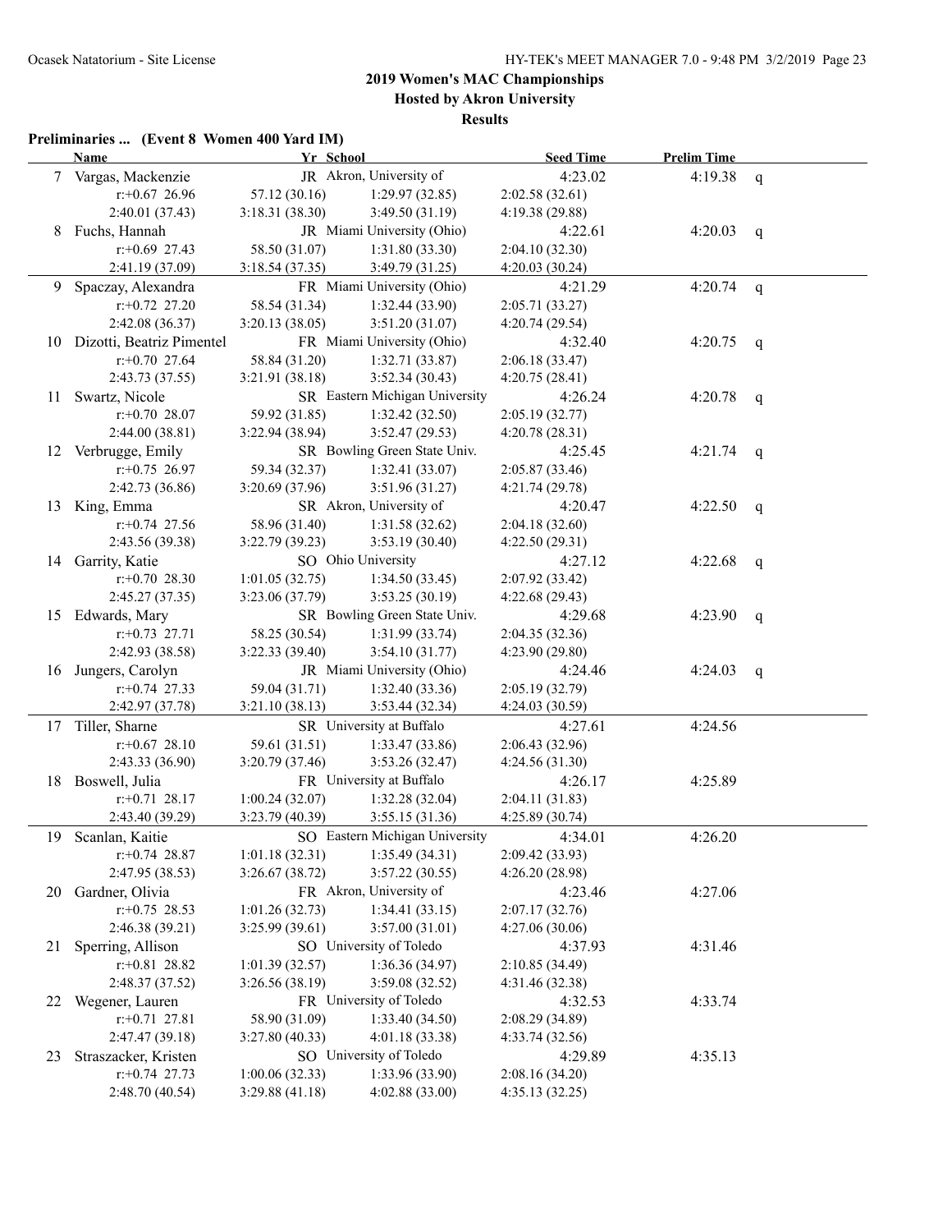## 2019 Women's MAC Championships

### Hosted by Akron University

### Results

**Preliminaries ... (Event 8 Women 400 Yard IM)**

| | Name | Yr | School | Seed Time | Prelim Time | |
|---|---|---|---|---|---|---|
| 7 | Vargas, Mackenzie | JR | Akron, University of | 4:23.02 | 4:19.38 | q |
| | r:+0.67 26.96 | 57.12 (30.16) | 1:29.97 (32.85) | 2:02.58 (32.61) | | |
| | 2:40.01 (37.43) | 3:18.31 (38.30) | 3:49.50 (31.19) | 4:19.38 (29.88) | | |
| 8 | Fuchs, Hannah | JR | Miami University (Ohio) | 4:22.61 | 4:20.03 | q |
| | r:+0.69 27.43 | 58.50 (31.07) | 1:31.80 (33.30) | 2:04.10 (32.30) | | |
| | 2:41.19 (37.09) | 3:18.54 (37.35) | 3:49.79 (31.25) | 4:20.03 (30.24) | | |
| 9 | Spaczay, Alexandra | FR | Miami University (Ohio) | 4:21.29 | 4:20.74 | q |
| | r:+0.72 27.20 | 58.54 (31.34) | 1:32.44 (33.90) | 2:05.71 (33.27) | | |
| | 2:42.08 (36.37) | 3:20.13 (38.05) | 3:51.20 (31.07) | 4:20.74 (29.54) | | |
| 10 | Dizotti, Beatriz Pimentel | FR | Miami University (Ohio) | 4:32.40 | 4:20.75 | q |
| | r:+0.70 27.64 | 58.84 (31.20) | 1:32.71 (33.87) | 2:06.18 (33.47) | | |
| | 2:43.73 (37.55) | 3:21.91 (38.18) | 3:52.34 (30.43) | 4:20.75 (28.41) | | |
| 11 | Swartz, Nicole | SR | Eastern Michigan University | 4:26.24 | 4:20.78 | q |
| | r:+0.70 28.07 | 59.92 (31.85) | 1:32.42 (32.50) | 2:05.19 (32.77) | | |
| | 2:44.00 (38.81) | 3:22.94 (38.94) | 3:52.47 (29.53) | 4:20.78 (28.31) | | |
| 12 | Verbrugge, Emily | SR | Bowling Green State Univ. | 4:25.45 | 4:21.74 | q |
| | r:+0.75 26.97 | 59.34 (32.37) | 1:32.41 (33.07) | 2:05.87 (33.46) | | |
| | 2:42.73 (36.86) | 3:20.69 (37.96) | 3:51.96 (31.27) | 4:21.74 (29.78) | | |
| 13 | King, Emma | SR | Akron, University of | 4:20.47 | 4:22.50 | q |
| | r:+0.74 27.56 | 58.96 (31.40) | 1:31.58 (32.62) | 2:04.18 (32.60) | | |
| | 2:43.56 (39.38) | 3:22.79 (39.23) | 3:53.19 (30.40) | 4:22.50 (29.31) | | |
| 14 | Garrity, Katie | SO | Ohio University | 4:27.12 | 4:22.68 | q |
| | r:+0.70 28.30 | 1:01.05 (32.75) | 1:34.50 (33.45) | 2:07.92 (33.42) | | |
| | 2:45.27 (37.35) | 3:23.06 (37.79) | 3:53.25 (30.19) | 4:22.68 (29.43) | | |
| 15 | Edwards, Mary | SR | Bowling Green State Univ. | 4:29.68 | 4:23.90 | q |
| | r:+0.73 27.71 | 58.25 (30.54) | 1:31.99 (33.74) | 2:04.35 (32.36) | | |
| | 2:42.93 (38.58) | 3:22.33 (39.40) | 3:54.10 (31.77) | 4:23.90 (29.80) | | |
| 16 | Jungers, Carolyn | JR | Miami University (Ohio) | 4:24.46 | 4:24.03 | q |
| | r:+0.74 27.33 | 59.04 (31.71) | 1:32.40 (33.36) | 2:05.19 (32.79) | | |
| | 2:42.97 (37.78) | 3:21.10 (38.13) | 3:53.44 (32.34) | 4:24.03 (30.59) | | |
| 17 | Tiller, Sharne | SR | University at Buffalo | 4:27.61 | 4:24.56 | |
| | r:+0.67 28.10 | 59.61 (31.51) | 1:33.47 (33.86) | 2:06.43 (32.96) | | |
| | 2:43.33 (36.90) | 3:20.79 (37.46) | 3:53.26 (32.47) | 4:24.56 (31.30) | | |
| 18 | Boswell, Julia | FR | University at Buffalo | 4:26.17 | 4:25.89 | |
| | r:+0.71 28.17 | 1:00.24 (32.07) | 1:32.28 (32.04) | 2:04.11 (31.83) | | |
| | 2:43.40 (39.29) | 3:23.79 (40.39) | 3:55.15 (31.36) | 4:25.89 (30.74) | | |
| 19 | Scanlan, Kaitie | SO | Eastern Michigan University | 4:34.01 | 4:26.20 | |
| | r:+0.74 28.87 | 1:01.18 (32.31) | 1:35.49 (34.31) | 2:09.42 (33.93) | | |
| | 2:47.95 (38.53) | 3:26.67 (38.72) | 3:57.22 (30.55) | 4:26.20 (28.98) | | |
| 20 | Gardner, Olivia | FR | Akron, University of | 4:23.46 | 4:27.06 | |
| | r:+0.75 28.53 | 1:01.26 (32.73) | 1:34.41 (33.15) | 2:07.17 (32.76) | | |
| | 2:46.38 (39.21) | 3:25.99 (39.61) | 3:57.00 (31.01) | 4:27.06 (30.06) | | |
| 21 | Sperring, Allison | SO | University of Toledo | 4:37.93 | 4:31.46 | |
| | r:+0.81 28.82 | 1:01.39 (32.57) | 1:36.36 (34.97) | 2:10.85 (34.49) | | |
| | 2:48.37 (37.52) | 3:26.56 (38.19) | 3:59.08 (32.52) | 4:31.46 (32.38) | | |
| 22 | Wegener, Lauren | FR | University of Toledo | 4:32.53 | 4:33.74 | |
| | r:+0.71 27.81 | 58.90 (31.09) | 1:33.40 (34.50) | 2:08.29 (34.89) | | |
| | 2:47.47 (39.18) | 3:27.80 (40.33) | 4:01.18 (33.38) | 4:33.74 (32.56) | | |
| 23 | Straszacker, Kristen | SO | University of Toledo | 4:29.89 | 4:35.13 | |
| | r:+0.74 27.73 | 1:00.06 (32.33) | 1:33.96 (33.90) | 2:08.16 (34.20) | | |
| | 2:48.70 (40.54) | 3:29.88 (41.18) | 4:02.88 (33.00) | 4:35.13 (32.25) | | |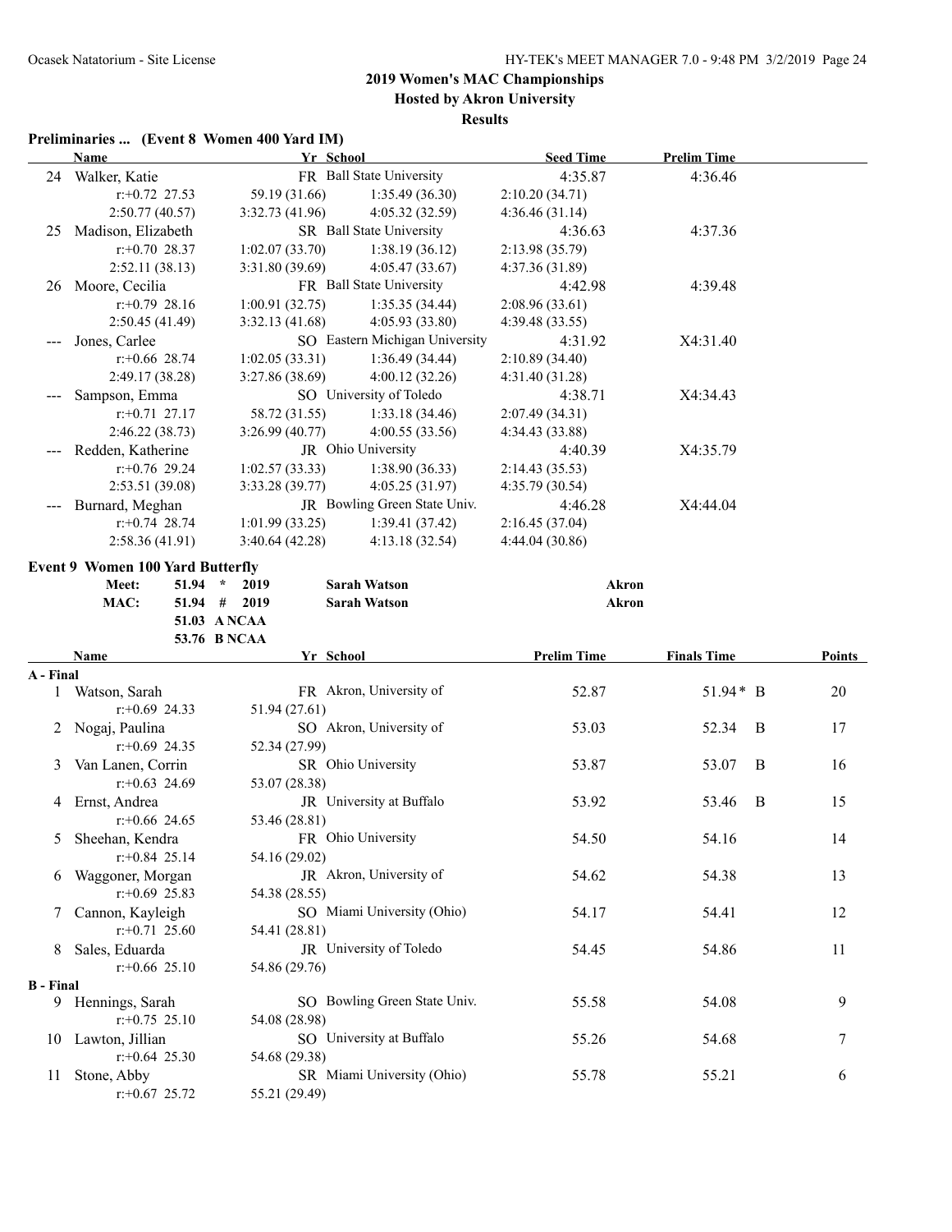## 2019 Women's MAC Championships

**Hosted by Akron University**

**Results**

### Preliminaries ... (Event 8 Women 400 Yard IM)

| | Name | Yr | School | Seed Time | Prelim Time |
|---|---|---|---|---|---|
| 24 | Walker, Katie | FR | Ball State University | 4:35.87 | 4:36.46 |
| | r:+0.72 27.53 | 59.19 (31.66) | 1:35.49 (36.30) | 2:10.20 (34.71) | |
| | 2:50.77 (40.57) | 3:32.73 (41.96) | 4:05.32 (32.59) | 4:36.46 (31.14) | |
| 25 | Madison, Elizabeth | SR | Ball State University | 4:36.63 | 4:37.36 |
| | r:+0.70 28.37 | 1:02.07 (33.70) | 1:38.19 (36.12) | 2:13.98 (35.79) | |
| | 2:52.11 (38.13) | 3:31.80 (39.69) | 4:05.47 (33.67) | 4:37.36 (31.89) | |
| 26 | Moore, Cecilia | FR | Ball State University | 4:42.98 | 4:39.48 |
| | r:+0.79 28.16 | 1:00.91 (32.75) | 1:35.35 (34.44) | 2:08.96 (33.61) | |
| | 2:50.45 (41.49) | 3:32.13 (41.68) | 4:05.93 (33.80) | 4:39.48 (33.55) | |
| --- | Jones, Carlee | SO | Eastern Michigan University | 4:31.92 | X4:31.40 |
| | r:+0.66 28.74 | 1:02.05 (33.31) | 1:36.49 (34.44) | 2:10.89 (34.40) | |
| | 2:49.17 (38.28) | 3:27.86 (38.69) | 4:00.12 (32.26) | 4:31.40 (31.28) | |
| --- | Sampson, Emma | SO | University of Toledo | 4:38.71 | X4:34.43 |
| | r:+0.71 27.17 | 58.72 (31.55) | 1:33.18 (34.46) | 2:07.49 (34.31) | |
| | 2:46.22 (38.73) | 3:26.99 (40.77) | 4:00.55 (33.56) | 4:34.43 (33.88) | |
| --- | Redden, Katherine | JR | Ohio University | 4:40.39 | X4:35.79 |
| | r:+0.76 29.24 | 1:02.57 (33.33) | 1:38.90 (36.33) | 2:14.43 (35.53) | |
| | 2:53.51 (39.08) | 3:33.28 (39.77) | 4:05.25 (31.97) | 4:35.79 (30.54) | |
| --- | Burnard, Meghan | JR | Bowling Green State Univ. | 4:46.28 | X4:44.04 |
| | r:+0.74 28.74 | 1:01.99 (33.25) | 1:39.41 (37.42) | 2:16.45 (37.04) | |
| | 2:58.36 (41.91) | 3:40.64 (42.28) | 4:13.18 (32.54) | 4:44.04 (30.86) | |

### Event 9 Women 100 Yard Butterfly

| | | | | |
|---|---|---|---|---|
| Meet: | 51.94 * | 2019 | Sarah Watson | Akron |
| MAC: | 51.94 # | 2019 | Sarah Watson | Akron |
| | 51.03 | A NCAA | | |
| | 53.76 | B NCAA | | |

| | Name | Yr | School | Prelim Time | Finals Time | Points |
|---|---|---|---|---|---|---|
| **A - Final** | | | | | | |
| 1 | Watson, Sarah | FR | Akron, University of | 52.87 | 51.94* B | 20 |
| | r:+0.69 24.33 | 51.94 (27.61) | | | | |
| 2 | Nogaj, Paulina | SO | Akron, University of | 53.03 | 52.34 B | 17 |
| | r:+0.69 24.35 | 52.34 (27.99) | | | | |
| 3 | Van Lanen, Corrin | SR | Ohio University | 53.87 | 53.07 B | 16 |
| | r:+0.63 24.69 | 53.07 (28.38) | | | | |
| 4 | Ernst, Andrea | JR | University at Buffalo | 53.92 | 53.46 B | 15 |
| | r:+0.66 24.65 | 53.46 (28.81) | | | | |
| 5 | Sheehan, Kendra | FR | Ohio University | 54.50 | 54.16 | 14 |
| | r:+0.84 25.14 | 54.16 (29.02) | | | | |
| 6 | Waggoner, Morgan | JR | Akron, University of | 54.62 | 54.38 | 13 |
| | r:+0.69 25.83 | 54.38 (28.55) | | | | |
| 7 | Cannon, Kayleigh | SO | Miami University (Ohio) | 54.17 | 54.41 | 12 |
| | r:+0.71 25.60 | 54.41 (28.81) | | | | |
| 8 | Sales, Eduarda | JR | University of Toledo | 54.45 | 54.86 | 11 |
| | r:+0.66 25.10 | 54.86 (29.76) | | | | |
| **B - Final** | | | | | | |
| 9 | Hennings, Sarah | SO | Bowling Green State Univ. | 55.58 | 54.08 | 9 |
| | r:+0.75 25.10 | 54.08 (28.98) | | | | |
| 10 | Lawton, Jillian | SO | University at Buffalo | 55.26 | 54.68 | 7 |
| | r:+0.64 25.30 | 54.68 (29.38) | | | | |
| 11 | Stone, Abby | SR | Miami University (Ohio) | 55.78 | 55.21 | 6 |
| | r:+0.67 25.72 | 55.21 (29.49) | | | | |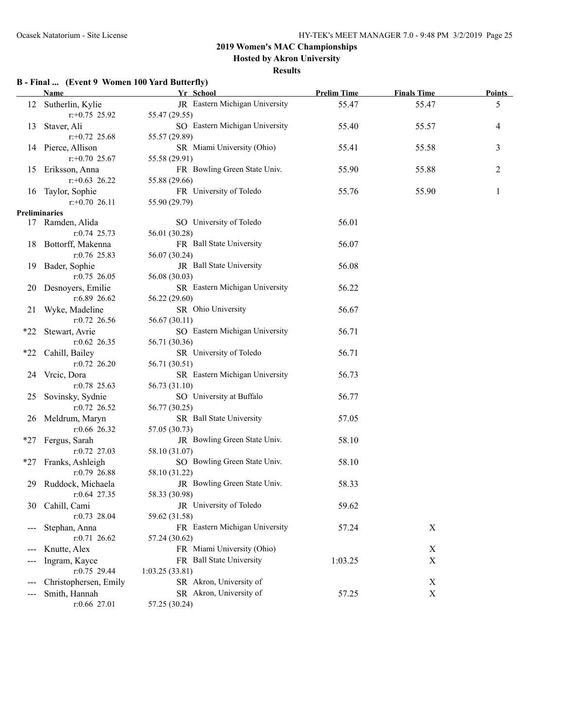## 2019 Women's MAC Championships

### Hosted by Akron University

### Results

**B - Final ... (Event 9 Women 100 Yard Butterfly)**

| | Name | Yr | School | Prelim Time | Finals Time | Points |
|---|---|---|---|---|---|---|
| 12 | Sutherlin, Kylie | JR | Eastern Michigan University | 55.47 | 55.47 | 5 |
| | r:+0.75 25.92 | 55.47 (29.55) | | | | |
| 13 | Staver, Ali | SO | Eastern Michigan University | 55.40 | 55.57 | 4 |
| | r:+0.72 25.68 | 55.57 (29.89) | | | | |
| 14 | Pierce, Allison | SR | Miami University (Ohio) | 55.41 | 55.58 | 3 |
| | r:+0.70 25.67 | 55.58 (29.91) | | | | |
| 15 | Eriksson, Anna | FR | Bowling Green State Univ. | 55.90 | 55.88 | 2 |
| | r:+0.63 26.22 | 55.88 (29.66) | | | | |
| 16 | Taylor, Sophie | FR | University of Toledo | 55.76 | 55.90 | 1 |
| | r:+0.70 26.11 | 55.90 (29.79) | | | | |

**Preliminaries**

| | Name | Yr | School | Prelim Time | Finals Time |
|---|---|---|---|---|---|
| 17 | Ramden, Alida | SO | University of Toledo | 56.01 | |
| | r:0.74 25.73 | 56.01 (30.28) | | | |
| 18 | Bottorff, Makenna | FR | Ball State University | 56.07 | |
| | r:0.76 25.83 | 56.07 (30.24) | | | |
| 19 | Bader, Sophie | JR | Ball State University | 56.08 | |
| | r:0.75 26.05 | 56.08 (30.03) | | | |
| 20 | Desnoyers, Emilie | SR | Eastern Michigan University | 56.22 | |
| | r:6.89 26.62 | 56.22 (29.60) | | | |
| 21 | Wyke, Madeline | SR | Ohio University | 56.67 | |
| | r:0.72 26.56 | 56.67 (30.11) | | | |
| *22 | Stewart, Avrie | SO | Eastern Michigan University | 56.71 | |
| | r:0.62 26.35 | 56.71 (30.36) | | | |
| *22 | Cahill, Bailey | SR | University of Toledo | 56.71 | |
| | r:0.72 26.20 | 56.71 (30.51) | | | |
| 24 | Vrcic, Dora | SR | Eastern Michigan University | 56.73 | |
| | r:0.78 25.63 | 56.73 (31.10) | | | |
| 25 | Sovinsky, Sydnie | SO | University at Buffalo | 56.77 | |
| | r:0.72 26.52 | 56.77 (30.25) | | | |
| 26 | Meldrum, Maryn | SR | Ball State University | 57.05 | |
| | r:0.66 26.32 | 57.05 (30.73) | | | |
| *27 | Fergus, Sarah | JR | Bowling Green State Univ. | 58.10 | |
| | r:0.72 27.03 | 58.10 (31.07) | | | |
| *27 | Franks, Ashleigh | SO | Bowling Green State Univ. | 58.10 | |
| | r:0.79 26.88 | 58.10 (31.22) | | | |
| 29 | Ruddock, Michaela | JR | Bowling Green State Univ. | 58.33 | |
| | r:0.64 27.35 | 58.33 (30.98) | | | |
| 30 | Cahill, Cami | JR | University of Toledo | 59.62 | |
| | r:0.73 28.04 | 59.62 (31.58) | | | |
| --- | Stephan, Anna | FR | Eastern Michigan University | 57.24 | X |
| | r:0.71 26.62 | 57.24 (30.62) | | | |
| --- | Knutte, Alex | FR | Miami University (Ohio) | | X |
| --- | Ingram, Kayce | FR | Ball State University | 1:03.25 | X |
| | r:0.75 29.44 | 1:03.25 (33.81) | | | |
| --- | Christophersen, Emily | SR | Akron, University of | | X |
| --- | Smith, Hannah | SR | Akron, University of | 57.25 | X |
| | r:0.66 27.01 | 57.25 (30.24) | | | |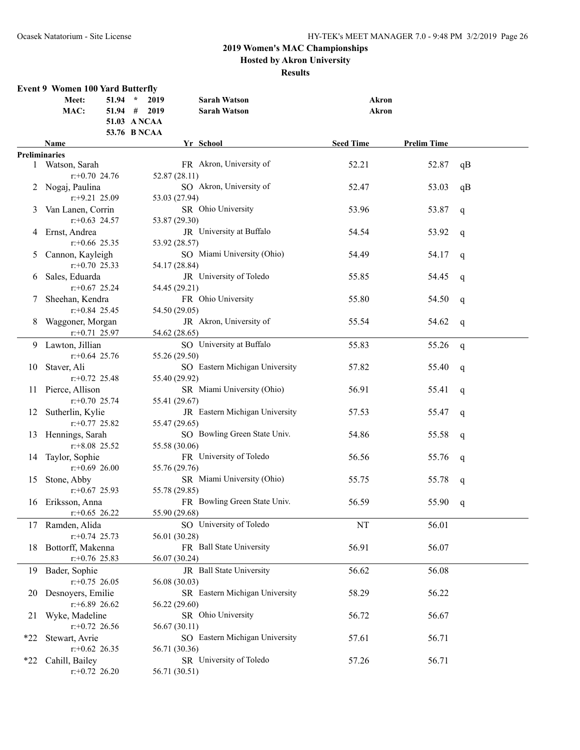2019 Women's MAC Championships
Hosted by Akron University
Results

### Event 9 Women 100 Yard Butterfly

| | Time | | Year | Name | School |
|---|---|---|---|---|---|
| Meet: | 51.94 | * | 2019 | Sarah Watson | Akron |
| MAC: | 51.94 | # | 2019 | Sarah Watson | Akron |
| | 51.03 | A NCAA | | | |
| | 53.76 | B NCAA | | | |

**Preliminaries**

| Place | Name | Yr | School | Seed Time | Prelim Time | |
|---|---|---|---|---|---|---|
| 1 | Watson, Sarah | FR | Akron, University of | 52.21 | 52.87 | qB |
| | r:+0.70 24.76 52.87 (28.11) | | | | | |
| 2 | Nogaj, Paulina | SO | Akron, University of | 52.47 | 53.03 | qB |
| | r:+9.21 25.09 53.03 (27.94) | | | | | |
| 3 | Van Lanen, Corrin | SR | Ohio University | 53.96 | 53.87 | q |
| | r:+0.63 24.57 53.87 (29.30) | | | | | |
| 4 | Ernst, Andrea | JR | University at Buffalo | 54.54 | 53.92 | q |
| | r:+0.66 25.35 53.92 (28.57) | | | | | |
| 5 | Cannon, Kayleigh | SO | Miami University (Ohio) | 54.49 | 54.17 | q |
| | r:+0.70 25.33 54.17 (28.84) | | | | | |
| 6 | Sales, Eduarda | JR | University of Toledo | 55.85 | 54.45 | q |
| | r:+0.67 25.24 54.45 (29.21) | | | | | |
| 7 | Sheehan, Kendra | FR | Ohio University | 55.80 | 54.50 | q |
| | r:+0.84 25.45 54.50 (29.05) | | | | | |
| 8 | Waggoner, Morgan | JR | Akron, University of | 55.54 | 54.62 | q |
| | r:+0.71 25.97 54.62 (28.65) | | | | | |
| 9 | Lawton, Jillian | SO | University at Buffalo | 55.83 | 55.26 | q |
| | r:+0.64 25.76 55.26 (29.50) | | | | | |
| 10 | Staver, Ali | SO | Eastern Michigan University | 57.82 | 55.40 | q |
| | r:+0.72 25.48 55.40 (29.92) | | | | | |
| 11 | Pierce, Allison | SR | Miami University (Ohio) | 56.91 | 55.41 | q |
| | r:+0.70 25.74 55.41 (29.67) | | | | | |
| 12 | Sutherlin, Kylie | JR | Eastern Michigan University | 57.53 | 55.47 | q |
| | r:+0.77 25.82 55.47 (29.65) | | | | | |
| 13 | Hennings, Sarah | SO | Bowling Green State Univ. | 54.86 | 55.58 | q |
| | r:+8.08 25.52 55.58 (30.06) | | | | | |
| 14 | Taylor, Sophie | FR | University of Toledo | 56.56 | 55.76 | q |
| | r:+0.69 26.00 55.76 (29.76) | | | | | |
| 15 | Stone, Abby | SR | Miami University (Ohio) | 55.75 | 55.78 | q |
| | r:+0.67 25.93 55.78 (29.85) | | | | | |
| 16 | Eriksson, Anna | FR | Bowling Green State Univ. | 56.59 | 55.90 | q |
| | r:+0.65 26.22 55.90 (29.68) | | | | | |
| 17 | Ramden, Alida | SO | University of Toledo | NT | 56.01 | |
| | r:+0.74 25.73 56.01 (30.28) | | | | | |
| 18 | Bottorff, Makenna | FR | Ball State University | 56.91 | 56.07 | |
| | r:+0.76 25.83 56.07 (30.24) | | | | | |
| 19 | Bader, Sophie | JR | Ball State University | 56.62 | 56.08 | |
| | r:+0.75 26.05 56.08 (30.03) | | | | | |
| 20 | Desnoyers, Emilie | SR | Eastern Michigan University | 58.29 | 56.22 | |
| | r:+6.89 26.62 56.22 (29.60) | | | | | |
| 21 | Wyke, Madeline | SR | Ohio University | 56.72 | 56.67 | |
| | r:+0.72 26.56 56.67 (30.11) | | | | | |
| *22 | Stewart, Avrie | SO | Eastern Michigan University | 57.61 | 56.71 | |
| | r:+0.62 26.35 56.71 (30.36) | | | | | |
| *22 | Cahill, Bailey | SR | University of Toledo | 57.26 | 56.71 | |
| | r:+0.72 26.20 56.71 (30.51) | | | | | |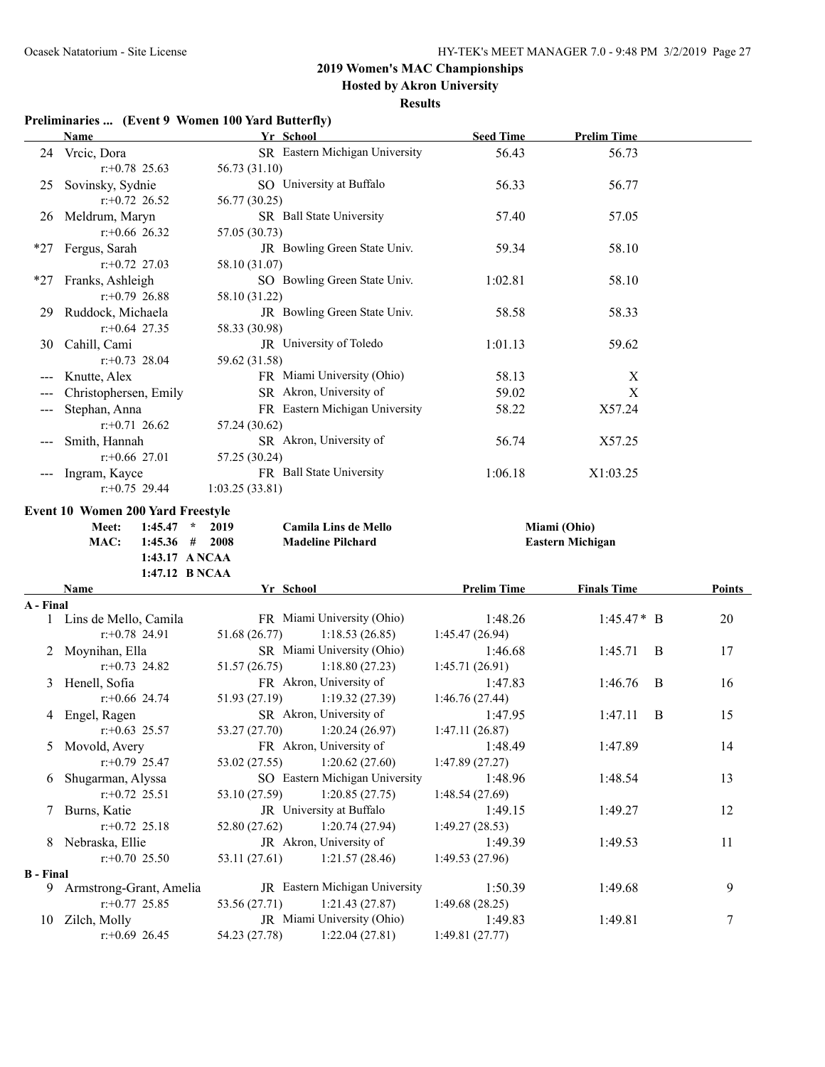## 2019 Women's MAC Championships

### Hosted by Akron University

### Results

**Preliminaries ... (Event 9 Women 100 Yard Butterfly)**

| | Name | Yr | School | Seed Time | Prelim Time |
|---|---|---|---|---|---|
| 24 | Vrcic, Dora | SR | Eastern Michigan University | 56.43 | 56.73 |
| | r:+0.78 25.63 | 56.73 (31.10) | | | |
| 25 | Sovinsky, Sydnie | SO | University at Buffalo | 56.33 | 56.77 |
| | r:+0.72 26.52 | 56.77 (30.25) | | | |
| 26 | Meldrum, Maryn | SR | Ball State University | 57.40 | 57.05 |
| | r:+0.66 26.32 | 57.05 (30.73) | | | |
| *27 | Fergus, Sarah | JR | Bowling Green State Univ. | 59.34 | 58.10 |
| | r:+0.72 27.03 | 58.10 (31.07) | | | |
| *27 | Franks, Ashleigh | SO | Bowling Green State Univ. | 1:02.81 | 58.10 |
| | r:+0.79 26.88 | 58.10 (31.22) | | | |
| 29 | Ruddock, Michaela | JR | Bowling Green State Univ. | 58.58 | 58.33 |
| | r:+0.64 27.35 | 58.33 (30.98) | | | |
| 30 | Cahill, Cami | JR | University of Toledo | 1:01.13 | 59.62 |
| | r:+0.73 28.04 | 59.62 (31.58) | | | |
| --- | Knutte, Alex | FR | Miami University (Ohio) | 58.13 | X |
| --- | Christophersen, Emily | SR | Akron, University of | 59.02 | X |
| --- | Stephan, Anna | FR | Eastern Michigan University | 58.22 | X57.24 |
| | r:+0.71 26.62 | 57.24 (30.62) | | | |
| --- | Smith, Hannah | SR | Akron, University of | 56.74 | X57.25 |
| | r:+0.66 27.01 | 57.25 (30.24) | | | |
| --- | Ingram, Kayce | FR | Ball State University | 1:06.18 | X1:03.25 |
| | r:+0.75 29.44 | 1:03.25 (33.81) | | | |

**Event 10 Women 200 Yard Freestyle**

| | | | | |
|---|---|---|---|---|
| Meet: | 1:45.47 * | 2019 | Camila Lins de Mello | Miami (Ohio) |
| MAC: | 1:45.36 # | 2008 | Madeline Pilchard | Eastern Michigan |
| | 1:43.17 | A NCAA | | |
| | 1:47.12 | B NCAA | | |

| | Name | Yr | School | Prelim Time | Finals Time | | Points |
|---|---|---|---|---|---|---|---|
| **A - Final** | | | | | | | |
| 1 | Lins de Mello, Camila | FR | Miami University (Ohio) | 1:48.26 | 1:45.47* | B | 20 |
| | r:+0.78 24.91 | 51.68 (26.77) | 1:18.53 (26.85) | 1:45.47 (26.94) | | | |
| 2 | Moynihan, Ella | SR | Miami University (Ohio) | 1:46.68 | 1:45.71 | B | 17 |
| | r:+0.73 24.82 | 51.57 (26.75) | 1:18.80 (27.23) | 1:45.71 (26.91) | | | |
| 3 | Henell, Sofia | FR | Akron, University of | 1:47.83 | 1:46.76 | B | 16 |
| | r:+0.66 24.74 | 51.93 (27.19) | 1:19.32 (27.39) | 1:46.76 (27.44) | | | |
| 4 | Engel, Ragen | SR | Akron, University of | 1:47.95 | 1:47.11 | B | 15 |
| | r:+0.63 25.57 | 53.27 (27.70) | 1:20.24 (26.97) | 1:47.11 (26.87) | | | |
| 5 | Movold, Avery | FR | Akron, University of | 1:48.49 | 1:47.89 | | 14 |
| | r:+0.79 25.47 | 53.02 (27.55) | 1:20.62 (27.60) | 1:47.89 (27.27) | | | |
| 6 | Shugarman, Alyssa | SO | Eastern Michigan University | 1:48.96 | 1:48.54 | | 13 |
| | r:+0.72 25.51 | 53.10 (27.59) | 1:20.85 (27.75) | 1:48.54 (27.69) | | | |
| 7 | Burns, Katie | JR | University at Buffalo | 1:49.15 | 1:49.27 | | 12 |
| | r:+0.72 25.18 | 52.80 (27.62) | 1:20.74 (27.94) | 1:49.27 (28.53) | | | |
| 8 | Nebraska, Ellie | JR | Akron, University of | 1:49.39 | 1:49.53 | | 11 |
| | r:+0.70 25.50 | 53.11 (27.61) | 1:21.57 (28.46) | 1:49.53 (27.96) | | | |
| **B - Final** | | | | | | | |
| 9 | Armstrong-Grant, Amelia | JR | Eastern Michigan University | 1:50.39 | 1:49.68 | | 9 |
| | r:+0.77 25.85 | 53.56 (27.71) | 1:21.43 (27.87) | 1:49.68 (28.25) | | | |
| 10 | Zilch, Molly | JR | Miami University (Ohio) | 1:49.83 | 1:49.81 | | 7 |
| | r:+0.69 26.45 | 54.23 (27.78) | 1:22.04 (27.81) | 1:49.81 (27.77) | | | |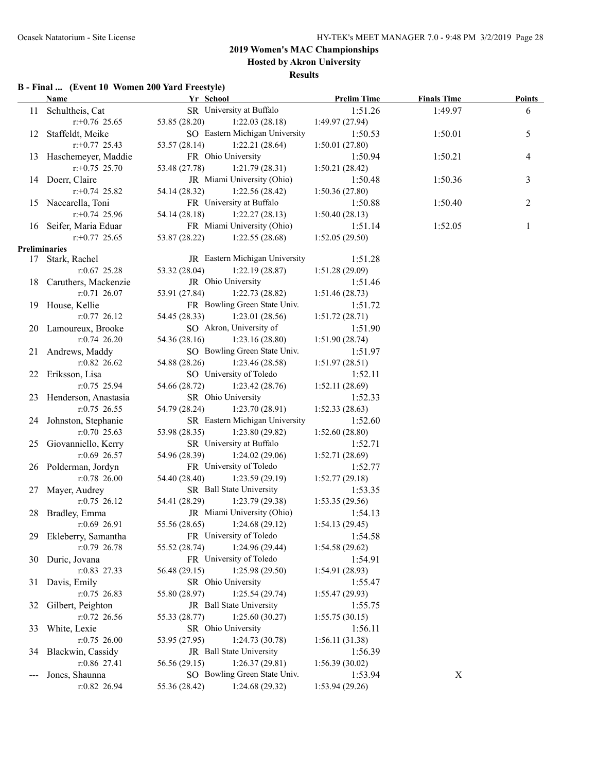## 2019 Women's MAC Championships

**Hosted by Akron University**

**Results**

### B - Final ... (Event 10 Women 200 Yard Freestyle)

| | Name | Yr | School | Prelim Time | Finals Time | Points |
|---|---|---|---|---|---|---|
| 11 | Schultheis, Cat | SR | University at Buffalo | 1:51.26 | 1:49.97 | 6 |
| | r:+0.76 25.65 | 53.85 (28.20) | 1:22.03 (28.18) | 1:49.97 (27.94) | | |
| 12 | Staffeldt, Meike | SO | Eastern Michigan University | 1:50.53 | 1:50.01 | 5 |
| | r:+0.77 25.43 | 53.57 (28.14) | 1:22.21 (28.64) | 1:50.01 (27.80) | | |
| 13 | Haschemeyer, Maddie | FR | Ohio University | 1:50.94 | 1:50.21 | 4 |
| | r:+0.75 25.70 | 53.48 (27.78) | 1:21.79 (28.31) | 1:50.21 (28.42) | | |
| 14 | Doerr, Claire | JR | Miami University (Ohio) | 1:50.48 | 1:50.36 | 3 |
| | r:+0.74 25.82 | 54.14 (28.32) | 1:22.56 (28.42) | 1:50.36 (27.80) | | |
| 15 | Naccarella, Toni | FR | University at Buffalo | 1:50.88 | 1:50.40 | 2 |
| | r:+0.74 25.96 | 54.14 (28.18) | 1:22.27 (28.13) | 1:50.40 (28.13) | | |
| 16 | Seifer, Maria Eduar | FR | Miami University (Ohio) | 1:51.14 | 1:52.05 | 1 |
| | r:+0.77 25.65 | 53.87 (28.22) | 1:22.55 (28.68) | 1:52.05 (29.50) | | |

**Preliminaries**

| | Name | Yr | School | Prelim Time | Finals Time | Points |
|---|---|---|---|---|---|---|
| 17 | Stark, Rachel | JR | Eastern Michigan University | 1:51.28 | | |
| | r:0.67 25.28 | 53.32 (28.04) | 1:22.19 (28.87) | 1:51.28 (29.09) | | |
| 18 | Caruthers, Mackenzie | JR | Ohio University | 1:51.46 | | |
| | r:0.71 26.07 | 53.91 (27.84) | 1:22.73 (28.82) | 1:51.46 (28.73) | | |
| 19 | House, Kellie | FR | Bowling Green State Univ. | 1:51.72 | | |
| | r:0.77 26.12 | 54.45 (28.33) | 1:23.01 (28.56) | 1:51.72 (28.71) | | |
| 20 | Lamoureux, Brooke | SO | Akron, University of | 1:51.90 | | |
| | r:0.74 26.20 | 54.36 (28.16) | 1:23.16 (28.80) | 1:51.90 (28.74) | | |
| 21 | Andrews, Maddy | SO | Bowling Green State Univ. | 1:51.97 | | |
| | r:0.82 26.62 | 54.88 (28.26) | 1:23.46 (28.58) | 1:51.97 (28.51) | | |
| 22 | Eriksson, Lisa | SO | University of Toledo | 1:52.11 | | |
| | r:0.75 25.94 | 54.66 (28.72) | 1:23.42 (28.76) | 1:52.11 (28.69) | | |
| 23 | Henderson, Anastasia | SR | Ohio University | 1:52.33 | | |
| | r:0.75 26.55 | 54.79 (28.24) | 1:23.70 (28.91) | 1:52.33 (28.63) | | |
| 24 | Johnston, Stephanie | SR | Eastern Michigan University | 1:52.60 | | |
| | r:0.70 25.63 | 53.98 (28.35) | 1:23.80 (29.82) | 1:52.60 (28.80) | | |
| 25 | Giovanniello, Kerry | SR | University at Buffalo | 1:52.71 | | |
| | r:0.69 26.57 | 54.96 (28.39) | 1:24.02 (29.06) | 1:52.71 (28.69) | | |
| 26 | Polderman, Jordyn | FR | University of Toledo | 1:52.77 | | |
| | r:0.78 26.00 | 54.40 (28.40) | 1:23.59 (29.19) | 1:52.77 (29.18) | | |
| 27 | Mayer, Audrey | SR | Ball State University | 1:53.35 | | |
| | r:0.75 26.12 | 54.41 (28.29) | 1:23.79 (29.38) | 1:53.35 (29.56) | | |
| 28 | Bradley, Emma | JR | Miami University (Ohio) | 1:54.13 | | |
| | r:0.69 26.91 | 55.56 (28.65) | 1:24.68 (29.12) | 1:54.13 (29.45) | | |
| 29 | Ekleberry, Samantha | FR | University of Toledo | 1:54.58 | | |
| | r:0.79 26.78 | 55.52 (28.74) | 1:24.96 (29.44) | 1:54.58 (29.62) | | |
| 30 | Duric, Jovana | FR | University of Toledo | 1:54.91 | | |
| | r:0.83 27.33 | 56.48 (29.15) | 1:25.98 (29.50) | 1:54.91 (28.93) | | |
| 31 | Davis, Emily | SR | Ohio University | 1:55.47 | | |
| | r:0.75 26.83 | 55.80 (28.97) | 1:25.54 (29.74) | 1:55.47 (29.93) | | |
| 32 | Gilbert, Peighton | JR | Ball State University | 1:55.75 | | |
| | r:0.72 26.56 | 55.33 (28.77) | 1:25.60 (30.27) | 1:55.75 (30.15) | | |
| 33 | White, Lexie | SR | Ohio University | 1:56.11 | | |
| | r:0.75 26.00 | 53.95 (27.95) | 1:24.73 (30.78) | 1:56.11 (31.38) | | |
| 34 | Blackwin, Cassidy | JR | Ball State University | 1:56.39 | | |
| | r:0.86 27.41 | 56.56 (29.15) | 1:26.37 (29.81) | 1:56.39 (30.02) | | |
| --- | Jones, Shaunna | SO | Bowling Green State Univ. | 1:53.94 | X | |
| | r:0.82 26.94 | 55.36 (28.42) | 1:24.68 (29.32) | 1:53.94 (29.26) | | |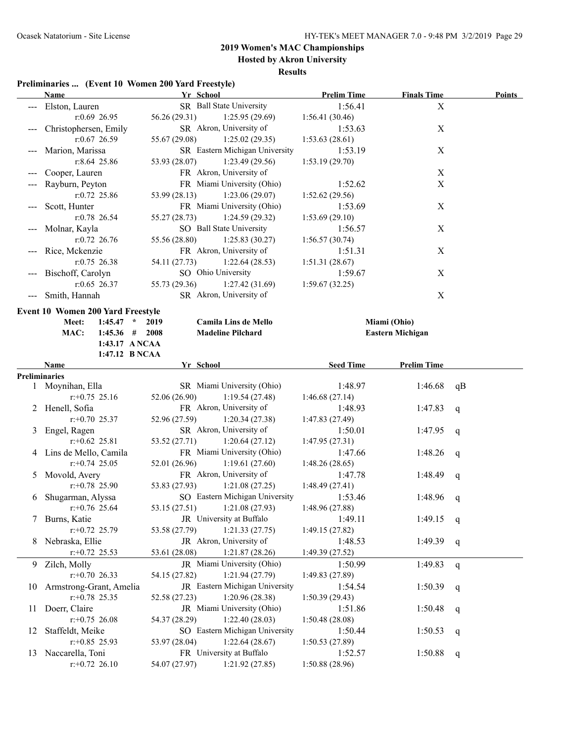## 2019 Women's MAC Championships

**Hosted by Akron University**

**Results**

### Preliminaries ... (Event 10 Women 200 Yard Freestyle)

| | Name | Yr | School | Prelim Time | Finals Time | Points |
|---|---|---|---|---|---|---|
| --- | Elston, Lauren | SR | Ball State University | 1:56.41 | X | |
| | r:0.69 26.95 | 56.26 (29.31) | 1:25.95 (29.69) | 1:56.41 (30.46) | | |
| --- | Christophersen, Emily | SR | Akron, University of | 1:53.63 | X | |
| | r:0.67 26.59 | 55.67 (29.08) | 1:25.02 (29.35) | 1:53.63 (28.61) | | |
| --- | Marion, Marissa | SR | Eastern Michigan University | 1:53.19 | X | |
| | r:8.64 25.86 | 53.93 (28.07) | 1:23.49 (29.56) | 1:53.19 (29.70) | | |
| --- | Cooper, Lauren | FR | Akron, University of | | X | |
| --- | Rayburn, Peyton | FR | Miami University (Ohio) | 1:52.62 | X | |
| | r:0.72 25.86 | 53.99 (28.13) | 1:23.06 (29.07) | 1:52.62 (29.56) | | |
| --- | Scott, Hunter | FR | Miami University (Ohio) | 1:53.69 | X | |
| | r:0.78 26.54 | 55.27 (28.73) | 1:24.59 (29.32) | 1:53.69 (29.10) | | |
| --- | Molnar, Kayla | SO | Ball State University | 1:56.57 | X | |
| | r:0.72 26.76 | 55.56 (28.80) | 1:25.83 (30.27) | 1:56.57 (30.74) | | |
| --- | Rice, Mckenzie | FR | Akron, University of | 1:51.31 | X | |
| | r:0.75 26.38 | 54.11 (27.73) | 1:22.64 (28.53) | 1:51.31 (28.67) | | |
| --- | Bischoff, Carolyn | SO | Ohio University | 1:59.67 | X | |
| | r:0.65 26.37 | 55.73 (29.36) | 1:27.42 (31.69) | 1:59.67 (32.25) | | |
| --- | Smith, Hannah | SR | Akron, University of | | X | |

### Event 10 Women 200 Yard Freestyle

| | | | | |
|---|---|---|---|---|
| Meet: | 1:45.47 * | 2019 | Camila Lins de Mello | Miami (Ohio) |
| MAC: | 1:45.36 # | 2008 | Madeline Pilchard | Eastern Michigan |
| | 1:43.17 | A NCAA | | |
| | 1:47.12 | B NCAA | | |

**Preliminaries**

| | Name | Yr | School | Seed Time | Prelim Time | |
|---|---|---|---|---|---|---|
| 1 | Moynihan, Ella | SR | Miami University (Ohio) | 1:48.97 | 1:46.68 | qB |
| | r:+0.75 25.16 | 52.06 (26.90) | 1:19.54 (27.48) | 1:46.68 (27.14) | | |
| 2 | Henell, Sofia | FR | Akron, University of | 1:48.93 | 1:47.83 | q |
| | r:+0.70 25.37 | 52.96 (27.59) | 1:20.34 (27.38) | 1:47.83 (27.49) | | |
| 3 | Engel, Ragen | SR | Akron, University of | 1:50.01 | 1:47.95 | q |
| | r:+0.62 25.81 | 53.52 (27.71) | 1:20.64 (27.12) | 1:47.95 (27.31) | | |
| 4 | Lins de Mello, Camila | FR | Miami University (Ohio) | 1:47.66 | 1:48.26 | q |
| | r:+0.74 25.05 | 52.01 (26.96) | 1:19.61 (27.60) | 1:48.26 (28.65) | | |
| 5 | Movold, Avery | FR | Akron, University of | 1:47.78 | 1:48.49 | q |
| | r:+0.78 25.90 | 53.83 (27.93) | 1:21.08 (27.25) | 1:48.49 (27.41) | | |
| 6 | Shugarman, Alyssa | SO | Eastern Michigan University | 1:53.46 | 1:48.96 | q |
| | r:+0.76 25.64 | 53.15 (27.51) | 1:21.08 (27.93) | 1:48.96 (27.88) | | |
| 7 | Burns, Katie | JR | University at Buffalo | 1:49.11 | 1:49.15 | q |
| | r:+0.72 25.79 | 53.58 (27.79) | 1:21.33 (27.75) | 1:49.15 (27.82) | | |
| 8 | Nebraska, Ellie | JR | Akron, University of | 1:48.53 | 1:49.39 | q |
| | r:+0.72 25.53 | 53.61 (28.08) | 1:21.87 (28.26) | 1:49.39 (27.52) | | |
| 9 | Zilch, Molly | JR | Miami University (Ohio) | 1:50.99 | 1:49.83 | q |
| | r:+0.70 26.33 | 54.15 (27.82) | 1:21.94 (27.79) | 1:49.83 (27.89) | | |
| 10 | Armstrong-Grant, Amelia | JR | Eastern Michigan University | 1:54.54 | 1:50.39 | q |
| | r:+0.78 25.35 | 52.58 (27.23) | 1:20.96 (28.38) | 1:50.39 (29.43) | | |
| 11 | Doerr, Claire | JR | Miami University (Ohio) | 1:51.86 | 1:50.48 | q |
| | r:+0.75 26.08 | 54.37 (28.29) | 1:22.40 (28.03) | 1:50.48 (28.08) | | |
| 12 | Staffeldt, Meike | SO | Eastern Michigan University | 1:50.44 | 1:50.53 | q |
| | r:+0.85 25.93 | 53.97 (28.04) | 1:22.64 (28.67) | 1:50.53 (27.89) | | |
| 13 | Naccarella, Toni | FR | University at Buffalo | 1:52.57 | 1:50.88 | q |
| | r:+0.72 26.10 | 54.07 (27.97) | 1:21.92 (27.85) | 1:50.88 (28.96) | | |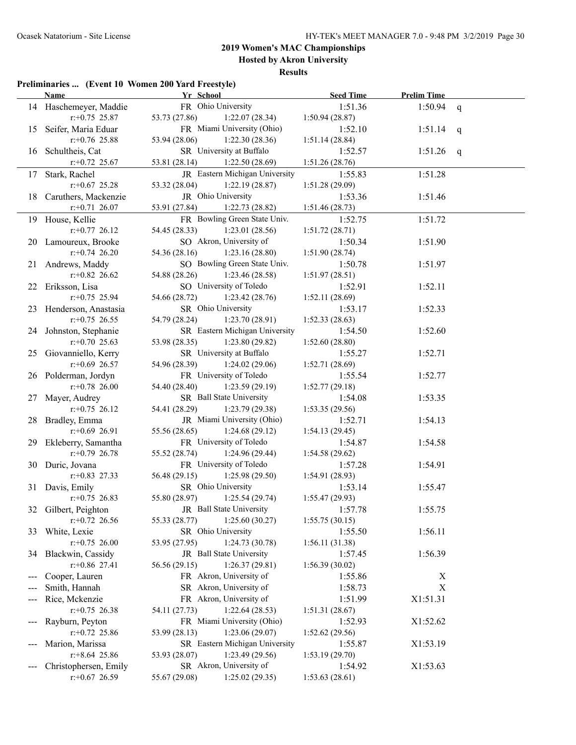## 2019 Women's MAC Championships

### Hosted by Akron University

### Results

**Preliminaries ... (Event 10 Women 200 Yard Freestyle)**

| | Name | Yr | School | Seed Time | Prelim Time | |
|---|---|---|---|---|---|---|
| 14 | Haschemeyer, Maddie | FR | Ohio University | 1:51.36 | 1:50.94 | q |
| | r:+0.75 25.87 | 53.73 (27.86) | 1:22.07 (28.34) | 1:50.94 (28.87) | | |
| 15 | Seifer, Maria Eduar | FR | Miami University (Ohio) | 1:52.10 | 1:51.14 | q |
| | r:+0.76 25.88 | 53.94 (28.06) | 1:22.30 (28.36) | 1:51.14 (28.84) | | |
| 16 | Schultheis, Cat | SR | University at Buffalo | 1:52.57 | 1:51.26 | q |
| | r:+0.72 25.67 | 53.81 (28.14) | 1:22.50 (28.69) | 1:51.26 (28.76) | | |
| 17 | Stark, Rachel | JR | Eastern Michigan University | 1:55.83 | 1:51.28 | |
| | r:+0.67 25.28 | 53.32 (28.04) | 1:22.19 (28.87) | 1:51.28 (29.09) | | |
| 18 | Caruthers, Mackenzie | JR | Ohio University | 1:53.36 | 1:51.46 | |
| | r:+0.71 26.07 | 53.91 (27.84) | 1:22.73 (28.82) | 1:51.46 (28.73) | | |
| 19 | House, Kellie | FR | Bowling Green State Univ. | 1:52.75 | 1:51.72 | |
| | r:+0.77 26.12 | 54.45 (28.33) | 1:23.01 (28.56) | 1:51.72 (28.71) | | |
| 20 | Lamoureux, Brooke | SO | Akron, University of | 1:50.34 | 1:51.90 | |
| | r:+0.74 26.20 | 54.36 (28.16) | 1:23.16 (28.80) | 1:51.90 (28.74) | | |
| 21 | Andrews, Maddy | SO | Bowling Green State Univ. | 1:50.78 | 1:51.97 | |
| | r:+0.82 26.62 | 54.88 (28.26) | 1:23.46 (28.58) | 1:51.97 (28.51) | | |
| 22 | Eriksson, Lisa | SO | University of Toledo | 1:52.91 | 1:52.11 | |
| | r:+0.75 25.94 | 54.66 (28.72) | 1:23.42 (28.76) | 1:52.11 (28.69) | | |
| 23 | Henderson, Anastasia | SR | Ohio University | 1:53.17 | 1:52.33 | |
| | r:+0.75 26.55 | 54.79 (28.24) | 1:23.70 (28.91) | 1:52.33 (28.63) | | |
| 24 | Johnston, Stephanie | SR | Eastern Michigan University | 1:54.50 | 1:52.60 | |
| | r:+0.70 25.63 | 53.98 (28.35) | 1:23.80 (29.82) | 1:52.60 (28.80) | | |
| 25 | Giovanniello, Kerry | SR | University at Buffalo | 1:55.27 | 1:52.71 | |
| | r:+0.69 26.57 | 54.96 (28.39) | 1:24.02 (29.06) | 1:52.71 (28.69) | | |
| 26 | Polderman, Jordyn | FR | University of Toledo | 1:55.54 | 1:52.77 | |
| | r:+0.78 26.00 | 54.40 (28.40) | 1:23.59 (29.19) | 1:52.77 (29.18) | | |
| 27 | Mayer, Audrey | SR | Ball State University | 1:54.08 | 1:53.35 | |
| | r:+0.75 26.12 | 54.41 (28.29) | 1:23.79 (29.38) | 1:53.35 (29.56) | | |
| 28 | Bradley, Emma | JR | Miami University (Ohio) | 1:52.71 | 1:54.13 | |
| | r:+0.69 26.91 | 55.56 (28.65) | 1:24.68 (29.12) | 1:54.13 (29.45) | | |
| 29 | Ekleberry, Samantha | FR | University of Toledo | 1:54.87 | 1:54.58 | |
| | r:+0.79 26.78 | 55.52 (28.74) | 1:24.96 (29.44) | 1:54.58 (29.62) | | |
| 30 | Duric, Jovana | FR | University of Toledo | 1:57.28 | 1:54.91 | |
| | r:+0.83 27.33 | 56.48 (29.15) | 1:25.98 (29.50) | 1:54.91 (28.93) | | |
| 31 | Davis, Emily | SR | Ohio University | 1:53.14 | 1:55.47 | |
| | r:+0.75 26.83 | 55.80 (28.97) | 1:25.54 (29.74) | 1:55.47 (29.93) | | |
| 32 | Gilbert, Peighton | JR | Ball State University | 1:57.78 | 1:55.75 | |
| | r:+0.72 26.56 | 55.33 (28.77) | 1:25.60 (30.27) | 1:55.75 (30.15) | | |
| 33 | White, Lexie | SR | Ohio University | 1:55.50 | 1:56.11 | |
| | r:+0.75 26.00 | 53.95 (27.95) | 1:24.73 (30.78) | 1:56.11 (31.38) | | |
| 34 | Blackwin, Cassidy | JR | Ball State University | 1:57.45 | 1:56.39 | |
| | r:+0.86 27.41 | 56.56 (29.15) | 1:26.37 (29.81) | 1:56.39 (30.02) | | |
| --- | Cooper, Lauren | FR | Akron, University of | 1:55.86 | X | |
| --- | Smith, Hannah | SR | Akron, University of | 1:58.73 | X | |
| --- | Rice, Mckenzie | FR | Akron, University of | 1:51.99 | X1:51.31 | |
| | r:+0.75 26.38 | 54.11 (27.73) | 1:22.64 (28.53) | 1:51.31 (28.67) | | |
| --- | Rayburn, Peyton | FR | Miami University (Ohio) | 1:52.93 | X1:52.62 | |
| | r:+0.72 25.86 | 53.99 (28.13) | 1:23.06 (29.07) | 1:52.62 (29.56) | | |
| --- | Marion, Marissa | SR | Eastern Michigan University | 1:55.87 | X1:53.19 | |
| | r:+8.64 25.86 | 53.93 (28.07) | 1:23.49 (29.56) | 1:53.19 (29.70) | | |
| --- | Christophersen, Emily | SR | Akron, University of | 1:54.92 | X1:53.63 | |
| | r:+0.67 26.59 | 55.67 (29.08) | 1:25.02 (29.35) | 1:53.63 (28.61) | | |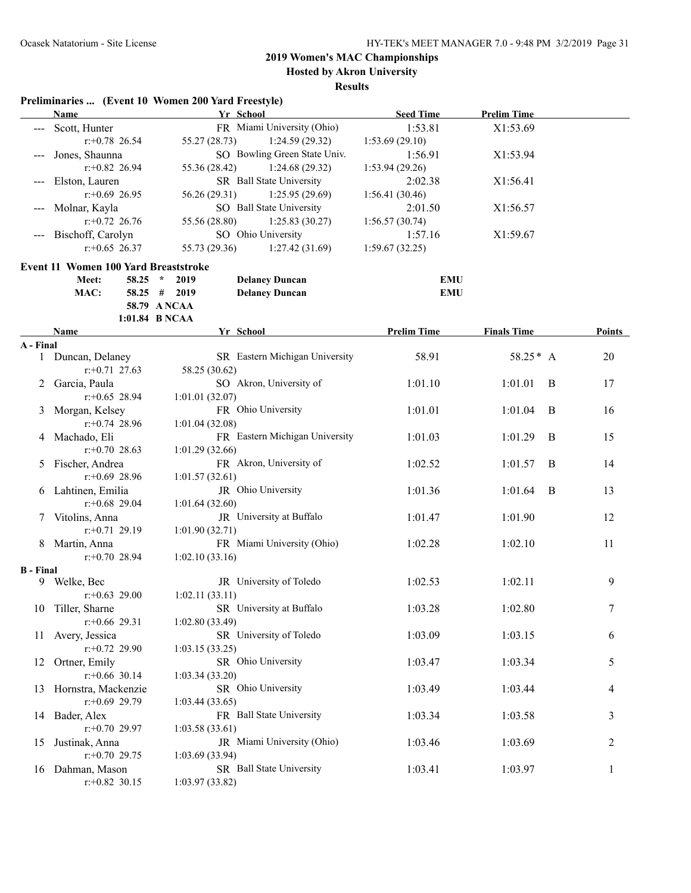## 2019 Women's MAC Championships

**Hosted by Akron University**

**Results**

### Preliminaries ... (Event 10 Women 200 Yard Freestyle)

| | Name | Yr | School | Seed Time | Prelim Time |
|---|---|---|---|---|---|
| --- | Scott, Hunter | FR | Miami University (Ohio) | 1:53.81 | X1:53.69 |
| | r:+0.78 26.54 | 55.27 (28.73) | 1:24.59 (29.32) | 1:53.69 (29.10) | |
| --- | Jones, Shaunna | SO | Bowling Green State Univ. | 1:56.91 | X1:53.94 |
| | r:+0.82 26.94 | 55.36 (28.42) | 1:24.68 (29.32) | 1:53.94 (29.26) | |
| --- | Elston, Lauren | SR | Ball State University | 2:02.38 | X1:56.41 |
| | r:+0.69 26.95 | 56.26 (29.31) | 1:25.95 (29.69) | 1:56.41 (30.46) | |
| --- | Molnar, Kayla | SO | Ball State University | 2:01.50 | X1:56.57 |
| | r:+0.72 26.76 | 55.56 (28.80) | 1:25.83 (30.27) | 1:56.57 (30.74) | |
| --- | Bischoff, Carolyn | SO | Ohio University | 1:57.16 | X1:59.67 |
| | r:+0.65 26.37 | 55.73 (29.36) | 1:27.42 (31.69) | 1:59.67 (32.25) | |

### Event 11 Women 100 Yard Breaststroke

| | | | | | |
|---|---|---|---|---|---|
| Meet: | 58.25 | * | 2019 | Delaney Duncan | EMU |
| MAC: | 58.25 | # | 2019 | Delaney Duncan | EMU |
| | 58.79 | A NCAA | | | |
| | 1:01.84 | B NCAA | | | |

| | Name | Yr | School | Prelim Time | Finals Time | | Points |
|---|---|---|---|---|---|---|---|
| **A - Final** | | | | | | | |
| 1 | Duncan, Delaney | SR | Eastern Michigan University | 58.91 | 58.25* | A | 20 |
| | r:+0.71 27.63 | 58.25 (30.62) | | | | | |
| 2 | Garcia, Paula | SO | Akron, University of | 1:01.10 | 1:01.01 | B | 17 |
| | r:+0.65 28.94 | 1:01.01 (32.07) | | | | | |
| 3 | Morgan, Kelsey | FR | Ohio University | 1:01.01 | 1:01.04 | B | 16 |
| | r:+0.74 28.96 | 1:01.04 (32.08) | | | | | |
| 4 | Machado, Eli | FR | Eastern Michigan University | 1:01.03 | 1:01.29 | B | 15 |
| | r:+0.70 28.63 | 1:01.29 (32.66) | | | | | |
| 5 | Fischer, Andrea | FR | Akron, University of | 1:02.52 | 1:01.57 | B | 14 |
| | r:+0.69 28.96 | 1:01.57 (32.61) | | | | | |
| 6 | Lahtinen, Emilia | JR | Ohio University | 1:01.36 | 1:01.64 | B | 13 |
| | r:+0.68 29.04 | 1:01.64 (32.60) | | | | | |
| 7 | Vitolins, Anna | JR | University at Buffalo | 1:01.47 | 1:01.90 | | 12 |
| | r:+0.71 29.19 | 1:01.90 (32.71) | | | | | |
| 8 | Martin, Anna | FR | Miami University (Ohio) | 1:02.28 | 1:02.10 | | 11 |
| | r:+0.70 28.94 | 1:02.10 (33.16) | | | | | |
| **B - Final** | | | | | | | |
| 9 | Welke, Bec | JR | University of Toledo | 1:02.53 | 1:02.11 | | 9 |
| | r:+0.63 29.00 | 1:02.11 (33.11) | | | | | |
| 10 | Tiller, Sharne | SR | University at Buffalo | 1:03.28 | 1:02.80 | | 7 |
| | r:+0.66 29.31 | 1:02.80 (33.49) | | | | | |
| 11 | Avery, Jessica | SR | University of Toledo | 1:03.09 | 1:03.15 | | 6 |
| | r:+0.72 29.90 | 1:03.15 (33.25) | | | | | |
| 12 | Ortner, Emily | SR | Ohio University | 1:03.47 | 1:03.34 | | 5 |
| | r:+0.66 30.14 | 1:03.34 (33.20) | | | | | |
| 13 | Hornstra, Mackenzie | SR | Ohio University | 1:03.49 | 1:03.44 | | 4 |
| | r:+0.69 29.79 | 1:03.44 (33.65) | | | | | |
| 14 | Bader, Alex | FR | Ball State University | 1:03.34 | 1:03.58 | | 3 |
| | r:+0.70 29.97 | 1:03.58 (33.61) | | | | | |
| 15 | Justinak, Anna | JR | Miami University (Ohio) | 1:03.46 | 1:03.69 | | 2 |
| | r:+0.70 29.75 | 1:03.69 (33.94) | | | | | |
| 16 | Dahman, Mason | SR | Ball State University | 1:03.41 | 1:03.97 | | 1 |
| | r:+0.82 30.15 | 1:03.97 (33.82) | | | | | |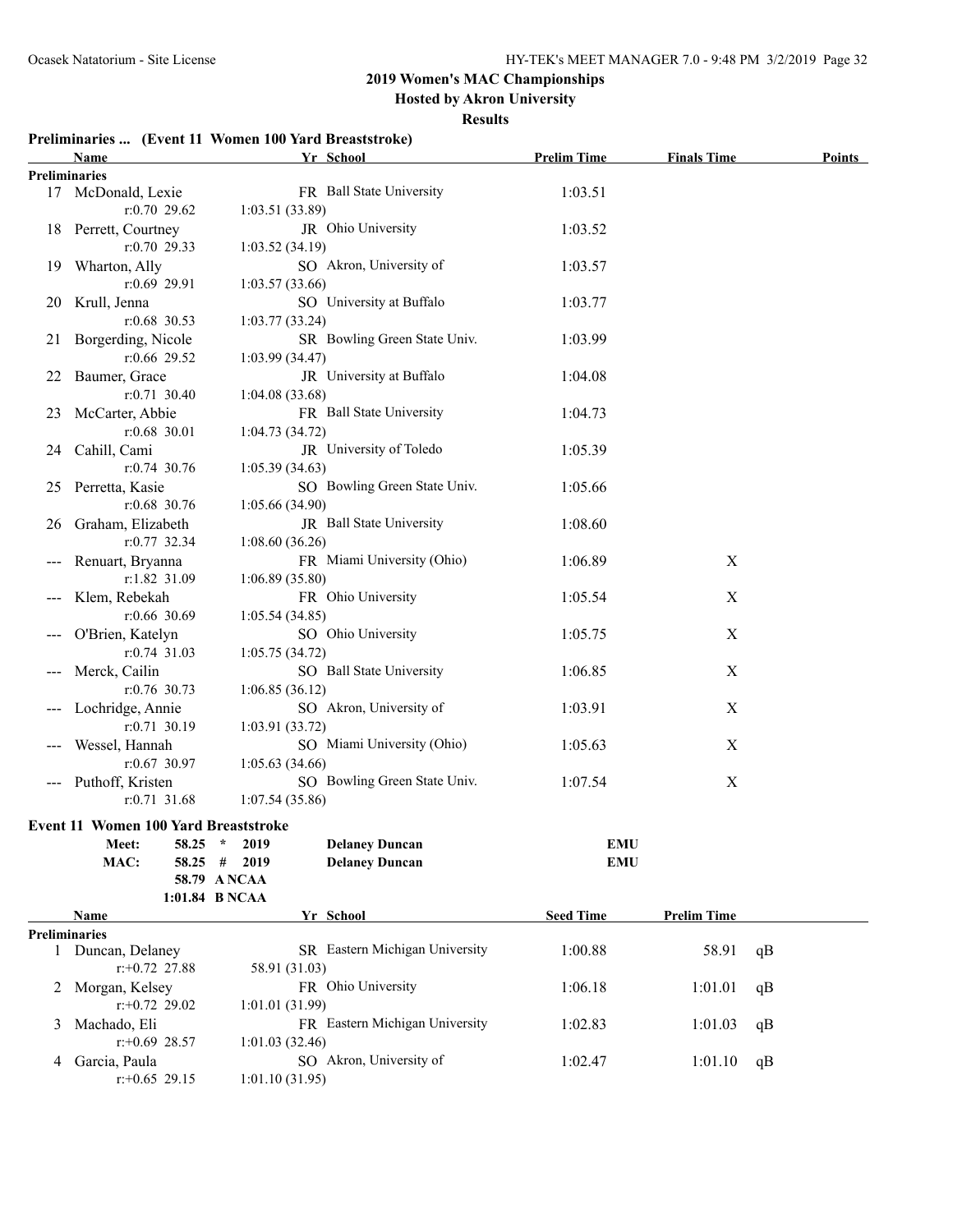# 2019 Women's MAC Championships

**Hosted by Akron University**

**Results**

## Preliminaries ... (Event 11 Women 100 Yard Breaststroke)

| | Name | Yr | School | Prelim Time | Finals Time | Points |
|---|---|---|---|---|---|---|
| **Preliminaries** | | | | | | |
| 17 | McDonald, Lexie | FR | Ball State University | 1:03.51 | | |
| | r:0.70 29.62 | 1:03.51 (33.89) | | | | |
| 18 | Perrett, Courtney | JR | Ohio University | 1:03.52 | | |
| | r:0.70 29.33 | 1:03.52 (34.19) | | | | |
| 19 | Wharton, Ally | SO | Akron, University of | 1:03.57 | | |
| | r:0.69 29.91 | 1:03.57 (33.66) | | | | |
| 20 | Krull, Jenna | SO | University at Buffalo | 1:03.77 | | |
| | r:0.68 30.53 | 1:03.77 (33.24) | | | | |
| 21 | Borgerding, Nicole | SR | Bowling Green State Univ. | 1:03.99 | | |
| | r:0.66 29.52 | 1:03.99 (34.47) | | | | |
| 22 | Baumer, Grace | JR | University at Buffalo | 1:04.08 | | |
| | r:0.71 30.40 | 1:04.08 (33.68) | | | | |
| 23 | McCarter, Abbie | FR | Ball State University | 1:04.73 | | |
| | r:0.68 30.01 | 1:04.73 (34.72) | | | | |
| 24 | Cahill, Cami | JR | University of Toledo | 1:05.39 | | |
| | r:0.74 30.76 | 1:05.39 (34.63) | | | | |
| 25 | Perretta, Kasie | SO | Bowling Green State Univ. | 1:05.66 | | |
| | r:0.68 30.76 | 1:05.66 (34.90) | | | | |
| 26 | Graham, Elizabeth | JR | Ball State University | 1:08.60 | | |
| | r:0.77 32.34 | 1:08.60 (36.26) | | | | |
| --- | Renuart, Bryanna | FR | Miami University (Ohio) | 1:06.89 | X | |
| | r:1.82 31.09 | 1:06.89 (35.80) | | | | |
| --- | Klem, Rebekah | FR | Ohio University | 1:05.54 | X | |
| | r:0.66 30.69 | 1:05.54 (34.85) | | | | |
| --- | O'Brien, Katelyn | SO | Ohio University | 1:05.75 | X | |
| | r:0.74 31.03 | 1:05.75 (34.72) | | | | |
| --- | Merck, Cailin | SO | Ball State University | 1:06.85 | X | |
| | r:0.76 30.73 | 1:06.85 (36.12) | | | | |
| --- | Lochridge, Annie | SO | Akron, University of | 1:03.91 | X | |
| | r:0.71 30.19 | 1:03.91 (33.72) | | | | |
| --- | Wessel, Hannah | SO | Miami University (Ohio) | 1:05.63 | X | |
| | r:0.67 30.97 | 1:05.63 (34.66) | | | | |
| --- | Puthoff, Kristen | SO | Bowling Green State Univ. | 1:07.54 | X | |
| | r:0.71 31.68 | 1:07.54 (35.86) | | | | |

## Event 11 Women 100 Yard Breaststroke

| | | | | |
|---|---|---|---|---|
| Meet: | 58.25 * | 2019 | Delaney Duncan | EMU |
| MAC: | 58.25 # | 2019 | Delaney Duncan | EMU |
| | 58.79 | A NCAA | | |
| | 1:01.84 | B NCAA | | |

| | Name | Yr | School | Seed Time | Prelim Time | |
|---|---|---|---|---|---|---|
| **Preliminaries** | | | | | | |
| 1 | Duncan, Delaney | SR | Eastern Michigan University | 1:00.88 | 58.91 | qB |
| | r:+0.72 27.88 | 58.91 (31.03) | | | | |
| 2 | Morgan, Kelsey | FR | Ohio University | 1:06.18 | 1:01.01 | qB |
| | r:+0.72 29.02 | 1:01.01 (31.99) | | | | |
| 3 | Machado, Eli | FR | Eastern Michigan University | 1:02.83 | 1:01.03 | qB |
| | r:+0.69 28.57 | 1:01.03 (32.46) | | | | |
| 4 | Garcia, Paula | SO | Akron, University of | 1:02.47 | 1:01.10 | qB |
| | r:+0.65 29.15 | 1:01.10 (31.95) | | | | |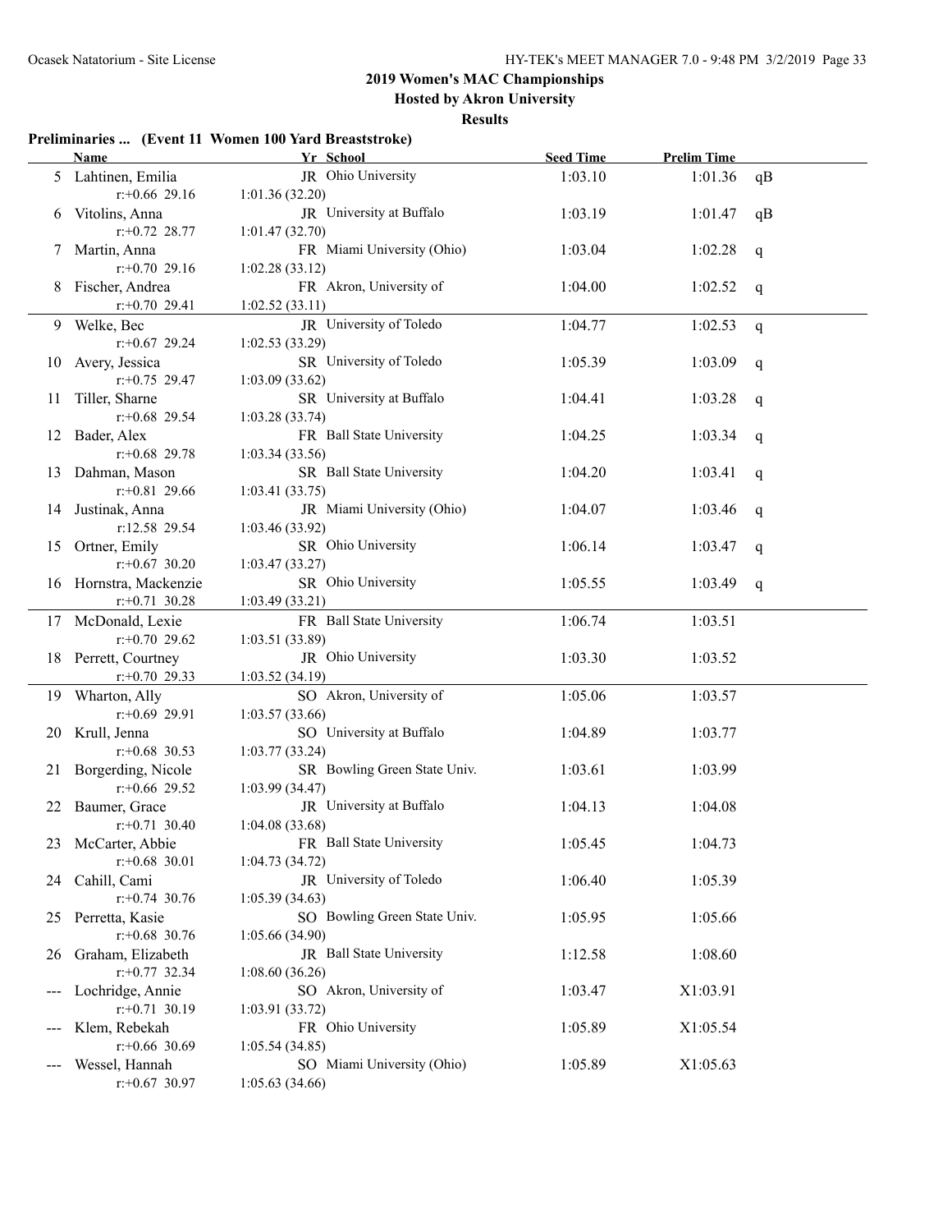# 2019 Women's MAC Championships

## Hosted by Akron University

### Results

**Preliminaries ... (Event 11 Women 100 Yard Breaststroke)**

| | Name | Yr | School | Seed Time | Prelim Time | |
|---|---|---|---|---|---|---|
| 5 | Lahtinen, Emilia | JR | Ohio University | 1:03.10 | 1:01.36 | qB |
| | r:+0.66 29.16 | 1:01.36 (32.20) | | | | |
| 6 | Vitolins, Anna | JR | University at Buffalo | 1:03.19 | 1:01.47 | qB |
| | r:+0.72 28.77 | 1:01.47 (32.70) | | | | |
| 7 | Martin, Anna | FR | Miami University (Ohio) | 1:03.04 | 1:02.28 | q |
| | r:+0.70 29.16 | 1:02.28 (33.12) | | | | |
| 8 | Fischer, Andrea | FR | Akron, University of | 1:04.00 | 1:02.52 | q |
| | r:+0.70 29.41 | 1:02.52 (33.11) | | | | |
| 9 | Welke, Bec | JR | University of Toledo | 1:04.77 | 1:02.53 | q |
| | r:+0.67 29.24 | 1:02.53 (33.29) | | | | |
| 10 | Avery, Jessica | SR | University of Toledo | 1:05.39 | 1:03.09 | q |
| | r:+0.75 29.47 | 1:03.09 (33.62) | | | | |
| 11 | Tiller, Sharne | SR | University at Buffalo | 1:04.41 | 1:03.28 | q |
| | r:+0.68 29.54 | 1:03.28 (33.74) | | | | |
| 12 | Bader, Alex | FR | Ball State University | 1:04.25 | 1:03.34 | q |
| | r:+0.68 29.78 | 1:03.34 (33.56) | | | | |
| 13 | Dahman, Mason | SR | Ball State University | 1:04.20 | 1:03.41 | q |
| | r:+0.81 29.66 | 1:03.41 (33.75) | | | | |
| 14 | Justinak, Anna | JR | Miami University (Ohio) | 1:04.07 | 1:03.46 | q |
| | r:12.58 29.54 | 1:03.46 (33.92) | | | | |
| 15 | Ortner, Emily | SR | Ohio University | 1:06.14 | 1:03.47 | q |
| | r:+0.67 30.20 | 1:03.47 (33.27) | | | | |
| 16 | Hornstra, Mackenzie | SR | Ohio University | 1:05.55 | 1:03.49 | q |
| | r:+0.71 30.28 | 1:03.49 (33.21) | | | | |
| 17 | McDonald, Lexie | FR | Ball State University | 1:06.74 | 1:03.51 | |
| | r:+0.70 29.62 | 1:03.51 (33.89) | | | | |
| 18 | Perrett, Courtney | JR | Ohio University | 1:03.30 | 1:03.52 | |
| | r:+0.70 29.33 | 1:03.52 (34.19) | | | | |
| 19 | Wharton, Ally | SO | Akron, University of | 1:05.06 | 1:03.57 | |
| | r:+0.69 29.91 | 1:03.57 (33.66) | | | | |
| 20 | Krull, Jenna | SO | University at Buffalo | 1:04.89 | 1:03.77 | |
| | r:+0.68 30.53 | 1:03.77 (33.24) | | | | |
| 21 | Borgerding, Nicole | SR | Bowling Green State Univ. | 1:03.61 | 1:03.99 | |
| | r:+0.66 29.52 | 1:03.99 (34.47) | | | | |
| 22 | Baumer, Grace | JR | University at Buffalo | 1:04.13 | 1:04.08 | |
| | r:+0.71 30.40 | 1:04.08 (33.68) | | | | |
| 23 | McCarter, Abbie | FR | Ball State University | 1:05.45 | 1:04.73 | |
| | r:+0.68 30.01 | 1:04.73 (34.72) | | | | |
| 24 | Cahill, Cami | JR | University of Toledo | 1:06.40 | 1:05.39 | |
| | r:+0.74 30.76 | 1:05.39 (34.63) | | | | |
| 25 | Perretta, Kasie | SO | Bowling Green State Univ. | 1:05.95 | 1:05.66 | |
| | r:+0.68 30.76 | 1:05.66 (34.90) | | | | |
| 26 | Graham, Elizabeth | JR | Ball State University | 1:12.58 | 1:08.60 | |
| | r:+0.77 32.34 | 1:08.60 (36.26) | | | | |
| --- | Lochridge, Annie | SO | Akron, University of | 1:03.47 | X1:03.91 | |
| | r:+0.71 30.19 | 1:03.91 (33.72) | | | | |
| --- | Klem, Rebekah | FR | Ohio University | 1:05.89 | X1:05.54 | |
| | r:+0.66 30.69 | 1:05.54 (34.85) | | | | |
| --- | Wessel, Hannah | SO | Miami University (Ohio) | 1:05.89 | X1:05.63 | |
| | r:+0.67 30.97 | 1:05.63 (34.66) | | | | |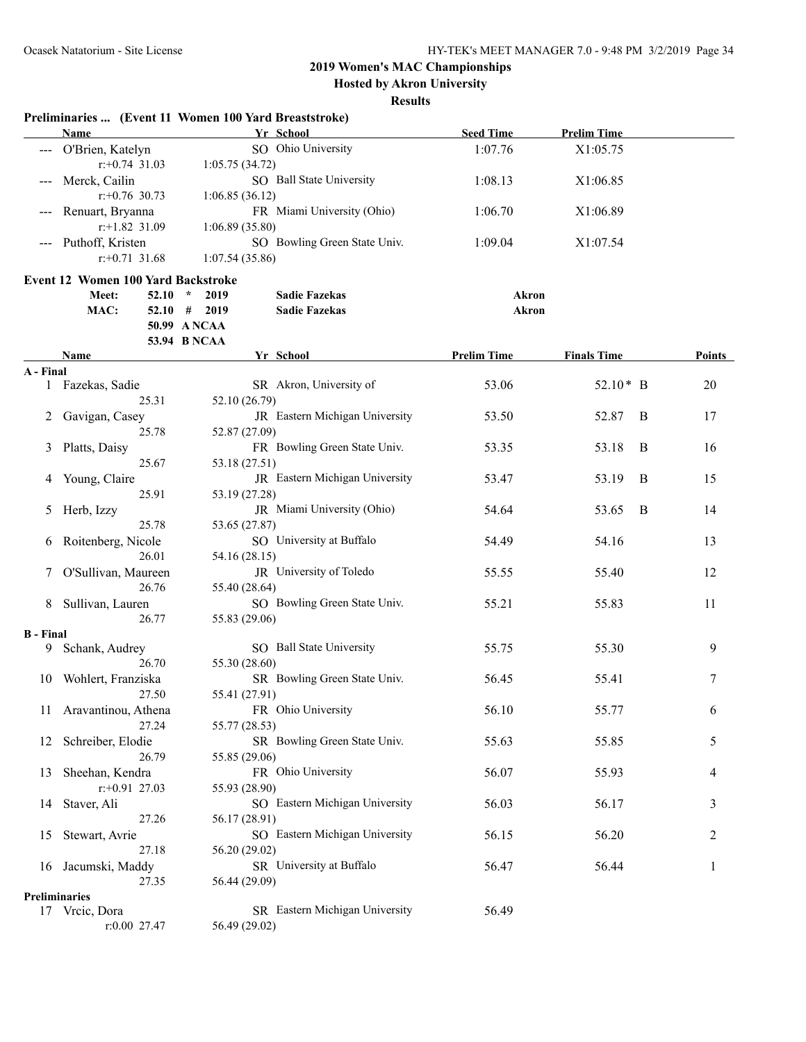# 2019 Women's MAC Championships

**Hosted by Akron University**

**Results**

### Preliminaries ... (Event 11 Women 100 Yard Breaststroke)

| | Name | Yr | School | Seed Time | Prelim Time |
|---|---|---|---|---|---|
| --- | O'Brien, Katelyn | SO | Ohio University | 1:07.76 | X1:05.75 |
| | r:+0.74 31.03 | | 1:05.75 (34.72) | | |
| --- | Merck, Cailin | SO | Ball State University | 1:08.13 | X1:06.85 |
| | r:+0.76 30.73 | | 1:06.85 (36.12) | | |
| --- | Renuart, Bryanna | FR | Miami University (Ohio) | 1:06.70 | X1:06.89 |
| | r:+1.82 31.09 | | 1:06.89 (35.80) | | |
| --- | Puthoff, Kristen | SO | Bowling Green State Univ. | 1:09.04 | X1:07.54 |
| | r:+0.71 31.68 | | 1:07.54 (35.86) | | |

### Event 12 Women 100 Yard Backstroke

| | Time | | | Name | School |
|---|---|---|---|---|---|
| Meet: | 52.10 | * | 2019 | Sadie Fazekas | Akron |
| MAC: | 52.10 | # | 2019 | Sadie Fazekas | Akron |
| | 50.99 | A NCAA | | | |
| | 53.94 | B NCAA | | | |

| | Name | Yr | School | Prelim Time | Finals Time | | Points |
|---|---|---|---|---|---|---|---|
| **A - Final** | | | | | | | |
| 1 | Fazekas, Sadie | SR | Akron, University of | 53.06 | 52.10* | B | 20 |
| | 25.31 | | 52.10 (26.79) | | | | |
| 2 | Gavigan, Casey | JR | Eastern Michigan University | 53.50 | 52.87 | B | 17 |
| | 25.78 | | 52.87 (27.09) | | | | |
| 3 | Platts, Daisy | FR | Bowling Green State Univ. | 53.35 | 53.18 | B | 16 |
| | 25.67 | | 53.18 (27.51) | | | | |
| 4 | Young, Claire | JR | Eastern Michigan University | 53.47 | 53.19 | B | 15 |
| | 25.91 | | 53.19 (27.28) | | | | |
| 5 | Herb, Izzy | JR | Miami University (Ohio) | 54.64 | 53.65 | B | 14 |
| | 25.78 | | 53.65 (27.87) | | | | |
| 6 | Roitenberg, Nicole | SO | University at Buffalo | 54.49 | 54.16 | | 13 |
| | 26.01 | | 54.16 (28.15) | | | | |
| 7 | O'Sullivan, Maureen | JR | University of Toledo | 55.55 | 55.40 | | 12 |
| | 26.76 | | 55.40 (28.64) | | | | |
| 8 | Sullivan, Lauren | SO | Bowling Green State Univ. | 55.21 | 55.83 | | 11 |
| | 26.77 | | 55.83 (29.06) | | | | |
| **B - Final** | | | | | | | |
| 9 | Schank, Audrey | SO | Ball State University | 55.75 | 55.30 | | 9 |
| | 26.70 | | 55.30 (28.60) | | | | |
| 10 | Wohlert, Franziska | SR | Bowling Green State Univ. | 56.45 | 55.41 | | 7 |
| | 27.50 | | 55.41 (27.91) | | | | |
| 11 | Aravantinou, Athena | FR | Ohio University | 56.10 | 55.77 | | 6 |
| | 27.24 | | 55.77 (28.53) | | | | |
| 12 | Schreiber, Elodie | SR | Bowling Green State Univ. | 55.63 | 55.85 | | 5 |
| | 26.79 | | 55.85 (29.06) | | | | |
| 13 | Sheehan, Kendra | FR | Ohio University | 56.07 | 55.93 | | 4 |
| | r:+0.91 27.03 | | 55.93 (28.90) | | | | |
| 14 | Staver, Ali | SO | Eastern Michigan University | 56.03 | 56.17 | | 3 |
| | 27.26 | | 56.17 (28.91) | | | | |
| 15 | Stewart, Avrie | SO | Eastern Michigan University | 56.15 | 56.20 | | 2 |
| | 27.18 | | 56.20 (29.02) | | | | |
| 16 | Jacumski, Maddy | SR | University at Buffalo | 56.47 | 56.44 | | 1 |
| | 27.35 | | 56.44 (29.09) | | | | |
| **Preliminaries** | | | | | | | |
| 17 | Vrcic, Dora | SR | Eastern Michigan University | 56.49 | | | |
| | r:0.00 27.47 | | 56.49 (29.02) | | | | |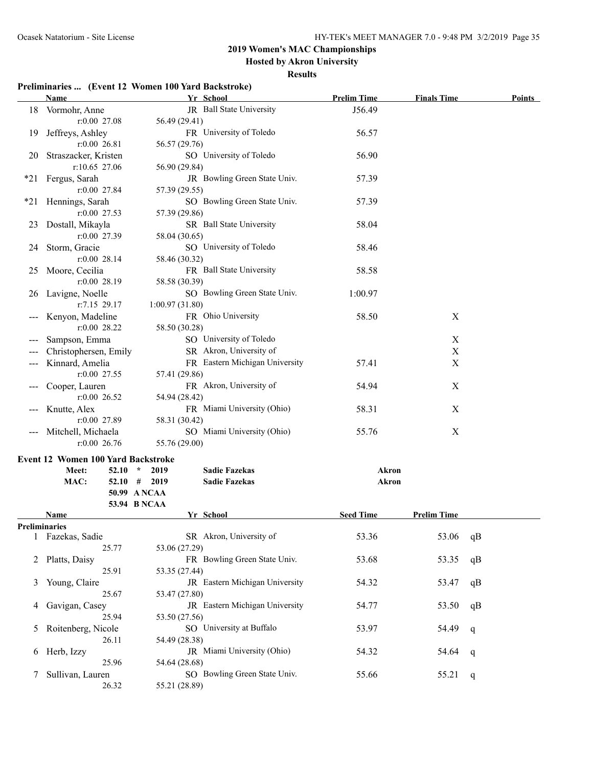## 2019 Women's MAC Championships

### Hosted by Akron University

### Results

**Preliminaries ... (Event 12 Women 100 Yard Backstroke)**

| | Name | Yr | School | Prelim Time | Finals Time | Points |
|---|---|---|---|---|---|---|
| 18 | Vormohr, Anne | JR | Ball State University | J56.49 | | |
| | r:0.00 27.08 | 56.49 (29.41) | | | | |
| 19 | Jeffreys, Ashley | FR | University of Toledo | 56.57 | | |
| | r:0.00 26.81 | 56.57 (29.76) | | | | |
| 20 | Straszacker, Kristen | SO | University of Toledo | 56.90 | | |
| | r:10.65 27.06 | 56.90 (29.84) | | | | |
| *21 | Fergus, Sarah | JR | Bowling Green State Univ. | 57.39 | | |
| | r:0.00 27.84 | 57.39 (29.55) | | | | |
| *21 | Hennings, Sarah | SO | Bowling Green State Univ. | 57.39 | | |
| | r:0.00 27.53 | 57.39 (29.86) | | | | |
| 23 | Dostall, Mikayla | SR | Ball State University | 58.04 | | |
| | r:0.00 27.39 | 58.04 (30.65) | | | | |
| 24 | Storm, Gracie | SO | University of Toledo | 58.46 | | |
| | r:0.00 28.14 | 58.46 (30.32) | | | | |
| 25 | Moore, Cecilia | FR | Ball State University | 58.58 | | |
| | r:0.00 28.19 | 58.58 (30.39) | | | | |
| 26 | Lavigne, Noelle | SO | Bowling Green State Univ. | 1:00.97 | | |
| | r:7.15 29.17 | 1:00.97 (31.80) | | | | |
| --- | Kenyon, Madeline | FR | Ohio University | 58.50 | X | |
| | r:0.00 28.22 | 58.50 (30.28) | | | | |
| --- | Sampson, Emma | SO | University of Toledo | | X | |
| --- | Christophersen, Emily | SR | Akron, University of | | X | |
| --- | Kinnard, Amelia | FR | Eastern Michigan University | 57.41 | X | |
| | r:0.00 27.55 | 57.41 (29.86) | | | | |
| --- | Cooper, Lauren | FR | Akron, University of | 54.94 | X | |
| | r:0.00 26.52 | 54.94 (28.42) | | | | |
| --- | Knutte, Alex | FR | Miami University (Ohio) | 58.31 | X | |
| | r:0.00 27.89 | 58.31 (30.42) | | | | |
| --- | Mitchell, Michaela | SO | Miami University (Ohio) | 55.76 | X | |
| | r:0.00 26.76 | 55.76 (29.00) | | | | |

**Event 12 Women 100 Yard Backstroke**

| | | | | |
|---|---|---|---|---|
| Meet: | 52.10 * | 2019 | Sadie Fazekas | Akron |
| MAC: | 52.10 # | 2019 | Sadie Fazekas | Akron |
| | 50.99 | A NCAA | | |
| | 53.94 | B NCAA | | |

| | Name | Yr | School | Seed Time | Prelim Time | |
|---|---|---|---|---|---|---|
| **Preliminaries** | | | | | | |
| 1 | Fazekas, Sadie | SR | Akron, University of | 53.36 | 53.06 | qB |
| | 25.77 | 53.06 (27.29) | | | | |
| 2 | Platts, Daisy | FR | Bowling Green State Univ. | 53.68 | 53.35 | qB |
| | 25.91 | 53.35 (27.44) | | | | |
| 3 | Young, Claire | JR | Eastern Michigan University | 54.32 | 53.47 | qB |
| | 25.67 | 53.47 (27.80) | | | | |
| 4 | Gavigan, Casey | JR | Eastern Michigan University | 54.77 | 53.50 | qB |
| | 25.94 | 53.50 (27.56) | | | | |
| 5 | Roitenberg, Nicole | SO | University at Buffalo | 53.97 | 54.49 | q |
| | 26.11 | 54.49 (28.38) | | | | |
| 6 | Herb, Izzy | JR | Miami University (Ohio) | 54.32 | 54.64 | q |
| | 25.96 | 54.64 (28.68) | | | | |
| 7 | Sullivan, Lauren | SO | Bowling Green State Univ. | 55.66 | 55.21 | q |
| | 26.32 | 55.21 (28.89) | | | | |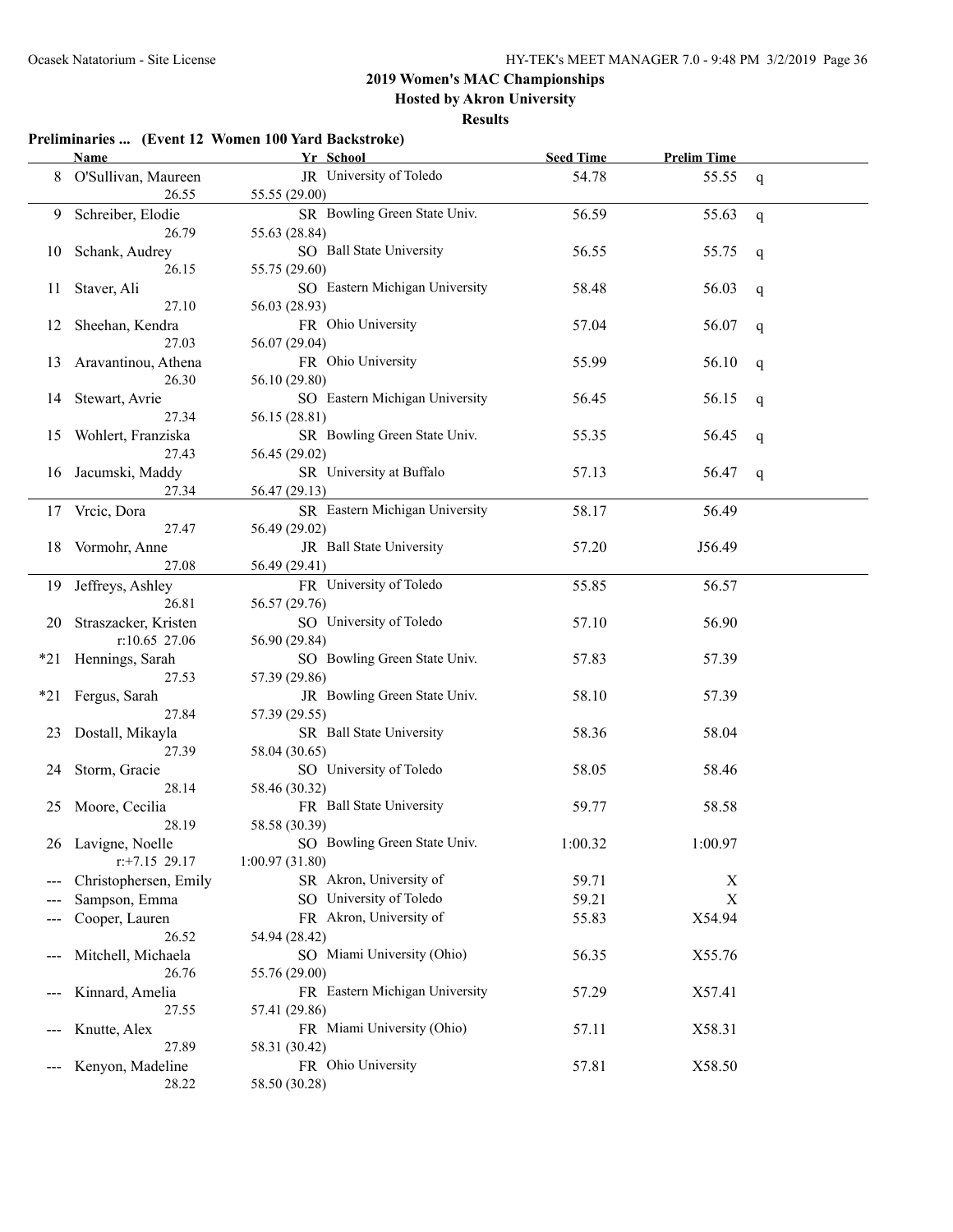## 2019 Women's MAC Championships

### Hosted by Akron University

### Results

**Preliminaries ... (Event 12 Women 100 Yard Backstroke)**

| | Name | Yr | School | Seed Time | Prelim Time | |
|---|---|---|---|---|---|---|
| 8 | O'Sullivan, Maureen | JR | University of Toledo | 54.78 | 55.55 | q |
| | 26.55 | 55.55 (29.00) | | | | |
| 9 | Schreiber, Elodie | SR | Bowling Green State Univ. | 56.59 | 55.63 | q |
| | 26.79 | 55.63 (28.84) | | | | |
| 10 | Schank, Audrey | SO | Ball State University | 56.55 | 55.75 | q |
| | 26.15 | 55.75 (29.60) | | | | |
| 11 | Staver, Ali | SO | Eastern Michigan University | 58.48 | 56.03 | q |
| | 27.10 | 56.03 (28.93) | | | | |
| 12 | Sheehan, Kendra | FR | Ohio University | 57.04 | 56.07 | q |
| | 27.03 | 56.07 (29.04) | | | | |
| 13 | Aravantinou, Athena | FR | Ohio University | 55.99 | 56.10 | q |
| | 26.30 | 56.10 (29.80) | | | | |
| 14 | Stewart, Avrie | SO | Eastern Michigan University | 56.45 | 56.15 | q |
| | 27.34 | 56.15 (28.81) | | | | |
| 15 | Wohlert, Franziska | SR | Bowling Green State Univ. | 55.35 | 56.45 | q |
| | 27.43 | 56.45 (29.02) | | | | |
| 16 | Jacumski, Maddy | SR | University at Buffalo | 57.13 | 56.47 | q |
| | 27.34 | 56.47 (29.13) | | | | |
| 17 | Vrcic, Dora | SR | Eastern Michigan University | 58.17 | 56.49 | |
| | 27.47 | 56.49 (29.02) | | | | |
| 18 | Vormohr, Anne | JR | Ball State University | 57.20 | J56.49 | |
| | 27.08 | 56.49 (29.41) | | | | |
| 19 | Jeffreys, Ashley | FR | University of Toledo | 55.85 | 56.57 | |
| | 26.81 | 56.57 (29.76) | | | | |
| 20 | Straszacker, Kristen | SO | University of Toledo | 57.10 | 56.90 | |
| | r:10.65 27.06 | 56.90 (29.84) | | | | |
| *21 | Hennings, Sarah | SO | Bowling Green State Univ. | 57.83 | 57.39 | |
| | 27.53 | 57.39 (29.86) | | | | |
| *21 | Fergus, Sarah | JR | Bowling Green State Univ. | 58.10 | 57.39 | |
| | 27.84 | 57.39 (29.55) | | | | |
| 23 | Dostall, Mikayla | SR | Ball State University | 58.36 | 58.04 | |
| | 27.39 | 58.04 (30.65) | | | | |
| 24 | Storm, Gracie | SO | University of Toledo | 58.05 | 58.46 | |
| | 28.14 | 58.46 (30.32) | | | | |
| 25 | Moore, Cecilia | FR | Ball State University | 59.77 | 58.58 | |
| | 28.19 | 58.58 (30.39) | | | | |
| 26 | Lavigne, Noelle | SO | Bowling Green State Univ. | 1:00.32 | 1:00.97 | |
| | r:+7.15 29.17 | 1:00.97 (31.80) | | | | |
| --- | Christophersen, Emily | SR | Akron, University of | 59.71 | X | |
| --- | Sampson, Emma | SO | University of Toledo | 59.21 | X | |
| --- | Cooper, Lauren | FR | Akron, University of | 55.83 | X54.94 | |
| | 26.52 | 54.94 (28.42) | | | | |
| --- | Mitchell, Michaela | SO | Miami University (Ohio) | 56.35 | X55.76 | |
| | 26.76 | 55.76 (29.00) | | | | |
| --- | Kinnard, Amelia | FR | Eastern Michigan University | 57.29 | X57.41 | |
| | 27.55 | 57.41 (29.86) | | | | |
| --- | Knutte, Alex | FR | Miami University (Ohio) | 57.11 | X58.31 | |
| | 27.89 | 58.31 (30.42) | | | | |
| --- | Kenyon, Madeline | FR | Ohio University | 57.81 | X58.50 | |
| | 28.22 | 58.50 (30.28) | | | | |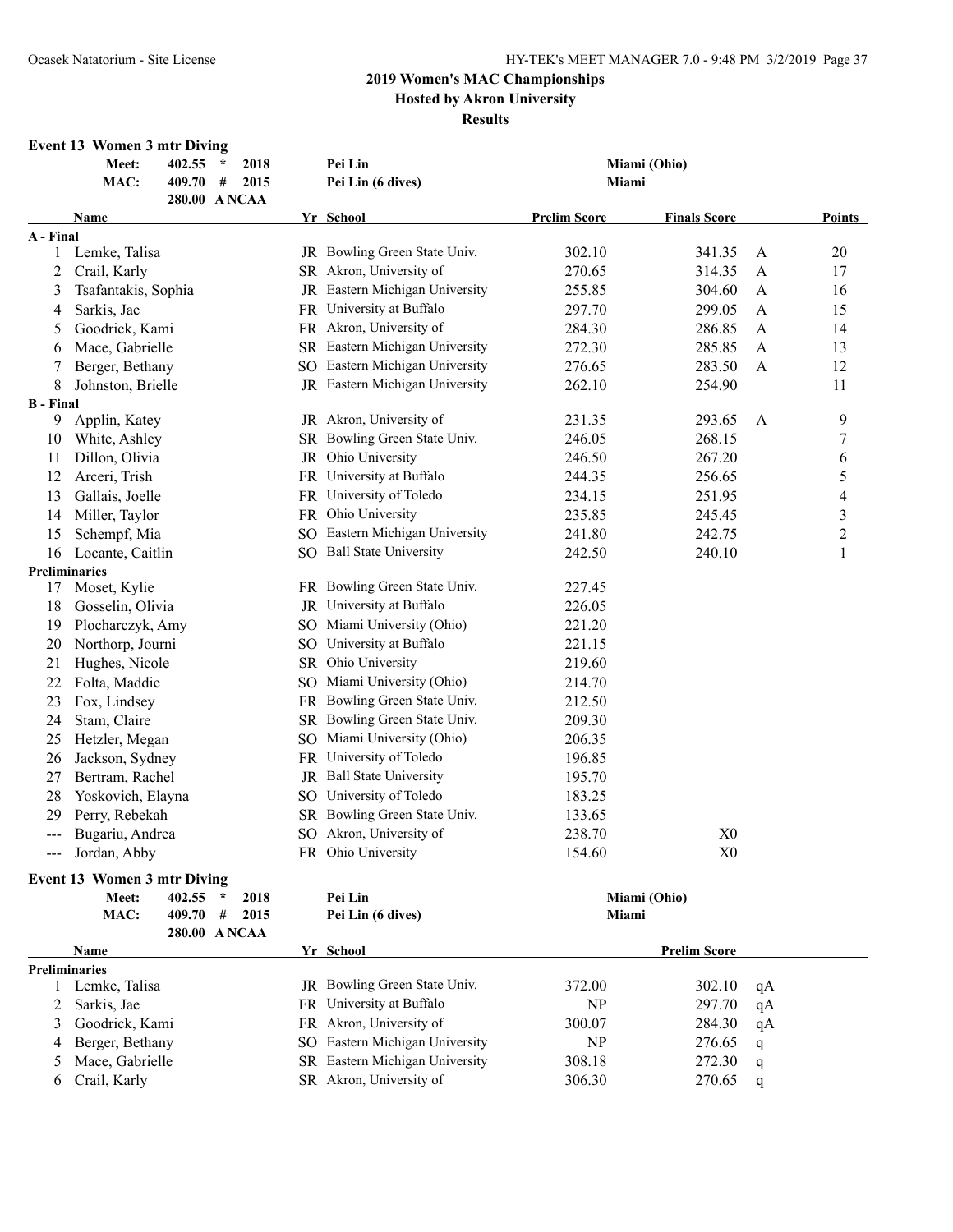## 2019 Women's MAC Championships
### Hosted by Akron University
### Results

**Event 13 Women 3 mtr Diving**

| | | | | |
|---|---|---|---|---|
| Meet: | 402.55 * | 2018 | Pei Lin | Miami (Ohio) |
| MAC: | 409.70 # | 2015 | Pei Lin (6 dives) | Miami |
| | 280.00 A NCAA | | | |

| | Name | Yr | School | Prelim Score | Finals Score | | Points |
|---|---|---|---|---|---|---|---|
| **A - Final** | | | | | | | |
| 1 | Lemke, Talisa | JR | Bowling Green State Univ. | 302.10 | 341.35 | A | 20 |
| 2 | Crail, Karly | SR | Akron, University of | 270.65 | 314.35 | A | 17 |
| 3 | Tsafantakis, Sophia | JR | Eastern Michigan University | 255.85 | 304.60 | A | 16 |
| 4 | Sarkis, Jae | FR | University at Buffalo | 297.70 | 299.05 | A | 15 |
| 5 | Goodrick, Kami | FR | Akron, University of | 284.30 | 286.85 | A | 14 |
| 6 | Mace, Gabrielle | SR | Eastern Michigan University | 272.30 | 285.85 | A | 13 |
| 7 | Berger, Bethany | SO | Eastern Michigan University | 276.65 | 283.50 | A | 12 |
| 8 | Johnston, Brielle | JR | Eastern Michigan University | 262.10 | 254.90 | | 11 |
| **B - Final** | | | | | | | |
| 9 | Applin, Katey | JR | Akron, University of | 231.35 | 293.65 | A | 9 |
| 10 | White, Ashley | SR | Bowling Green State Univ. | 246.05 | 268.15 | | 7 |
| 11 | Dillon, Olivia | JR | Ohio University | 246.50 | 267.20 | | 6 |
| 12 | Arceri, Trish | FR | University at Buffalo | 244.35 | 256.65 | | 5 |
| 13 | Gallais, Joelle | FR | University of Toledo | 234.15 | 251.95 | | 4 |
| 14 | Miller, Taylor | FR | Ohio University | 235.85 | 245.45 | | 3 |
| 15 | Schempf, Mia | SO | Eastern Michigan University | 241.80 | 242.75 | | 2 |
| 16 | Locante, Caitlin | SO | Ball State University | 242.50 | 240.10 | | 1 |
| **Preliminaries** | | | | | | | |
| 17 | Moset, Kylie | FR | Bowling Green State Univ. | 227.45 | | | |
| 18 | Gosselin, Olivia | JR | University at Buffalo | 226.05 | | | |
| 19 | Plocharczyk, Amy | SO | Miami University (Ohio) | 221.20 | | | |
| 20 | Northorp, Journi | SO | University at Buffalo | 221.15 | | | |
| 21 | Hughes, Nicole | SR | Ohio University | 219.60 | | | |
| 22 | Folta, Maddie | SO | Miami University (Ohio) | 214.70 | | | |
| 23 | Fox, Lindsey | FR | Bowling Green State Univ. | 212.50 | | | |
| 24 | Stam, Claire | SR | Bowling Green State Univ. | 209.30 | | | |
| 25 | Hetzler, Megan | SO | Miami University (Ohio) | 206.35 | | | |
| 26 | Jackson, Sydney | FR | University of Toledo | 196.85 | | | |
| 27 | Bertram, Rachel | JR | Ball State University | 195.70 | | | |
| 28 | Yoskovich, Elayna | SO | University of Toledo | 183.25 | | | |
| 29 | Perry, Rebekah | SR | Bowling Green State Univ. | 133.65 | | | |
| --- | Bugariu, Andrea | SO | Akron, University of | 238.70 | X0 | | |
| --- | Jordan, Abby | FR | Ohio University | 154.60 | X0 | | |

**Event 13 Women 3 mtr Diving**

| | | | | |
|---|---|---|---|---|
| Meet: | 402.55 * | 2018 | Pei Lin | Miami (Ohio) |
| MAC: | 409.70 # | 2015 | Pei Lin (6 dives) | Miami |
| | 280.00 A NCAA | | | |

| | Name | Yr | School | | Prelim Score | |
|---|---|---|---|---|---|---|
| **Preliminaries** | | | | | | |
| 1 | Lemke, Talisa | JR | Bowling Green State Univ. | 372.00 | 302.10 | qA |
| 2 | Sarkis, Jae | FR | University at Buffalo | NP | 297.70 | qA |
| 3 | Goodrick, Kami | FR | Akron, University of | 300.07 | 284.30 | qA |
| 4 | Berger, Bethany | SO | Eastern Michigan University | NP | 276.65 | q |
| 5 | Mace, Gabrielle | SR | Eastern Michigan University | 308.18 | 272.30 | q |
| 6 | Crail, Karly | SR | Akron, University of | 306.30 | 270.65 | q |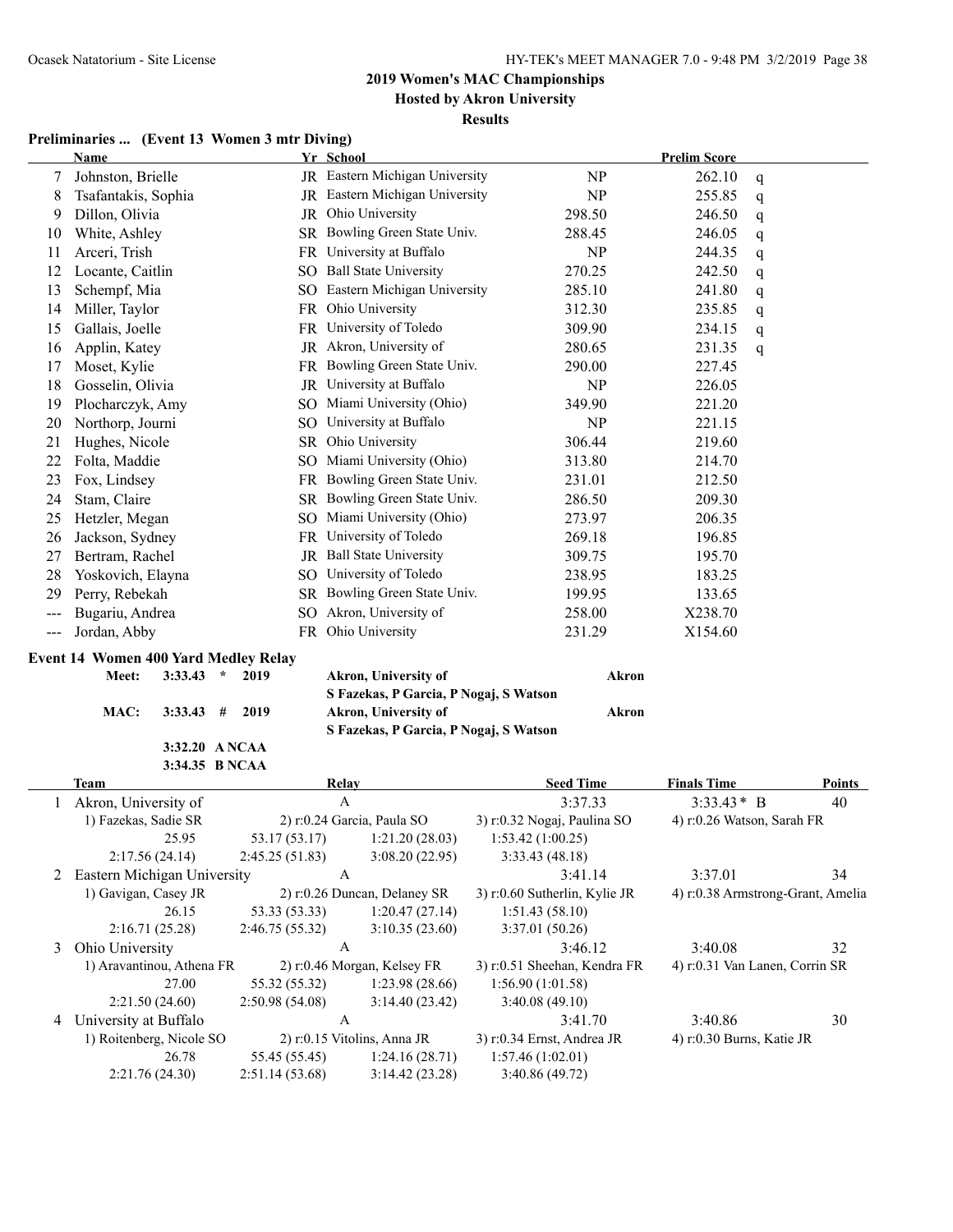## 2019 Women's MAC Championships

**Hosted by Akron University**

**Results**

### Preliminaries ... (Event 13 Women 3 mtr Diving)

| | Name | Yr | School | | Prelim Score | |
|---|---|---|---|---|---|---|
| 7 | Johnston, Brielle | JR | Eastern Michigan University | NP | 262.10 | q |
| 8 | Tsafantakis, Sophia | JR | Eastern Michigan University | NP | 255.85 | q |
| 9 | Dillon, Olivia | JR | Ohio University | 298.50 | 246.50 | q |
| 10 | White, Ashley | SR | Bowling Green State Univ. | 288.45 | 246.05 | q |
| 11 | Arceri, Trish | FR | University at Buffalo | NP | 244.35 | q |
| 12 | Locante, Caitlin | SO | Ball State University | 270.25 | 242.50 | q |
| 13 | Schempf, Mia | SO | Eastern Michigan University | 285.10 | 241.80 | q |
| 14 | Miller, Taylor | FR | Ohio University | 312.30 | 235.85 | q |
| 15 | Gallais, Joelle | FR | University of Toledo | 309.90 | 234.15 | q |
| 16 | Applin, Katey | JR | Akron, University of | 280.65 | 231.35 | q |
| 17 | Moset, Kylie | FR | Bowling Green State Univ. | 290.00 | 227.45 | |
| 18 | Gosselin, Olivia | JR | University at Buffalo | NP | 226.05 | |
| 19 | Plocharczyk, Amy | SO | Miami University (Ohio) | 349.90 | 221.20 | |
| 20 | Northorp, Journi | SO | University at Buffalo | NP | 221.15 | |
| 21 | Hughes, Nicole | SR | Ohio University | 306.44 | 219.60 | |
| 22 | Folta, Maddie | SO | Miami University (Ohio) | 313.80 | 214.70 | |
| 23 | Fox, Lindsey | FR | Bowling Green State Univ. | 231.01 | 212.50 | |
| 24 | Stam, Claire | SR | Bowling Green State Univ. | 286.50 | 209.30 | |
| 25 | Hetzler, Megan | SO | Miami University (Ohio) | 273.97 | 206.35 | |
| 26 | Jackson, Sydney | FR | University of Toledo | 269.18 | 196.85 | |
| 27 | Bertram, Rachel | JR | Ball State University | 309.75 | 195.70 | |
| 28 | Yoskovich, Elayna | SO | University of Toledo | 238.95 | 183.25 | |
| 29 | Perry, Rebekah | SR | Bowling Green State Univ. | 199.95 | 133.65 | |
| --- | Bugariu, Andrea | SO | Akron, University of | 258.00 | X238.70 | |
| --- | Jordan, Abby | FR | Ohio University | 231.29 | X154.60 | |

### Event 14 Women 400 Yard Medley Relay

**Meet:** 3:33.43 * 2019 **Akron, University of** **Akron**
**S Fazekas, P Garcia, P Nogaj, S Watson**

**MAC:** 3:33.43 # 2019 **Akron, University of** **Akron**
**S Fazekas, P Garcia, P Nogaj, S Watson**

**3:32.20 A NCAA**
**3:34.35 B NCAA**

| | Team | Relay | Seed Time | Finals Time | Points |
|---|---|---|---|---|---|
| 1 | Akron, University of | A | 3:37.33 | 3:33.43 * B | 40 |
| | 1) Fazekas, Sadie SR | 2) r:0.24 Garcia, Paula SO | 3) r:0.32 Nogaj, Paulina SO | 4) r:0.26 Watson, Sarah FR | |
| | 25.95 | 53.17 (53.17) | 1:21.20 (28.03) | 1:53.42 (1:00.25) | |
| | 2:17.56 (24.14) | 2:45.25 (51.83) | 3:08.20 (22.95) | 3:33.43 (48.18) | |
| 2 | Eastern Michigan University | A | 3:41.14 | 3:37.01 | 34 |
| | 1) Gavigan, Casey JR | 2) r:0.26 Duncan, Delaney SR | 3) r:0.60 Sutherlin, Kylie JR | 4) r:0.38 Armstrong-Grant, Amelia | |
| | 26.15 | 53.33 (53.33) | 1:20.47 (27.14) | 1:51.43 (58.10) | |
| | 2:16.71 (25.28) | 2:46.75 (55.32) | 3:10.35 (23.60) | 3:37.01 (50.26) | |
| 3 | Ohio University | A | 3:46.12 | 3:40.08 | 32 |
| | 1) Aravantinou, Athena FR | 2) r:0.46 Morgan, Kelsey FR | 3) r:0.51 Sheehan, Kendra FR | 4) r:0.31 Van Lanen, Corrin SR | |
| | 27.00 | 55.32 (55.32) | 1:23.98 (28.66) | 1:56.90 (1:01.58) | |
| | 2:21.50 (24.60) | 2:50.98 (54.08) | 3:14.40 (23.42) | 3:40.08 (49.10) | |
| 4 | University at Buffalo | A | 3:41.70 | 3:40.86 | 30 |
| | 1) Roitenberg, Nicole SO | 2) r:0.15 Vitolins, Anna JR | 3) r:0.34 Ernst, Andrea JR | 4) r:0.30 Burns, Katie JR | |
| | 26.78 | 55.45 (55.45) | 1:24.16 (28.71) | 1:57.46 (1:02.01) | |
| | 2:21.76 (24.30) | 2:51.14 (53.68) | 3:14.42 (23.28) | 3:40.86 (49.72) | |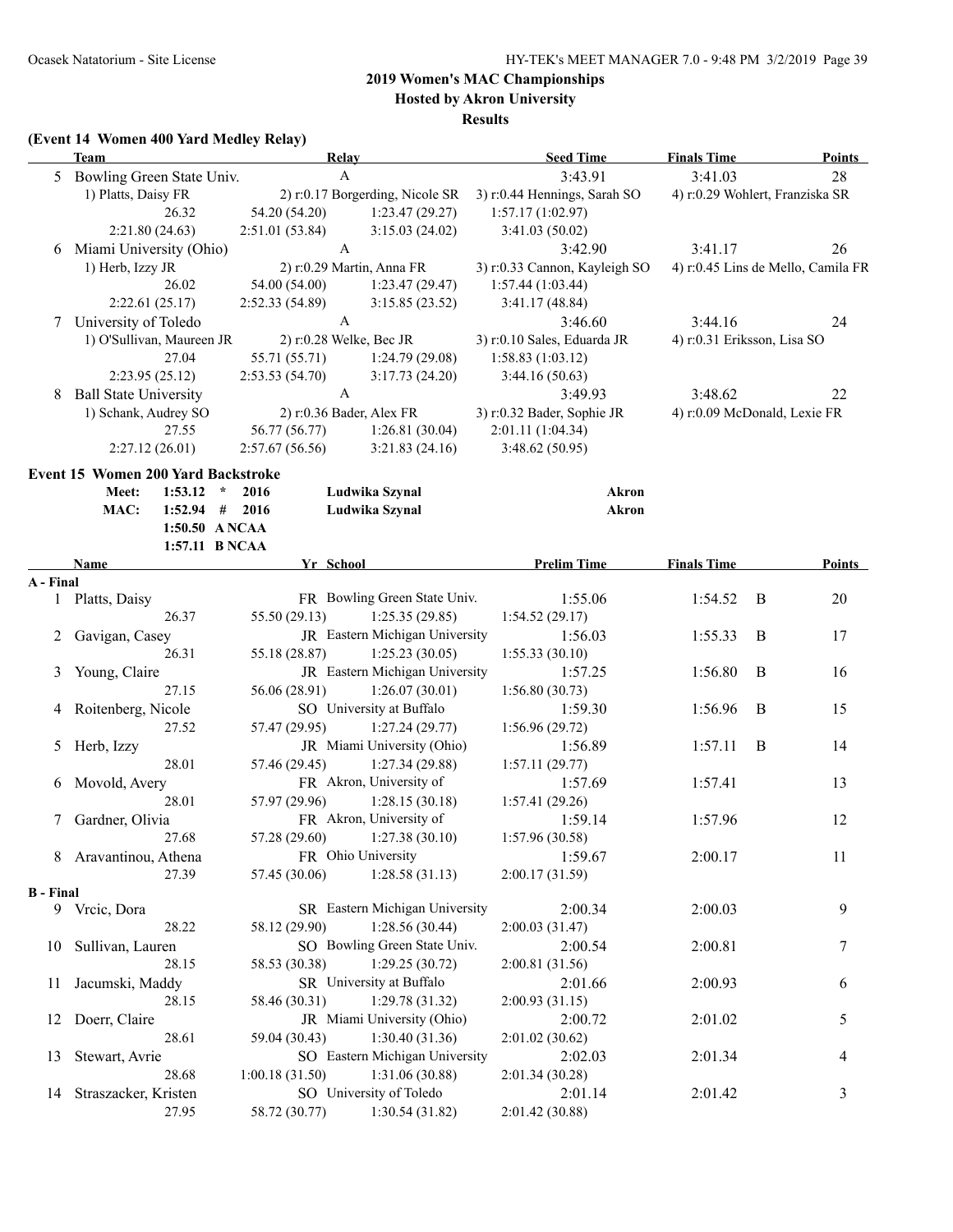## 2019 Women's MAC Championships

**Hosted by Akron University**

**Results**

### (Event 14 Women 400 Yard Medley Relay)

| | Team | Relay | Seed Time | Finals Time | Points |
|---|---|---|---|---|---|
| 5 | Bowling Green State Univ. | A | 3:43.91 | 3:41.03 | 28 |
| | 1) Platts, Daisy FR | 2) r:0.17 Borgerding, Nicole SR | 3) r:0.44 Hennings, Sarah SO | 4) r:0.29 Wohlert, Franziska SR | |
| | 26.32 | 54.20 (54.20) | 1:23.47 (29.27) | 1:57.17 (1:02.97) | |
| | 2:21.80 (24.63) | 2:51.01 (53.84) | 3:15.03 (24.02) | 3:41.03 (50.02) | |
| 6 | Miami University (Ohio) | A | 3:42.90 | 3:41.17 | 26 |
| | 1) Herb, Izzy JR | 2) r:0.29 Martin, Anna FR | 3) r:0.33 Cannon, Kayleigh SO | 4) r:0.45 Lins de Mello, Camila FR | |
| | 26.02 | 54.00 (54.00) | 1:23.47 (29.47) | 1:57.44 (1:03.44) | |
| | 2:22.61 (25.17) | 2:52.33 (54.89) | 3:15.85 (23.52) | 3:41.17 (48.84) | |
| 7 | University of Toledo | A | 3:46.60 | 3:44.16 | 24 |
| | 1) O'Sullivan, Maureen JR | 2) r:0.28 Welke, Bec JR | 3) r:0.10 Sales, Eduarda JR | 4) r:0.31 Eriksson, Lisa SO | |
| | 27.04 | 55.71 (55.71) | 1:24.79 (29.08) | 1:58.83 (1:03.12) | |
| | 2:23.95 (25.12) | 2:53.53 (54.70) | 3:17.73 (24.20) | 3:44.16 (50.63) | |
| 8 | Ball State University | A | 3:49.93 | 3:48.62 | 22 |
| | 1) Schank, Audrey SO | 2) r:0.36 Bader, Alex FR | 3) r:0.32 Bader, Sophie JR | 4) r:0.09 McDonald, Lexie FR | |
| | 27.55 | 56.77 (56.77) | 1:26.81 (30.04) | 2:01.11 (1:04.34) | |
| | 2:27.12 (26.01) | 2:57.67 (56.56) | 3:21.83 (24.16) | 3:48.62 (50.95) | |

### Event 15 Women 200 Yard Backstroke

| | | | | | |
|---|---|---|---|---|---|
| Meet: | 1:53.12 | * | 2016 | Ludwika Szynal | Akron |
| MAC: | 1:52.94 | # | 2016 | Ludwika Szynal | Akron |
| | 1:50.50 | A NCAA | | | |
| | 1:57.11 | B NCAA | | | |

| | Name | Yr | School | Prelim Time | Finals Time | | Points |
|---|---|---|---|---|---|---|---|
| **A - Final** | | | | | | | |
| 1 | Platts, Daisy | FR | Bowling Green State Univ. | 1:55.06 | 1:54.52 | B | 20 |
| | 26.37 | 55.50 (29.13) | 1:25.35 (29.85) | 1:54.52 (29.17) | | | |
| 2 | Gavigan, Casey | JR | Eastern Michigan University | 1:56.03 | 1:55.33 | B | 17 |
| | 26.31 | 55.18 (28.87) | 1:25.23 (30.05) | 1:55.33 (30.10) | | | |
| 3 | Young, Claire | JR | Eastern Michigan University | 1:57.25 | 1:56.80 | B | 16 |
| | 27.15 | 56.06 (28.91) | 1:26.07 (30.01) | 1:56.80 (30.73) | | | |
| 4 | Roitenberg, Nicole | SO | University at Buffalo | 1:59.30 | 1:56.96 | B | 15 |
| | 27.52 | 57.47 (29.95) | 1:27.24 (29.77) | 1:56.96 (29.72) | | | |
| 5 | Herb, Izzy | JR | Miami University (Ohio) | 1:56.89 | 1:57.11 | B | 14 |
| | 28.01 | 57.46 (29.45) | 1:27.34 (29.88) | 1:57.11 (29.77) | | | |
| 6 | Movold, Avery | FR | Akron, University of | 1:57.69 | 1:57.41 | | 13 |
| | 28.01 | 57.97 (29.96) | 1:28.15 (30.18) | 1:57.41 (29.26) | | | |
| 7 | Gardner, Olivia | FR | Akron, University of | 1:59.14 | 1:57.96 | | 12 |
| | 27.68 | 57.28 (29.60) | 1:27.38 (30.10) | 1:57.96 (30.58) | | | |
| 8 | Aravantinou, Athena | FR | Ohio University | 1:59.67 | 2:00.17 | | 11 |
| | 27.39 | 57.45 (30.06) | 1:28.58 (31.13) | 2:00.17 (31.59) | | | |
| **B - Final** | | | | | | | |
| 9 | Vrcic, Dora | SR | Eastern Michigan University | 2:00.34 | 2:00.03 | | 9 |
| | 28.22 | 58.12 (29.90) | 1:28.56 (30.44) | 2:00.03 (31.47) | | | |
| 10 | Sullivan, Lauren | SO | Bowling Green State Univ. | 2:00.54 | 2:00.81 | | 7 |
| | 28.15 | 58.53 (30.38) | 1:29.25 (30.72) | 2:00.81 (31.56) | | | |
| 11 | Jacumski, Maddy | SR | University at Buffalo | 2:01.66 | 2:00.93 | | 6 |
| | 28.15 | 58.46 (30.31) | 1:29.78 (31.32) | 2:00.93 (31.15) | | | |
| 12 | Doerr, Claire | JR | Miami University (Ohio) | 2:00.72 | 2:01.02 | | 5 |
| | 28.61 | 59.04 (30.43) | 1:30.40 (31.36) | 2:01.02 (30.62) | | | |
| 13 | Stewart, Avrie | SO | Eastern Michigan University | 2:02.03 | 2:01.34 | | 4 |
| | 28.68 | 1:00.18 (31.50) | 1:31.06 (30.88) | 2:01.34 (30.28) | | | |
| 14 | Straszacker, Kristen | SO | University of Toledo | 2:01.14 | 2:01.42 | | 3 |
| | 27.95 | 58.72 (30.77) | 1:30.54 (31.82) | 2:01.42 (30.88) | | | |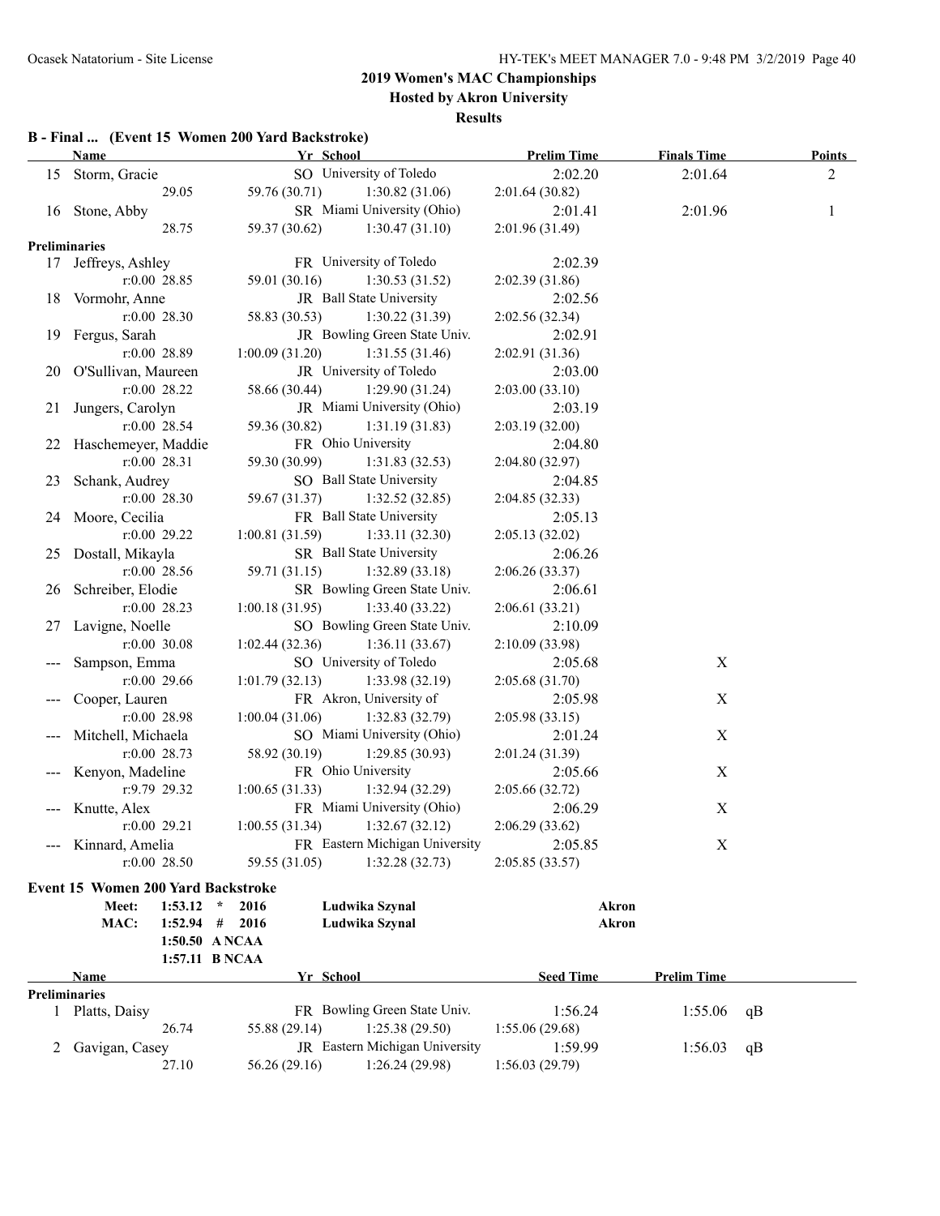## 2019 Women's MAC Championships

**Hosted by Akron University**

**Results**

### B - Final ... (Event 15 Women 200 Yard Backstroke)

| | Name | Yr | School | Prelim Time | Finals Time | Points |
|---|---|---|---|---|---|---|
| 15 | Storm, Gracie | SO | University of Toledo | 2:02.20 | 2:01.64 | 2 |
| | 29.05 | 59.76 (30.71) | 1:30.82 (31.06) | 2:01.64 (30.82) | | |
| 16 | Stone, Abby | SR | Miami University (Ohio) | 2:01.41 | 2:01.96 | 1 |
| | 28.75 | 59.37 (30.62) | 1:30.47 (31.10) | 2:01.96 (31.49) | | |
| **Preliminaries** | | | | | | |
| 17 | Jeffreys, Ashley | FR | University of Toledo | 2:02.39 | | |
| | r:0.00 28.85 | 59.01 (30.16) | 1:30.53 (31.52) | 2:02.39 (31.86) | | |
| 18 | Vormohr, Anne | JR | Ball State University | 2:02.56 | | |
| | r:0.00 28.30 | 58.83 (30.53) | 1:30.22 (31.39) | 2:02.56 (32.34) | | |
| 19 | Fergus, Sarah | JR | Bowling Green State Univ. | 2:02.91 | | |
| | r:0.00 28.89 | 1:00.09 (31.20) | 1:31.55 (31.46) | 2:02.91 (31.36) | | |
| 20 | O'Sullivan, Maureen | JR | University of Toledo | 2:03.00 | | |
| | r:0.00 28.22 | 58.66 (30.44) | 1:29.90 (31.24) | 2:03.00 (33.10) | | |
| 21 | Jungers, Carolyn | JR | Miami University (Ohio) | 2:03.19 | | |
| | r:0.00 28.54 | 59.36 (30.82) | 1:31.19 (31.83) | 2:03.19 (32.00) | | |
| 22 | Haschemeyer, Maddie | FR | Ohio University | 2:04.80 | | |
| | r:0.00 28.31 | 59.30 (30.99) | 1:31.83 (32.53) | 2:04.80 (32.97) | | |
| 23 | Schank, Audrey | SO | Ball State University | 2:04.85 | | |
| | r:0.00 28.30 | 59.67 (31.37) | 1:32.52 (32.85) | 2:04.85 (32.33) | | |
| 24 | Moore, Cecilia | FR | Ball State University | 2:05.13 | | |
| | r:0.00 29.22 | 1:00.81 (31.59) | 1:33.11 (32.30) | 2:05.13 (32.02) | | |
| 25 | Dostall, Mikayla | SR | Ball State University | 2:06.26 | | |
| | r:0.00 28.56 | 59.71 (31.15) | 1:32.89 (33.18) | 2:06.26 (33.37) | | |
| 26 | Schreiber, Elodie | SR | Bowling Green State Univ. | 2:06.61 | | |
| | r:0.00 28.23 | 1:00.18 (31.95) | 1:33.40 (33.22) | 2:06.61 (33.21) | | |
| 27 | Lavigne, Noelle | SO | Bowling Green State Univ. | 2:10.09 | | |
| | r:0.00 30.08 | 1:02.44 (32.36) | 1:36.11 (33.67) | 2:10.09 (33.98) | | |
| --- | Sampson, Emma | SO | University of Toledo | 2:05.68 | X | |
| | r:0.00 29.66 | 1:01.79 (32.13) | 1:33.98 (32.19) | 2:05.68 (31.70) | | |
| --- | Cooper, Lauren | FR | Akron, University of | 2:05.98 | X | |
| | r:0.00 28.98 | 1:00.04 (31.06) | 1:32.83 (32.79) | 2:05.98 (33.15) | | |
| --- | Mitchell, Michaela | SO | Miami University (Ohio) | 2:01.24 | X | |
| | r:0.00 28.73 | 58.92 (30.19) | 1:29.85 (30.93) | 2:01.24 (31.39) | | |
| --- | Kenyon, Madeline | FR | Ohio University | 2:05.66 | X | |
| | r:9.79 29.32 | 1:00.65 (31.33) | 1:32.94 (32.29) | 2:05.66 (32.72) | | |
| --- | Knutte, Alex | FR | Miami University (Ohio) | 2:06.29 | X | |
| | r:0.00 29.21 | 1:00.55 (31.34) | 1:32.67 (32.12) | 2:06.29 (33.62) | | |
| --- | Kinnard, Amelia | FR | Eastern Michigan University | 2:05.85 | X | |
| | r:0.00 28.50 | 59.55 (31.05) | 1:32.28 (32.73) | 2:05.85 (33.57) | | |

### Event 15 Women 200 Yard Backstroke

| | | | | |
|---|---|---|---|---|
| Meet: | 1:53.12 * | 2016 | Ludwika Szynal | Akron |
| MAC: | 1:52.94 # | 2016 | Ludwika Szynal | Akron |
| | 1:50.50 A NCAA | | | |
| | 1:57.11 B NCAA | | | |

| | Name | Yr | School | Seed Time | Prelim Time | |
|---|---|---|---|---|---|---|
| **Preliminaries** | | | | | | |
| 1 | Platts, Daisy | FR | Bowling Green State Univ. | 1:56.24 | 1:55.06 | qB |
| | 26.74 | 55.88 (29.14) | 1:25.38 (29.50) | 1:55.06 (29.68) | | |
| 2 | Gavigan, Casey | JR | Eastern Michigan University | 1:59.99 | 1:56.03 | qB |
| | 27.10 | 56.26 (29.16) | 1:26.24 (29.98) | 1:56.03 (29.79) | | |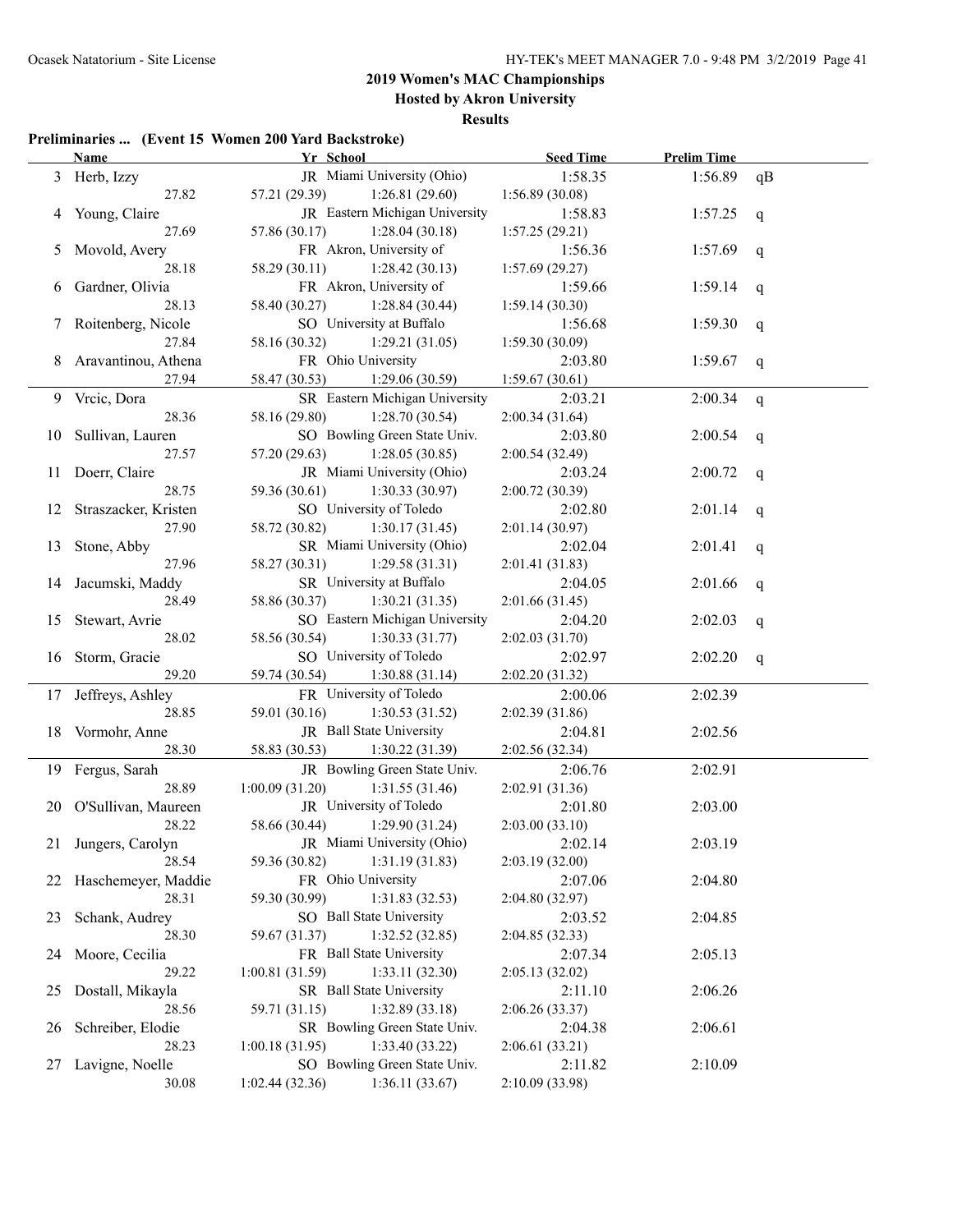## 2019 Women's MAC Championships

**Hosted by Akron University**

**Results**

### Preliminaries ... (Event 15 Women 200 Yard Backstroke)

| | Name | Yr | School | Seed Time | Prelim Time | |
|---|---|---|---|---|---|---|
| 3 | Herb, Izzy | JR | Miami University (Ohio) | 1:58.35 | 1:56.89 | qB |
| | 27.82 | 57.21 (29.39) | 1:26.81 (29.60) | 1:56.89 (30.08) | | |
| 4 | Young, Claire | JR | Eastern Michigan University | 1:58.83 | 1:57.25 | q |
| | 27.69 | 57.86 (30.17) | 1:28.04 (30.18) | 1:57.25 (29.21) | | |
| 5 | Movold, Avery | FR | Akron, University of | 1:56.36 | 1:57.69 | q |
| | 28.18 | 58.29 (30.11) | 1:28.42 (30.13) | 1:57.69 (29.27) | | |
| 6 | Gardner, Olivia | FR | Akron, University of | 1:59.66 | 1:59.14 | q |
| | 28.13 | 58.40 (30.27) | 1:28.84 (30.44) | 1:59.14 (30.30) | | |
| 7 | Roitenberg, Nicole | SO | University at Buffalo | 1:56.68 | 1:59.30 | q |
| | 27.84 | 58.16 (30.32) | 1:29.21 (31.05) | 1:59.30 (30.09) | | |
| 8 | Aravantinou, Athena | FR | Ohio University | 2:03.80 | 1:59.67 | q |
| | 27.94 | 58.47 (30.53) | 1:29.06 (30.59) | 1:59.67 (30.61) | | |
| 9 | Vrcic, Dora | SR | Eastern Michigan University | 2:03.21 | 2:00.34 | q |
| | 28.36 | 58.16 (29.80) | 1:28.70 (30.54) | 2:00.34 (31.64) | | |
| 10 | Sullivan, Lauren | SO | Bowling Green State Univ. | 2:03.80 | 2:00.54 | q |
| | 27.57 | 57.20 (29.63) | 1:28.05 (30.85) | 2:00.54 (32.49) | | |
| 11 | Doerr, Claire | JR | Miami University (Ohio) | 2:03.24 | 2:00.72 | q |
| | 28.75 | 59.36 (30.61) | 1:30.33 (30.97) | 2:00.72 (30.39) | | |
| 12 | Straszacker, Kristen | SO | University of Toledo | 2:02.80 | 2:01.14 | q |
| | 27.90 | 58.72 (30.82) | 1:30.17 (31.45) | 2:01.14 (30.97) | | |
| 13 | Stone, Abby | SR | Miami University (Ohio) | 2:02.04 | 2:01.41 | q |
| | 27.96 | 58.27 (30.31) | 1:29.58 (31.31) | 2:01.41 (31.83) | | |
| 14 | Jacumski, Maddy | SR | University at Buffalo | 2:04.05 | 2:01.66 | q |
| | 28.49 | 58.86 (30.37) | 1:30.21 (31.35) | 2:01.66 (31.45) | | |
| 15 | Stewart, Avrie | SO | Eastern Michigan University | 2:04.20 | 2:02.03 | q |
| | 28.02 | 58.56 (30.54) | 1:30.33 (31.77) | 2:02.03 (31.70) | | |
| 16 | Storm, Gracie | SO | University of Toledo | 2:02.97 | 2:02.20 | q |
| | 29.20 | 59.74 (30.54) | 1:30.88 (31.14) | 2:02.20 (31.32) | | |
| 17 | Jeffreys, Ashley | FR | University of Toledo | 2:00.06 | 2:02.39 | |
| | 28.85 | 59.01 (30.16) | 1:30.53 (31.52) | 2:02.39 (31.86) | | |
| 18 | Vormohr, Anne | JR | Ball State University | 2:04.81 | 2:02.56 | |
| | 28.30 | 58.83 (30.53) | 1:30.22 (31.39) | 2:02.56 (32.34) | | |
| 19 | Fergus, Sarah | JR | Bowling Green State Univ. | 2:06.76 | 2:02.91 | |
| | 28.89 | 1:00.09 (31.20) | 1:31.55 (31.46) | 2:02.91 (31.36) | | |
| 20 | O'Sullivan, Maureen | JR | University of Toledo | 2:01.80 | 2:03.00 | |
| | 28.22 | 58.66 (30.44) | 1:29.90 (31.24) | 2:03.00 (33.10) | | |
| 21 | Jungers, Carolyn | JR | Miami University (Ohio) | 2:02.14 | 2:03.19 | |
| | 28.54 | 59.36 (30.82) | 1:31.19 (31.83) | 2:03.19 (32.00) | | |
| 22 | Haschemeyer, Maddie | FR | Ohio University | 2:07.06 | 2:04.80 | |
| | 28.31 | 59.30 (30.99) | 1:31.83 (32.53) | 2:04.80 (32.97) | | |
| 23 | Schank, Audrey | SO | Ball State University | 2:03.52 | 2:04.85 | |
| | 28.30 | 59.67 (31.37) | 1:32.52 (32.85) | 2:04.85 (32.33) | | |
| 24 | Moore, Cecilia | FR | Ball State University | 2:07.34 | 2:05.13 | |
| | 29.22 | 1:00.81 (31.59) | 1:33.11 (32.30) | 2:05.13 (32.02) | | |
| 25 | Dostall, Mikayla | SR | Ball State University | 2:11.10 | 2:06.26 | |
| | 28.56 | 59.71 (31.15) | 1:32.89 (33.18) | 2:06.26 (33.37) | | |
| 26 | Schreiber, Elodie | SR | Bowling Green State Univ. | 2:04.38 | 2:06.61 | |
| | 28.23 | 1:00.18 (31.95) | 1:33.40 (33.22) | 2:06.61 (33.21) | | |
| 27 | Lavigne, Noelle | SO | Bowling Green State Univ. | 2:11.82 | 2:10.09 | |
| | 30.08 | 1:02.44 (32.36) | 1:36.11 (33.67) | 2:10.09 (33.98) | | |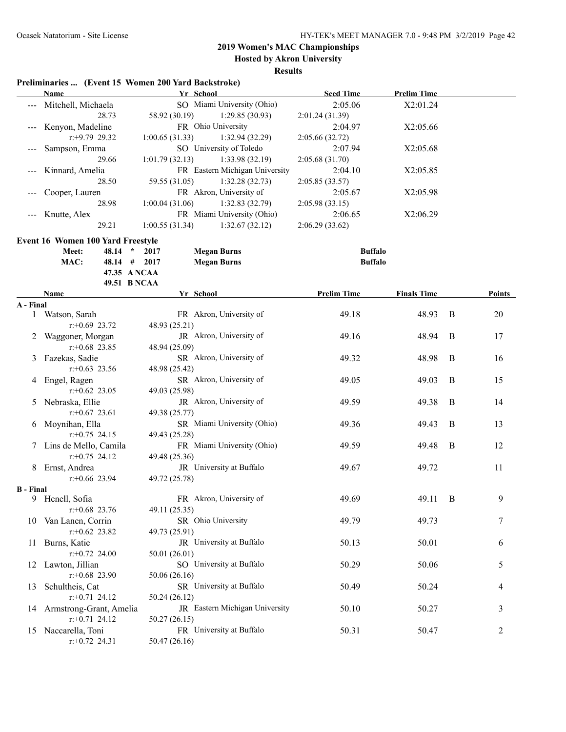## 2019 Women's MAC Championships

**Hosted by Akron University**

**Results**

### Preliminaries ... (Event 15 Women 200 Yard Backstroke)

| | Name | Yr | School | Seed Time | Prelim Time |
|---|---|---|---|---|---|
| --- | Mitchell, Michaela | SO | Miami University (Ohio) | 2:05.06 | X2:01.24 |
| | 28.73 | 58.92 (30.19) | 1:29.85 (30.93) | 2:01.24 (31.39) | |
| --- | Kenyon, Madeline | FR | Ohio University | 2:04.97 | X2:05.66 |
| | r:+9.79 29.32 | 1:00.65 (31.33) | 1:32.94 (32.29) | 2:05.66 (32.72) | |
| --- | Sampson, Emma | SO | University of Toledo | 2:07.94 | X2:05.68 |
| | 29.66 | 1:01.79 (32.13) | 1:33.98 (32.19) | 2:05.68 (31.70) | |
| --- | Kinnard, Amelia | FR | Eastern Michigan University | 2:04.10 | X2:05.85 |
| | 28.50 | 59.55 (31.05) | 1:32.28 (32.73) | 2:05.85 (33.57) | |
| --- | Cooper, Lauren | FR | Akron, University of | 2:05.67 | X2:05.98 |
| | 28.98 | 1:00.04 (31.06) | 1:32.83 (32.79) | 2:05.98 (33.15) | |
| --- | Knutte, Alex | FR | Miami University (Ohio) | 2:06.65 | X2:06.29 |
| | 29.21 | 1:00.55 (31.34) | 1:32.67 (32.12) | 2:06.29 (33.62) | |

### Event 16 Women 100 Yard Freestyle

| | | | | |
|---|---|---|---|---|
| Meet: | 48.14 * | 2017 | Megan Burns | Buffalo |
| MAC: | 48.14 # | 2017 | Megan Burns | Buffalo |
| | 47.35 | A NCAA | | |
| | 49.51 | B NCAA | | |

| | Name | Yr | School | Prelim Time | Finals Time | | Points |
|---|---|---|---|---|---|---|---|
| **A - Final** | | | | | | | |
| 1 | Watson, Sarah | FR | Akron, University of | 49.18 | 48.93 | B | 20 |
| | r:+0.69 23.72 | 48.93 (25.21) | | | | | |
| 2 | Waggoner, Morgan | JR | Akron, University of | 49.16 | 48.94 | B | 17 |
| | r:+0.68 23.85 | 48.94 (25.09) | | | | | |
| 3 | Fazekas, Sadie | SR | Akron, University of | 49.32 | 48.98 | B | 16 |
| | r:+0.63 23.56 | 48.98 (25.42) | | | | | |
| 4 | Engel, Ragen | SR | Akron, University of | 49.05 | 49.03 | B | 15 |
| | r:+0.62 23.05 | 49.03 (25.98) | | | | | |
| 5 | Nebraska, Ellie | JR | Akron, University of | 49.59 | 49.38 | B | 14 |
| | r:+0.67 23.61 | 49.38 (25.77) | | | | | |
| 6 | Moynihan, Ella | SR | Miami University (Ohio) | 49.36 | 49.43 | B | 13 |
| | r:+0.75 24.15 | 49.43 (25.28) | | | | | |
| 7 | Lins de Mello, Camila | FR | Miami University (Ohio) | 49.59 | 49.48 | B | 12 |
| | r:+0.75 24.12 | 49.48 (25.36) | | | | | |
| 8 | Ernst, Andrea | JR | University at Buffalo | 49.67 | 49.72 | | 11 |
| | r:+0.66 23.94 | 49.72 (25.78) | | | | | |
| **B - Final** | | | | | | | |
| 9 | Henell, Sofia | FR | Akron, University of | 49.69 | 49.11 | B | 9 |
| | r:+0.68 23.76 | 49.11 (25.35) | | | | | |
| 10 | Van Lanen, Corrin | SR | Ohio University | 49.79 | 49.73 | | 7 |
| | r:+0.62 23.82 | 49.73 (25.91) | | | | | |
| 11 | Burns, Katie | JR | University at Buffalo | 50.13 | 50.01 | | 6 |
| | r:+0.72 24.00 | 50.01 (26.01) | | | | | |
| 12 | Lawton, Jillian | SO | University at Buffalo | 50.29 | 50.06 | | 5 |
| | r:+0.68 23.90 | 50.06 (26.16) | | | | | |
| 13 | Schultheis, Cat | SR | University at Buffalo | 50.49 | 50.24 | | 4 |
| | r:+0.71 24.12 | 50.24 (26.12) | | | | | |
| 14 | Armstrong-Grant, Amelia | JR | Eastern Michigan University | 50.10 | 50.27 | | 3 |
| | r:+0.71 24.12 | 50.27 (26.15) | | | | | |
| 15 | Naccarella, Toni | FR | University at Buffalo | 50.31 | 50.47 | | 2 |
| | r:+0.72 24.31 | 50.47 (26.16) | | | | | |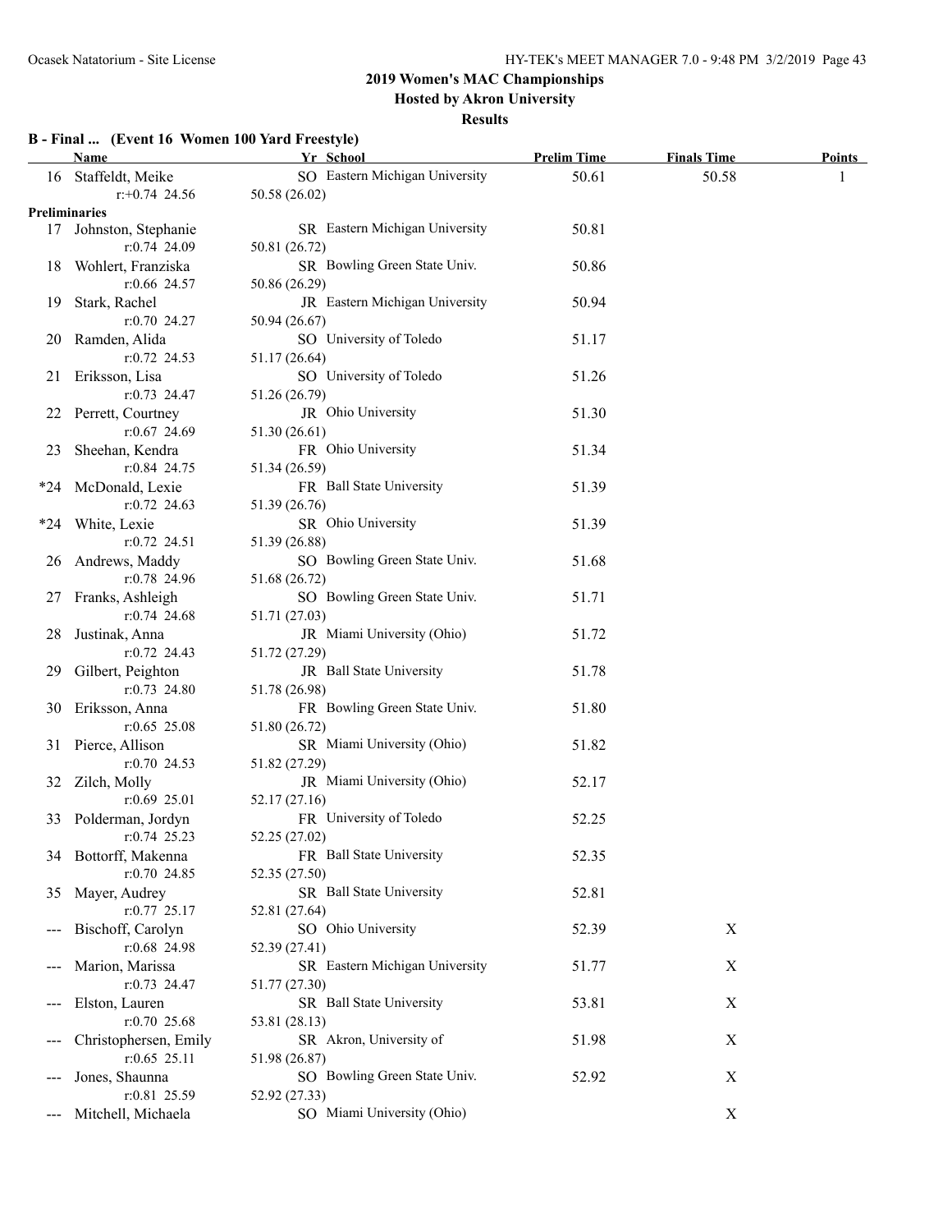# 2019 Women's MAC Championships

**Hosted by Akron University**

**Results**

### B - Final ... (Event 16 Women 100 Yard Freestyle)

| | Name | Yr | School | Prelim Time | Finals Time | Points |
|---|---|---|---|---|---|---|
| 16 | Staffeldt, Meike | SO | Eastern Michigan University | 50.61 | 50.58 | 1 |
| | r:+0.74 24.56 | 50.58 (26.02) | | | | |

**Preliminaries**

| | Name | Yr | School | Prelim Time | Finals Time | Points |
|---|---|---|---|---|---|---|
| 17 | Johnston, Stephanie | SR | Eastern Michigan University | 50.81 | | |
| | r:0.74 24.09 | 50.81 (26.72) | | | | |
| 18 | Wohlert, Franziska | SR | Bowling Green State Univ. | 50.86 | | |
| | r:0.66 24.57 | 50.86 (26.29) | | | | |
| 19 | Stark, Rachel | JR | Eastern Michigan University | 50.94 | | |
| | r:0.70 24.27 | 50.94 (26.67) | | | | |
| 20 | Ramden, Alida | SO | University of Toledo | 51.17 | | |
| | r:0.72 24.53 | 51.17 (26.64) | | | | |
| 21 | Eriksson, Lisa | SO | University of Toledo | 51.26 | | |
| | r:0.73 24.47 | 51.26 (26.79) | | | | |
| 22 | Perrett, Courtney | JR | Ohio University | 51.30 | | |
| | r:0.67 24.69 | 51.30 (26.61) | | | | |
| 23 | Sheehan, Kendra | FR | Ohio University | 51.34 | | |
| | r:0.84 24.75 | 51.34 (26.59) | | | | |
| *24 | McDonald, Lexie | FR | Ball State University | 51.39 | | |
| | r:0.72 24.63 | 51.39 (26.76) | | | | |
| *24 | White, Lexie | SR | Ohio University | 51.39 | | |
| | r:0.72 24.51 | 51.39 (26.88) | | | | |
| 26 | Andrews, Maddy | SO | Bowling Green State Univ. | 51.68 | | |
| | r:0.78 24.96 | 51.68 (26.72) | | | | |
| 27 | Franks, Ashleigh | SO | Bowling Green State Univ. | 51.71 | | |
| | r:0.74 24.68 | 51.71 (27.03) | | | | |
| 28 | Justinak, Anna | JR | Miami University (Ohio) | 51.72 | | |
| | r:0.72 24.43 | 51.72 (27.29) | | | | |
| 29 | Gilbert, Peighton | JR | Ball State University | 51.78 | | |
| | r:0.73 24.80 | 51.78 (26.98) | | | | |
| 30 | Eriksson, Anna | FR | Bowling Green State Univ. | 51.80 | | |
| | r:0.65 25.08 | 51.80 (26.72) | | | | |
| 31 | Pierce, Allison | SR | Miami University (Ohio) | 51.82 | | |
| | r:0.70 24.53 | 51.82 (27.29) | | | | |
| 32 | Zilch, Molly | JR | Miami University (Ohio) | 52.17 | | |
| | r:0.69 25.01 | 52.17 (27.16) | | | | |
| 33 | Polderman, Jordyn | FR | University of Toledo | 52.25 | | |
| | r:0.74 25.23 | 52.25 (27.02) | | | | |
| 34 | Bottorff, Makenna | FR | Ball State University | 52.35 | | |
| | r:0.70 24.85 | 52.35 (27.50) | | | | |
| 35 | Mayer, Audrey | SR | Ball State University | 52.81 | | |
| | r:0.77 25.17 | 52.81 (27.64) | | | | |
| --- | Bischoff, Carolyn | SO | Ohio University | 52.39 | X | |
| | r:0.68 24.98 | 52.39 (27.41) | | | | |
| --- | Marion, Marissa | SR | Eastern Michigan University | 51.77 | X | |
| | r:0.73 24.47 | 51.77 (27.30) | | | | |
| --- | Elston, Lauren | SR | Ball State University | 53.81 | X | |
| | r:0.70 25.68 | 53.81 (28.13) | | | | |
| --- | Christophersen, Emily | SR | Akron, University of | 51.98 | X | |
| | r:0.65 25.11 | 51.98 (26.87) | | | | |
| --- | Jones, Shaunna | SO | Bowling Green State Univ. | 52.92 | X | |
| | r:0.81 25.59 | 52.92 (27.33) | | | | |
| --- | Mitchell, Michaela | SO | Miami University (Ohio) | | X | |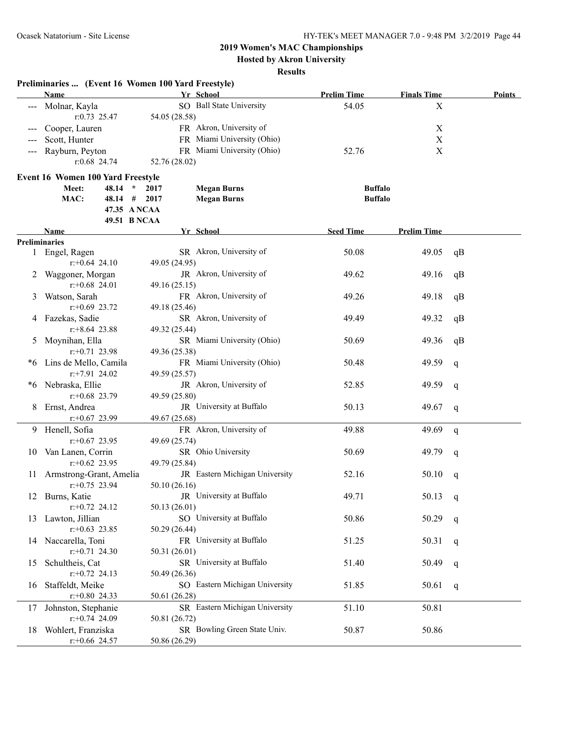## 2019 Women's MAC Championships

### Hosted by Akron University

### Results

**Preliminaries ... (Event 16 Women 100 Yard Freestyle)**

| | Name | Yr | School | Prelim Time | Finals Time | Points |
|---|---|---|---|---|---|---|
| --- | Molnar, Kayla | SO | Ball State University | 54.05 | X | |
| | r:0.73 25.47 | | 54.05 (28.58) | | | |
| --- | Cooper, Lauren | FR | Akron, University of | | X | |
| --- | Scott, Hunter | FR | Miami University (Ohio) | | X | |
| --- | Rayburn, Peyton | FR | Miami University (Ohio) | 52.76 | X | |
| | r:0.68 24.74 | | 52.76 (28.02) | | | |

**Event 16 Women 100 Yard Freestyle**

| | | | | |
|---|---|---|---|---|
| Meet: | 48.14 * 2017 | Megan Burns | Buffalo |
| MAC: | 48.14 # 2017 | Megan Burns | Buffalo |
| | 47.35 A NCAA | | |
| | 49.51 B NCAA | | |

| | Name | Yr | School | Seed Time | Prelim Time | |
|---|---|---|---|---|---|---|
| **Preliminaries** | | | | | | |
| 1 | Engel, Ragen | SR | Akron, University of | 50.08 | 49.05 | qB |
| | r:+0.64 24.10 | | 49.05 (24.95) | | | |
| 2 | Waggoner, Morgan | JR | Akron, University of | 49.62 | 49.16 | qB |
| | r:+0.68 24.01 | | 49.16 (25.15) | | | |
| 3 | Watson, Sarah | FR | Akron, University of | 49.26 | 49.18 | qB |
| | r:+0.69 23.72 | | 49.18 (25.46) | | | |
| 4 | Fazekas, Sadie | SR | Akron, University of | 49.49 | 49.32 | qB |
| | r:+8.64 23.88 | | 49.32 (25.44) | | | |
| 5 | Moynihan, Ella | SR | Miami University (Ohio) | 50.69 | 49.36 | qB |
| | r:+0.71 23.98 | | 49.36 (25.38) | | | |
| *6 | Lins de Mello, Camila | FR | Miami University (Ohio) | 50.48 | 49.59 | q |
| | r:+7.91 24.02 | | 49.59 (25.57) | | | |
| *6 | Nebraska, Ellie | JR | Akron, University of | 52.85 | 49.59 | q |
| | r:+0.68 23.79 | | 49.59 (25.80) | | | |
| 8 | Ernst, Andrea | JR | University at Buffalo | 50.13 | 49.67 | q |
| | r:+0.67 23.99 | | 49.67 (25.68) | | | |
| 9 | Henell, Sofia | FR | Akron, University of | 49.88 | 49.69 | q |
| | r:+0.67 23.95 | | 49.69 (25.74) | | | |
| 10 | Van Lanen, Corrin | SR | Ohio University | 50.69 | 49.79 | q |
| | r:+0.62 23.95 | | 49.79 (25.84) | | | |
| 11 | Armstrong-Grant, Amelia | JR | Eastern Michigan University | 52.16 | 50.10 | q |
| | r:+0.75 23.94 | | 50.10 (26.16) | | | |
| 12 | Burns, Katie | JR | University at Buffalo | 49.71 | 50.13 | q |
| | r:+0.72 24.12 | | 50.13 (26.01) | | | |
| 13 | Lawton, Jillian | SO | University at Buffalo | 50.86 | 50.29 | q |
| | r:+0.63 23.85 | | 50.29 (26.44) | | | |
| 14 | Naccarella, Toni | FR | University at Buffalo | 51.25 | 50.31 | q |
| | r:+0.71 24.30 | | 50.31 (26.01) | | | |
| 15 | Schultheis, Cat | SR | University at Buffalo | 51.40 | 50.49 | q |
| | r:+0.72 24.13 | | 50.49 (26.36) | | | |
| 16 | Staffeldt, Meike | SO | Eastern Michigan University | 51.85 | 50.61 | q |
| | r:+0.80 24.33 | | 50.61 (26.28) | | | |
| 17 | Johnston, Stephanie | SR | Eastern Michigan University | 51.10 | 50.81 | |
| | r:+0.74 24.09 | | 50.81 (26.72) | | | |
| 18 | Wohlert, Franziska | SR | Bowling Green State Univ. | 50.87 | 50.86 | |
| | r:+0.66 24.57 | | 50.86 (26.29) | | | |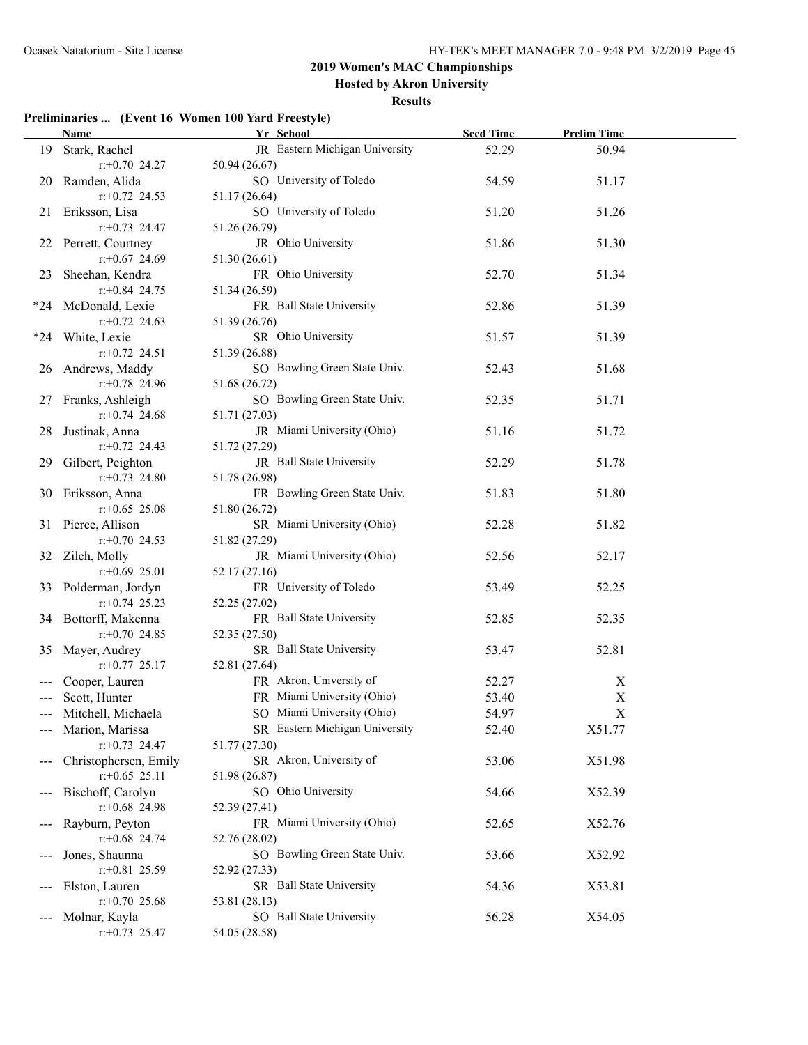## 2019 Women's MAC Championships

### Hosted by Akron University

### Results

**Preliminaries ... (Event 16 Women 100 Yard Freestyle)**

| | Name | Yr | School | Seed Time | Prelim Time |
|---|---|---|---|---|---|
| 19 | Stark, Rachel | JR | Eastern Michigan University | 52.29 | 50.94 |
| | r:+0.70 24.27 | 50.94 (26.67) | | | |
| 20 | Ramden, Alida | SO | University of Toledo | 54.59 | 51.17 |
| | r:+0.72 24.53 | 51.17 (26.64) | | | |
| 21 | Eriksson, Lisa | SO | University of Toledo | 51.20 | 51.26 |
| | r:+0.73 24.47 | 51.26 (26.79) | | | |
| 22 | Perrett, Courtney | JR | Ohio University | 51.86 | 51.30 |
| | r:+0.67 24.69 | 51.30 (26.61) | | | |
| 23 | Sheehan, Kendra | FR | Ohio University | 52.70 | 51.34 |
| | r:+0.84 24.75 | 51.34 (26.59) | | | |
| *24 | McDonald, Lexie | FR | Ball State University | 52.86 | 51.39 |
| | r:+0.72 24.63 | 51.39 (26.76) | | | |
| *24 | White, Lexie | SR | Ohio University | 51.57 | 51.39 |
| | r:+0.72 24.51 | 51.39 (26.88) | | | |
| 26 | Andrews, Maddy | SO | Bowling Green State Univ. | 52.43 | 51.68 |
| | r:+0.78 24.96 | 51.68 (26.72) | | | |
| 27 | Franks, Ashleigh | SO | Bowling Green State Univ. | 52.35 | 51.71 |
| | r:+0.74 24.68 | 51.71 (27.03) | | | |
| 28 | Justinak, Anna | JR | Miami University (Ohio) | 51.16 | 51.72 |
| | r:+0.72 24.43 | 51.72 (27.29) | | | |
| 29 | Gilbert, Peighton | JR | Ball State University | 52.29 | 51.78 |
| | r:+0.73 24.80 | 51.78 (26.98) | | | |
| 30 | Eriksson, Anna | FR | Bowling Green State Univ. | 51.83 | 51.80 |
| | r:+0.65 25.08 | 51.80 (26.72) | | | |
| 31 | Pierce, Allison | SR | Miami University (Ohio) | 52.28 | 51.82 |
| | r:+0.70 24.53 | 51.82 (27.29) | | | |
| 32 | Zilch, Molly | JR | Miami University (Ohio) | 52.56 | 52.17 |
| | r:+0.69 25.01 | 52.17 (27.16) | | | |
| 33 | Polderman, Jordyn | FR | University of Toledo | 53.49 | 52.25 |
| | r:+0.74 25.23 | 52.25 (27.02) | | | |
| 34 | Bottorff, Makenna | FR | Ball State University | 52.85 | 52.35 |
| | r:+0.70 24.85 | 52.35 (27.50) | | | |
| 35 | Mayer, Audrey | SR | Ball State University | 53.47 | 52.81 |
| | r:+0.77 25.17 | 52.81 (27.64) | | | |
| --- | Cooper, Lauren | FR | Akron, University of | 52.27 | X |
| --- | Scott, Hunter | FR | Miami University (Ohio) | 53.40 | X |
| --- | Mitchell, Michaela | SO | Miami University (Ohio) | 54.97 | X |
| --- | Marion, Marissa | SR | Eastern Michigan University | 52.40 | X51.77 |
| | r:+0.73 24.47 | 51.77 (27.30) | | | |
| --- | Christophersen, Emily | SR | Akron, University of | 53.06 | X51.98 |
| | r:+0.65 25.11 | 51.98 (26.87) | | | |
| --- | Bischoff, Carolyn | SO | Ohio University | 54.66 | X52.39 |
| | r:+0.68 24.98 | 52.39 (27.41) | | | |
| --- | Rayburn, Peyton | FR | Miami University (Ohio) | 52.65 | X52.76 |
| | r:+0.68 24.74 | 52.76 (28.02) | | | |
| --- | Jones, Shaunna | SO | Bowling Green State Univ. | 53.66 | X52.92 |
| | r:+0.81 25.59 | 52.92 (27.33) | | | |
| --- | Elston, Lauren | SR | Ball State University | 54.36 | X53.81 |
| | r:+0.70 25.68 | 53.81 (28.13) | | | |
| --- | Molnar, Kayla | SO | Ball State University | 56.28 | X54.05 |
| | r:+0.73 25.47 | 54.05 (28.58) | | | |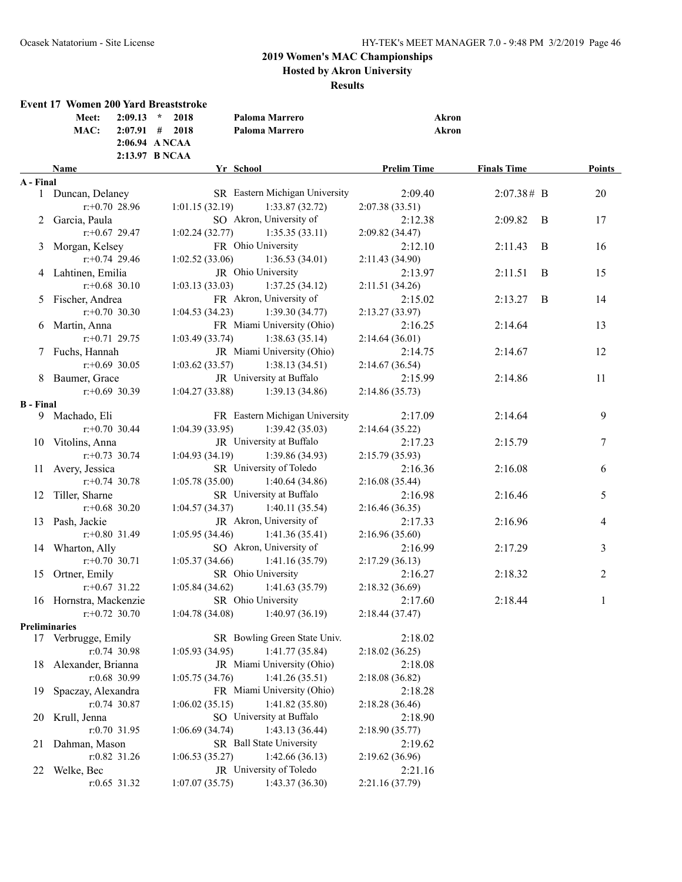# 2019 Women's MAC Championships

## Hosted by Akron University

### Results

**Event 17 Women 200 Yard Breaststroke**

| | | | | |
|---|---|---|---|---|
| Meet: | 2:09.13 * | 2018 | Paloma Marrero | Akron |
| MAC: | 2:07.91 # | 2018 | Paloma Marrero | Akron |
| | 2:06.94 A NCAA | | | |
| | 2:13.97 B NCAA | | | |

| | Name | Yr | School | Prelim Time | Finals Time | | Points |
|---|---|---|---|---|---|---|---|
| **A - Final** | | | | | | | |
| 1 | Duncan, Delaney | SR | Eastern Michigan University | 2:09.40 | 2:07.38# | B | 20 |
| | r:+0.70 28.96 | 1:01.15 (32.19) | 1:33.87 (32.72) | 2:07.38 (33.51) | | | |
| 2 | Garcia, Paula | SO | Akron, University of | 2:12.38 | 2:09.82 | B | 17 |
| | r:+0.67 29.47 | 1:02.24 (32.77) | 1:35.35 (33.11) | 2:09.82 (34.47) | | | |
| 3 | Morgan, Kelsey | FR | Ohio University | 2:12.10 | 2:11.43 | B | 16 |
| | r:+0.74 29.46 | 1:02.52 (33.06) | 1:36.53 (34.01) | 2:11.43 (34.90) | | | |
| 4 | Lahtinen, Emilia | JR | Ohio University | 2:13.97 | 2:11.51 | B | 15 |
| | r:+0.68 30.10 | 1:03.13 (33.03) | 1:37.25 (34.12) | 2:11.51 (34.26) | | | |
| 5 | Fischer, Andrea | FR | Akron, University of | 2:15.02 | 2:13.27 | B | 14 |
| | r:+0.70 30.30 | 1:04.53 (34.23) | 1:39.30 (34.77) | 2:13.27 (33.97) | | | |
| 6 | Martin, Anna | FR | Miami University (Ohio) | 2:16.25 | 2:14.64 | | 13 |
| | r:+0.71 29.75 | 1:03.49 (33.74) | 1:38.63 (35.14) | 2:14.64 (36.01) | | | |
| 7 | Fuchs, Hannah | JR | Miami University (Ohio) | 2:14.75 | 2:14.67 | | 12 |
| | r:+0.69 30.05 | 1:03.62 (33.57) | 1:38.13 (34.51) | 2:14.67 (36.54) | | | |
| 8 | Baumer, Grace | JR | University at Buffalo | 2:15.99 | 2:14.86 | | 11 |
| | r:+0.69 30.39 | 1:04.27 (33.88) | 1:39.13 (34.86) | 2:14.86 (35.73) | | | |
| **B - Final** | | | | | | | |
| 9 | Machado, Eli | FR | Eastern Michigan University | 2:17.09 | 2:14.64 | | 9 |
| | r:+0.70 30.44 | 1:04.39 (33.95) | 1:39.42 (35.03) | 2:14.64 (35.22) | | | |
| 10 | Vitolins, Anna | JR | University at Buffalo | 2:17.23 | 2:15.79 | | 7 |
| | r:+0.73 30.74 | 1:04.93 (34.19) | 1:39.86 (34.93) | 2:15.79 (35.93) | | | |
| 11 | Avery, Jessica | SR | University of Toledo | 2:16.36 | 2:16.08 | | 6 |
| | r:+0.74 30.78 | 1:05.78 (35.00) | 1:40.64 (34.86) | 2:16.08 (35.44) | | | |
| 12 | Tiller, Sharne | SR | University at Buffalo | 2:16.98 | 2:16.46 | | 5 |
| | r:+0.68 30.20 | 1:04.57 (34.37) | 1:40.11 (35.54) | 2:16.46 (36.35) | | | |
| 13 | Pash, Jackie | JR | Akron, University of | 2:17.33 | 2:16.96 | | 4 |
| | r:+0.80 31.49 | 1:05.95 (34.46) | 1:41.36 (35.41) | 2:16.96 (35.60) | | | |
| 14 | Wharton, Ally | SO | Akron, University of | 2:16.99 | 2:17.29 | | 3 |
| | r:+0.70 30.71 | 1:05.37 (34.66) | 1:41.16 (35.79) | 2:17.29 (36.13) | | | |
| 15 | Ortner, Emily | SR | Ohio University | 2:16.27 | 2:18.32 | | 2 |
| | r:+0.67 31.22 | 1:05.84 (34.62) | 1:41.63 (35.79) | 2:18.32 (36.69) | | | |
| 16 | Hornstra, Mackenzie | SR | Ohio University | 2:17.60 | 2:18.44 | | 1 |
| | r:+0.72 30.70 | 1:04.78 (34.08) | 1:40.97 (36.19) | 2:18.44 (37.47) | | | |
| **Preliminaries** | | | | | | | |
| 17 | Verbrugge, Emily | SR | Bowling Green State Univ. | 2:18.02 | | | |
| | r:0.74 30.98 | 1:05.93 (34.95) | 1:41.77 (35.84) | 2:18.02 (36.25) | | | |
| 18 | Alexander, Brianna | JR | Miami University (Ohio) | 2:18.08 | | | |
| | r:0.68 30.99 | 1:05.75 (34.76) | 1:41.26 (35.51) | 2:18.08 (36.82) | | | |
| 19 | Spaczay, Alexandra | FR | Miami University (Ohio) | 2:18.28 | | | |
| | r:0.74 30.87 | 1:06.02 (35.15) | 1:41.82 (35.80) | 2:18.28 (36.46) | | | |
| 20 | Krull, Jenna | SO | University at Buffalo | 2:18.90 | | | |
| | r:0.70 31.95 | 1:06.69 (34.74) | 1:43.13 (36.44) | 2:18.90 (35.77) | | | |
| 21 | Dahman, Mason | SR | Ball State University | 2:19.62 | | | |
| | r:0.82 31.26 | 1:06.53 (35.27) | 1:42.66 (36.13) | 2:19.62 (36.96) | | | |
| 22 | Welke, Bec | JR | University of Toledo | 2:21.16 | | | |
| | r:0.65 31.32 | 1:07.07 (35.75) | 1:43.37 (36.30) | 2:21.16 (37.79) | | | |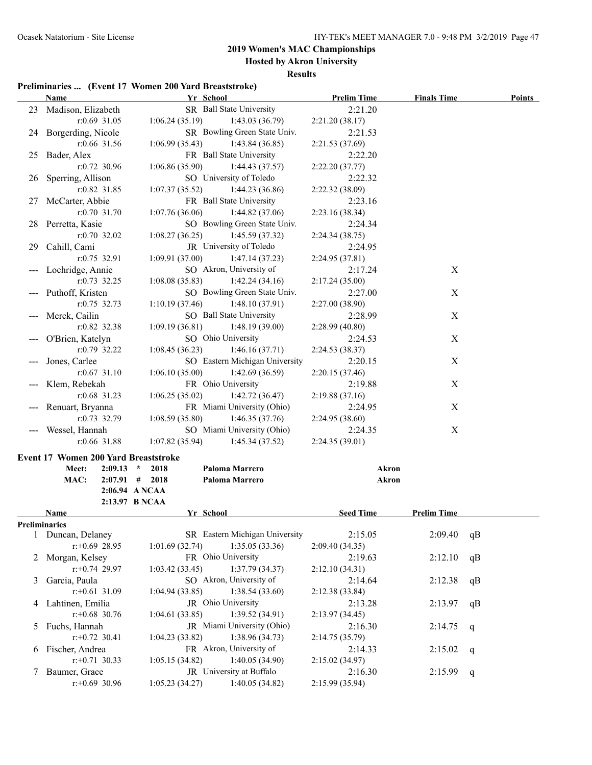## 2019 Women's MAC Championships

### Hosted by Akron University

### Results

**Preliminaries ... (Event 17 Women 200 Yard Breaststroke)**

| | Name | Yr | School | Prelim Time | Finals Time | Points |
|---|---|---|---|---|---|---|
| 23 | Madison, Elizabeth | SR | Ball State University | 2:21.20 | | |
| | r:0.69 31.05 | 1:06.24 (35.19) | 1:43.03 (36.79) | 2:21.20 (38.17) | | |
| 24 | Borgerding, Nicole | SR | Bowling Green State Univ. | 2:21.53 | | |
| | r:0.66 31.56 | 1:06.99 (35.43) | 1:43.84 (36.85) | 2:21.53 (37.69) | | |
| 25 | Bader, Alex | FR | Ball State University | 2:22.20 | | |
| | r:0.72 30.96 | 1:06.86 (35.90) | 1:44.43 (37.57) | 2:22.20 (37.77) | | |
| 26 | Sperring, Allison | SO | University of Toledo | 2:22.32 | | |
| | r:0.82 31.85 | 1:07.37 (35.52) | 1:44.23 (36.86) | 2:22.32 (38.09) | | |
| 27 | McCarter, Abbie | FR | Ball State University | 2:23.16 | | |
| | r:0.70 31.70 | 1:07.76 (36.06) | 1:44.82 (37.06) | 2:23.16 (38.34) | | |
| 28 | Perretta, Kasie | SO | Bowling Green State Univ. | 2:24.34 | | |
| | r:0.70 32.02 | 1:08.27 (36.25) | 1:45.59 (37.32) | 2:24.34 (38.75) | | |
| 29 | Cahill, Cami | JR | University of Toledo | 2:24.95 | | |
| | r:0.75 32.91 | 1:09.91 (37.00) | 1:47.14 (37.23) | 2:24.95 (37.81) | | |
| --- | Lochridge, Annie | SO | Akron, University of | 2:17.24 | X | |
| | r:0.73 32.25 | 1:08.08 (35.83) | 1:42.24 (34.16) | 2:17.24 (35.00) | | |
| --- | Puthoff, Kristen | SO | Bowling Green State Univ. | 2:27.00 | X | |
| | r:0.75 32.73 | 1:10.19 (37.46) | 1:48.10 (37.91) | 2:27.00 (38.90) | | |
| --- | Merck, Cailin | SO | Ball State University | 2:28.99 | X | |
| | r:0.82 32.38 | 1:09.19 (36.81) | 1:48.19 (39.00) | 2:28.99 (40.80) | | |
| --- | O'Brien, Katelyn | SO | Ohio University | 2:24.53 | X | |
| | r:0.79 32.22 | 1:08.45 (36.23) | 1:46.16 (37.71) | 2:24.53 (38.37) | | |
| --- | Jones, Carlee | SO | Eastern Michigan University | 2:20.15 | X | |
| | r:0.67 31.10 | 1:06.10 (35.00) | 1:42.69 (36.59) | 2:20.15 (37.46) | | |
| --- | Klem, Rebekah | FR | Ohio University | 2:19.88 | X | |
| | r:0.68 31.23 | 1:06.25 (35.02) | 1:42.72 (36.47) | 2:19.88 (37.16) | | |
| --- | Renuart, Bryanna | FR | Miami University (Ohio) | 2:24.95 | X | |
| | r:0.73 32.79 | 1:08.59 (35.80) | 1:46.35 (37.76) | 2:24.95 (38.60) | | |
| --- | Wessel, Hannah | SO | Miami University (Ohio) | 2:24.35 | X | |
| | r:0.66 31.88 | 1:07.82 (35.94) | 1:45.34 (37.52) | 2:24.35 (39.01) | | |

**Event 17 Women 200 Yard Breaststroke**

| | | | | |
|---|---|---|---|---|
| Meet: | 2:09.13 * | 2018 | Paloma Marrero | Akron |
| MAC: | 2:07.91 # | 2018 | Paloma Marrero | Akron |
| | 2:06.94 | A NCAA | | |
| | 2:13.97 | B NCAA | | |

**Preliminaries**

| | Name | Yr | School | Seed Time | Prelim Time | |
|---|---|---|---|---|---|---|
| 1 | Duncan, Delaney | SR | Eastern Michigan University | 2:15.05 | 2:09.40 | qB |
| | r:+0.69 28.95 | 1:01.69 (32.74) | 1:35.05 (33.36) | 2:09.40 (34.35) | | |
| 2 | Morgan, Kelsey | FR | Ohio University | 2:19.63 | 2:12.10 | qB |
| | r:+0.74 29.97 | 1:03.42 (33.45) | 1:37.79 (34.37) | 2:12.10 (34.31) | | |
| 3 | Garcia, Paula | SO | Akron, University of | 2:14.64 | 2:12.38 | qB |
| | r:+0.61 31.09 | 1:04.94 (33.85) | 1:38.54 (33.60) | 2:12.38 (33.84) | | |
| 4 | Lahtinen, Emilia | JR | Ohio University | 2:13.28 | 2:13.97 | qB |
| | r:+0.68 30.76 | 1:04.61 (33.85) | 1:39.52 (34.91) | 2:13.97 (34.45) | | |
| 5 | Fuchs, Hannah | JR | Miami University (Ohio) | 2:16.30 | 2:14.75 | q |
| | r:+0.72 30.41 | 1:04.23 (33.82) | 1:38.96 (34.73) | 2:14.75 (35.79) | | |
| 6 | Fischer, Andrea | FR | Akron, University of | 2:14.33 | 2:15.02 | q |
| | r:+0.71 30.33 | 1:05.15 (34.82) | 1:40.05 (34.90) | 2:15.02 (34.97) | | |
| 7 | Baumer, Grace | JR | University at Buffalo | 2:16.30 | 2:15.99 | q |
| | r:+0.69 30.96 | 1:05.23 (34.27) | 1:40.05 (34.82) | 2:15.99 (35.94) | | |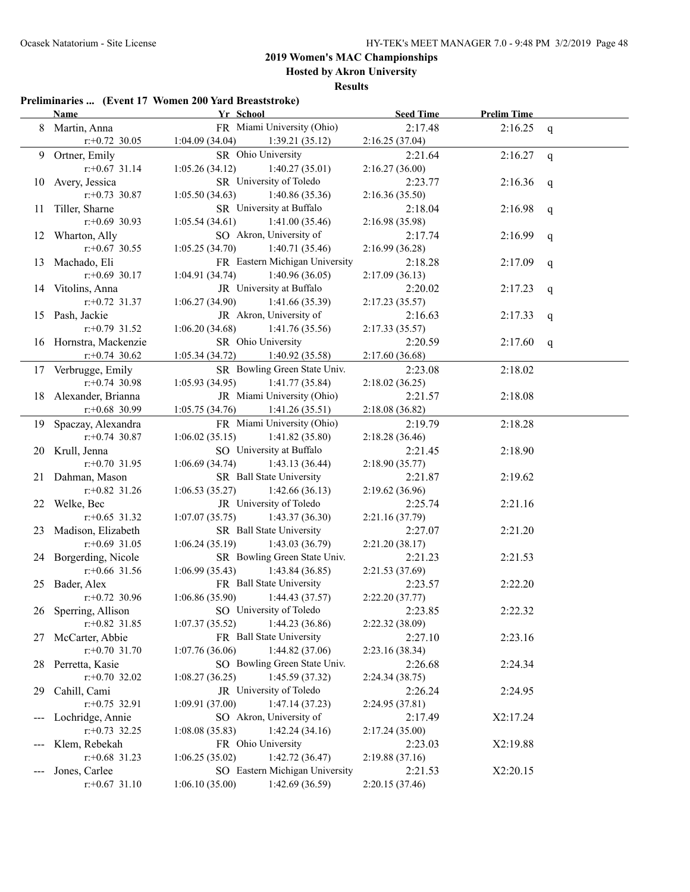## 2019 Women's MAC Championships

### Hosted by Akron University

### Results

**Preliminaries ... (Event 17 Women 200 Yard Breaststroke)**

| | Name | Yr | School | Seed Time | Prelim Time | |
|---|---|---|---|---|---|---|
| 8 | Martin, Anna | FR | Miami University (Ohio) | 2:17.48 | 2:16.25 | q |
| | r:+0.72 30.05 | 1:04.09 (34.04) | 1:39.21 (35.12) | 2:16.25 (37.04) | | |
| 9 | Ortner, Emily | SR | Ohio University | 2:21.64 | 2:16.27 | q |
| | r:+0.67 31.14 | 1:05.26 (34.12) | 1:40.27 (35.01) | 2:16.27 (36.00) | | |
| 10 | Avery, Jessica | SR | University of Toledo | 2:23.77 | 2:16.36 | q |
| | r:+0.73 30.87 | 1:05.50 (34.63) | 1:40.86 (35.36) | 2:16.36 (35.50) | | |
| 11 | Tiller, Sharne | SR | University at Buffalo | 2:18.04 | 2:16.98 | q |
| | r:+0.69 30.93 | 1:05.54 (34.61) | 1:41.00 (35.46) | 2:16.98 (35.98) | | |
| 12 | Wharton, Ally | SO | Akron, University of | 2:17.74 | 2:16.99 | q |
| | r:+0.67 30.55 | 1:05.25 (34.70) | 1:40.71 (35.46) | 2:16.99 (36.28) | | |
| 13 | Machado, Eli | FR | Eastern Michigan University | 2:18.28 | 2:17.09 | q |
| | r:+0.69 30.17 | 1:04.91 (34.74) | 1:40.96 (36.05) | 2:17.09 (36.13) | | |
| 14 | Vitolins, Anna | JR | University at Buffalo | 2:20.02 | 2:17.23 | q |
| | r:+0.72 31.37 | 1:06.27 (34.90) | 1:41.66 (35.39) | 2:17.23 (35.57) | | |
| 15 | Pash, Jackie | JR | Akron, University of | 2:16.63 | 2:17.33 | q |
| | r:+0.79 31.52 | 1:06.20 (34.68) | 1:41.76 (35.56) | 2:17.33 (35.57) | | |
| 16 | Hornstra, Mackenzie | SR | Ohio University | 2:20.59 | 2:17.60 | q |
| | r:+0.74 30.62 | 1:05.34 (34.72) | 1:40.92 (35.58) | 2:17.60 (36.68) | | |
| 17 | Verbrugge, Emily | SR | Bowling Green State Univ. | 2:23.08 | 2:18.02 | |
| | r:+0.74 30.98 | 1:05.93 (34.95) | 1:41.77 (35.84) | 2:18.02 (36.25) | | |
| 18 | Alexander, Brianna | JR | Miami University (Ohio) | 2:21.57 | 2:18.08 | |
| | r:+0.68 30.99 | 1:05.75 (34.76) | 1:41.26 (35.51) | 2:18.08 (36.82) | | |
| 19 | Spaczay, Alexandra | FR | Miami University (Ohio) | 2:19.79 | 2:18.28 | |
| | r:+0.74 30.87 | 1:06.02 (35.15) | 1:41.82 (35.80) | 2:18.28 (36.46) | | |
| 20 | Krull, Jenna | SO | University at Buffalo | 2:21.45 | 2:18.90 | |
| | r:+0.70 31.95 | 1:06.69 (34.74) | 1:43.13 (36.44) | 2:18.90 (35.77) | | |
| 21 | Dahman, Mason | SR | Ball State University | 2:21.87 | 2:19.62 | |
| | r:+0.82 31.26 | 1:06.53 (35.27) | 1:42.66 (36.13) | 2:19.62 (36.96) | | |
| 22 | Welke, Bec | JR | University of Toledo | 2:25.74 | 2:21.16 | |
| | r:+0.65 31.32 | 1:07.07 (35.75) | 1:43.37 (36.30) | 2:21.16 (37.79) | | |
| 23 | Madison, Elizabeth | SR | Ball State University | 2:27.07 | 2:21.20 | |
| | r:+0.69 31.05 | 1:06.24 (35.19) | 1:43.03 (36.79) | 2:21.20 (38.17) | | |
| 24 | Borgerding, Nicole | SR | Bowling Green State Univ. | 2:21.23 | 2:21.53 | |
| | r:+0.66 31.56 | 1:06.99 (35.43) | 1:43.84 (36.85) | 2:21.53 (37.69) | | |
| 25 | Bader, Alex | FR | Ball State University | 2:23.57 | 2:22.20 | |
| | r:+0.72 30.96 | 1:06.86 (35.90) | 1:44.43 (37.57) | 2:22.20 (37.77) | | |
| 26 | Sperring, Allison | SO | University of Toledo | 2:23.85 | 2:22.32 | |
| | r:+0.82 31.85 | 1:07.37 (35.52) | 1:44.23 (36.86) | 2:22.32 (38.09) | | |
| 27 | McCarter, Abbie | FR | Ball State University | 2:27.10 | 2:23.16 | |
| | r:+0.70 31.70 | 1:07.76 (36.06) | 1:44.82 (37.06) | 2:23.16 (38.34) | | |
| 28 | Perretta, Kasie | SO | Bowling Green State Univ. | 2:26.68 | 2:24.34 | |
| | r:+0.70 32.02 | 1:08.27 (36.25) | 1:45.59 (37.32) | 2:24.34 (38.75) | | |
| 29 | Cahill, Cami | JR | University of Toledo | 2:26.24 | 2:24.95 | |
| | r:+0.75 32.91 | 1:09.91 (37.00) | 1:47.14 (37.23) | 2:24.95 (37.81) | | |
| --- | Lochridge, Annie | SO | Akron, University of | 2:17.49 | X2:17.24 | |
| | r:+0.73 32.25 | 1:08.08 (35.83) | 1:42.24 (34.16) | 2:17.24 (35.00) | | |
| --- | Klem, Rebekah | FR | Ohio University | 2:23.03 | X2:19.88 | |
| | r:+0.68 31.23 | 1:06.25 (35.02) | 1:42.72 (36.47) | 2:19.88 (37.16) | | |
| --- | Jones, Carlee | SO | Eastern Michigan University | 2:21.53 | X2:20.15 | |
| | r:+0.67 31.10 | 1:06.10 (35.00) | 1:42.69 (36.59) | 2:20.15 (37.46) | | |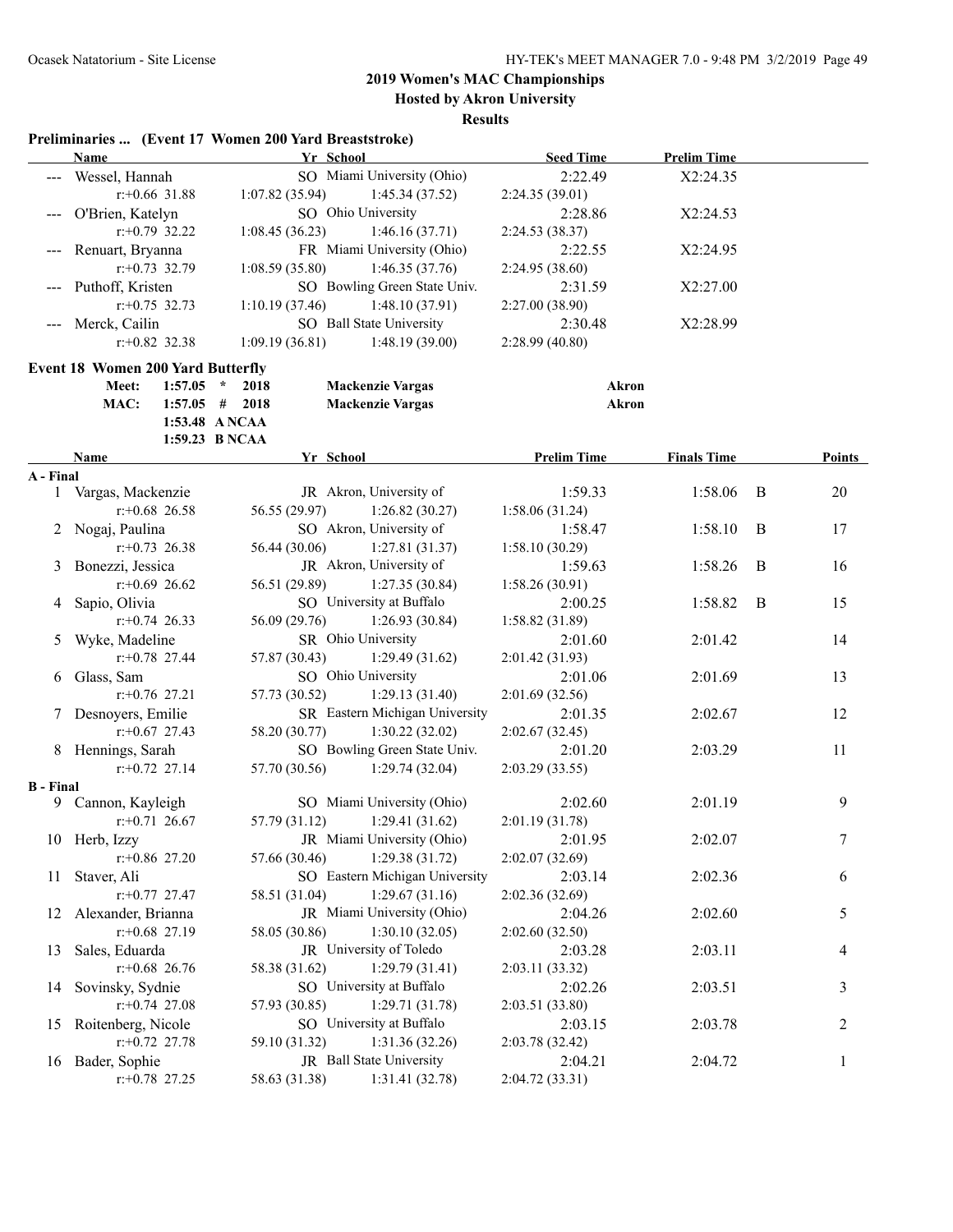## 2019 Women's MAC Championships
### Hosted by Akron University
### Results

**Preliminaries ... (Event 17 Women 200 Yard Breaststroke)**

| | Name | Yr | School | Seed Time | Prelim Time |
|---|---|---|---|---|---|
| --- | Wessel, Hannah | SO | Miami University (Ohio) | 2:22.49 | X2:24.35 |
| | r:+0.66 31.88 | 1:07.82 (35.94) | 1:45.34 (37.52) | 2:24.35 (39.01) | |
| --- | O'Brien, Katelyn | SO | Ohio University | 2:28.86 | X2:24.53 |
| | r:+0.79 32.22 | 1:08.45 (36.23) | 1:46.16 (37.71) | 2:24.53 (38.37) | |
| --- | Renuart, Bryanna | FR | Miami University (Ohio) | 2:22.55 | X2:24.95 |
| | r:+0.73 32.79 | 1:08.59 (35.80) | 1:46.35 (37.76) | 2:24.95 (38.60) | |
| --- | Puthoff, Kristen | SO | Bowling Green State Univ. | 2:31.59 | X2:27.00 |
| | r:+0.75 32.73 | 1:10.19 (37.46) | 1:48.10 (37.91) | 2:27.00 (38.90) | |
| --- | Merck, Cailin | SO | Ball State University | 2:30.48 | X2:28.99 |
| | r:+0.82 32.38 | 1:09.19 (36.81) | 1:48.19 (39.00) | 2:28.99 (40.80) | |

**Event 18 Women 200 Yard Butterfly**

| | | | | | |
|---|---|---|---|---|---|
| Meet: | 1:57.05 | * | 2018 | Mackenzie Vargas | Akron |
| MAC: | 1:57.05 | # | 2018 | Mackenzie Vargas | Akron |
| | 1:53.48 | A NCAA | | | |
| | 1:59.23 | B NCAA | | | |

| | Name | Yr | School | Prelim Time | Finals Time | | Points |
|---|---|---|---|---|---|---|---|
| **A - Final** | | | | | | | |
| 1 | Vargas, Mackenzie | JR | Akron, University of | 1:59.33 | 1:58.06 | B | 20 |
| | r:+0.68 26.58 | 56.55 (29.97) | 1:26.82 (30.27) | 1:58.06 (31.24) | | | |
| 2 | Nogaj, Paulina | SO | Akron, University of | 1:58.47 | 1:58.10 | B | 17 |
| | r:+0.73 26.38 | 56.44 (30.06) | 1:27.81 (31.37) | 1:58.10 (30.29) | | | |
| 3 | Bonezzi, Jessica | JR | Akron, University of | 1:59.63 | 1:58.26 | B | 16 |
| | r:+0.69 26.62 | 56.51 (29.89) | 1:27.35 (30.84) | 1:58.26 (30.91) | | | |
| 4 | Sapio, Olivia | SO | University at Buffalo | 2:00.25 | 1:58.82 | B | 15 |
| | r:+0.74 26.33 | 56.09 (29.76) | 1:26.93 (30.84) | 1:58.82 (31.89) | | | |
| 5 | Wyke, Madeline | SR | Ohio University | 2:01.60 | 2:01.42 | | 14 |
| | r:+0.78 27.44 | 57.87 (30.43) | 1:29.49 (31.62) | 2:01.42 (31.93) | | | |
| 6 | Glass, Sam | SO | Ohio University | 2:01.06 | 2:01.69 | | 13 |
| | r:+0.76 27.21 | 57.73 (30.52) | 1:29.13 (31.40) | 2:01.69 (32.56) | | | |
| 7 | Desnoyers, Emilie | SR | Eastern Michigan University | 2:01.35 | 2:02.67 | | 12 |
| | r:+0.67 27.43 | 58.20 (30.77) | 1:30.22 (32.02) | 2:02.67 (32.45) | | | |
| 8 | Hennings, Sarah | SO | Bowling Green State Univ. | 2:01.20 | 2:03.29 | | 11 |
| | r:+0.72 27.14 | 57.70 (30.56) | 1:29.74 (32.04) | 2:03.29 (33.55) | | | |
| **B - Final** | | | | | | | |
| 9 | Cannon, Kayleigh | SO | Miami University (Ohio) | 2:02.60 | 2:01.19 | | 9 |
| | r:+0.71 26.67 | 57.79 (31.12) | 1:29.41 (31.62) | 2:01.19 (31.78) | | | |
| 10 | Herb, Izzy | JR | Miami University (Ohio) | 2:01.95 | 2:02.07 | | 7 |
| | r:+0.86 27.20 | 57.66 (30.46) | 1:29.38 (31.72) | 2:02.07 (32.69) | | | |
| 11 | Staver, Ali | SO | Eastern Michigan University | 2:03.14 | 2:02.36 | | 6 |
| | r:+0.77 27.47 | 58.51 (31.04) | 1:29.67 (31.16) | 2:02.36 (32.69) | | | |
| 12 | Alexander, Brianna | JR | Miami University (Ohio) | 2:04.26 | 2:02.60 | | 5 |
| | r:+0.68 27.19 | 58.05 (30.86) | 1:30.10 (32.05) | 2:02.60 (32.50) | | | |
| 13 | Sales, Eduarda | JR | University of Toledo | 2:03.28 | 2:03.11 | | 4 |
| | r:+0.68 26.76 | 58.38 (31.62) | 1:29.79 (31.41) | 2:03.11 (33.32) | | | |
| 14 | Sovinsky, Sydnie | SO | University at Buffalo | 2:02.26 | 2:03.51 | | 3 |
| | r:+0.74 27.08 | 57.93 (30.85) | 1:29.71 (31.78) | 2:03.51 (33.80) | | | |
| 15 | Roitenberg, Nicole | SO | University at Buffalo | 2:03.15 | 2:03.78 | | 2 |
| | r:+0.72 27.78 | 59.10 (31.32) | 1:31.36 (32.26) | 2:03.78 (32.42) | | | |
| 16 | Bader, Sophie | JR | Ball State University | 2:04.21 | 2:04.72 | | 1 |
| | r:+0.78 27.25 | 58.63 (31.38) | 1:31.41 (32.78) | 2:04.72 (33.31) | | | |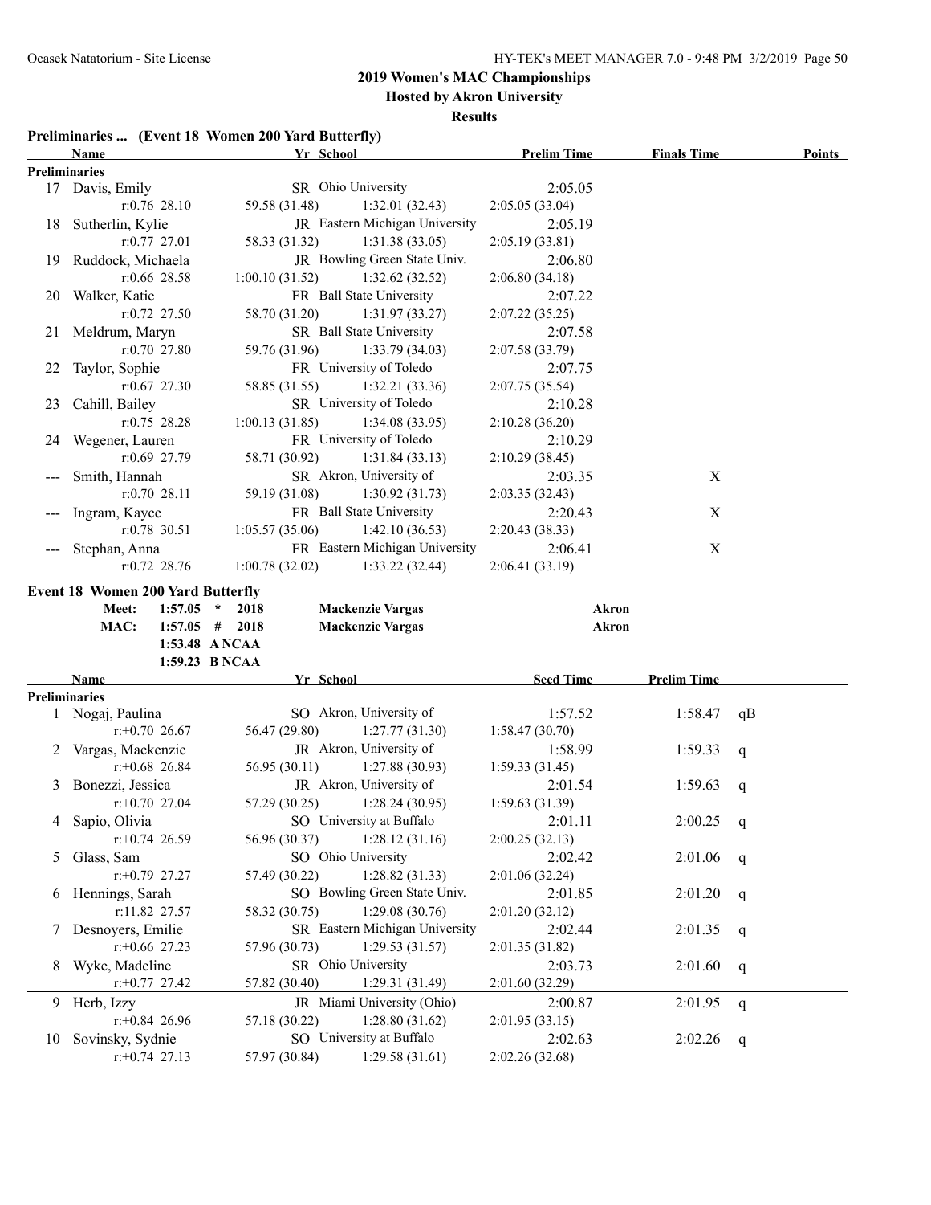## 2019 Women's MAC Championships

### Hosted by Akron University

### Results

**Preliminaries ... (Event 18 Women 200 Yard Butterfly)**

| | Name | Yr | School | Prelim Time | Finals Time | Points |
|---|---|---|---|---|---|---|
| **Preliminaries** | | | | | | |
| 17 | Davis, Emily | SR | Ohio University | 2:05.05 | | |
| | r:0.76 28.10 | 59.58 (31.48) | 1:32.01 (32.43) | 2:05.05 (33.04) | | |
| 18 | Sutherlin, Kylie | JR | Eastern Michigan University | 2:05.19 | | |
| | r:0.77 27.01 | 58.33 (31.32) | 1:31.38 (33.05) | 2:05.19 (33.81) | | |
| 19 | Ruddock, Michaela | JR | Bowling Green State Univ. | 2:06.80 | | |
| | r:0.66 28.58 | 1:00.10 (31.52) | 1:32.62 (32.52) | 2:06.80 (34.18) | | |
| 20 | Walker, Katie | FR | Ball State University | 2:07.22 | | |
| | r:0.72 27.50 | 58.70 (31.20) | 1:31.97 (33.27) | 2:07.22 (35.25) | | |
| 21 | Meldrum, Maryn | SR | Ball State University | 2:07.58 | | |
| | r:0.70 27.80 | 59.76 (31.96) | 1:33.79 (34.03) | 2:07.58 (33.79) | | |
| 22 | Taylor, Sophie | FR | University of Toledo | 2:07.75 | | |
| | r:0.67 27.30 | 58.85 (31.55) | 1:32.21 (33.36) | 2:07.75 (35.54) | | |
| 23 | Cahill, Bailey | SR | University of Toledo | 2:10.28 | | |
| | r:0.75 28.28 | 1:00.13 (31.85) | 1:34.08 (33.95) | 2:10.28 (36.20) | | |
| 24 | Wegener, Lauren | FR | University of Toledo | 2:10.29 | | |
| | r:0.69 27.79 | 58.71 (30.92) | 1:31.84 (33.13) | 2:10.29 (38.45) | | |
| --- | Smith, Hannah | SR | Akron, University of | 2:03.35 | X | |
| | r:0.70 28.11 | 59.19 (31.08) | 1:30.92 (31.73) | 2:03.35 (32.43) | | |
| --- | Ingram, Kayce | FR | Ball State University | 2:20.43 | X | |
| | r:0.78 30.51 | 1:05.57 (35.06) | 1:42.10 (36.53) | 2:20.43 (38.33) | | |
| --- | Stephan, Anna | FR | Eastern Michigan University | 2:06.41 | X | |
| | r:0.72 28.76 | 1:00.78 (32.02) | 1:33.22 (32.44) | 2:06.41 (33.19) | | |

**Event 18 Women 200 Yard Butterfly**

| | | | | | |
|---|---|---|---|---|---|
| Meet: | 1:57.05 | * | 2018 | Mackenzie Vargas | Akron |
| MAC: | 1:57.05 | # | 2018 | Mackenzie Vargas | Akron |
| | 1:53.48 | A NCAA | | | |
| | 1:59.23 | B NCAA | | | |

| | Name | Yr | School | Seed Time | Prelim Time | |
|---|---|---|---|---|---|---|
| **Preliminaries** | | | | | | |
| 1 | Nogaj, Paulina | SO | Akron, University of | 1:57.52 | 1:58.47 | qB |
| | r:+0.70 26.67 | 56.47 (29.80) | 1:27.77 (31.30) | 1:58.47 (30.70) | | |
| 2 | Vargas, Mackenzie | JR | Akron, University of | 1:58.99 | 1:59.33 | q |
| | r:+0.68 26.84 | 56.95 (30.11) | 1:27.88 (30.93) | 1:59.33 (31.45) | | |
| 3 | Bonezzi, Jessica | JR | Akron, University of | 2:01.54 | 1:59.63 | q |
| | r:+0.70 27.04 | 57.29 (30.25) | 1:28.24 (30.95) | 1:59.63 (31.39) | | |
| 4 | Sapio, Olivia | SO | University at Buffalo | 2:01.11 | 2:00.25 | q |
| | r:+0.74 26.59 | 56.96 (30.37) | 1:28.12 (31.16) | 2:00.25 (32.13) | | |
| 5 | Glass, Sam | SO | Ohio University | 2:02.42 | 2:01.06 | q |
| | r:+0.79 27.27 | 57.49 (30.22) | 1:28.82 (31.33) | 2:01.06 (32.24) | | |
| 6 | Hennings, Sarah | SO | Bowling Green State Univ. | 2:01.85 | 2:01.20 | q |
| | r:11.82 27.57 | 58.32 (30.75) | 1:29.08 (30.76) | 2:01.20 (32.12) | | |
| 7 | Desnoyers, Emilie | SR | Eastern Michigan University | 2:02.44 | 2:01.35 | q |
| | r:+0.66 27.23 | 57.96 (30.73) | 1:29.53 (31.57) | 2:01.35 (31.82) | | |
| 8 | Wyke, Madeline | SR | Ohio University | 2:03.73 | 2:01.60 | q |
| | r:+0.77 27.42 | 57.82 (30.40) | 1:29.31 (31.49) | 2:01.60 (32.29) | | |
| 9 | Herb, Izzy | JR | Miami University (Ohio) | 2:00.87 | 2:01.95 | q |
| | r:+0.84 26.96 | 57.18 (30.22) | 1:28.80 (31.62) | 2:01.95 (33.15) | | |
| 10 | Sovinsky, Sydnie | SO | University at Buffalo | 2:02.63 | 2:02.26 | q |
| | r:+0.74 27.13 | 57.97 (30.84) | 1:29.58 (31.61) | 2:02.26 (32.68) | | |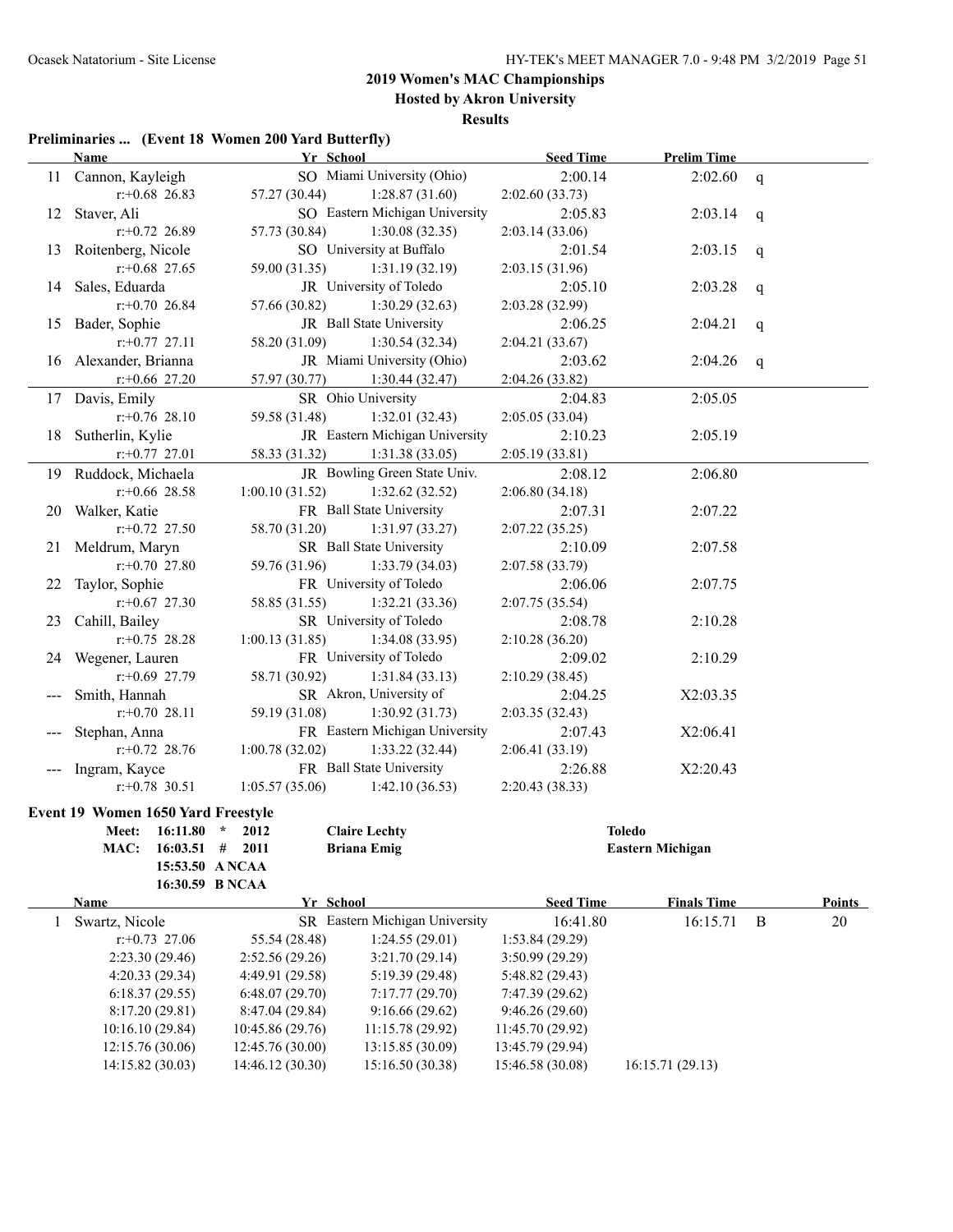## 2019 Women's MAC Championships

**Hosted by Akron University**

**Results**

### Preliminaries ... (Event 18 Women 200 Yard Butterfly)

| | Name | Yr | School | Seed Time | Prelim Time | |
|---|---|---|---|---|---|---|
| 11 | Cannon, Kayleigh | SO | Miami University (Ohio) | 2:00.14 | 2:02.60 | q |
| | r:+0.68 26.83 | 57.27 (30.44) | 1:28.87 (31.60) | 2:02.60 (33.73) | | |
| 12 | Staver, Ali | SO | Eastern Michigan University | 2:05.83 | 2:03.14 | q |
| | r:+0.72 26.89 | 57.73 (30.84) | 1:30.08 (32.35) | 2:03.14 (33.06) | | |
| 13 | Roitenberg, Nicole | SO | University at Buffalo | 2:01.54 | 2:03.15 | q |
| | r:+0.68 27.65 | 59.00 (31.35) | 1:31.19 (32.19) | 2:03.15 (31.96) | | |
| 14 | Sales, Eduarda | JR | University of Toledo | 2:05.10 | 2:03.28 | q |
| | r:+0.70 26.84 | 57.66 (30.82) | 1:30.29 (32.63) | 2:03.28 (32.99) | | |
| 15 | Bader, Sophie | JR | Ball State University | 2:06.25 | 2:04.21 | q |
| | r:+0.77 27.11 | 58.20 (31.09) | 1:30.54 (32.34) | 2:04.21 (33.67) | | |
| 16 | Alexander, Brianna | JR | Miami University (Ohio) | 2:03.62 | 2:04.26 | q |
| | r:+0.66 27.20 | 57.97 (30.77) | 1:30.44 (32.47) | 2:04.26 (33.82) | | |
| 17 | Davis, Emily | SR | Ohio University | 2:04.83 | 2:05.05 | |
| | r:+0.76 28.10 | 59.58 (31.48) | 1:32.01 (32.43) | 2:05.05 (33.04) | | |
| 18 | Sutherlin, Kylie | JR | Eastern Michigan University | 2:10.23 | 2:05.19 | |
| | r:+0.77 27.01 | 58.33 (31.32) | 1:31.38 (33.05) | 2:05.19 (33.81) | | |
| 19 | Ruddock, Michaela | JR | Bowling Green State Univ. | 2:08.12 | 2:06.80 | |
| | r:+0.66 28.58 | 1:00.10 (31.52) | 1:32.62 (32.52) | 2:06.80 (34.18) | | |
| 20 | Walker, Katie | FR | Ball State University | 2:07.31 | 2:07.22 | |
| | r:+0.72 27.50 | 58.70 (31.20) | 1:31.97 (33.27) | 2:07.22 (35.25) | | |
| 21 | Meldrum, Maryn | SR | Ball State University | 2:10.09 | 2:07.58 | |
| | r:+0.70 27.80 | 59.76 (31.96) | 1:33.79 (34.03) | 2:07.58 (33.79) | | |
| 22 | Taylor, Sophie | FR | University of Toledo | 2:06.06 | 2:07.75 | |
| | r:+0.67 27.30 | 58.85 (31.55) | 1:32.21 (33.36) | 2:07.75 (35.54) | | |
| 23 | Cahill, Bailey | SR | University of Toledo | 2:08.78 | 2:10.28 | |
| | r:+0.75 28.28 | 1:00.13 (31.85) | 1:34.08 (33.95) | 2:10.28 (36.20) | | |
| 24 | Wegener, Lauren | FR | University of Toledo | 2:09.02 | 2:10.29 | |
| | r:+0.69 27.79 | 58.71 (30.92) | 1:31.84 (33.13) | 2:10.29 (38.45) | | |
| --- | Smith, Hannah | SR | Akron, University of | 2:04.25 | X2:03.35 | |
| | r:+0.70 28.11 | 59.19 (31.08) | 1:30.92 (31.73) | 2:03.35 (32.43) | | |
| --- | Stephan, Anna | FR | Eastern Michigan University | 2:07.43 | X2:06.41 | |
| | r:+0.72 28.76 | 1:00.78 (32.02) | 1:33.22 (32.44) | 2:06.41 (33.19) | | |
| --- | Ingram, Kayce | FR | Ball State University | 2:26.88 | X2:20.43 | |
| | r:+0.78 30.51 | 1:05.57 (35.06) | 1:42.10 (36.53) | 2:20.43 (38.33) | | |

### Event 19 Women 1650 Yard Freestyle

| | | | | |
|---|---|---|---|---|
| Meet: | 16:11.80 * | 2012 | Claire Lechty | Toledo |
| MAC: | 16:03.51 # | 2011 | Briana Emig | Eastern Michigan |
| | 15:53.50 A NCAA | | | |
| | 16:30.59 B NCAA | | | |

| | Name | Yr | School | Seed Time | Finals Time | | Points |
|---|---|---|---|---|---|---|---|
| 1 | Swartz, Nicole | SR | Eastern Michigan University | 16:41.80 | 16:15.71 | B | 20 |
| | r:+0.73 27.06 | 55.54 (28.48) | 1:24.55 (29.01) | 1:53.84 (29.29) | | | |
| | 2:23.30 (29.46) | 2:52.56 (29.26) | 3:21.70 (29.14) | 3:50.99 (29.29) | | | |
| | 4:20.33 (29.34) | 4:49.91 (29.58) | 5:19.39 (29.48) | 5:48.82 (29.43) | | | |
| | 6:18.37 (29.55) | 6:48.07 (29.70) | 7:17.77 (29.70) | 7:47.39 (29.62) | | | |
| | 8:17.20 (29.81) | 8:47.04 (29.84) | 9:16.66 (29.62) | 9:46.26 (29.60) | | | |
| | 10:16.10 (29.84) | 10:45.86 (29.76) | 11:15.78 (29.92) | 11:45.70 (29.92) | | | |
| | 12:15.76 (30.06) | 12:45.76 (30.00) | 13:15.85 (30.09) | 13:45.79 (29.94) | | | |
| | 14:15.82 (30.03) | 14:46.12 (30.30) | 15:16.50 (30.38) | 15:46.58 (30.08) | 16:15.71 (29.13) | | |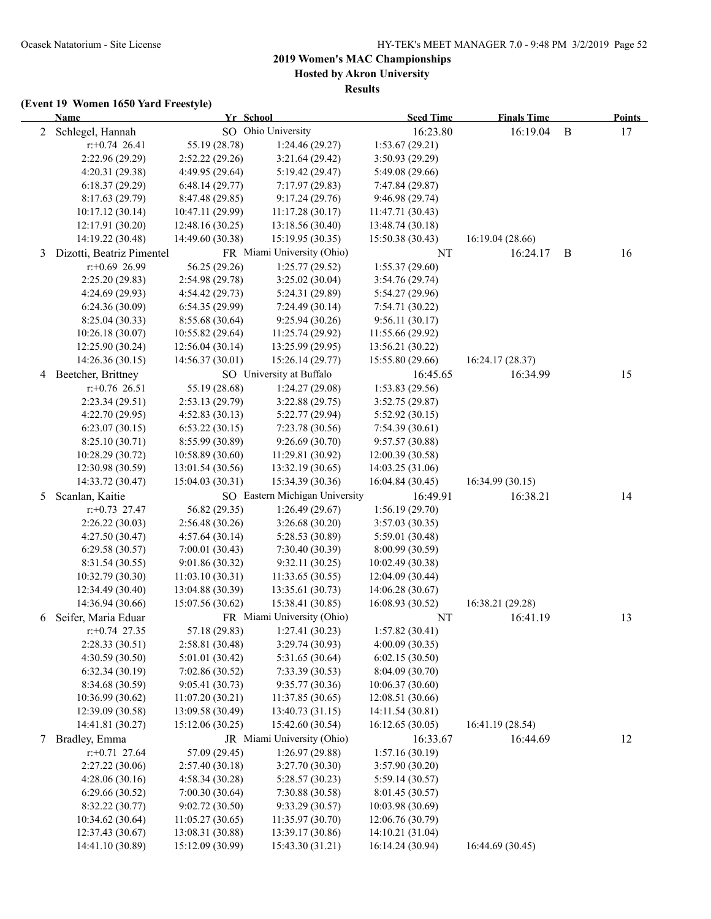## 2019 Women's MAC Championships

### Hosted by Akron University

### Results

#### (Event 19 Women 1650 Yard Freestyle)

| | Name | Yr | School | Seed Time | Finals Time | | Points |
|---|---|---|---|---|---|---|---|
| 2 | Schlegel, Hannah | SO | Ohio University | 16:23.80 | 16:19.04 | B | 17 |
| | r:+0.74 26.41 | 55.19 (28.78) | 1:24.46 (29.27) | 1:53.67 (29.21) | | | |
| | 2:22.96 (29.29) | 2:52.22 (29.26) | 3:21.64 (29.42) | 3:50.93 (29.29) | | | |
| | 4:20.31 (29.38) | 4:49.95 (29.64) | 5:19.42 (29.47) | 5:49.08 (29.66) | | | |
| | 6:18.37 (29.29) | 6:48.14 (29.77) | 7:17.97 (29.83) | 7:47.84 (29.87) | | | |
| | 8:17.63 (29.79) | 8:47.48 (29.85) | 9:17.24 (29.76) | 9:46.98 (29.74) | | | |
| | 10:17.12 (30.14) | 10:47.11 (29.99) | 11:17.28 (30.17) | 11:47.71 (30.43) | | | |
| | 12:17.91 (30.20) | 12:48.16 (30.25) | 13:18.56 (30.40) | 13:48.74 (30.18) | | | |
| | 14:19.22 (30.48) | 14:49.60 (30.38) | 15:19.95 (30.35) | 15:50.38 (30.43) | 16:19.04 (28.66) | | |
| 3 | Dizotti, Beatriz Pimentel | FR | Miami University (Ohio) | NT | 16:24.17 | B | 16 |
| | r:+0.69 26.99 | 56.25 (29.26) | 1:25.77 (29.52) | 1:55.37 (29.60) | | | |
| | 2:25.20 (29.83) | 2:54.98 (29.78) | 3:25.02 (30.04) | 3:54.76 (29.74) | | | |
| | 4:24.69 (29.93) | 4:54.42 (29.73) | 5:24.31 (29.89) | 5:54.27 (29.96) | | | |
| | 6:24.36 (30.09) | 6:54.35 (29.99) | 7:24.49 (30.14) | 7:54.71 (30.22) | | | |
| | 8:25.04 (30.33) | 8:55.68 (30.64) | 9:25.94 (30.26) | 9:56.11 (30.17) | | | |
| | 10:26.18 (30.07) | 10:55.82 (29.64) | 11:25.74 (29.92) | 11:55.66 (29.92) | | | |
| | 12:25.90 (30.24) | 12:56.04 (30.14) | 13:25.99 (29.95) | 13:56.21 (30.22) | | | |
| | 14:26.36 (30.15) | 14:56.37 (30.01) | 15:26.14 (29.77) | 15:55.80 (29.66) | 16:24.17 (28.37) | | |
| 4 | Beetcher, Brittney | SO | University at Buffalo | 16:45.65 | 16:34.99 | | 15 |
| | r:+0.76 26.51 | 55.19 (28.68) | 1:24.27 (29.08) | 1:53.83 (29.56) | | | |
| | 2:23.34 (29.51) | 2:53.13 (29.79) | 3:22.88 (29.75) | 3:52.75 (29.87) | | | |
| | 4:22.70 (29.95) | 4:52.83 (30.13) | 5:22.77 (29.94) | 5:52.92 (30.15) | | | |
| | 6:23.07 (30.15) | 6:53.22 (30.15) | 7:23.78 (30.56) | 7:54.39 (30.61) | | | |
| | 8:25.10 (30.71) | 8:55.99 (30.89) | 9:26.69 (30.70) | 9:57.57 (30.88) | | | |
| | 10:28.29 (30.72) | 10:58.89 (30.60) | 11:29.81 (30.92) | 12:00.39 (30.58) | | | |
| | 12:30.98 (30.59) | 13:01.54 (30.56) | 13:32.19 (30.65) | 14:03.25 (31.06) | | | |
| | 14:33.72 (30.47) | 15:04.03 (30.31) | 15:34.39 (30.36) | 16:04.84 (30.45) | 16:34.99 (30.15) | | |
| 5 | Scanlan, Kaitie | SO | Eastern Michigan University | 16:49.91 | 16:38.21 | | 14 |
| | r:+0.73 27.47 | 56.82 (29.35) | 1:26.49 (29.67) | 1:56.19 (29.70) | | | |
| | 2:26.22 (30.03) | 2:56.48 (30.26) | 3:26.68 (30.20) | 3:57.03 (30.35) | | | |
| | 4:27.50 (30.47) | 4:57.64 (30.14) | 5:28.53 (30.89) | 5:59.01 (30.48) | | | |
| | 6:29.58 (30.57) | 7:00.01 (30.43) | 7:30.40 (30.39) | 8:00.99 (30.59) | | | |
| | 8:31.54 (30.55) | 9:01.86 (30.32) | 9:32.11 (30.25) | 10:02.49 (30.38) | | | |
| | 10:32.79 (30.30) | 11:03.10 (30.31) | 11:33.65 (30.55) | 12:04.09 (30.44) | | | |
| | 12:34.49 (30.40) | 13:04.88 (30.39) | 13:35.61 (30.73) | 14:06.28 (30.67) | | | |
| | 14:36.94 (30.66) | 15:07.56 (30.62) | 15:38.41 (30.85) | 16:08.93 (30.52) | 16:38.21 (29.28) | | |
| 6 | Seifer, Maria Eduar | FR | Miami University (Ohio) | NT | 16:41.19 | | 13 |
| | r:+0.74 27.35 | 57.18 (29.83) | 1:27.41 (30.23) | 1:57.82 (30.41) | | | |
| | 2:28.33 (30.51) | 2:58.81 (30.48) | 3:29.74 (30.93) | 4:00.09 (30.35) | | | |
| | 4:30.59 (30.50) | 5:01.01 (30.42) | 5:31.65 (30.64) | 6:02.15 (30.50) | | | |
| | 6:32.34 (30.19) | 7:02.86 (30.52) | 7:33.39 (30.53) | 8:04.09 (30.70) | | | |
| | 8:34.68 (30.59) | 9:05.41 (30.73) | 9:35.77 (30.36) | 10:06.37 (30.60) | | | |
| | 10:36.99 (30.62) | 11:07.20 (30.21) | 11:37.85 (30.65) | 12:08.51 (30.66) | | | |
| | 12:39.09 (30.58) | 13:09.58 (30.49) | 13:40.73 (31.15) | 14:11.54 (30.81) | | | |
| | 14:41.81 (30.27) | 15:12.06 (30.25) | 15:42.60 (30.54) | 16:12.65 (30.05) | 16:41.19 (28.54) | | |
| 7 | Bradley, Emma | JR | Miami University (Ohio) | 16:33.67 | 16:44.69 | | 12 |
| | r:+0.71 27.64 | 57.09 (29.45) | 1:26.97 (29.88) | 1:57.16 (30.19) | | | |
| | 2:27.22 (30.06) | 2:57.40 (30.18) | 3:27.70 (30.30) | 3:57.90 (30.20) | | | |
| | 4:28.06 (30.16) | 4:58.34 (30.28) | 5:28.57 (30.23) | 5:59.14 (30.57) | | | |
| | 6:29.66 (30.52) | 7:00.30 (30.64) | 7:30.88 (30.58) | 8:01.45 (30.57) | | | |
| | 8:32.22 (30.77) | 9:02.72 (30.50) | 9:33.29 (30.57) | 10:03.98 (30.69) | | | |
| | 10:34.62 (30.64) | 11:05.27 (30.65) | 11:35.97 (30.70) | 12:06.76 (30.79) | | | |
| | 12:37.43 (30.67) | 13:08.31 (30.88) | 13:39.17 (30.86) | 14:10.21 (31.04) | | | |
| | 14:41.10 (30.89) | 15:12.09 (30.99) | 15:43.30 (31.21) | 16:14.24 (30.94) | 16:44.69 (30.45) | | |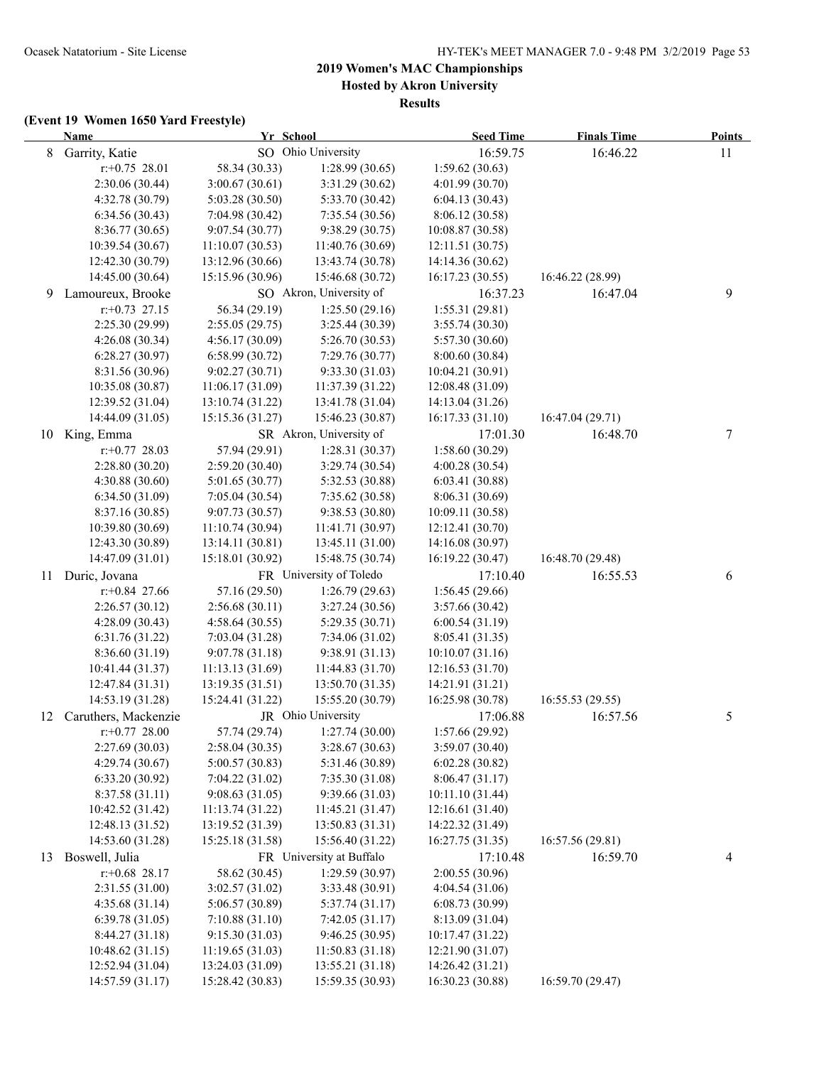## 2019 Women's MAC Championships

**Hosted by Akron University**

**Results**

### (Event 19 Women 1650 Yard Freestyle)

| | Name | Yr | School | Seed Time | Finals Time | Points |
|---|---|---|---|---|---|---|
| 8 | Garrity, Katie | SO | Ohio University | 16:59.75 | 16:46.22 | 11 |
| | r:+0.75 28.01 | 58.34 (30.33) | 1:28.99 (30.65) | 1:59.62 (30.63) | | |
| | 2:30.06 (30.44) | 3:00.67 (30.61) | 3:31.29 (30.62) | 4:01.99 (30.70) | | |
| | 4:32.78 (30.79) | 5:03.28 (30.50) | 5:33.70 (30.42) | 6:04.13 (30.43) | | |
| | 6:34.56 (30.43) | 7:04.98 (30.42) | 7:35.54 (30.56) | 8:06.12 (30.58) | | |
| | 8:36.77 (30.65) | 9:07.54 (30.77) | 9:38.29 (30.75) | 10:08.87 (30.58) | | |
| | 10:39.54 (30.67) | 11:10.07 (30.53) | 11:40.76 (30.69) | 12:11.51 (30.75) | | |
| | 12:42.30 (30.79) | 13:12.96 (30.66) | 13:43.74 (30.78) | 14:14.36 (30.62) | | |
| | 14:45.00 (30.64) | 15:15.96 (30.96) | 15:46.68 (30.72) | 16:17.23 (30.55) | 16:46.22 (28.99) | |
| 9 | Lamoureux, Brooke | SO | Akron, University of | 16:37.23 | 16:47.04 | 9 |
| | r:+0.73 27.15 | 56.34 (29.19) | 1:25.50 (29.16) | 1:55.31 (29.81) | | |
| | 2:25.30 (29.99) | 2:55.05 (29.75) | 3:25.44 (30.39) | 3:55.74 (30.30) | | |
| | 4:26.08 (30.34) | 4:56.17 (30.09) | 5:26.70 (30.53) | 5:57.30 (30.60) | | |
| | 6:28.27 (30.97) | 6:58.99 (30.72) | 7:29.76 (30.77) | 8:00.60 (30.84) | | |
| | 8:31.56 (30.96) | 9:02.27 (30.71) | 9:33.30 (31.03) | 10:04.21 (30.91) | | |
| | 10:35.08 (30.87) | 11:06.17 (31.09) | 11:37.39 (31.22) | 12:08.48 (31.09) | | |
| | 12:39.52 (31.04) | 13:10.74 (31.22) | 13:41.78 (31.04) | 14:13.04 (31.26) | | |
| | 14:44.09 (31.05) | 15:15.36 (31.27) | 15:46.23 (30.87) | 16:17.33 (31.10) | 16:47.04 (29.71) | |
| 10 | King, Emma | SR | Akron, University of | 17:01.30 | 16:48.70 | 7 |
| | r:+0.77 28.03 | 57.94 (29.91) | 1:28.31 (30.37) | 1:58.60 (30.29) | | |
| | 2:28.80 (30.20) | 2:59.20 (30.40) | 3:29.74 (30.54) | 4:00.28 (30.54) | | |
| | 4:30.88 (30.60) | 5:01.65 (30.77) | 5:32.53 (30.88) | 6:03.41 (30.88) | | |
| | 6:34.50 (31.09) | 7:05.04 (30.54) | 7:35.62 (30.58) | 8:06.31 (30.69) | | |
| | 8:37.16 (30.85) | 9:07.73 (30.57) | 9:38.53 (30.80) | 10:09.11 (30.58) | | |
| | 10:39.80 (30.69) | 11:10.74 (30.94) | 11:41.71 (30.97) | 12:12.41 (30.70) | | |
| | 12:43.30 (30.89) | 13:14.11 (30.81) | 13:45.11 (31.00) | 14:16.08 (30.97) | | |
| | 14:47.09 (31.01) | 15:18.01 (30.92) | 15:48.75 (30.74) | 16:19.22 (30.47) | 16:48.70 (29.48) | |
| 11 | Duric, Jovana | FR | University of Toledo | 17:10.40 | 16:55.53 | 6 |
| | r:+0.84 27.66 | 57.16 (29.50) | 1:26.79 (29.63) | 1:56.45 (29.66) | | |
| | 2:26.57 (30.12) | 2:56.68 (30.11) | 3:27.24 (30.56) | 3:57.66 (30.42) | | |
| | 4:28.09 (30.43) | 4:58.64 (30.55) | 5:29.35 (30.71) | 6:00.54 (31.19) | | |
| | 6:31.76 (31.22) | 7:03.04 (31.28) | 7:34.06 (31.02) | 8:05.41 (31.35) | | |
| | 8:36.60 (31.19) | 9:07.78 (31.18) | 9:38.91 (31.13) | 10:10.07 (31.16) | | |
| | 10:41.44 (31.37) | 11:13.13 (31.69) | 11:44.83 (31.70) | 12:16.53 (31.70) | | |
| | 12:47.84 (31.31) | 13:19.35 (31.51) | 13:50.70 (31.35) | 14:21.91 (31.21) | | |
| | 14:53.19 (31.28) | 15:24.41 (31.22) | 15:55.20 (30.79) | 16:25.98 (30.78) | 16:55.53 (29.55) | |
| 12 | Caruthers, Mackenzie | JR | Ohio University | 17:06.88 | 16:57.56 | 5 |
| | r:+0.77 28.00 | 57.74 (29.74) | 1:27.74 (30.00) | 1:57.66 (29.92) | | |
| | 2:27.69 (30.03) | 2:58.04 (30.35) | 3:28.67 (30.63) | 3:59.07 (30.40) | | |
| | 4:29.74 (30.67) | 5:00.57 (30.83) | 5:31.46 (30.89) | 6:02.28 (30.82) | | |
| | 6:33.20 (30.92) | 7:04.22 (31.02) | 7:35.30 (31.08) | 8:06.47 (31.17) | | |
| | 8:37.58 (31.11) | 9:08.63 (31.05) | 9:39.66 (31.03) | 10:11.10 (31.44) | | |
| | 10:42.52 (31.42) | 11:13.74 (31.22) | 11:45.21 (31.47) | 12:16.61 (31.40) | | |
| | 12:48.13 (31.52) | 13:19.52 (31.39) | 13:50.83 (31.31) | 14:22.32 (31.49) | | |
| | 14:53.60 (31.28) | 15:25.18 (31.58) | 15:56.40 (31.22) | 16:27.75 (31.35) | 16:57.56 (29.81) | |
| 13 | Boswell, Julia | FR | University at Buffalo | 17:10.48 | 16:59.70 | 4 |
| | r:+0.68 28.17 | 58.62 (30.45) | 1:29.59 (30.97) | 2:00.55 (30.96) | | |
| | 2:31.55 (31.00) | 3:02.57 (31.02) | 3:33.48 (30.91) | 4:04.54 (31.06) | | |
| | 4:35.68 (31.14) | 5:06.57 (30.89) | 5:37.74 (31.17) | 6:08.73 (30.99) | | |
| | 6:39.78 (31.05) | 7:10.88 (31.10) | 7:42.05 (31.17) | 8:13.09 (31.04) | | |
| | 8:44.27 (31.18) | 9:15.30 (31.03) | 9:46.25 (30.95) | 10:17.47 (31.22) | | |
| | 10:48.62 (31.15) | 11:19.65 (31.03) | 11:50.83 (31.18) | 12:21.90 (31.07) | | |
| | 12:52.94 (31.04) | 13:24.03 (31.09) | 13:55.21 (31.18) | 14:26.42 (31.21) | | |
| | 14:57.59 (31.17) | 15:28.42 (30.83) | 15:59.35 (30.93) | 16:30.23 (30.88) | 16:59.70 (29.47) | |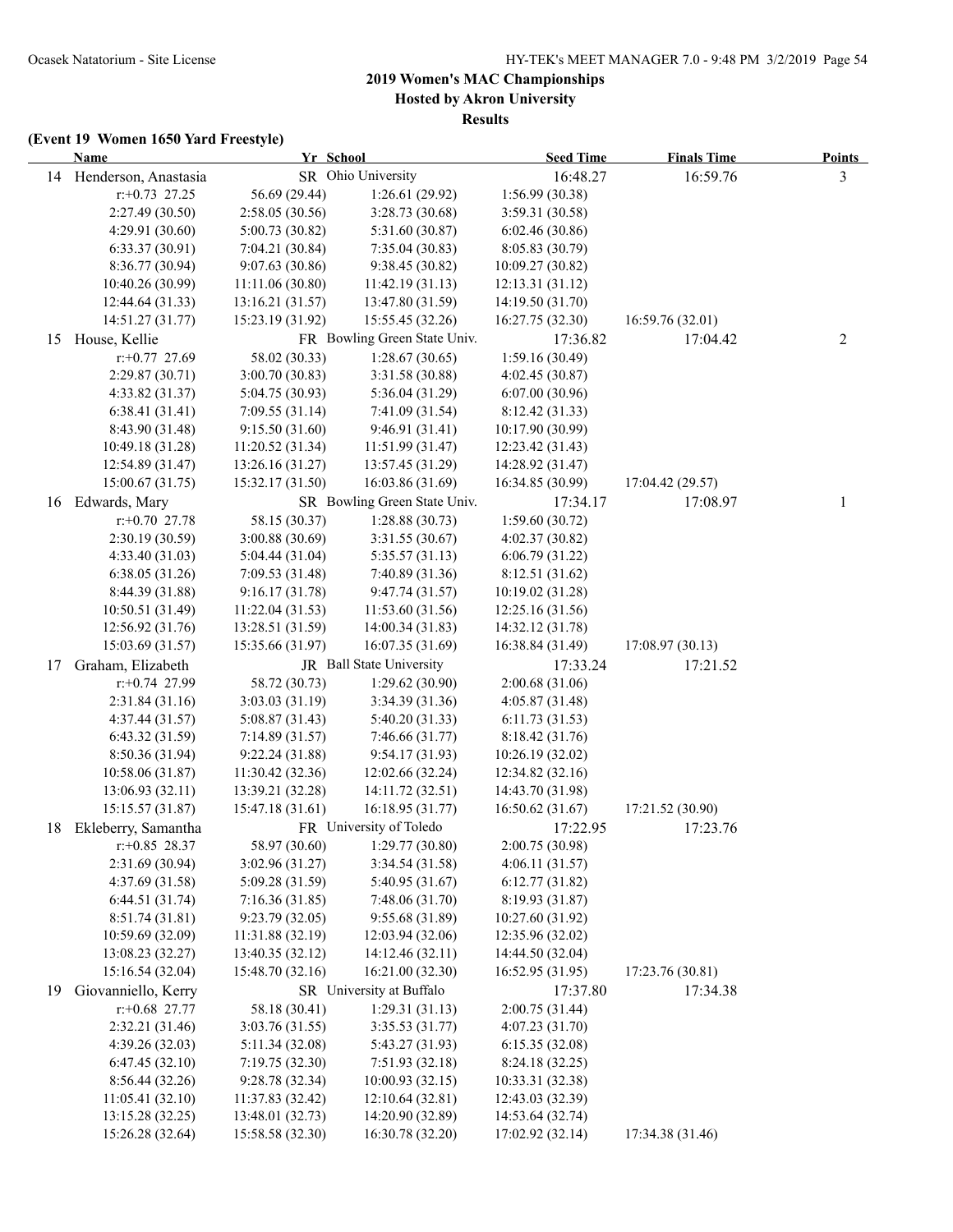## 2019 Women's MAC Championships

### Hosted by Akron University

### Results

**(Event 19 Women 1650 Yard Freestyle)**

| | Name | Yr | School | Seed Time | Finals Time | Points |
|---|---|---|---|---|---|---|
| 14 | Henderson, Anastasia | SR | Ohio University | 16:48.27 | 16:59.76 | 3 |
| | r:+0.73 27.25 | 56.69 (29.44) | 1:26.61 (29.92) | 1:56.99 (30.38) | | |
| | 2:27.49 (30.50) | 2:58.05 (30.56) | 3:28.73 (30.68) | 3:59.31 (30.58) | | |
| | 4:29.91 (30.60) | 5:00.73 (30.82) | 5:31.60 (30.87) | 6:02.46 (30.86) | | |
| | 6:33.37 (30.91) | 7:04.21 (30.84) | 7:35.04 (30.83) | 8:05.83 (30.79) | | |
| | 8:36.77 (30.94) | 9:07.63 (30.86) | 9:38.45 (30.82) | 10:09.27 (30.82) | | |
| | 10:40.26 (30.99) | 11:11.06 (30.80) | 11:42.19 (31.13) | 12:13.31 (31.12) | | |
| | 12:44.64 (31.33) | 13:16.21 (31.57) | 13:47.80 (31.59) | 14:19.50 (31.70) | | |
| | 14:51.27 (31.77) | 15:23.19 (31.92) | 15:55.45 (32.26) | 16:27.75 (32.30) | 16:59.76 (32.01) | |
| 15 | House, Kellie | FR | Bowling Green State Univ. | 17:36.82 | 17:04.42 | 2 |
| | r:+0.77 27.69 | 58.02 (30.33) | 1:28.67 (30.65) | 1:59.16 (30.49) | | |
| | 2:29.87 (30.71) | 3:00.70 (30.83) | 3:31.58 (30.88) | 4:02.45 (30.87) | | |
| | 4:33.82 (31.37) | 5:04.75 (30.93) | 5:36.04 (31.29) | 6:07.00 (30.96) | | |
| | 6:38.41 (31.41) | 7:09.55 (31.14) | 7:41.09 (31.54) | 8:12.42 (31.33) | | |
| | 8:43.90 (31.48) | 9:15.50 (31.60) | 9:46.91 (31.41) | 10:17.90 (30.99) | | |
| | 10:49.18 (31.28) | 11:20.52 (31.34) | 11:51.99 (31.47) | 12:23.42 (31.43) | | |
| | 12:54.89 (31.47) | 13:26.16 (31.27) | 13:57.45 (31.29) | 14:28.92 (31.47) | | |
| | 15:00.67 (31.75) | 15:32.17 (31.50) | 16:03.86 (31.69) | 16:34.85 (30.99) | 17:04.42 (29.57) | |
| 16 | Edwards, Mary | SR | Bowling Green State Univ. | 17:34.17 | 17:08.97 | 1 |
| | r:+0.70 27.78 | 58.15 (30.37) | 1:28.88 (30.73) | 1:59.60 (30.72) | | |
| | 2:30.19 (30.59) | 3:00.88 (30.69) | 3:31.55 (30.67) | 4:02.37 (30.82) | | |
| | 4:33.40 (31.03) | 5:04.44 (31.04) | 5:35.57 (31.13) | 6:06.79 (31.22) | | |
| | 6:38.05 (31.26) | 7:09.53 (31.48) | 7:40.89 (31.36) | 8:12.51 (31.62) | | |
| | 8:44.39 (31.88) | 9:16.17 (31.78) | 9:47.74 (31.57) | 10:19.02 (31.28) | | |
| | 10:50.51 (31.49) | 11:22.04 (31.53) | 11:53.60 (31.56) | 12:25.16 (31.56) | | |
| | 12:56.92 (31.76) | 13:28.51 (31.59) | 14:00.34 (31.83) | 14:32.12 (31.78) | | |
| | 15:03.69 (31.57) | 15:35.66 (31.97) | 16:07.35 (31.69) | 16:38.84 (31.49) | 17:08.97 (30.13) | |
| 17 | Graham, Elizabeth | JR | Ball State University | 17:33.24 | 17:21.52 | |
| | r:+0.74 27.99 | 58.72 (30.73) | 1:29.62 (30.90) | 2:00.68 (31.06) | | |
| | 2:31.84 (31.16) | 3:03.03 (31.19) | 3:34.39 (31.36) | 4:05.87 (31.48) | | |
| | 4:37.44 (31.57) | 5:08.87 (31.43) | 5:40.20 (31.33) | 6:11.73 (31.53) | | |
| | 6:43.32 (31.59) | 7:14.89 (31.57) | 7:46.66 (31.77) | 8:18.42 (31.76) | | |
| | 8:50.36 (31.94) | 9:22.24 (31.88) | 9:54.17 (31.93) | 10:26.19 (32.02) | | |
| | 10:58.06 (31.87) | 11:30.42 (32.36) | 12:02.66 (32.24) | 12:34.82 (32.16) | | |
| | 13:06.93 (32.11) | 13:39.21 (32.28) | 14:11.72 (32.51) | 14:43.70 (31.98) | | |
| | 15:15.57 (31.87) | 15:47.18 (31.61) | 16:18.95 (31.77) | 16:50.62 (31.67) | 17:21.52 (30.90) | |
| 18 | Ekleberry, Samantha | FR | University of Toledo | 17:22.95 | 17:23.76 | |
| | r:+0.85 28.37 | 58.97 (30.60) | 1:29.77 (30.80) | 2:00.75 (30.98) | | |
| | 2:31.69 (30.94) | 3:02.96 (31.27) | 3:34.54 (31.58) | 4:06.11 (31.57) | | |
| | 4:37.69 (31.58) | 5:09.28 (31.59) | 5:40.95 (31.67) | 6:12.77 (31.82) | | |
| | 6:44.51 (31.74) | 7:16.36 (31.85) | 7:48.06 (31.70) | 8:19.93 (31.87) | | |
| | 8:51.74 (31.81) | 9:23.79 (32.05) | 9:55.68 (31.89) | 10:27.60 (31.92) | | |
| | 10:59.69 (32.09) | 11:31.88 (32.19) | 12:03.94 (32.06) | 12:35.96 (32.02) | | |
| | 13:08.23 (32.27) | 13:40.35 (32.12) | 14:12.46 (32.11) | 14:44.50 (32.04) | | |
| | 15:16.54 (32.04) | 15:48.70 (32.16) | 16:21.00 (32.30) | 16:52.95 (31.95) | 17:23.76 (30.81) | |
| 19 | Giovanniello, Kerry | SR | University at Buffalo | 17:37.80 | 17:34.38 | |
| | r:+0.68 27.77 | 58.18 (30.41) | 1:29.31 (31.13) | 2:00.75 (31.44) | | |
| | 2:32.21 (31.46) | 3:03.76 (31.55) | 3:35.53 (31.77) | 4:07.23 (31.70) | | |
| | 4:39.26 (32.03) | 5:11.34 (32.08) | 5:43.27 (31.93) | 6:15.35 (32.08) | | |
| | 6:47.45 (32.10) | 7:19.75 (32.30) | 7:51.93 (32.18) | 8:24.18 (32.25) | | |
| | 8:56.44 (32.26) | 9:28.78 (32.34) | 10:00.93 (32.15) | 10:33.31 (32.38) | | |
| | 11:05.41 (32.10) | 11:37.83 (32.42) | 12:10.64 (32.81) | 12:43.03 (32.39) | | |
| | 13:15.28 (32.25) | 13:48.01 (32.73) | 14:20.90 (32.89) | 14:53.64 (32.74) | | |
| | 15:26.28 (32.64) | 15:58.58 (32.30) | 16:30.78 (32.20) | 17:02.92 (32.14) | 17:34.38 (31.46) | |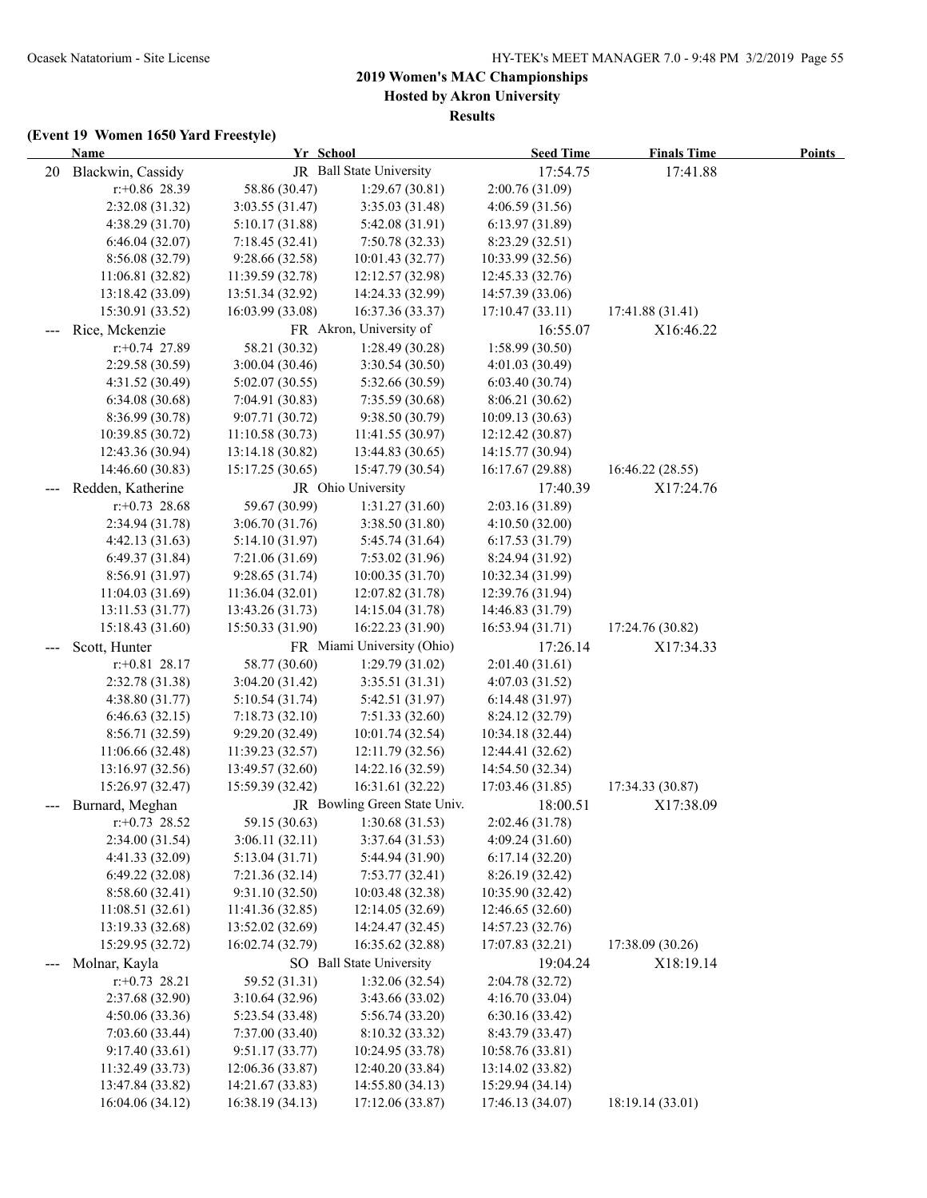## 2019 Women's MAC Championships

### Hosted by Akron University

### Results

**(Event 19 Women 1650 Yard Freestyle)**

| Name | Yr | School | Seed Time | Finals Time | Points |
|---|---|---|---|---|---|
| 20 Blackwin, Cassidy | JR | Ball State University | 17:54.75 | 17:41.88 | |
| r:+0.86 28.39 | 58.86 (30.47) | 1:29.67 (30.81) | 2:00.76 (31.09) | | |
| 2:32.08 (31.32) | 3:03.55 (31.47) | 3:35.03 (31.48) | 4:06.59 (31.56) | | |
| 4:38.29 (31.70) | 5:10.17 (31.88) | 5:42.08 (31.91) | 6:13.97 (31.89) | | |
| 6:46.04 (32.07) | 7:18.45 (32.41) | 7:50.78 (32.33) | 8:23.29 (32.51) | | |
| 8:56.08 (32.79) | 9:28.66 (32.58) | 10:01.43 (32.77) | 10:33.99 (32.56) | | |
| 11:06.81 (32.82) | 11:39.59 (32.78) | 12:12.57 (32.98) | 12:45.33 (32.76) | | |
| 13:18.42 (33.09) | 13:51.34 (32.92) | 14:24.33 (32.99) | 14:57.39 (33.06) | | |
| 15:30.91 (33.52) | 16:03.99 (33.08) | 16:37.36 (33.37) | 17:10.47 (33.11) | 17:41.88 (31.41) | |
| --- Rice, Mckenzie | FR | Akron, University of | 16:55.07 | X16:46.22 | |
| r:+0.74 27.89 | 58.21 (30.32) | 1:28.49 (30.28) | 1:58.99 (30.50) | | |
| 2:29.58 (30.59) | 3:00.04 (30.46) | 3:30.54 (30.50) | 4:01.03 (30.49) | | |
| 4:31.52 (30.49) | 5:02.07 (30.55) | 5:32.66 (30.59) | 6:03.40 (30.74) | | |
| 6:34.08 (30.68) | 7:04.91 (30.83) | 7:35.59 (30.68) | 8:06.21 (30.62) | | |
| 8:36.99 (30.78) | 9:07.71 (30.72) | 9:38.50 (30.79) | 10:09.13 (30.63) | | |
| 10:39.85 (30.72) | 11:10.58 (30.73) | 11:41.55 (30.97) | 12:12.42 (30.87) | | |
| 12:43.36 (30.94) | 13:14.18 (30.82) | 13:44.83 (30.65) | 14:15.77 (30.94) | | |
| 14:46.60 (30.83) | 15:17.25 (30.65) | 15:47.79 (30.54) | 16:17.67 (29.88) | 16:46.22 (28.55) | |
| --- Redden, Katherine | JR | Ohio University | 17:40.39 | X17:24.76 | |
| r:+0.73 28.68 | 59.67 (30.99) | 1:31.27 (31.60) | 2:03.16 (31.89) | | |
| 2:34.94 (31.78) | 3:06.70 (31.76) | 3:38.50 (31.80) | 4:10.50 (32.00) | | |
| 4:42.13 (31.63) | 5:14.10 (31.97) | 5:45.74 (31.64) | 6:17.53 (31.79) | | |
| 6:49.37 (31.84) | 7:21.06 (31.69) | 7:53.02 (31.96) | 8:24.94 (31.92) | | |
| 8:56.91 (31.97) | 9:28.65 (31.74) | 10:00.35 (31.70) | 10:32.34 (31.99) | | |
| 11:04.03 (31.69) | 11:36.04 (32.01) | 12:07.82 (31.78) | 12:39.76 (31.94) | | |
| 13:11.53 (31.77) | 13:43.26 (31.73) | 14:15.04 (31.78) | 14:46.83 (31.79) | | |
| 15:18.43 (31.60) | 15:50.33 (31.90) | 16:22.23 (31.90) | 16:53.94 (31.71) | 17:24.76 (30.82) | |
| --- Scott, Hunter | FR | Miami University (Ohio) | 17:26.14 | X17:34.33 | |
| r:+0.81 28.17 | 58.77 (30.60) | 1:29.79 (31.02) | 2:01.40 (31.61) | | |
| 2:32.78 (31.38) | 3:04.20 (31.42) | 3:35.51 (31.31) | 4:07.03 (31.52) | | |
| 4:38.80 (31.77) | 5:10.54 (31.74) | 5:42.51 (31.97) | 6:14.48 (31.97) | | |
| 6:46.63 (32.15) | 7:18.73 (32.10) | 7:51.33 (32.60) | 8:24.12 (32.79) | | |
| 8:56.71 (32.59) | 9:29.20 (32.49) | 10:01.74 (32.54) | 10:34.18 (32.44) | | |
| 11:06.66 (32.48) | 11:39.23 (32.57) | 12:11.79 (32.56) | 12:44.41 (32.62) | | |
| 13:16.97 (32.56) | 13:49.57 (32.60) | 14:22.16 (32.59) | 14:54.50 (32.34) | | |
| 15:26.97 (32.47) | 15:59.39 (32.42) | 16:31.61 (32.22) | 17:03.46 (31.85) | 17:34.33 (30.87) | |
| --- Burnard, Meghan | JR | Bowling Green State Univ. | 18:00.51 | X17:38.09 | |
| r:+0.73 28.52 | 59.15 (30.63) | 1:30.68 (31.53) | 2:02.46 (31.78) | | |
| 2:34.00 (31.54) | 3:06.11 (32.11) | 3:37.64 (31.53) | 4:09.24 (31.60) | | |
| 4:41.33 (32.09) | 5:13.04 (31.71) | 5:44.94 (31.90) | 6:17.14 (32.20) | | |
| 6:49.22 (32.08) | 7:21.36 (32.14) | 7:53.77 (32.41) | 8:26.19 (32.42) | | |
| 8:58.60 (32.41) | 9:31.10 (32.50) | 10:03.48 (32.38) | 10:35.90 (32.42) | | |
| 11:08.51 (32.61) | 11:41.36 (32.85) | 12:14.05 (32.69) | 12:46.65 (32.60) | | |
| 13:19.33 (32.68) | 13:52.02 (32.69) | 14:24.47 (32.45) | 14:57.23 (32.76) | | |
| 15:29.95 (32.72) | 16:02.74 (32.79) | 16:35.62 (32.88) | 17:07.83 (32.21) | 17:38.09 (30.26) | |
| --- Molnar, Kayla | SO | Ball State University | 19:04.24 | X18:19.14 | |
| r:+0.73 28.21 | 59.52 (31.31) | 1:32.06 (32.54) | 2:04.78 (32.72) | | |
| 2:37.68 (32.90) | 3:10.64 (32.96) | 3:43.66 (33.02) | 4:16.70 (33.04) | | |
| 4:50.06 (33.36) | 5:23.54 (33.48) | 5:56.74 (33.20) | 6:30.16 (33.42) | | |
| 7:03.60 (33.44) | 7:37.00 (33.40) | 8:10.32 (33.32) | 8:43.79 (33.47) | | |
| 9:17.40 (33.61) | 9:51.17 (33.77) | 10:24.95 (33.78) | 10:58.76 (33.81) | | |
| 11:32.49 (33.73) | 12:06.36 (33.87) | 12:40.20 (33.84) | 13:14.02 (33.82) | | |
| 13:47.84 (33.82) | 14:21.67 (33.83) | 14:55.80 (34.13) | 15:29.94 (34.14) | | |
| 16:04.06 (34.12) | 16:38.19 (34.13) | 17:12.06 (33.87) | 17:46.13 (34.07) | 18:19.14 (33.01) | |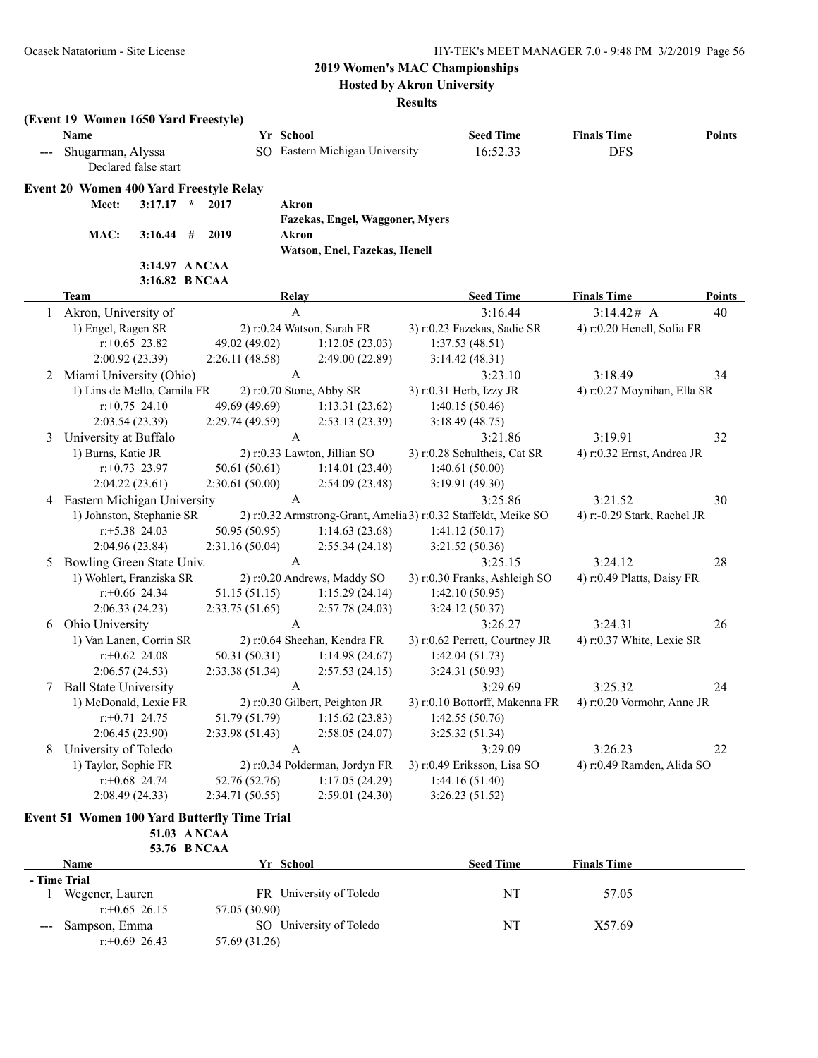## 2019 Women's MAC Championships
**Hosted by Akron University**
**Results**

### (Event 19 Women 1650 Yard Freestyle)

| | Name | Yr | School | Seed Time | Finals Time | Points |
|---|---|---|---|---|---|---|
| --- | Shugarman, Alyssa | SO | Eastern Michigan University | 16:52.33 | DFS | |
| | Declared false start | | | | | |

### Event 20 Women 400 Yard Freestyle Relay

Meet: 3:17.17 * 2017 Akron — Fazekas, Engel, Waggoner, Myers

MAC: 3:16.44 # 2019 Akron — Watson, Enel, Fazekas, Henell

3:14.97 A NCAA

3:16.82 B NCAA

| | Team | Relay | Seed Time | Finals Time | Points |
|---|---|---|---|---|---|
| 1 | Akron, University of | A | 3:16.44 | 3:14.42# A | 40 |
| | 1) Engel, Ragen SR | 2) r:0.24 Watson, Sarah FR | 3) r:0.23 Fazekas, Sadie SR | 4) r:0.20 Henell, Sofia FR | |
| | r:+0.65 23.82 | 49.02 (49.02) | 1:12.05 (23.03) | 1:37.53 (48.51) | |
| | 2:00.92 (23.39) | 2:26.11 (48.58) | 2:49.00 (22.89) | 3:14.42 (48.31) | |
| 2 | Miami University (Ohio) | A | 3:23.10 | 3:18.49 | 34 |
| | 1) Lins de Mello, Camila FR | 2) r:0.70 Stone, Abby SR | 3) r:0.31 Herb, Izzy JR | 4) r:0.27 Moynihan, Ella SR | |
| | r:+0.75 24.10 | 49.69 (49.69) | 1:13.31 (23.62) | 1:40.15 (50.46) | |
| | 2:03.54 (23.39) | 2:29.74 (49.59) | 2:53.13 (23.39) | 3:18.49 (48.75) | |
| 3 | University at Buffalo | A | 3:21.86 | 3:19.91 | 32 |
| | 1) Burns, Katie JR | 2) r:0.33 Lawton, Jillian SO | 3) r:0.28 Schultheis, Cat SR | 4) r:0.32 Ernst, Andrea JR | |
| | r:+0.73 23.97 | 50.61 (50.61) | 1:14.01 (23.40) | 1:40.61 (50.00) | |
| | 2:04.22 (23.61) | 2:30.61 (50.00) | 2:54.09 (23.48) | 3:19.91 (49.30) | |
| 4 | Eastern Michigan University | A | 3:25.86 | 3:21.52 | 30 |
| | 1) Johnston, Stephanie SR | 2) r:0.32 Armstrong-Grant, Amelia | 3) r:0.32 Staffeldt, Meike SO | 4) r:-0.29 Stark, Rachel JR | |
| | r:+5.38 24.03 | 50.95 (50.95) | 1:14.63 (23.68) | 1:41.12 (50.17) | |
| | 2:04.96 (23.84) | 2:31.16 (50.04) | 2:55.34 (24.18) | 3:21.52 (50.36) | |
| 5 | Bowling Green State Univ. | A | 3:25.15 | 3:24.12 | 28 |
| | 1) Wohlert, Franziska SR | 2) r:0.20 Andrews, Maddy SO | 3) r:0.30 Franks, Ashleigh SO | 4) r:0.49 Platts, Daisy FR | |
| | r:+0.66 24.34 | 51.15 (51.15) | 1:15.29 (24.14) | 1:42.10 (50.95) | |
| | 2:06.33 (24.23) | 2:33.75 (51.65) | 2:57.78 (24.03) | 3:24.12 (50.37) | |
| 6 | Ohio University | A | 3:26.27 | 3:24.31 | 26 |
| | 1) Van Lanen, Corrin SR | 2) r:0.64 Sheehan, Kendra FR | 3) r:0.62 Perrett, Courtney JR | 4) r:0.37 White, Lexie SR | |
| | r:+0.62 24.08 | 50.31 (50.31) | 1:14.98 (24.67) | 1:42.04 (51.73) | |
| | 2:06.57 (24.53) | 2:33.38 (51.34) | 2:57.53 (24.15) | 3:24.31 (50.93) | |
| 7 | Ball State University | A | 3:29.69 | 3:25.32 | 24 |
| | 1) McDonald, Lexie FR | 2) r:0.30 Gilbert, Peighton JR | 3) r:0.10 Bottorff, Makenna FR | 4) r:0.20 Vormohr, Anne JR | |
| | r:+0.71 24.75 | 51.79 (51.79) | 1:15.62 (23.83) | 1:42.55 (50.76) | |
| | 2:06.45 (23.90) | 2:33.98 (51.43) | 2:58.05 (24.07) | 3:25.32 (51.34) | |
| 8 | University of Toledo | A | 3:29.09 | 3:26.23 | 22 |
| | 1) Taylor, Sophie FR | 2) r:0.34 Polderman, Jordyn FR | 3) r:0.49 Eriksson, Lisa SO | 4) r:0.49 Ramden, Alida SO | |
| | r:+0.68 24.74 | 52.76 (52.76) | 1:17.05 (24.29) | 1:44.16 (51.40) | |
| | 2:08.49 (24.33) | 2:34.71 (50.55) | 2:59.01 (24.30) | 3:26.23 (51.52) | |

### Event 51 Women 100 Yard Butterfly Time Trial

51.03 A NCAA

53.76 B NCAA

| | Name | Yr | School | Seed Time | Finals Time |
|---|---|---|---|---|---|
| **- Time Trial** | | | | | |
| 1 | Wegener, Lauren | FR | University of Toledo | NT | 57.05 |
| | r:+0.65 26.15 | 57.05 (30.90) | | | |
| --- | Sampson, Emma | SO | University of Toledo | NT | X57.69 |
| | r:+0.69 26.43 | 57.69 (31.26) | | | |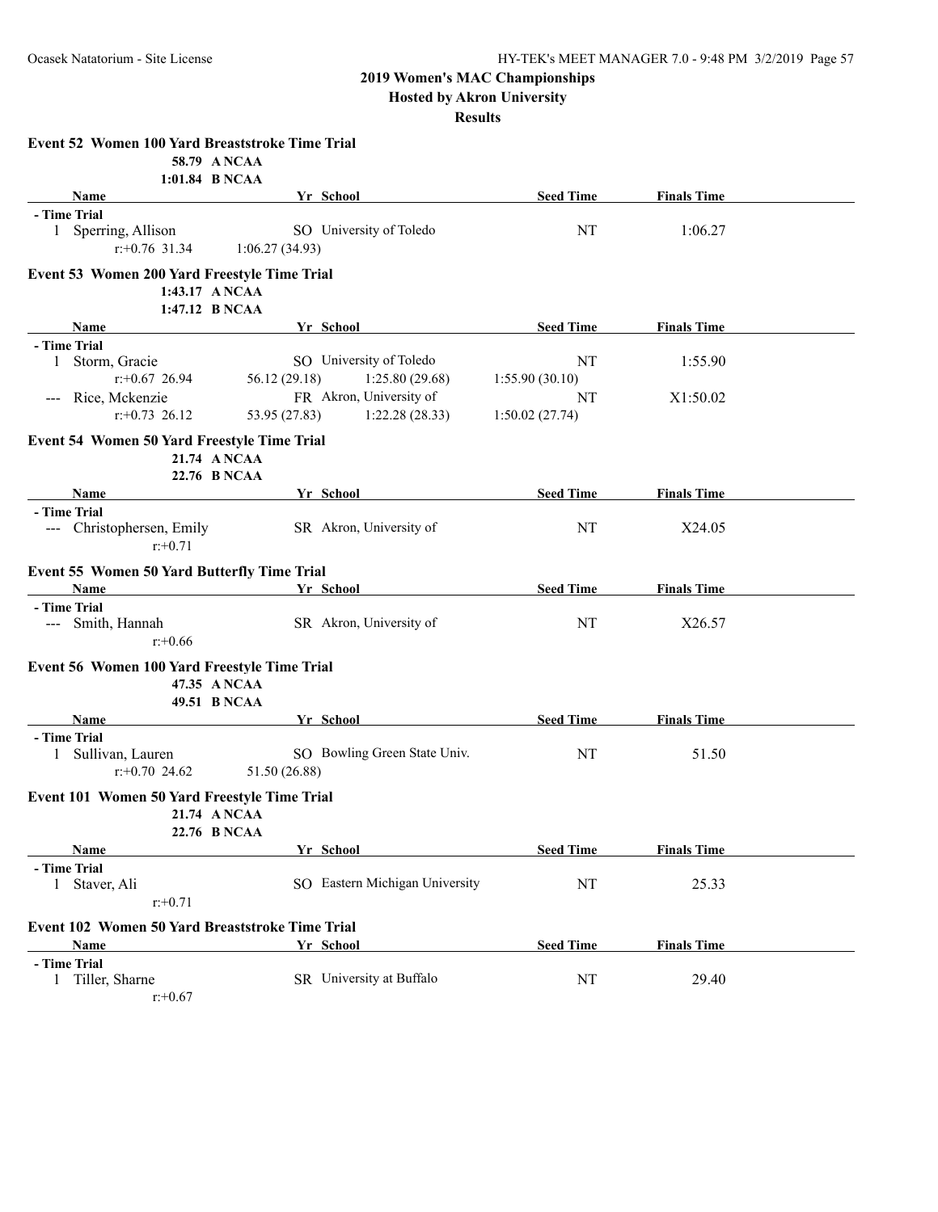## 2019 Women's MAC Championships

**Hosted by Akron University**

**Results**

### Event 52 Women 100 Yard Breaststroke Time Trial

58.79 A NCAA
1:01.84 B NCAA

| | Name | Yr | School | Seed Time | Finals Time |
|---|---|---|---|---|---|
| **- Time Trial** | | | | | |
| 1 | Sperring, Allison | SO | University of Toledo | NT | 1:06.27 |

r:+0.76 31.34 1:06.27 (34.93)

### Event 53 Women 200 Yard Freestyle Time Trial

1:43.17 A NCAA
1:47.12 B NCAA

| | Name | Yr | School | Seed Time | Finals Time |
|---|---|---|---|---|---|
| **- Time Trial** | | | | | |
| 1 | Storm, Gracie | SO | University of Toledo | NT | 1:55.90 |
| --- | Rice, Mckenzie | FR | Akron, University of | NT | X1:50.02 |

Storm: r:+0.67 26.94 56.12 (29.18) 1:25.80 (29.68) 1:55.90 (30.10)

Rice: r:+0.73 26.12 53.95 (27.83) 1:22.28 (28.33) 1:50.02 (27.74)

### Event 54 Women 50 Yard Freestyle Time Trial

21.74 A NCAA
22.76 B NCAA

| | Name | Yr | School | Seed Time | Finals Time |
|---|---|---|---|---|---|
| **- Time Trial** | | | | | |
| --- | Christophersen, Emily | SR | Akron, University of | NT | X24.05 |

r:+0.71

### Event 55 Women 50 Yard Butterfly Time Trial

| | Name | Yr | School | Seed Time | Finals Time |
|---|---|---|---|---|---|
| **- Time Trial** | | | | | |
| --- | Smith, Hannah | SR | Akron, University of | NT | X26.57 |

r:+0.66

### Event 56 Women 100 Yard Freestyle Time Trial

47.35 A NCAA
49.51 B NCAA

| | Name | Yr | School | Seed Time | Finals Time |
|---|---|---|---|---|---|
| **- Time Trial** | | | | | |
| 1 | Sullivan, Lauren | SO | Bowling Green State Univ. | NT | 51.50 |

r:+0.70 24.62 51.50 (26.88)

### Event 101 Women 50 Yard Freestyle Time Trial

21.74 A NCAA
22.76 B NCAA

| | Name | Yr | School | Seed Time | Finals Time |
|---|---|---|---|---|---|
| **- Time Trial** | | | | | |
| 1 | Staver, Ali | SO | Eastern Michigan University | NT | 25.33 |

r:+0.71

### Event 102 Women 50 Yard Breaststroke Time Trial

| | Name | Yr | School | Seed Time | Finals Time |
|---|---|---|---|---|---|
| **- Time Trial** | | | | | |
| 1 | Tiller, Sharne | SR | University at Buffalo | NT | 29.40 |

r:+0.67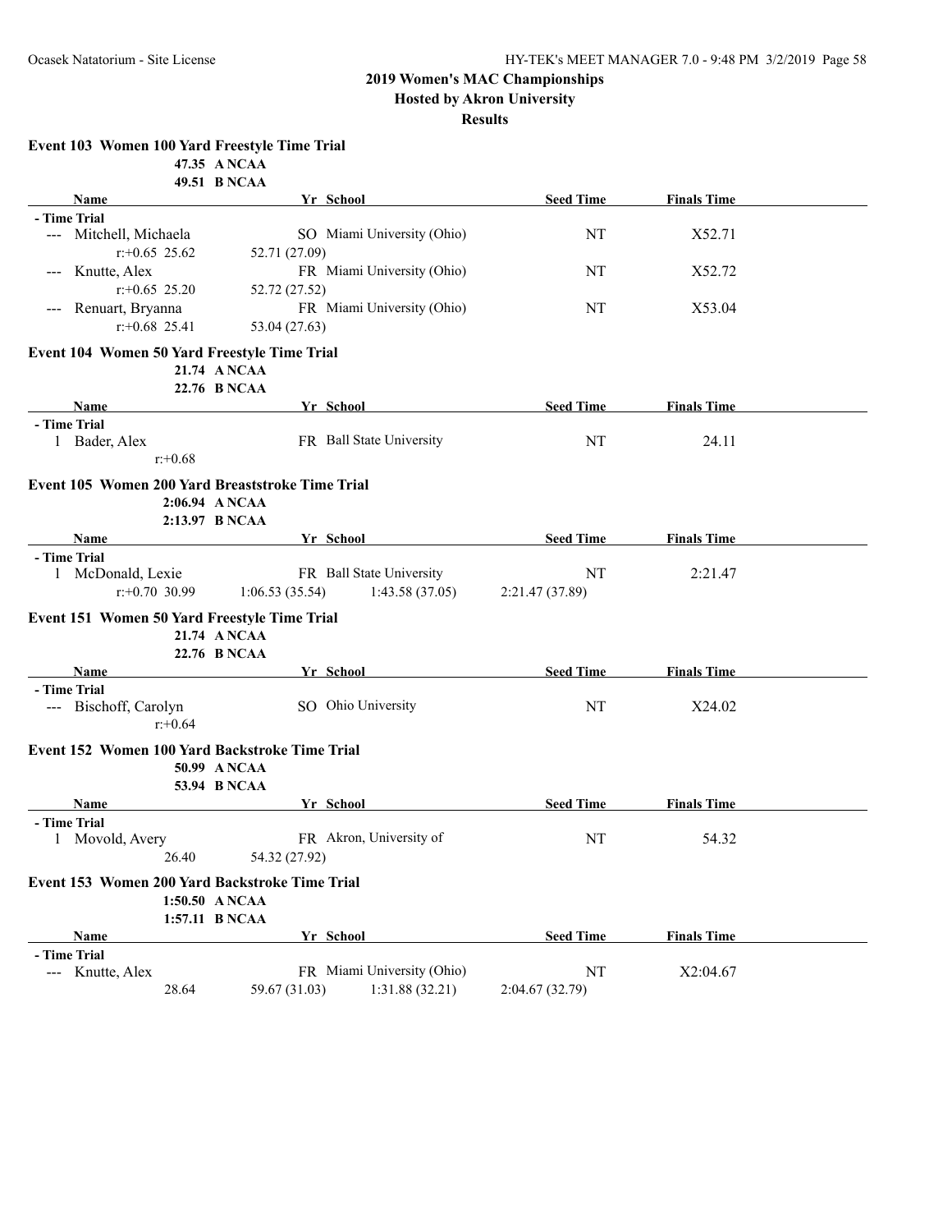## 2019 Women's MAC Championships
### Hosted by Akron University
### Results

**Event 103 Women 100 Yard Freestyle Time Trial**

47.35 A NCAA
49.51 B NCAA

| Name | Yr | School | Seed Time | Finals Time |
|---|---|---|---|---|
| **- Time Trial** | | | | |
| --- Mitchell, Michaela | SO | Miami University (Ohio) | NT | X52.71 |
| r:+0.65 25.62 52.71 (27.09) | | | | |
| --- Knutte, Alex | FR | Miami University (Ohio) | NT | X52.72 |
| r:+0.65 25.20 52.72 (27.52) | | | | |
| --- Renuart, Bryanna | FR | Miami University (Ohio) | NT | X53.04 |
| r:+0.68 25.41 53.04 (27.63) | | | | |

**Event 104 Women 50 Yard Freestyle Time Trial**

21.74 A NCAA
22.76 B NCAA

| Name | Yr | School | Seed Time | Finals Time |
|---|---|---|---|---|
| **- Time Trial** | | | | |
| 1 Bader, Alex | FR | Ball State University | NT | 24.11 |
| r:+0.68 | | | | |

**Event 105 Women 200 Yard Breaststroke Time Trial**

2:06.94 A NCAA
2:13.97 B NCAA

| Name | Yr | School | Seed Time | Finals Time |
|---|---|---|---|---|
| **- Time Trial** | | | | |
| 1 McDonald, Lexie | FR | Ball State University | NT | 2:21.47 |
| r:+0.70 30.99 1:06.53 (35.54) 1:43.58 (37.05) 2:21.47 (37.89) | | | | |

**Event 151 Women 50 Yard Freestyle Time Trial**

21.74 A NCAA
22.76 B NCAA

| Name | Yr | School | Seed Time | Finals Time |
|---|---|---|---|---|
| **- Time Trial** | | | | |
| --- Bischoff, Carolyn | SO | Ohio University | NT | X24.02 |
| r:+0.64 | | | | |

**Event 152 Women 100 Yard Backstroke Time Trial**

50.99 A NCAA
53.94 B NCAA

| Name | Yr | School | Seed Time | Finals Time |
|---|---|---|---|---|
| **- Time Trial** | | | | |
| 1 Movold, Avery | FR | Akron, University of | NT | 54.32 |
| 26.40 54.32 (27.92) | | | | |

**Event 153 Women 200 Yard Backstroke Time Trial**

1:50.50 A NCAA
1:57.11 B NCAA

| Name | Yr | School | Seed Time | Finals Time |
|---|---|---|---|---|
| **- Time Trial** | | | | |
| --- Knutte, Alex | FR | Miami University (Ohio) | NT | X2:04.67 |
| 28.64 59.67 (31.03) 1:31.88 (32.21) 2:04.67 (32.79) | | | | |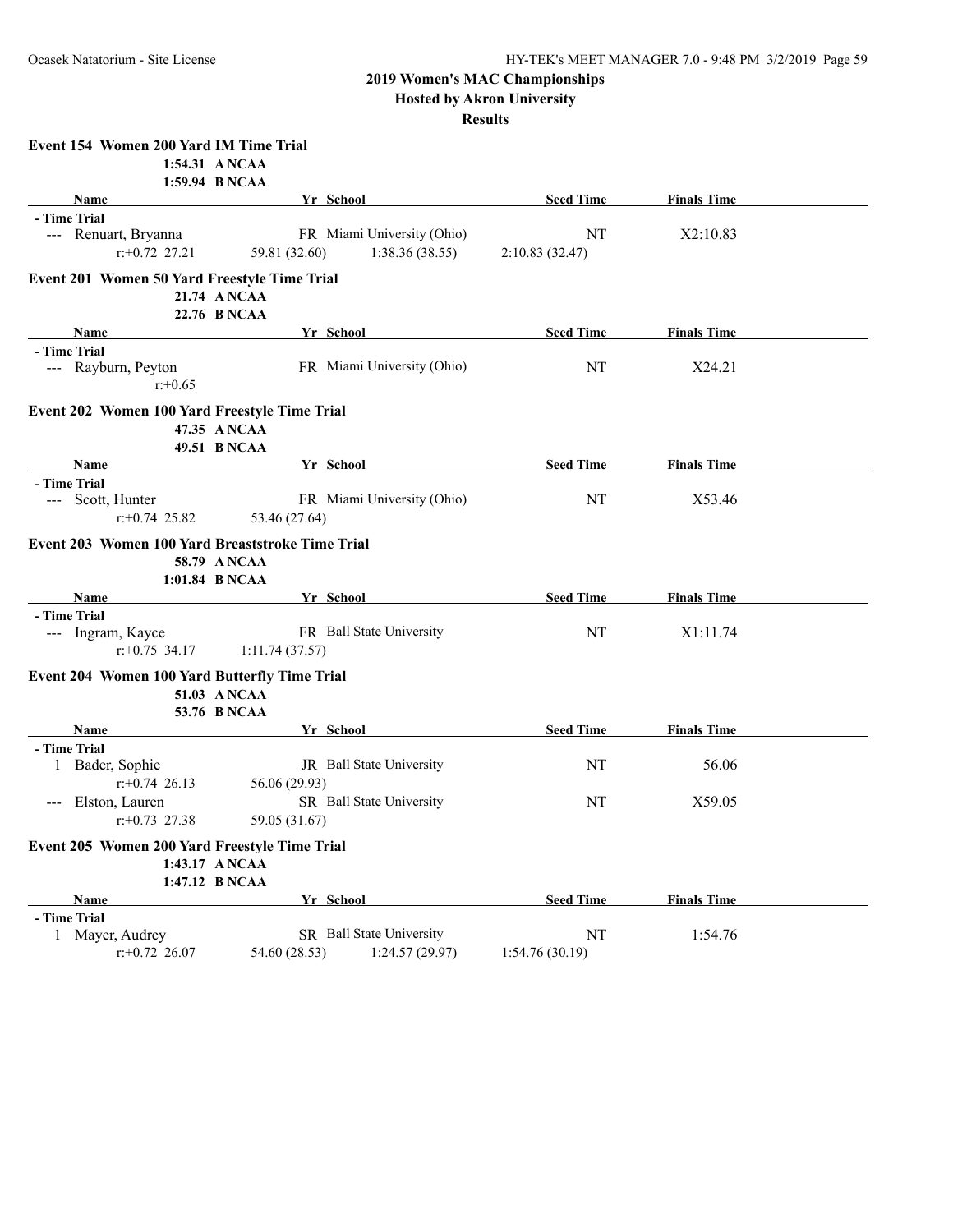## 2019 Women's MAC Championships
### Hosted by Akron University
### Results

**Event 154 Women 200 Yard IM Time Trial**

1:54.31 A NCAA
1:59.94 B NCAA

| Name | Yr | School | Seed Time | Finals Time |
|---|---|---|---|---|
| **- Time Trial** | | | | |
| --- Renuart, Bryanna | FR | Miami University (Ohio) | NT | X2:10.83 |
| r:+0.72 27.21 | 59.81 (32.60) | 1:38.36 (38.55) | 2:10.83 (32.47) | |

**Event 201 Women 50 Yard Freestyle Time Trial**

21.74 A NCAA
22.76 B NCAA

| Name | Yr | School | Seed Time | Finals Time |
|---|---|---|---|---|
| **- Time Trial** | | | | |
| --- Rayburn, Peyton | FR | Miami University (Ohio) | NT | X24.21 |
| r:+0.65 | | | | |

**Event 202 Women 100 Yard Freestyle Time Trial**

47.35 A NCAA
49.51 B NCAA

| Name | Yr | School | Seed Time | Finals Time |
|---|---|---|---|---|
| **- Time Trial** | | | | |
| --- Scott, Hunter | FR | Miami University (Ohio) | NT | X53.46 |
| r:+0.74 25.82 | 53.46 (27.64) | | | |

**Event 203 Women 100 Yard Breaststroke Time Trial**

58.79 A NCAA
1:01.84 B NCAA

| Name | Yr | School | Seed Time | Finals Time |
|---|---|---|---|---|
| **- Time Trial** | | | | |
| --- Ingram, Kayce | FR | Ball State University | NT | X1:11.74 |
| r:+0.75 34.17 | 1:11.74 (37.57) | | | |

**Event 204 Women 100 Yard Butterfly Time Trial**

51.03 A NCAA
53.76 B NCAA

| Name | Yr | School | Seed Time | Finals Time |
|---|---|---|---|---|
| **- Time Trial** | | | | |
| 1 Bader, Sophie | JR | Ball State University | NT | 56.06 |
| r:+0.74 26.13 | 56.06 (29.93) | | | |
| --- Elston, Lauren | SR | Ball State University | NT | X59.05 |
| r:+0.73 27.38 | 59.05 (31.67) | | | |

**Event 205 Women 200 Yard Freestyle Time Trial**

1:43.17 A NCAA
1:47.12 B NCAA

| Name | Yr | School | Seed Time | Finals Time |
|---|---|---|---|---|
| **- Time Trial** | | | | |
| 1 Mayer, Audrey | SR | Ball State University | NT | 1:54.76 |
| r:+0.72 26.07 | 54.60 (28.53) | 1:24.57 (29.97) | 1:54.76 (30.19) | |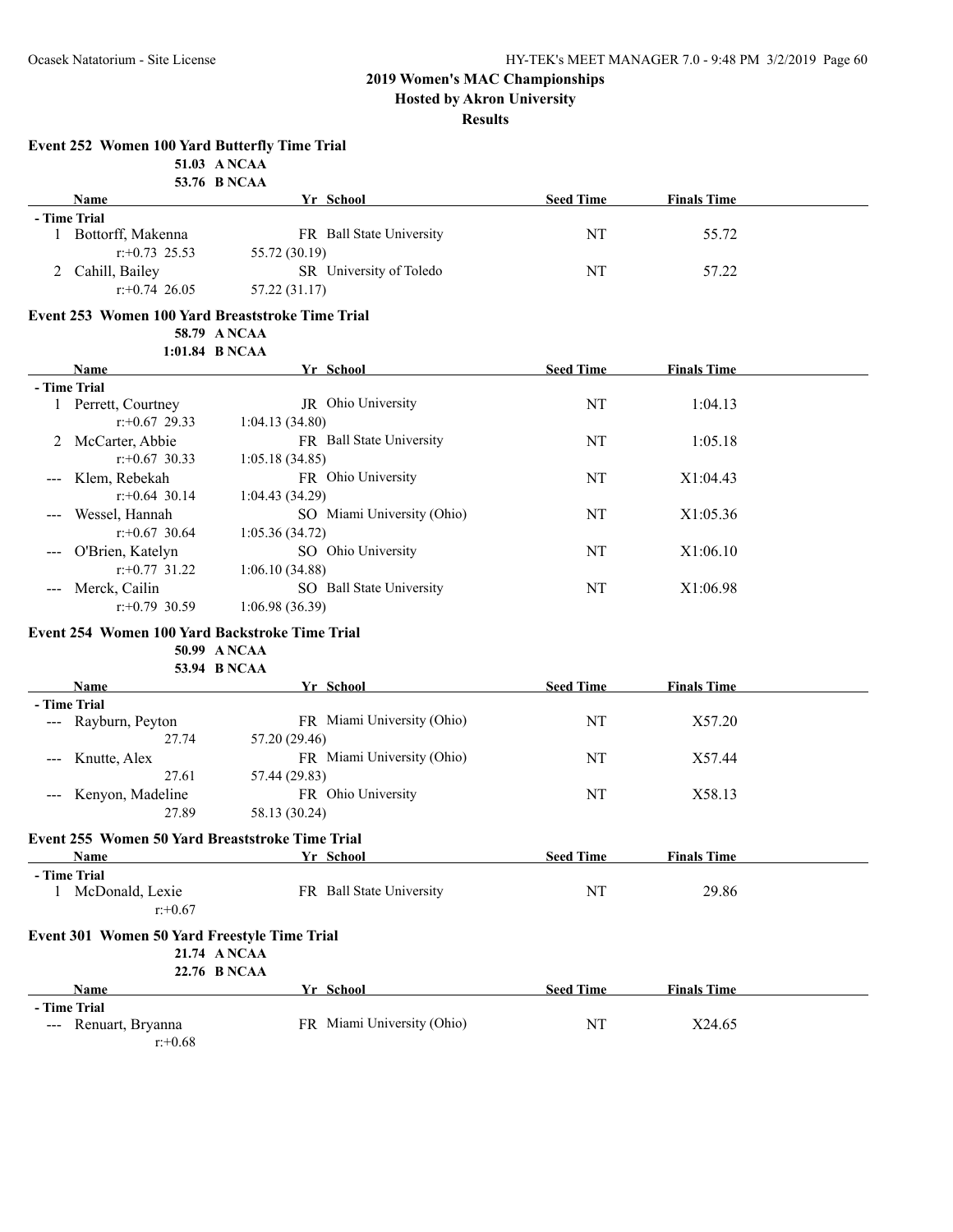## 2019 Women's MAC Championships
### Hosted by Akron University
### Results

**Event 252 Women 100 Yard Butterfly Time Trial**

51.03 A NCAA
53.76 B NCAA

| | Name | Yr | School | Seed Time | Finals Time |
|---|---|---|---|---|---|
| **- Time Trial** | | | | | |
| 1 | Bottorff, Makenna | FR | Ball State University | NT | 55.72 |
| | r:+0.73 25.53 | 55.72 (30.19) | | | |
| 2 | Cahill, Bailey | SR | University of Toledo | NT | 57.22 |
| | r:+0.74 26.05 | 57.22 (31.17) | | | |

**Event 253 Women 100 Yard Breaststroke Time Trial**

58.79 A NCAA
1:01.84 B NCAA

| | Name | Yr | School | Seed Time | Finals Time |
|---|---|---|---|---|---|
| **- Time Trial** | | | | | |
| 1 | Perrett, Courtney | JR | Ohio University | NT | 1:04.13 |
| | r:+0.67 29.33 | 1:04.13 (34.80) | | | |
| 2 | McCarter, Abbie | FR | Ball State University | NT | 1:05.18 |
| | r:+0.67 30.33 | 1:05.18 (34.85) | | | |
| --- | Klem, Rebekah | FR | Ohio University | NT | X1:04.43 |
| | r:+0.64 30.14 | 1:04.43 (34.29) | | | |
| --- | Wessel, Hannah | SO | Miami University (Ohio) | NT | X1:05.36 |
| | r:+0.67 30.64 | 1:05.36 (34.72) | | | |
| --- | O'Brien, Katelyn | SO | Ohio University | NT | X1:06.10 |
| | r:+0.77 31.22 | 1:06.10 (34.88) | | | |
| --- | Merck, Cailin | SO | Ball State University | NT | X1:06.98 |
| | r:+0.79 30.59 | 1:06.98 (36.39) | | | |

**Event 254 Women 100 Yard Backstroke Time Trial**

50.99 A NCAA
53.94 B NCAA

| | Name | Yr | School | Seed Time | Finals Time |
|---|---|---|---|---|---|
| **- Time Trial** | | | | | |
| --- | Rayburn, Peyton | FR | Miami University (Ohio) | NT | X57.20 |
| | 27.74 | 57.20 (29.46) | | | |
| --- | Knutte, Alex | FR | Miami University (Ohio) | NT | X57.44 |
| | 27.61 | 57.44 (29.83) | | | |
| --- | Kenyon, Madeline | FR | Ohio University | NT | X58.13 |
| | 27.89 | 58.13 (30.24) | | | |

**Event 255 Women 50 Yard Breaststroke Time Trial**

| | Name | Yr | School | Seed Time | Finals Time |
|---|---|---|---|---|---|
| **- Time Trial** | | | | | |
| 1 | McDonald, Lexie | FR | Ball State University | NT | 29.86 |
| | r:+0.67 | | | | |

**Event 301 Women 50 Yard Freestyle Time Trial**

21.74 A NCAA
22.76 B NCAA

| | Name | Yr | School | Seed Time | Finals Time |
|---|---|---|---|---|---|
| **- Time Trial** | | | | | |
| --- | Renuart, Bryanna | FR | Miami University (Ohio) | NT | X24.65 |
| | r:+0.68 | | | | |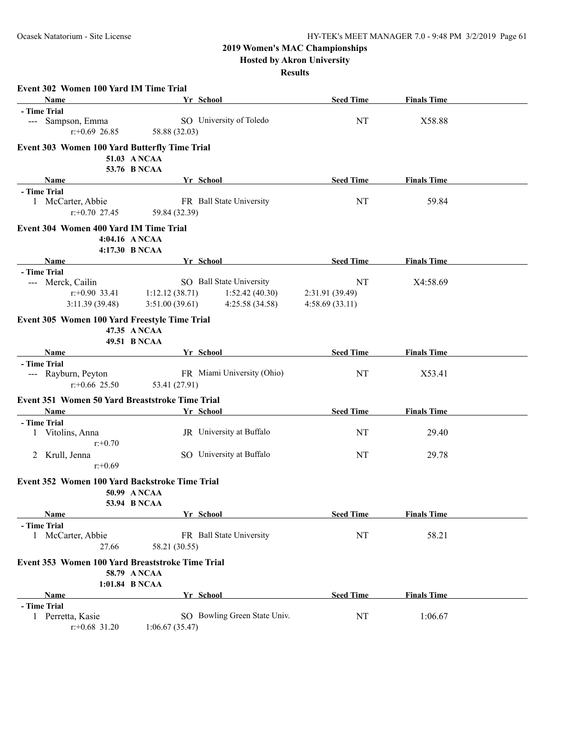**2019 Women's MAC Championships**
**Hosted by Akron University**
**Results**

### Event 302 Women 100 Yard IM Time Trial

| Name | Yr | School | Seed Time | Finals Time |
|---|---|---|---|---|
| **- Time Trial** | | | | |
| --- Sampson, Emma | SO | University of Toledo | NT | X58.88 |
| r:+0.69 26.85 | 58.88 (32.03) | | | |

### Event 303 Women 100 Yard Butterfly Time Trial

51.03 A NCAA
53.76 B NCAA

| Name | Yr | School | Seed Time | Finals Time |
|---|---|---|---|---|
| **- Time Trial** | | | | |
| 1 McCarter, Abbie | FR | Ball State University | NT | 59.84 |
| r:+0.70 27.45 | 59.84 (32.39) | | | |

### Event 304 Women 400 Yard IM Time Trial

4:04.16 A NCAA
4:17.30 B NCAA

| Name | Yr | School | Seed Time | Finals Time |
|---|---|---|---|---|
| **- Time Trial** | | | | |
| --- Merck, Cailin | SO | Ball State University | NT | X4:58.69 |
| r:+0.90 33.41 | 1:12.12 (38.71) | 1:52.42 (40.30) | 2:31.91 (39.49) | |
| 3:11.39 (39.48) | 3:51.00 (39.61) | 4:25.58 (34.58) | 4:58.69 (33.11) | |

### Event 305 Women 100 Yard Freestyle Time Trial

47.35 A NCAA
49.51 B NCAA

| Name | Yr | School | Seed Time | Finals Time |
|---|---|---|---|---|
| **- Time Trial** | | | | |
| --- Rayburn, Peyton | FR | Miami University (Ohio) | NT | X53.41 |
| r:+0.66 25.50 | 53.41 (27.91) | | | |

### Event 351 Women 50 Yard Breaststroke Time Trial

| Name | Yr | School | Seed Time | Finals Time |
|---|---|---|---|---|
| **- Time Trial** | | | | |
| 1 Vitolins, Anna | JR | University at Buffalo | NT | 29.40 |
| r:+0.70 | | | | |
| 2 Krull, Jenna | SO | University at Buffalo | NT | 29.78 |
| r:+0.69 | | | | |

### Event 352 Women 100 Yard Backstroke Time Trial

50.99 A NCAA
53.94 B NCAA

| Name | Yr | School | Seed Time | Finals Time |
|---|---|---|---|---|
| **- Time Trial** | | | | |
| 1 McCarter, Abbie | FR | Ball State University | NT | 58.21 |
| 27.66 | 58.21 (30.55) | | | |

### Event 353 Women 100 Yard Breaststroke Time Trial

58.79 A NCAA
1:01.84 B NCAA

| Name | Yr | School | Seed Time | Finals Time |
|---|---|---|---|---|
| **- Time Trial** | | | | |
| 1 Perretta, Kasie | SO | Bowling Green State Univ. | NT | 1:06.67 |
| r:+0.68 31.20 | 1:06.67 (35.47) | | | |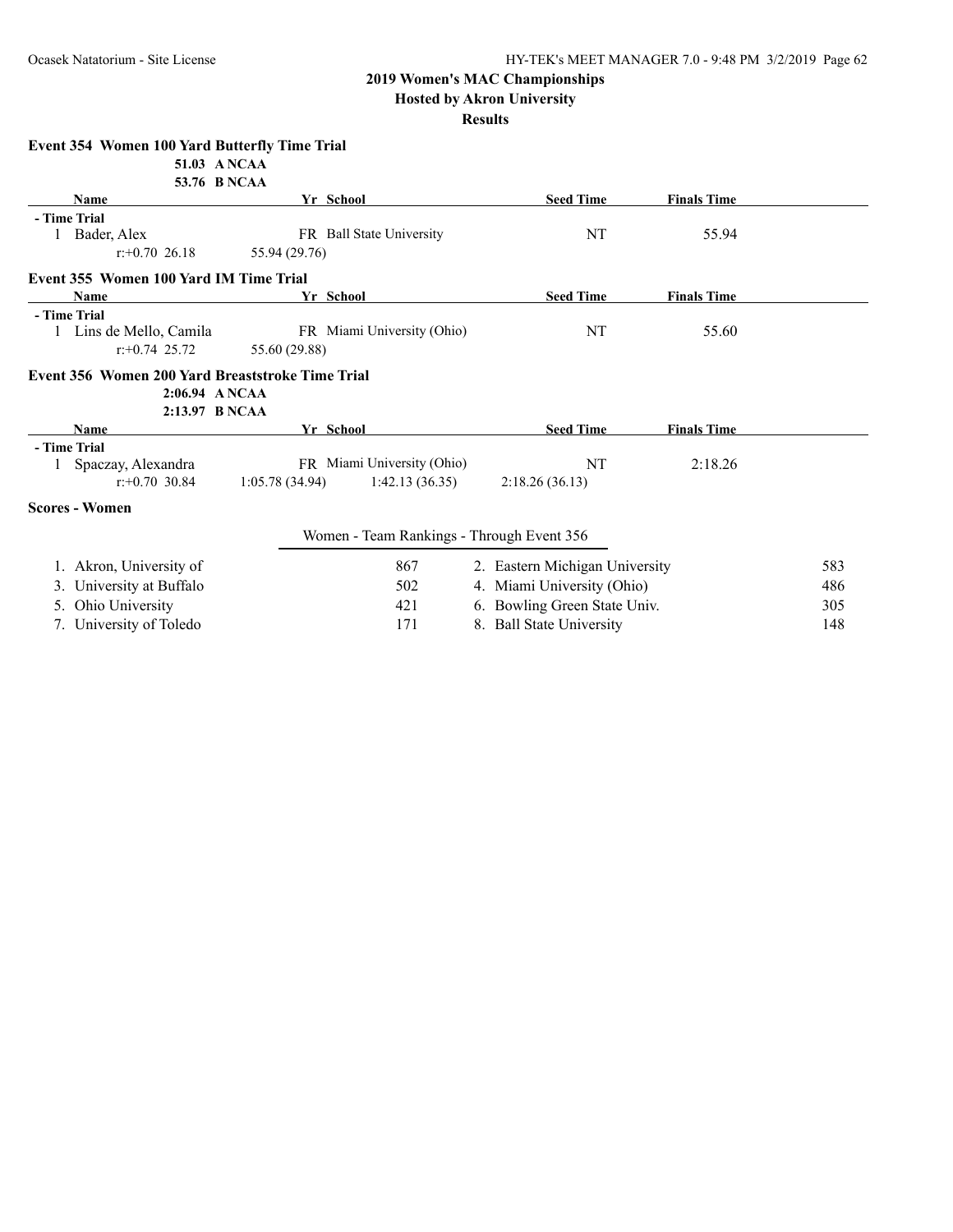**2019 Women's MAC Championships**
**Hosted by Akron University**
**Results**

### Event 354 Women 100 Yard Butterfly Time Trial

51.03 A NCAA
53.76 B NCAA

| Name | Yr | School | Seed Time | Finals Time |
|---|---|---|---|---|
| **- Time Trial** | | | | |
| 1 Bader, Alex | FR | Ball State University | NT | 55.94 |
| r:+0.70 26.18 | 55.94 (29.76) | | | |

### Event 355 Women 100 Yard IM Time Trial

| Name | Yr | School | Seed Time | Finals Time |
|---|---|---|---|---|
| **- Time Trial** | | | | |
| 1 Lins de Mello, Camila | FR | Miami University (Ohio) | NT | 55.60 |
| r:+0.74 25.72 | 55.60 (29.88) | | | |

### Event 356 Women 200 Yard Breaststroke Time Trial

2:06.94 A NCAA
2:13.97 B NCAA

| Name | Yr | School | Seed Time | Finals Time |
|---|---|---|---|---|
| **- Time Trial** | | | | |
| 1 Spaczay, Alexandra | FR | Miami University (Ohio) | NT | 2:18.26 |
| r:+0.70 30.84 | 1:05.78 (34.94) | 1:42.13 (36.35) | 2:18.26 (36.13) | |

### Scores - Women

Women - Team Rankings - Through Event 356

| | | | |
|---|---|---|---|
| 1. Akron, University of | 867 | 2. Eastern Michigan University | 583 |
| 3. University at Buffalo | 502 | 4. Miami University (Ohio) | 486 |
| 5. Ohio University | 421 | 6. Bowling Green State Univ. | 305 |
| 7. University of Toledo | 171 | 8. Ball State University | 148 |